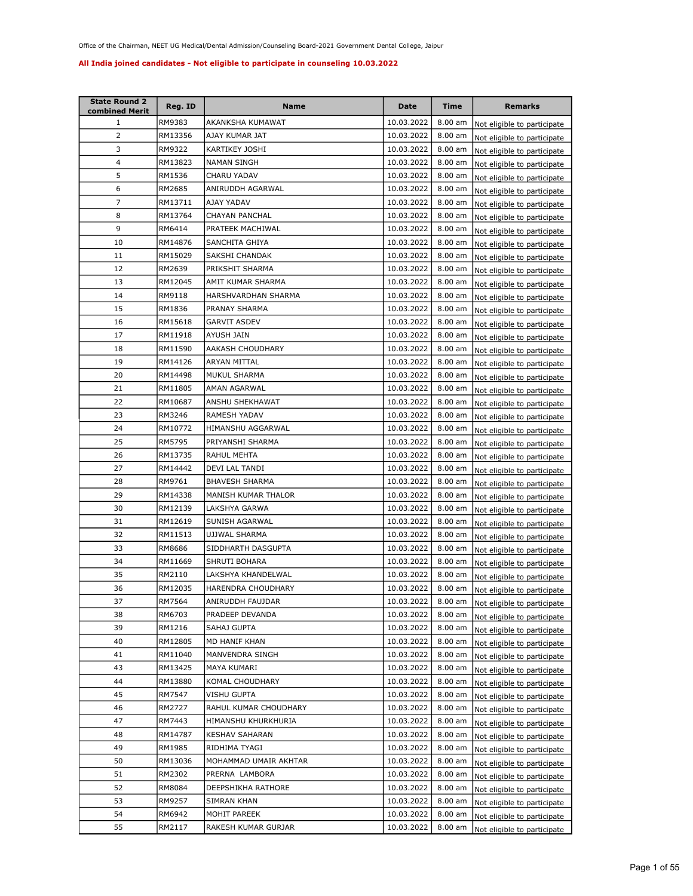Office of the Chairman, NEET UG Medical/Dental Admission/Counseling Board-2021 Government Dental College, Jaipur

**All India joined candidates - Not eligible to participate in counseling 10.03.2022**

| State Round 2 combined Merit | Reg. ID | Name | Date | Time | Remarks |
|---|---|---|---|---|---|
| 1 | RM9383 | AKANKSHA KUMAWAT | 10.03.2022 | 8.00 am | Not eligible to participate |
| 2 | RM13356 | AJAY KUMAR JAT | 10.03.2022 | 8.00 am | Not eligible to participate |
| 3 | RM9322 | KARTIKEY JOSHI | 10.03.2022 | 8.00 am | Not eligible to participate |
| 4 | RM13823 | NAMAN SINGH | 10.03.2022 | 8.00 am | Not eligible to participate |
| 5 | RM1536 | CHARU YADAV | 10.03.2022 | 8.00 am | Not eligible to participate |
| 6 | RM2685 | ANIRUDDH AGARWAL | 10.03.2022 | 8.00 am | Not eligible to participate |
| 7 | RM13711 | AJAY YADAV | 10.03.2022 | 8.00 am | Not eligible to participate |
| 8 | RM13764 | CHAYAN PANCHAL | 10.03.2022 | 8.00 am | Not eligible to participate |
| 9 | RM6414 | PRATEEK MACHIWAL | 10.03.2022 | 8.00 am | Not eligible to participate |
| 10 | RM14876 | SANCHITA GHIYA | 10.03.2022 | 8.00 am | Not eligible to participate |
| 11 | RM15029 | SAKSHI CHANDAK | 10.03.2022 | 8.00 am | Not eligible to participate |
| 12 | RM2639 | PRIKSHIT SHARMA | 10.03.2022 | 8.00 am | Not eligible to participate |
| 13 | RM12045 | AMIT KUMAR SHARMA | 10.03.2022 | 8.00 am | Not eligible to participate |
| 14 | RM9118 | HARSHVARDHAN SHARMA | 10.03.2022 | 8.00 am | Not eligible to participate |
| 15 | RM1836 | PRANAY SHARMA | 10.03.2022 | 8.00 am | Not eligible to participate |
| 16 | RM15618 | GARVIT ASDEV | 10.03.2022 | 8.00 am | Not eligible to participate |
| 17 | RM11918 | AYUSH JAIN | 10.03.2022 | 8.00 am | Not eligible to participate |
| 18 | RM11590 | AAKASH CHOUDHARY | 10.03.2022 | 8.00 am | Not eligible to participate |
| 19 | RM14126 | ARYAN MITTAL | 10.03.2022 | 8.00 am | Not eligible to participate |
| 20 | RM14498 | MUKUL SHARMA | 10.03.2022 | 8.00 am | Not eligible to participate |
| 21 | RM11805 | AMAN AGARWAL | 10.03.2022 | 8.00 am | Not eligible to participate |
| 22 | RM10687 | ANSHU SHEKHAWAT | 10.03.2022 | 8.00 am | Not eligible to participate |
| 23 | RM3246 | RAMESH YADAV | 10.03.2022 | 8.00 am | Not eligible to participate |
| 24 | RM10772 | HIMANSHU AGGARWAL | 10.03.2022 | 8.00 am | Not eligible to participate |
| 25 | RM5795 | PRIYANSHI SHARMA | 10.03.2022 | 8.00 am | Not eligible to participate |
| 26 | RM13735 | RAHUL MEHTA | 10.03.2022 | 8.00 am | Not eligible to participate |
| 27 | RM14442 | DEVI LAL TANDI | 10.03.2022 | 8.00 am | Not eligible to participate |
| 28 | RM9761 | BHAVESH SHARMA | 10.03.2022 | 8.00 am | Not eligible to participate |
| 29 | RM14338 | MANISH KUMAR THALOR | 10.03.2022 | 8.00 am | Not eligible to participate |
| 30 | RM12139 | LAKSHYA GARWA | 10.03.2022 | 8.00 am | Not eligible to participate |
| 31 | RM12619 | SUNISH AGARWAL | 10.03.2022 | 8.00 am | Not eligible to participate |
| 32 | RM11513 | UJJWAL SHARMA | 10.03.2022 | 8.00 am | Not eligible to participate |
| 33 | RM8686 | SIDDHARTH DASGUPTA | 10.03.2022 | 8.00 am | Not eligible to participate |
| 34 | RM11669 | SHRUTI BOHARA | 10.03.2022 | 8.00 am | Not eligible to participate |
| 35 | RM2110 | LAKSHYA KHANDELWAL | 10.03.2022 | 8.00 am | Not eligible to participate |
| 36 | RM12035 | HARENDRA CHOUDHARY | 10.03.2022 | 8.00 am | Not eligible to participate |
| 37 | RM7564 | ANIRUDDH FAUJDAR | 10.03.2022 | 8.00 am | Not eligible to participate |
| 38 | RM6703 | PRADEEP DEVANDA | 10.03.2022 | 8.00 am | Not eligible to participate |
| 39 | RM1216 | SAHAJ GUPTA | 10.03.2022 | 8.00 am | Not eligible to participate |
| 40 | RM12805 | MD HANIF KHAN | 10.03.2022 | 8.00 am | Not eligible to participate |
| 41 | RM11040 | MANVENDRA SINGH | 10.03.2022 | 8.00 am | Not eligible to participate |
| 43 | RM13425 | MAYA KUMARI | 10.03.2022 | 8.00 am | Not eligible to participate |
| 44 | RM13880 | KOMAL CHOUDHARY | 10.03.2022 | 8.00 am | Not eligible to participate |
| 45 | RM7547 | VISHU GUPTA | 10.03.2022 | 8.00 am | Not eligible to participate |
| 46 | RM2727 | RAHUL KUMAR CHOUDHARY | 10.03.2022 | 8.00 am | Not eligible to participate |
| 47 | RM7443 | HIMANSHU KHURKHURIA | 10.03.2022 | 8.00 am | Not eligible to participate |
| 48 | RM14787 | KESHAV SAHARAN | 10.03.2022 | 8.00 am | Not eligible to participate |
| 49 | RM1985 | RIDHIMA TYAGI | 10.03.2022 | 8.00 am | Not eligible to participate |
| 50 | RM13036 | MOHAMMAD UMAIR AKHTAR | 10.03.2022 | 8.00 am | Not eligible to participate |
| 51 | RM2302 | PRERNA LAMBORA | 10.03.2022 | 8.00 am | Not eligible to participate |
| 52 | RM8084 | DEEPSHIKHA RATHORE | 10.03.2022 | 8.00 am | Not eligible to participate |
| 53 | RM9257 | SIMRAN KHAN | 10.03.2022 | 8.00 am | Not eligible to participate |
| 54 | RM6942 | MOHIT PAREEK | 10.03.2022 | 8.00 am | Not eligible to participate |
| 55 | RM2117 | RAKESH KUMAR GURJAR | 10.03.2022 | 8.00 am | Not eligible to participate |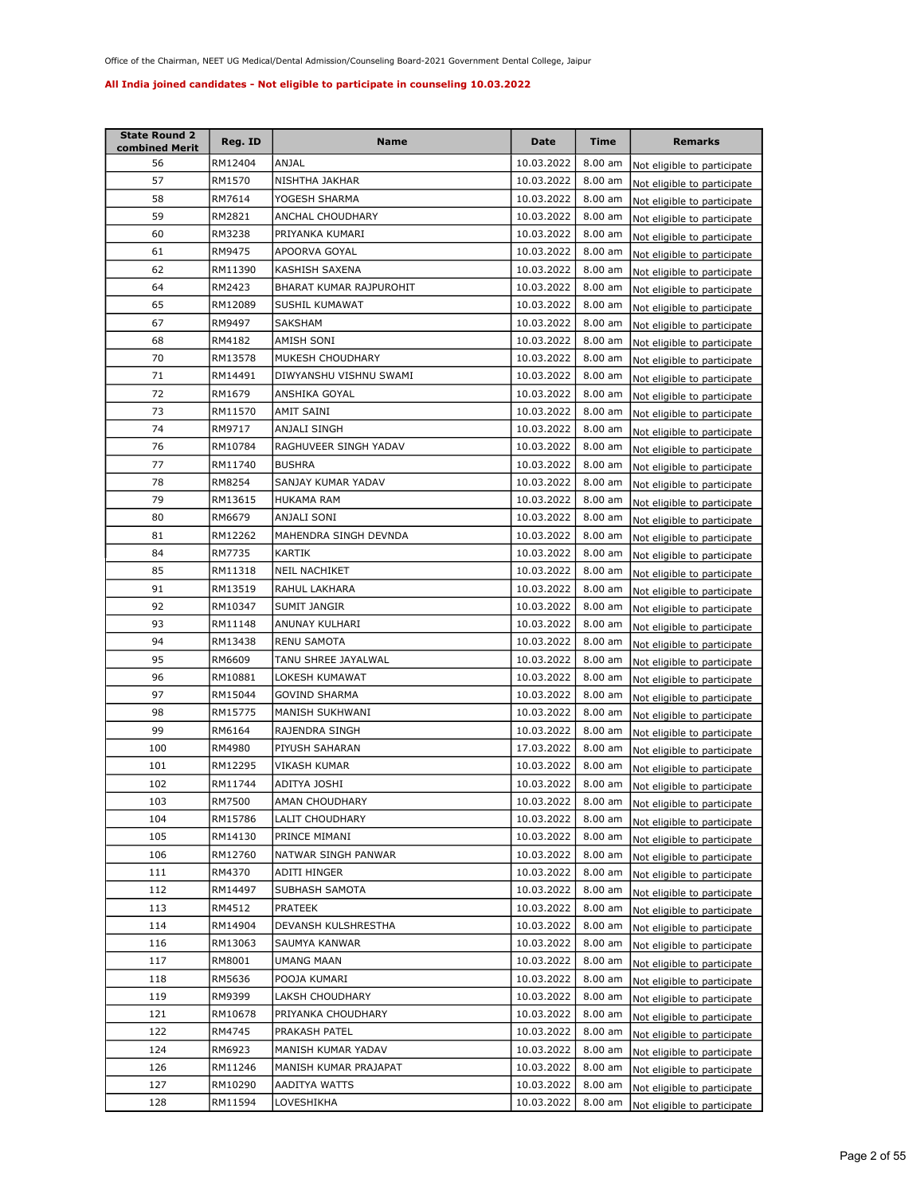Office of the Chairman, NEET UG Medical/Dental Admission/Counseling Board-2021 Government Dental College, Jaipur

**All India joined candidates - Not eligible to participate in counseling 10.03.2022**

| State Round 2 combined Merit | Reg. ID | Name | Date | Time | Remarks |
|---|---|---|---|---|---|
| 56 | RM12404 | ANJAL | 10.03.2022 | 8.00 am | Not eligible to participate |
| 57 | RM1570 | NISHTHA JAKHAR | 10.03.2022 | 8.00 am | Not eligible to participate |
| 58 | RM7614 | YOGESH SHARMA | 10.03.2022 | 8.00 am | Not eligible to participate |
| 59 | RM2821 | ANCHAL CHOUDHARY | 10.03.2022 | 8.00 am | Not eligible to participate |
| 60 | RM3238 | PRIYANKA KUMARI | 10.03.2022 | 8.00 am | Not eligible to participate |
| 61 | RM9475 | APOORVA GOYAL | 10.03.2022 | 8.00 am | Not eligible to participate |
| 62 | RM11390 | KASHISH SAXENA | 10.03.2022 | 8.00 am | Not eligible to participate |
| 64 | RM2423 | BHARAT KUMAR RAJPUROHIT | 10.03.2022 | 8.00 am | Not eligible to participate |
| 65 | RM12089 | SUSHIL KUMAWAT | 10.03.2022 | 8.00 am | Not eligible to participate |
| 67 | RM9497 | SAKSHAM | 10.03.2022 | 8.00 am | Not eligible to participate |
| 68 | RM4182 | AMISH SONI | 10.03.2022 | 8.00 am | Not eligible to participate |
| 70 | RM13578 | MUKESH CHOUDHARY | 10.03.2022 | 8.00 am | Not eligible to participate |
| 71 | RM14491 | DIWYANSHU VISHNU SWAMI | 10.03.2022 | 8.00 am | Not eligible to participate |
| 72 | RM1679 | ANSHIKA GOYAL | 10.03.2022 | 8.00 am | Not eligible to participate |
| 73 | RM11570 | AMIT SAINI | 10.03.2022 | 8.00 am | Not eligible to participate |
| 74 | RM9717 | ANJALI SINGH | 10.03.2022 | 8.00 am | Not eligible to participate |
| 76 | RM10784 | RAGHUVEER SINGH YADAV | 10.03.2022 | 8.00 am | Not eligible to participate |
| 77 | RM11740 | BUSHRA | 10.03.2022 | 8.00 am | Not eligible to participate |
| 78 | RM8254 | SANJAY KUMAR YADAV | 10.03.2022 | 8.00 am | Not eligible to participate |
| 79 | RM13615 | HUKAMA RAM | 10.03.2022 | 8.00 am | Not eligible to participate |
| 80 | RM6679 | ANJALI SONI | 10.03.2022 | 8.00 am | Not eligible to participate |
| 81 | RM12262 | MAHENDRA SINGH DEVNDA | 10.03.2022 | 8.00 am | Not eligible to participate |
| 84 | RM7735 | KARTIK | 10.03.2022 | 8.00 am | Not eligible to participate |
| 85 | RM11318 | NEIL NACHIKET | 10.03.2022 | 8.00 am | Not eligible to participate |
| 91 | RM13519 | RAHUL LAKHARA | 10.03.2022 | 8.00 am | Not eligible to participate |
| 92 | RM10347 | SUMIT JANGIR | 10.03.2022 | 8.00 am | Not eligible to participate |
| 93 | RM11148 | ANUNAY KULHARI | 10.03.2022 | 8.00 am | Not eligible to participate |
| 94 | RM13438 | RENU SAMOTA | 10.03.2022 | 8.00 am | Not eligible to participate |
| 95 | RM6609 | TANU SHREE JAYALWAL | 10.03.2022 | 8.00 am | Not eligible to participate |
| 96 | RM10881 | LOKESH KUMAWAT | 10.03.2022 | 8.00 am | Not eligible to participate |
| 97 | RM15044 | GOVIND SHARMA | 10.03.2022 | 8.00 am | Not eligible to participate |
| 98 | RM15775 | MANISH SUKHWANI | 10.03.2022 | 8.00 am | Not eligible to participate |
| 99 | RM6164 | RAJENDRA SINGH | 10.03.2022 | 8.00 am | Not eligible to participate |
| 100 | RM4980 | PIYUSH SAHARAN | 17.03.2022 | 8.00 am | Not eligible to participate |
| 101 | RM12295 | VIKASH KUMAR | 10.03.2022 | 8.00 am | Not eligible to participate |
| 102 | RM11744 | ADITYA JOSHI | 10.03.2022 | 8.00 am | Not eligible to participate |
| 103 | RM7500 | AMAN CHOUDHARY | 10.03.2022 | 8.00 am | Not eligible to participate |
| 104 | RM15786 | LALIT CHOUDHARY | 10.03.2022 | 8.00 am | Not eligible to participate |
| 105 | RM14130 | PRINCE MIMANI | 10.03.2022 | 8.00 am | Not eligible to participate |
| 106 | RM12760 | NATWAR SINGH PANWAR | 10.03.2022 | 8.00 am | Not eligible to participate |
| 111 | RM4370 | ADITI HINGER | 10.03.2022 | 8.00 am | Not eligible to participate |
| 112 | RM14497 | SUBHASH SAMOTA | 10.03.2022 | 8.00 am | Not eligible to participate |
| 113 | RM4512 | PRATEEK | 10.03.2022 | 8.00 am | Not eligible to participate |
| 114 | RM14904 | DEVANSH KULSHRESTHA | 10.03.2022 | 8.00 am | Not eligible to participate |
| 116 | RM13063 | SAUMYA KANWAR | 10.03.2022 | 8.00 am | Not eligible to participate |
| 117 | RM8001 | UMANG MAAN | 10.03.2022 | 8.00 am | Not eligible to participate |
| 118 | RM5636 | POOJA KUMARI | 10.03.2022 | 8.00 am | Not eligible to participate |
| 119 | RM9399 | LAKSH CHOUDHARY | 10.03.2022 | 8.00 am | Not eligible to participate |
| 121 | RM10678 | PRIYANKA CHOUDHARY | 10.03.2022 | 8.00 am | Not eligible to participate |
| 122 | RM4745 | PRAKASH PATEL | 10.03.2022 | 8.00 am | Not eligible to participate |
| 124 | RM6923 | MANISH KUMAR YADAV | 10.03.2022 | 8.00 am | Not eligible to participate |
| 126 | RM11246 | MANISH KUMAR PRAJAPAT | 10.03.2022 | 8.00 am | Not eligible to participate |
| 127 | RM10290 | AADITYA WATTS | 10.03.2022 | 8.00 am | Not eligible to participate |
| 128 | RM11594 | LOVESHIKHA | 10.03.2022 | 8.00 am | Not eligible to participate |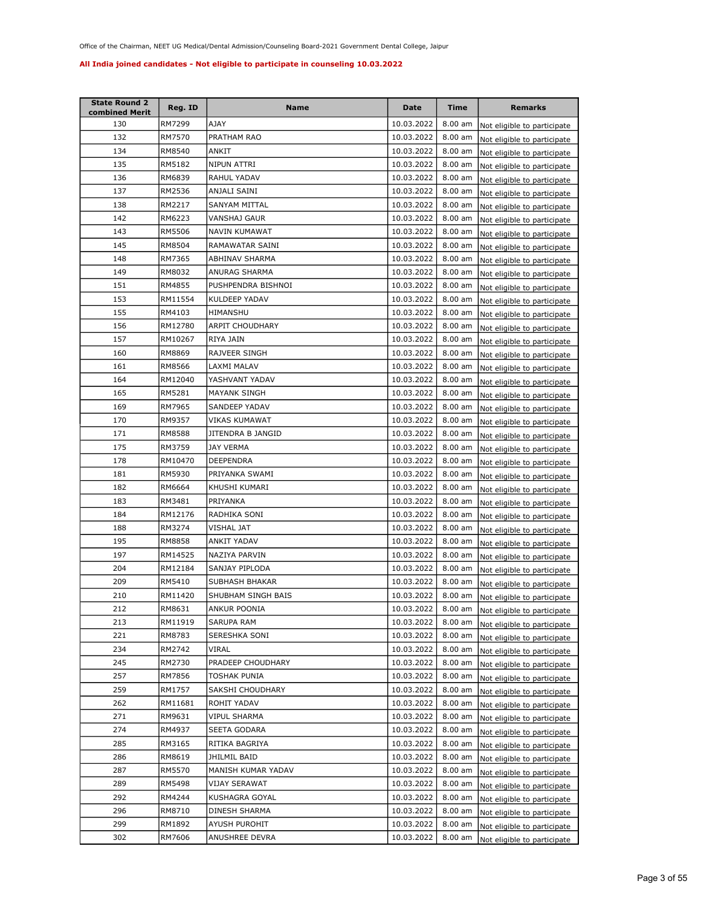Office of the Chairman, NEET UG Medical/Dental Admission/Counseling Board-2021 Government Dental College, Jaipur

**All India joined candidates - Not eligible to participate in counseling 10.03.2022**

| State Round 2 combined Merit | Reg. ID | Name | Date | Time | Remarks |
|---|---|---|---|---|---|
| 130 | RM7299 | AJAY | 10.03.2022 | 8.00 am | Not eligible to participate |
| 132 | RM7570 | PRATHAM RAO | 10.03.2022 | 8.00 am | Not eligible to participate |
| 134 | RM8540 | ANKIT | 10.03.2022 | 8.00 am | Not eligible to participate |
| 135 | RM5182 | NIPUN ATTRI | 10.03.2022 | 8.00 am | Not eligible to participate |
| 136 | RM6839 | RAHUL YADAV | 10.03.2022 | 8.00 am | Not eligible to participate |
| 137 | RM2536 | ANJALI SAINI | 10.03.2022 | 8.00 am | Not eligible to participate |
| 138 | RM2217 | SANYAM MITTAL | 10.03.2022 | 8.00 am | Not eligible to participate |
| 142 | RM6223 | VANSHAJ GAUR | 10.03.2022 | 8.00 am | Not eligible to participate |
| 143 | RM5506 | NAVIN KUMAWAT | 10.03.2022 | 8.00 am | Not eligible to participate |
| 145 | RM8504 | RAMAWATAR SAINI | 10.03.2022 | 8.00 am | Not eligible to participate |
| 148 | RM7365 | ABHINAV SHARMA | 10.03.2022 | 8.00 am | Not eligible to participate |
| 149 | RM8032 | ANURAG SHARMA | 10.03.2022 | 8.00 am | Not eligible to participate |
| 151 | RM4855 | PUSHPENDRA BISHNOI | 10.03.2022 | 8.00 am | Not eligible to participate |
| 153 | RM11554 | KULDEEP YADAV | 10.03.2022 | 8.00 am | Not eligible to participate |
| 155 | RM4103 | HIMANSHU | 10.03.2022 | 8.00 am | Not eligible to participate |
| 156 | RM12780 | ARPIT CHOUDHARY | 10.03.2022 | 8.00 am | Not eligible to participate |
| 157 | RM10267 | RIYA JAIN | 10.03.2022 | 8.00 am | Not eligible to participate |
| 160 | RM8869 | RAJVEER SINGH | 10.03.2022 | 8.00 am | Not eligible to participate |
| 161 | RM8566 | LAXMI MALAV | 10.03.2022 | 8.00 am | Not eligible to participate |
| 164 | RM12040 | YASHVANT YADAV | 10.03.2022 | 8.00 am | Not eligible to participate |
| 165 | RM5281 | MAYANK SINGH | 10.03.2022 | 8.00 am | Not eligible to participate |
| 169 | RM7965 | SANDEEP YADAV | 10.03.2022 | 8.00 am | Not eligible to participate |
| 170 | RM9357 | VIKAS KUMAWAT | 10.03.2022 | 8.00 am | Not eligible to participate |
| 171 | RM8588 | JITENDRA B JANGID | 10.03.2022 | 8.00 am | Not eligible to participate |
| 175 | RM3759 | JAY VERMA | 10.03.2022 | 8.00 am | Not eligible to participate |
| 178 | RM10470 | DEEPENDRA | 10.03.2022 | 8.00 am | Not eligible to participate |
| 181 | RM5930 | PRIYANKA SWAMI | 10.03.2022 | 8.00 am | Not eligible to participate |
| 182 | RM6664 | KHUSHI KUMARI | 10.03.2022 | 8.00 am | Not eligible to participate |
| 183 | RM3481 | PRIYANKA | 10.03.2022 | 8.00 am | Not eligible to participate |
| 184 | RM12176 | RADHIKA SONI | 10.03.2022 | 8.00 am | Not eligible to participate |
| 188 | RM3274 | VISHAL JAT | 10.03.2022 | 8.00 am | Not eligible to participate |
| 195 | RM8858 | ANKIT YADAV | 10.03.2022 | 8.00 am | Not eligible to participate |
| 197 | RM14525 | NAZIYA PARVIN | 10.03.2022 | 8.00 am | Not eligible to participate |
| 204 | RM12184 | SANJAY PIPLODA | 10.03.2022 | 8.00 am | Not eligible to participate |
| 209 | RM5410 | SUBHASH BHAKAR | 10.03.2022 | 8.00 am | Not eligible to participate |
| 210 | RM11420 | SHUBHAM SINGH BAIS | 10.03.2022 | 8.00 am | Not eligible to participate |
| 212 | RM8631 | ANKUR POONIA | 10.03.2022 | 8.00 am | Not eligible to participate |
| 213 | RM11919 | SARUPA RAM | 10.03.2022 | 8.00 am | Not eligible to participate |
| 221 | RM8783 | SERESHKA SONI | 10.03.2022 | 8.00 am | Not eligible to participate |
| 234 | RM2742 | VIRAL | 10.03.2022 | 8.00 am | Not eligible to participate |
| 245 | RM2730 | PRADEEP CHOUDHARY | 10.03.2022 | 8.00 am | Not eligible to participate |
| 257 | RM7856 | TOSHAK PUNIA | 10.03.2022 | 8.00 am | Not eligible to participate |
| 259 | RM1757 | SAKSHI CHOUDHARY | 10.03.2022 | 8.00 am | Not eligible to participate |
| 262 | RM11681 | ROHIT YADAV | 10.03.2022 | 8.00 am | Not eligible to participate |
| 271 | RM9631 | VIPUL SHARMA | 10.03.2022 | 8.00 am | Not eligible to participate |
| 274 | RM4937 | SEETA GODARA | 10.03.2022 | 8.00 am | Not eligible to participate |
| 285 | RM3165 | RITIKA BAGRIYA | 10.03.2022 | 8.00 am | Not eligible to participate |
| 286 | RM8619 | JHILMIL BAID | 10.03.2022 | 8.00 am | Not eligible to participate |
| 287 | RM5570 | MANISH KUMAR YADAV | 10.03.2022 | 8.00 am | Not eligible to participate |
| 289 | RM5498 | VIJAY SERAWAT | 10.03.2022 | 8.00 am | Not eligible to participate |
| 292 | RM4244 | KUSHAGRA GOYAL | 10.03.2022 | 8.00 am | Not eligible to participate |
| 296 | RM8710 | DINESH SHARMA | 10.03.2022 | 8.00 am | Not eligible to participate |
| 299 | RM1892 | AYUSH PUROHIT | 10.03.2022 | 8.00 am | Not eligible to participate |
| 302 | RM7606 | ANUSHREE DEVRA | 10.03.2022 | 8.00 am | Not eligible to participate |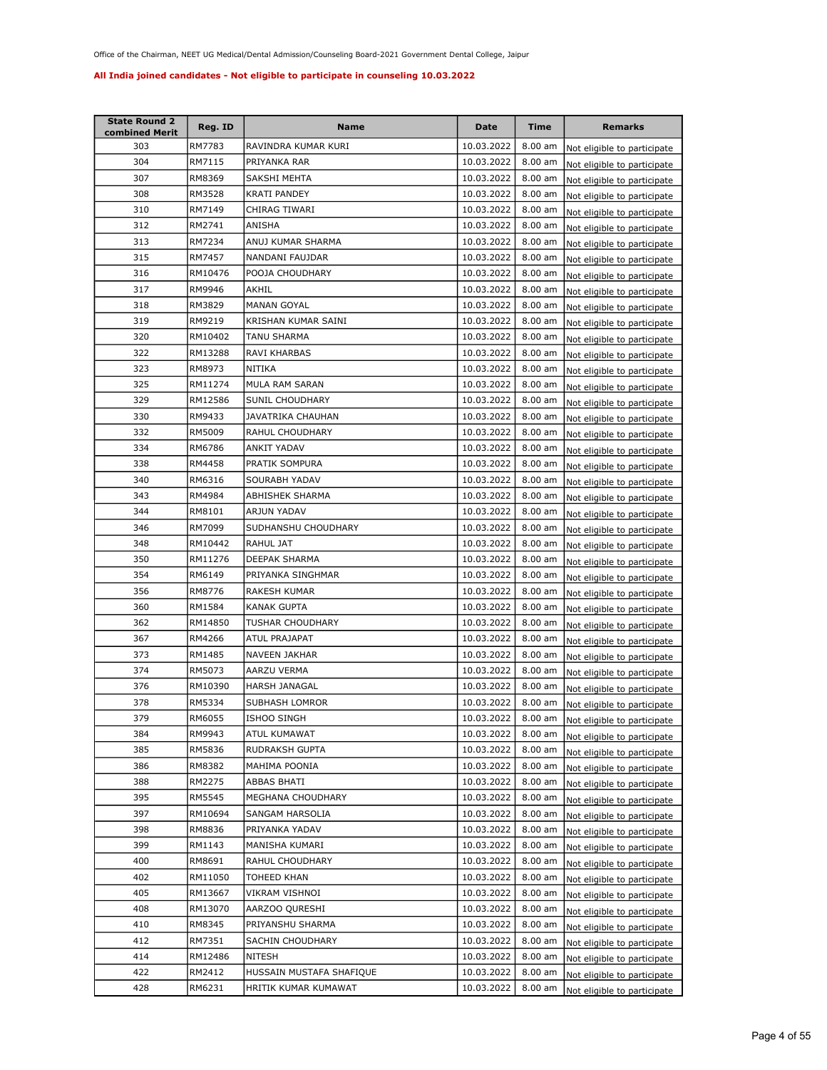Office of the Chairman, NEET UG Medical/Dental Admission/Counseling Board-2021 Government Dental College, Jaipur

**All India joined candidates - Not eligible to participate in counseling 10.03.2022**

| State Round 2 combined Merit | Reg. ID | Name | Date | Time | Remarks |
|---|---|---|---|---|---|
| 303 | RM7783 | RAVINDRA KUMAR KURI | 10.03.2022 | 8.00 am | Not eligible to participate |
| 304 | RM7115 | PRIYANKA RAR | 10.03.2022 | 8.00 am | Not eligible to participate |
| 307 | RM8369 | SAKSHI MEHTA | 10.03.2022 | 8.00 am | Not eligible to participate |
| 308 | RM3528 | KRATI PANDEY | 10.03.2022 | 8.00 am | Not eligible to participate |
| 310 | RM7149 | CHIRAG TIWARI | 10.03.2022 | 8.00 am | Not eligible to participate |
| 312 | RM2741 | ANISHA | 10.03.2022 | 8.00 am | Not eligible to participate |
| 313 | RM7234 | ANUJ KUMAR SHARMA | 10.03.2022 | 8.00 am | Not eligible to participate |
| 315 | RM7457 | NANDANI FAUJDAR | 10.03.2022 | 8.00 am | Not eligible to participate |
| 316 | RM10476 | POOJA CHOUDHARY | 10.03.2022 | 8.00 am | Not eligible to participate |
| 317 | RM9946 | AKHIL | 10.03.2022 | 8.00 am | Not eligible to participate |
| 318 | RM3829 | MANAN GOYAL | 10.03.2022 | 8.00 am | Not eligible to participate |
| 319 | RM9219 | KRISHAN KUMAR SAINI | 10.03.2022 | 8.00 am | Not eligible to participate |
| 320 | RM10402 | TANU SHARMA | 10.03.2022 | 8.00 am | Not eligible to participate |
| 322 | RM13288 | RAVI KHARBAS | 10.03.2022 | 8.00 am | Not eligible to participate |
| 323 | RM8973 | NITIKA | 10.03.2022 | 8.00 am | Not eligible to participate |
| 325 | RM11274 | MULA RAM SARAN | 10.03.2022 | 8.00 am | Not eligible to participate |
| 329 | RM12586 | SUNIL CHOUDHARY | 10.03.2022 | 8.00 am | Not eligible to participate |
| 330 | RM9433 | JAVATRIKA CHAUHAN | 10.03.2022 | 8.00 am | Not eligible to participate |
| 332 | RM5009 | RAHUL CHOUDHARY | 10.03.2022 | 8.00 am | Not eligible to participate |
| 334 | RM6786 | ANKIT YADAV | 10.03.2022 | 8.00 am | Not eligible to participate |
| 338 | RM4458 | PRATIK SOMPURA | 10.03.2022 | 8.00 am | Not eligible to participate |
| 340 | RM6316 | SOURABH YADAV | 10.03.2022 | 8.00 am | Not eligible to participate |
| 343 | RM4984 | ABHISHEK SHARMA | 10.03.2022 | 8.00 am | Not eligible to participate |
| 344 | RM8101 | ARJUN YADAV | 10.03.2022 | 8.00 am | Not eligible to participate |
| 346 | RM7099 | SUDHANSHU CHOUDHARY | 10.03.2022 | 8.00 am | Not eligible to participate |
| 348 | RM10442 | RAHUL JAT | 10.03.2022 | 8.00 am | Not eligible to participate |
| 350 | RM11276 | DEEPAK SHARMA | 10.03.2022 | 8.00 am | Not eligible to participate |
| 354 | RM6149 | PRIYANKA SINGHMAR | 10.03.2022 | 8.00 am | Not eligible to participate |
| 356 | RM8776 | RAKESH KUMAR | 10.03.2022 | 8.00 am | Not eligible to participate |
| 360 | RM1584 | KANAK GUPTA | 10.03.2022 | 8.00 am | Not eligible to participate |
| 362 | RM14850 | TUSHAR CHOUDHARY | 10.03.2022 | 8.00 am | Not eligible to participate |
| 367 | RM4266 | ATUL PRAJAPAT | 10.03.2022 | 8.00 am | Not eligible to participate |
| 373 | RM1485 | NAVEEN JAKHAR | 10.03.2022 | 8.00 am | Not eligible to participate |
| 374 | RM5073 | AARZU VERMA | 10.03.2022 | 8.00 am | Not eligible to participate |
| 376 | RM10390 | HARSH JANAGAL | 10.03.2022 | 8.00 am | Not eligible to participate |
| 378 | RM5334 | SUBHASH LOMROR | 10.03.2022 | 8.00 am | Not eligible to participate |
| 379 | RM6055 | ISHOO SINGH | 10.03.2022 | 8.00 am | Not eligible to participate |
| 384 | RM9943 | ATUL KUMAWAT | 10.03.2022 | 8.00 am | Not eligible to participate |
| 385 | RM5836 | RUDRAKSH GUPTA | 10.03.2022 | 8.00 am | Not eligible to participate |
| 386 | RM8382 | MAHIMA POONIA | 10.03.2022 | 8.00 am | Not eligible to participate |
| 388 | RM2275 | ABBAS BHATI | 10.03.2022 | 8.00 am | Not eligible to participate |
| 395 | RM5545 | MEGHANA CHOUDHARY | 10.03.2022 | 8.00 am | Not eligible to participate |
| 397 | RM10694 | SANGAM HARSOLIA | 10.03.2022 | 8.00 am | Not eligible to participate |
| 398 | RM8836 | PRIYANKA YADAV | 10.03.2022 | 8.00 am | Not eligible to participate |
| 399 | RM1143 | MANISHA KUMARI | 10.03.2022 | 8.00 am | Not eligible to participate |
| 400 | RM8691 | RAHUL CHOUDHARY | 10.03.2022 | 8.00 am | Not eligible to participate |
| 402 | RM11050 | TOHEED KHAN | 10.03.2022 | 8.00 am | Not eligible to participate |
| 405 | RM13667 | VIKRAM VISHNOI | 10.03.2022 | 8.00 am | Not eligible to participate |
| 408 | RM13070 | AARZOO QURESHI | 10.03.2022 | 8.00 am | Not eligible to participate |
| 410 | RM8345 | PRIYANSHU SHARMA | 10.03.2022 | 8.00 am | Not eligible to participate |
| 412 | RM7351 | SACHIN CHOUDHARY | 10.03.2022 | 8.00 am | Not eligible to participate |
| 414 | RM12486 | NITESH | 10.03.2022 | 8.00 am | Not eligible to participate |
| 422 | RM2412 | HUSSAIN MUSTAFA SHAFIQUE | 10.03.2022 | 8.00 am | Not eligible to participate |
| 428 | RM6231 | HRITIK KUMAR KUMAWAT | 10.03.2022 | 8.00 am | Not eligible to participate |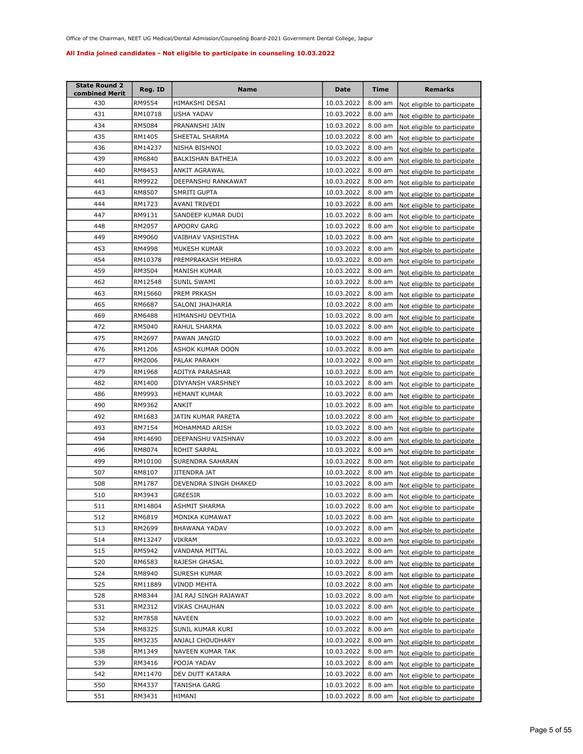Office of the Chairman, NEET UG Medical/Dental Admission/Counseling Board-2021 Government Dental College, Jaipur

**All India joined candidates - Not eligible to participate in counseling 10.03.2022**

| State Round 2 combined Merit | Reg. ID | Name | Date | Time | Remarks |
|---|---|---|---|---|---|
| 430 | RM9554 | HIMAKSHI DESAI | 10.03.2022 | 8.00 am | Not eligible to participate |
| 431 | RM10718 | USHA YADAV | 10.03.2022 | 8.00 am | Not eligible to participate |
| 434 | RM5084 | PRANANSHI JAIN | 10.03.2022 | 8.00 am | Not eligible to participate |
| 435 | RM1405 | SHEETAL SHARMA | 10.03.2022 | 8.00 am | Not eligible to participate |
| 436 | RM14237 | NISHA BISHNOI | 10.03.2022 | 8.00 am | Not eligible to participate |
| 439 | RM6840 | BALKISHAN BATHEJA | 10.03.2022 | 8.00 am | Not eligible to participate |
| 440 | RM8453 | ANKIT AGRAWAL | 10.03.2022 | 8.00 am | Not eligible to participate |
| 441 | RM9922 | DEEPANSHU RANKAWAT | 10.03.2022 | 8.00 am | Not eligible to participate |
| 443 | RM8507 | SMRITI GUPTA | 10.03.2022 | 8.00 am | Not eligible to participate |
| 444 | RM1723 | AVANI TRIVEDI | 10.03.2022 | 8.00 am | Not eligible to participate |
| 447 | RM9131 | SANDEEP KUMAR DUDI | 10.03.2022 | 8.00 am | Not eligible to participate |
| 448 | RM2057 | APOORV GARG | 10.03.2022 | 8.00 am | Not eligible to participate |
| 449 | RM9060 | VAIBHAV VASHISTHA | 10.03.2022 | 8.00 am | Not eligible to participate |
| 453 | RM4998 | MUKESH KUMAR | 10.03.2022 | 8.00 am | Not eligible to participate |
| 454 | RM10378 | PREMPRAKASH MEHRA | 10.03.2022 | 8.00 am | Not eligible to participate |
| 459 | RM3504 | MANISH KUMAR | 10.03.2022 | 8.00 am | Not eligible to participate |
| 462 | RM12548 | SUNIL SWAMI | 10.03.2022 | 8.00 am | Not eligible to participate |
| 463 | RM15660 | PREM PRKASH | 10.03.2022 | 8.00 am | Not eligible to participate |
| 465 | RM6687 | SALONI JHAJHARIA | 10.03.2022 | 8.00 am | Not eligible to participate |
| 469 | RM6488 | HIMANSHU DEVTHIA | 10.03.2022 | 8.00 am | Not eligible to participate |
| 472 | RM5040 | RAHUL SHARMA | 10.03.2022 | 8.00 am | Not eligible to participate |
| 475 | RM2697 | PAWAN JANGID | 10.03.2022 | 8.00 am | Not eligible to participate |
| 476 | RM1206 | ASHOK KUMAR DOON | 10.03.2022 | 8.00 am | Not eligible to participate |
| 477 | RM2006 | PALAK PARAKH | 10.03.2022 | 8.00 am | Not eligible to participate |
| 479 | RM1968 | ADITYA PARASHAR | 10.03.2022 | 8.00 am | Not eligible to participate |
| 482 | RM1400 | DIVYANSH VARSHNEY | 10.03.2022 | 8.00 am | Not eligible to participate |
| 486 | RM9993 | HEMANT KUMAR | 10.03.2022 | 8.00 am | Not eligible to participate |
| 490 | RM9362 | ANKIT | 10.03.2022 | 8.00 am | Not eligible to participate |
| 492 | RM1683 | JATIN KUMAR PARETA | 10.03.2022 | 8.00 am | Not eligible to participate |
| 493 | RM7154 | MOHAMMAD ARISH | 10.03.2022 | 8.00 am | Not eligible to participate |
| 494 | RM14690 | DEEPANSHU VAISHNAV | 10.03.2022 | 8.00 am | Not eligible to participate |
| 496 | RM8074 | ROHIT SARPAL | 10.03.2022 | 8.00 am | Not eligible to participate |
| 499 | RM10100 | SURENDRA SAHARAN | 10.03.2022 | 8.00 am | Not eligible to participate |
| 507 | RM8107 | JITENDRA JAT | 10.03.2022 | 8.00 am | Not eligible to participate |
| 508 | RM1787 | DEVENDRA SINGH DHAKED | 10.03.2022 | 8.00 am | Not eligible to participate |
| 510 | RM3943 | GREESIR | 10.03.2022 | 8.00 am | Not eligible to participate |
| 511 | RM14804 | ASHMIT SHARMA | 10.03.2022 | 8.00 am | Not eligible to participate |
| 512 | RM6819 | MONIKA KUMAWAT | 10.03.2022 | 8.00 am | Not eligible to participate |
| 513 | RM2699 | BHAWANA YADAV | 10.03.2022 | 8.00 am | Not eligible to participate |
| 514 | RM13247 | VIKRAM | 10.03.2022 | 8.00 am | Not eligible to participate |
| 515 | RM5942 | VANDANA MITTAL | 10.03.2022 | 8.00 am | Not eligible to participate |
| 520 | RM6583 | RAJESH GHASAL | 10.03.2022 | 8.00 am | Not eligible to participate |
| 524 | RM8940 | SURESH KUMAR | 10.03.2022 | 8.00 am | Not eligible to participate |
| 525 | RM11889 | VINOD MEHTA | 10.03.2022 | 8.00 am | Not eligible to participate |
| 528 | RM8344 | JAI RAJ SINGH RAJAWAT | 10.03.2022 | 8.00 am | Not eligible to participate |
| 531 | RM2312 | VIKAS CHAUHAN | 10.03.2022 | 8.00 am | Not eligible to participate |
| 532 | RM7858 | NAVEEN | 10.03.2022 | 8.00 am | Not eligible to participate |
| 534 | RM8325 | SUNIL KUMAR KURI | 10.03.2022 | 8.00 am | Not eligible to participate |
| 535 | RM3235 | ANJALI CHOUDHARY | 10.03.2022 | 8.00 am | Not eligible to participate |
| 538 | RM1349 | NAVEEN KUMAR TAK | 10.03.2022 | 8.00 am | Not eligible to participate |
| 539 | RM3416 | POOJA YADAV | 10.03.2022 | 8.00 am | Not eligible to participate |
| 542 | RM11470 | DEV DUTT KATARA | 10.03.2022 | 8.00 am | Not eligible to participate |
| 550 | RM4337 | TANISHA GARG | 10.03.2022 | 8.00 am | Not eligible to participate |
| 551 | RM3431 | HIMANI | 10.03.2022 | 8.00 am | Not eligible to participate |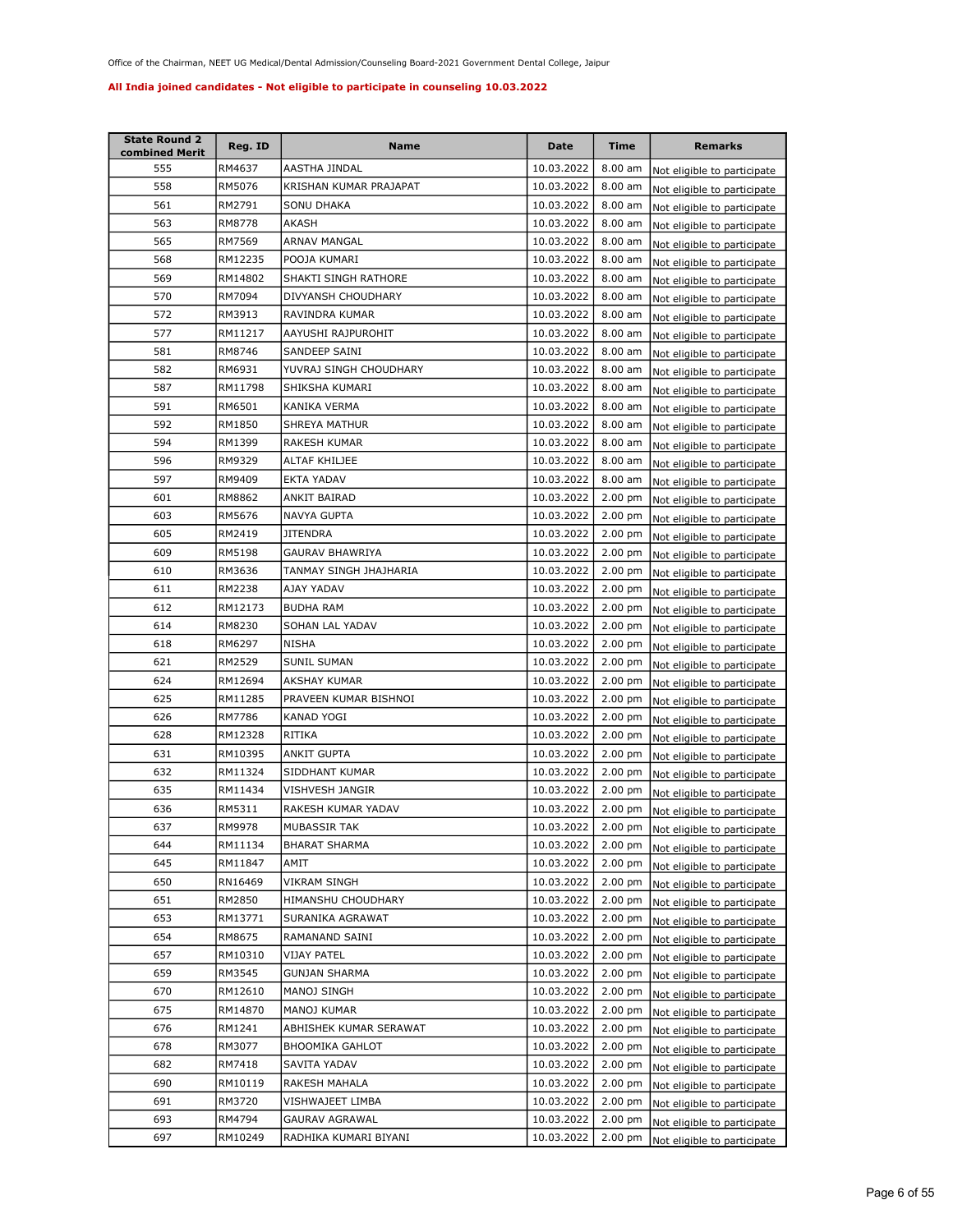Office of the Chairman, NEET UG Medical/Dental Admission/Counseling Board-2021 Government Dental College, Jaipur

**All India joined candidates - Not eligible to participate in counseling 10.03.2022**

| State Round 2 combined Merit | Reg. ID | Name | Date | Time | Remarks |
|---|---|---|---|---|---|
| 555 | RM4637 | AASTHA JINDAL | 10.03.2022 | 8.00 am | Not eligible to participate |
| 558 | RM5076 | KRISHAN KUMAR PRAJAPAT | 10.03.2022 | 8.00 am | Not eligible to participate |
| 561 | RM2791 | SONU DHAKA | 10.03.2022 | 8.00 am | Not eligible to participate |
| 563 | RM8778 | AKASH | 10.03.2022 | 8.00 am | Not eligible to participate |
| 565 | RM7569 | ARNAV MANGAL | 10.03.2022 | 8.00 am | Not eligible to participate |
| 568 | RM12235 | POOJA KUMARI | 10.03.2022 | 8.00 am | Not eligible to participate |
| 569 | RM14802 | SHAKTI SINGH RATHORE | 10.03.2022 | 8.00 am | Not eligible to participate |
| 570 | RM7094 | DIVYANSH CHOUDHARY | 10.03.2022 | 8.00 am | Not eligible to participate |
| 572 | RM3913 | RAVINDRA KUMAR | 10.03.2022 | 8.00 am | Not eligible to participate |
| 577 | RM11217 | AAYUSHI RAJPUROHIT | 10.03.2022 | 8.00 am | Not eligible to participate |
| 581 | RM8746 | SANDEEP SAINI | 10.03.2022 | 8.00 am | Not eligible to participate |
| 582 | RM6931 | YUVRAJ SINGH CHOUDHARY | 10.03.2022 | 8.00 am | Not eligible to participate |
| 587 | RM11798 | SHIKSHA KUMARI | 10.03.2022 | 8.00 am | Not eligible to participate |
| 591 | RM6501 | KANIKA VERMA | 10.03.2022 | 8.00 am | Not eligible to participate |
| 592 | RM1850 | SHREYA MATHUR | 10.03.2022 | 8.00 am | Not eligible to participate |
| 594 | RM1399 | RAKESH KUMAR | 10.03.2022 | 8.00 am | Not eligible to participate |
| 596 | RM9329 | ALTAF KHILJEE | 10.03.2022 | 8.00 am | Not eligible to participate |
| 597 | RM9409 | EKTA YADAV | 10.03.2022 | 8.00 am | Not eligible to participate |
| 601 | RM8862 | ANKIT BAIRAD | 10.03.2022 | 2.00 pm | Not eligible to participate |
| 603 | RM5676 | NAVYA GUPTA | 10.03.2022 | 2.00 pm | Not eligible to participate |
| 605 | RM2419 | JITENDRA | 10.03.2022 | 2.00 pm | Not eligible to participate |
| 609 | RM5198 | GAURAV BHAWRIYA | 10.03.2022 | 2.00 pm | Not eligible to participate |
| 610 | RM3636 | TANMAY SINGH JHAJHARIA | 10.03.2022 | 2.00 pm | Not eligible to participate |
| 611 | RM2238 | AJAY YADAV | 10.03.2022 | 2.00 pm | Not eligible to participate |
| 612 | RM12173 | BUDHA RAM | 10.03.2022 | 2.00 pm | Not eligible to participate |
| 614 | RM8230 | SOHAN LAL YADAV | 10.03.2022 | 2.00 pm | Not eligible to participate |
| 618 | RM6297 | NISHA | 10.03.2022 | 2.00 pm | Not eligible to participate |
| 621 | RM2529 | SUNIL SUMAN | 10.03.2022 | 2.00 pm | Not eligible to participate |
| 624 | RM12694 | AKSHAY KUMAR | 10.03.2022 | 2.00 pm | Not eligible to participate |
| 625 | RM11285 | PRAVEEN KUMAR BISHNOI | 10.03.2022 | 2.00 pm | Not eligible to participate |
| 626 | RM7786 | KANAD YOGI | 10.03.2022 | 2.00 pm | Not eligible to participate |
| 628 | RM12328 | RITIKA | 10.03.2022 | 2.00 pm | Not eligible to participate |
| 631 | RM10395 | ANKIT GUPTA | 10.03.2022 | 2.00 pm | Not eligible to participate |
| 632 | RM11324 | SIDDHANT KUMAR | 10.03.2022 | 2.00 pm | Not eligible to participate |
| 635 | RM11434 | VISHVESH JANGIR | 10.03.2022 | 2.00 pm | Not eligible to participate |
| 636 | RM5311 | RAKESH KUMAR YADAV | 10.03.2022 | 2.00 pm | Not eligible to participate |
| 637 | RM9978 | MUBASSIR TAK | 10.03.2022 | 2.00 pm | Not eligible to participate |
| 644 | RM11134 | BHARAT SHARMA | 10.03.2022 | 2.00 pm | Not eligible to participate |
| 645 | RM11847 | AMIT | 10.03.2022 | 2.00 pm | Not eligible to participate |
| 650 | RN16469 | VIKRAM SINGH | 10.03.2022 | 2.00 pm | Not eligible to participate |
| 651 | RM2850 | HIMANSHU CHOUDHARY | 10.03.2022 | 2.00 pm | Not eligible to participate |
| 653 | RM13771 | SURANIKA AGRAWAT | 10.03.2022 | 2.00 pm | Not eligible to participate |
| 654 | RM8675 | RAMANAND SAINI | 10.03.2022 | 2.00 pm | Not eligible to participate |
| 657 | RM10310 | VIJAY PATEL | 10.03.2022 | 2.00 pm | Not eligible to participate |
| 659 | RM3545 | GUNJAN SHARMA | 10.03.2022 | 2.00 pm | Not eligible to participate |
| 670 | RM12610 | MANOJ SINGH | 10.03.2022 | 2.00 pm | Not eligible to participate |
| 675 | RM14870 | MANOJ KUMAR | 10.03.2022 | 2.00 pm | Not eligible to participate |
| 676 | RM1241 | ABHISHEK KUMAR SERAWAT | 10.03.2022 | 2.00 pm | Not eligible to participate |
| 678 | RM3077 | BHOOMIKA GAHLOT | 10.03.2022 | 2.00 pm | Not eligible to participate |
| 682 | RM7418 | SAVITA YADAV | 10.03.2022 | 2.00 pm | Not eligible to participate |
| 690 | RM10119 | RAKESH MAHALA | 10.03.2022 | 2.00 pm | Not eligible to participate |
| 691 | RM3720 | VISHWAJEET LIMBA | 10.03.2022 | 2.00 pm | Not eligible to participate |
| 693 | RM4794 | GAURAV AGRAWAL | 10.03.2022 | 2.00 pm | Not eligible to participate |
| 697 | RM10249 | RADHIKA KUMARI BIYANI | 10.03.2022 | 2.00 pm | Not eligible to participate |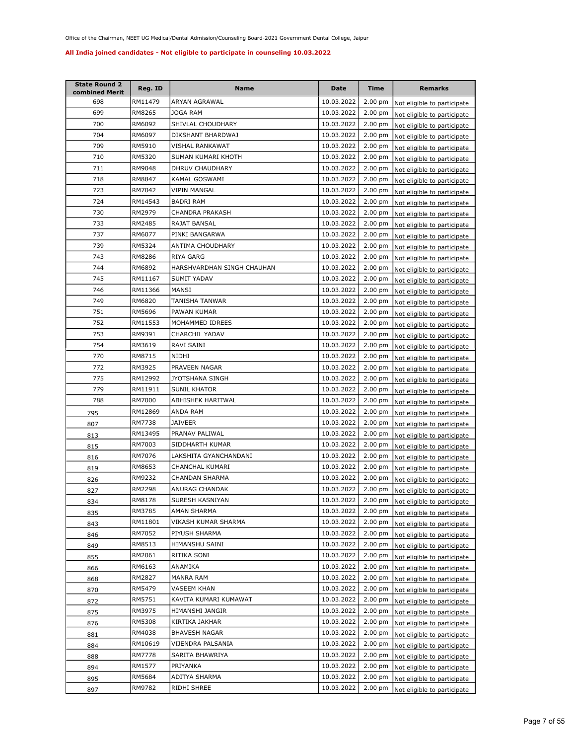Office of the Chairman, NEET UG Medical/Dental Admission/Counseling Board-2021 Government Dental College, Jaipur

**All India joined candidates - Not eligible to participate in counseling 10.03.2022**

| State Round 2 combined Merit | Reg. ID | Name | Date | Time | Remarks |
|---|---|---|---|---|---|
| 698 | RM11479 | ARYAN AGRAWAL | 10.03.2022 | 2.00 pm | Not eligible to participate |
| 699 | RM8265 | JOGA RAM | 10.03.2022 | 2.00 pm | Not eligible to participate |
| 700 | RM6092 | SHIVLAL CHOUDHARY | 10.03.2022 | 2.00 pm | Not eligible to participate |
| 704 | RM6097 | DIKSHANT BHARDWAJ | 10.03.2022 | 2.00 pm | Not eligible to participate |
| 709 | RM5910 | VISHAL RANKAWAT | 10.03.2022 | 2.00 pm | Not eligible to participate |
| 710 | RM5320 | SUMAN KUMARI KHOTH | 10.03.2022 | 2.00 pm | Not eligible to participate |
| 711 | RM9048 | DHRUV CHAUDHARY | 10.03.2022 | 2.00 pm | Not eligible to participate |
| 718 | RM8847 | KAMAL GOSWAMI | 10.03.2022 | 2.00 pm | Not eligible to participate |
| 723 | RM7042 | VIPIN MANGAL | 10.03.2022 | 2.00 pm | Not eligible to participate |
| 724 | RM14543 | BADRI RAM | 10.03.2022 | 2.00 pm | Not eligible to participate |
| 730 | RM2979 | CHANDRA PRAKASH | 10.03.2022 | 2.00 pm | Not eligible to participate |
| 733 | RM2485 | RAJAT BANSAL | 10.03.2022 | 2.00 pm | Not eligible to participate |
| 737 | RM6077 | PINKI BANGARWA | 10.03.2022 | 2.00 pm | Not eligible to participate |
| 739 | RM5324 | ANTIMA CHOUDHARY | 10.03.2022 | 2.00 pm | Not eligible to participate |
| 743 | RM8286 | RIYA GARG | 10.03.2022 | 2.00 pm | Not eligible to participate |
| 744 | RM6892 | HARSHVARDHAN SINGH CHAUHAN | 10.03.2022 | 2.00 pm | Not eligible to participate |
| 745 | RM11167 | SUMIT YADAV | 10.03.2022 | 2.00 pm | Not eligible to participate |
| 746 | RM11366 | MANSI | 10.03.2022 | 2.00 pm | Not eligible to participate |
| 749 | RM6820 | TANISHA TANWAR | 10.03.2022 | 2.00 pm | Not eligible to participate |
| 751 | RM5696 | PAWAN KUMAR | 10.03.2022 | 2.00 pm | Not eligible to participate |
| 752 | RM11553 | MOHAMMED IDREES | 10.03.2022 | 2.00 pm | Not eligible to participate |
| 753 | RM9391 | CHARCHIL YADAV | 10.03.2022 | 2.00 pm | Not eligible to participate |
| 754 | RM3619 | RAVI SAINI | 10.03.2022 | 2.00 pm | Not eligible to participate |
| 770 | RM8715 | NIDHI | 10.03.2022 | 2.00 pm | Not eligible to participate |
| 772 | RM3925 | PRAVEEN NAGAR | 10.03.2022 | 2.00 pm | Not eligible to participate |
| 775 | RM12992 | JYOTSHANA SINGH | 10.03.2022 | 2.00 pm | Not eligible to participate |
| 779 | RM11911 | SUNIL KHATOR | 10.03.2022 | 2.00 pm | Not eligible to participate |
| 788 | RM7000 | ABHISHEK HARITWAL | 10.03.2022 | 2.00 pm | Not eligible to participate |
| 795 | RM12869 | ANDA RAM | 10.03.2022 | 2.00 pm | Not eligible to participate |
| 807 | RM7738 | JAIVEER | 10.03.2022 | 2.00 pm | Not eligible to participate |
| 813 | RM13495 | PRANAV PALIWAL | 10.03.2022 | 2.00 pm | Not eligible to participate |
| 815 | RM7003 | SIDDHARTH KUMAR | 10.03.2022 | 2.00 pm | Not eligible to participate |
| 816 | RM7076 | LAKSHITA GYANCHANDANI | 10.03.2022 | 2.00 pm | Not eligible to participate |
| 819 | RM8653 | CHANCHAL KUMARI | 10.03.2022 | 2.00 pm | Not eligible to participate |
| 826 | RM9232 | CHANDAN SHARMA | 10.03.2022 | 2.00 pm | Not eligible to participate |
| 827 | RM2298 | ANURAG CHANDAK | 10.03.2022 | 2.00 pm | Not eligible to participate |
| 834 | RM8178 | SURESH KASNIYAN | 10.03.2022 | 2.00 pm | Not eligible to participate |
| 835 | RM3785 | AMAN SHARMA | 10.03.2022 | 2.00 pm | Not eligible to participate |
| 843 | RM11801 | VIKASH KUMAR SHARMA | 10.03.2022 | 2.00 pm | Not eligible to participate |
| 846 | RM7052 | PIYUSH SHARMA | 10.03.2022 | 2.00 pm | Not eligible to participate |
| 849 | RM8513 | HIMANSHU SAINI | 10.03.2022 | 2.00 pm | Not eligible to participate |
| 855 | RM2061 | RITIKA SONI | 10.03.2022 | 2.00 pm | Not eligible to participate |
| 866 | RM6163 | ANAMIKA | 10.03.2022 | 2.00 pm | Not eligible to participate |
| 868 | RM2827 | MANRA RAM | 10.03.2022 | 2.00 pm | Not eligible to participate |
| 870 | RM5479 | VASEEM KHAN | 10.03.2022 | 2.00 pm | Not eligible to participate |
| 872 | RM5751 | KAVITA KUMARI KUMAWAT | 10.03.2022 | 2.00 pm | Not eligible to participate |
| 875 | RM3975 | HIMANSHI JANGIR | 10.03.2022 | 2.00 pm | Not eligible to participate |
| 876 | RM5308 | KIRTIKA JAKHAR | 10.03.2022 | 2.00 pm | Not eligible to participate |
| 881 | RM4038 | BHAVESH NAGAR | 10.03.2022 | 2.00 pm | Not eligible to participate |
| 884 | RM10619 | VIJENDRA PALSANIA | 10.03.2022 | 2.00 pm | Not eligible to participate |
| 888 | RM7778 | SARITA BHAWRIYA | 10.03.2022 | 2.00 pm | Not eligible to participate |
| 894 | RM1577 | PRIYANKA | 10.03.2022 | 2.00 pm | Not eligible to participate |
| 895 | RM5684 | ADITYA SHARMA | 10.03.2022 | 2.00 pm | Not eligible to participate |
| 897 | RM9782 | RIDHI SHREE | 10.03.2022 | 2.00 pm | Not eligible to participate |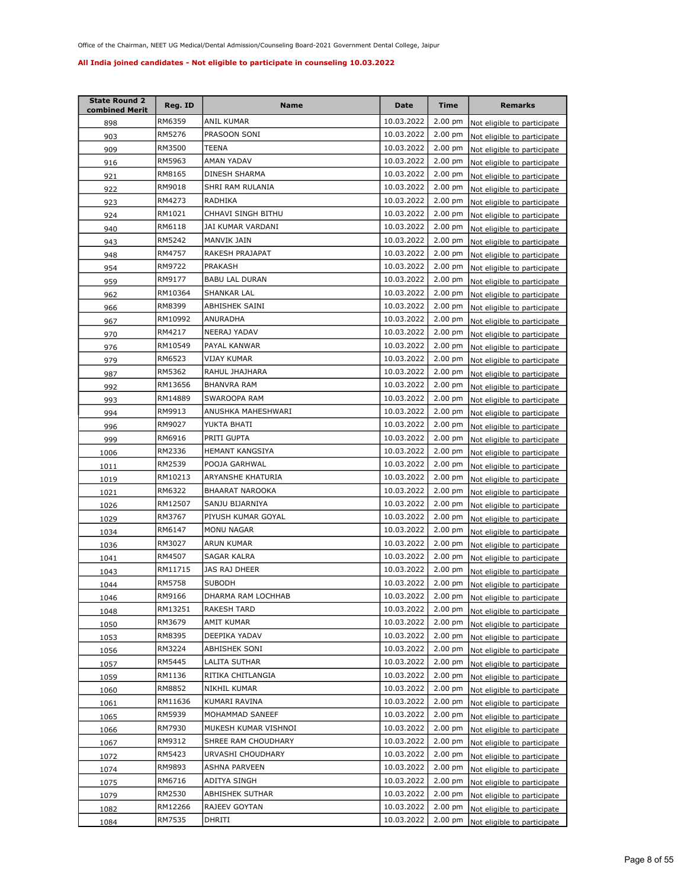Office of the Chairman, NEET UG Medical/Dental Admission/Counseling Board-2021 Government Dental College, Jaipur

**All India joined candidates - Not eligible to participate in counseling 10.03.2022**

| State Round 2 combined Merit | Reg. ID | Name | Date | Time | Remarks |
|---|---|---|---|---|---|
| 898 | RM6359 | ANIL KUMAR | 10.03.2022 | 2.00 pm | Not eligible to participate |
| 903 | RM5276 | PRASOON SONI | 10.03.2022 | 2.00 pm | Not eligible to participate |
| 909 | RM3500 | TEENA | 10.03.2022 | 2.00 pm | Not eligible to participate |
| 916 | RM5963 | AMAN YADAV | 10.03.2022 | 2.00 pm | Not eligible to participate |
| 921 | RM8165 | DINESH SHARMA | 10.03.2022 | 2.00 pm | Not eligible to participate |
| 922 | RM9018 | SHRI RAM RULANIA | 10.03.2022 | 2.00 pm | Not eligible to participate |
| 923 | RM4273 | RADHIKA | 10.03.2022 | 2.00 pm | Not eligible to participate |
| 924 | RM1021 | CHHAVI SINGH BITHU | 10.03.2022 | 2.00 pm | Not eligible to participate |
| 940 | RM6118 | JAI KUMAR VARDANI | 10.03.2022 | 2.00 pm | Not eligible to participate |
| 943 | RM5242 | MANVIK JAIN | 10.03.2022 | 2.00 pm | Not eligible to participate |
| 948 | RM4757 | RAKESH PRAJAPAT | 10.03.2022 | 2.00 pm | Not eligible to participate |
| 954 | RM9722 | PRAKASH | 10.03.2022 | 2.00 pm | Not eligible to participate |
| 959 | RM9177 | BABU LAL DURAN | 10.03.2022 | 2.00 pm | Not eligible to participate |
| 962 | RM10364 | SHANKAR LAL | 10.03.2022 | 2.00 pm | Not eligible to participate |
| 966 | RM8399 | ABHISHEK SAINI | 10.03.2022 | 2.00 pm | Not eligible to participate |
| 967 | RM10992 | ANURADHA | 10.03.2022 | 2.00 pm | Not eligible to participate |
| 970 | RM4217 | NEERAJ YADAV | 10.03.2022 | 2.00 pm | Not eligible to participate |
| 976 | RM10549 | PAYAL KANWAR | 10.03.2022 | 2.00 pm | Not eligible to participate |
| 979 | RM6523 | VIJAY KUMAR | 10.03.2022 | 2.00 pm | Not eligible to participate |
| 987 | RM5362 | RAHUL JHAJHARA | 10.03.2022 | 2.00 pm | Not eligible to participate |
| 992 | RM13656 | BHANVRA RAM | 10.03.2022 | 2.00 pm | Not eligible to participate |
| 993 | RM14889 | SWAROOPA RAM | 10.03.2022 | 2.00 pm | Not eligible to participate |
| 994 | RM9913 | ANUSHKA MAHESHWARI | 10.03.2022 | 2.00 pm | Not eligible to participate |
| 996 | RM9027 | YUKTA BHATI | 10.03.2022 | 2.00 pm | Not eligible to participate |
| 999 | RM6916 | PRITI GUPTA | 10.03.2022 | 2.00 pm | Not eligible to participate |
| 1006 | RM2336 | HEMANT KANGSIYA | 10.03.2022 | 2.00 pm | Not eligible to participate |
| 1011 | RM2539 | POOJA GARHWAL | 10.03.2022 | 2.00 pm | Not eligible to participate |
| 1019 | RM10213 | ARYANSHE KHATURIA | 10.03.2022 | 2.00 pm | Not eligible to participate |
| 1021 | RM6322 | BHAARAT NAROOKA | 10.03.2022 | 2.00 pm | Not eligible to participate |
| 1026 | RM12507 | SANJU BIJARNIYA | 10.03.2022 | 2.00 pm | Not eligible to participate |
| 1029 | RM3767 | PIYUSH KUMAR GOYAL | 10.03.2022 | 2.00 pm | Not eligible to participate |
| 1034 | RM6147 | MONU NAGAR | 10.03.2022 | 2.00 pm | Not eligible to participate |
| 1036 | RM3027 | ARUN KUMAR | 10.03.2022 | 2.00 pm | Not eligible to participate |
| 1041 | RM4507 | SAGAR KALRA | 10.03.2022 | 2.00 pm | Not eligible to participate |
| 1043 | RM11715 | JAS RAJ DHEER | 10.03.2022 | 2.00 pm | Not eligible to participate |
| 1044 | RM5758 | SUBODH | 10.03.2022 | 2.00 pm | Not eligible to participate |
| 1046 | RM9166 | DHARMA RAM LOCHHAB | 10.03.2022 | 2.00 pm | Not eligible to participate |
| 1048 | RM13251 | RAKESH TARD | 10.03.2022 | 2.00 pm | Not eligible to participate |
| 1050 | RM3679 | AMIT KUMAR | 10.03.2022 | 2.00 pm | Not eligible to participate |
| 1053 | RM8395 | DEEPIKA YADAV | 10.03.2022 | 2.00 pm | Not eligible to participate |
| 1056 | RM3224 | ABHISHEK SONI | 10.03.2022 | 2.00 pm | Not eligible to participate |
| 1057 | RM5445 | LALITA SUTHAR | 10.03.2022 | 2.00 pm | Not eligible to participate |
| 1059 | RM1136 | RITIKA CHITLANGIA | 10.03.2022 | 2.00 pm | Not eligible to participate |
| 1060 | RM8852 | NIKHIL KUMAR | 10.03.2022 | 2.00 pm | Not eligible to participate |
| 1061 | RM11636 | KUMARI RAVINA | 10.03.2022 | 2.00 pm | Not eligible to participate |
| 1065 | RM5939 | MOHAMMAD SANEEF | 10.03.2022 | 2.00 pm | Not eligible to participate |
| 1066 | RM7930 | MUKESH KUMAR VISHNOI | 10.03.2022 | 2.00 pm | Not eligible to participate |
| 1067 | RM9312 | SHREE RAM CHOUDHARY | 10.03.2022 | 2.00 pm | Not eligible to participate |
| 1072 | RM5423 | URVASHI CHOUDHARY | 10.03.2022 | 2.00 pm | Not eligible to participate |
| 1074 | RM9893 | ASHNA PARVEEN | 10.03.2022 | 2.00 pm | Not eligible to participate |
| 1075 | RM6716 | ADITYA SINGH | 10.03.2022 | 2.00 pm | Not eligible to participate |
| 1079 | RM2530 | ABHISHEK SUTHAR | 10.03.2022 | 2.00 pm | Not eligible to participate |
| 1082 | RM12266 | RAJEEV GOYTAN | 10.03.2022 | 2.00 pm | Not eligible to participate |
| 1084 | RM7535 | DHRITI | 10.03.2022 | 2.00 pm | Not eligible to participate |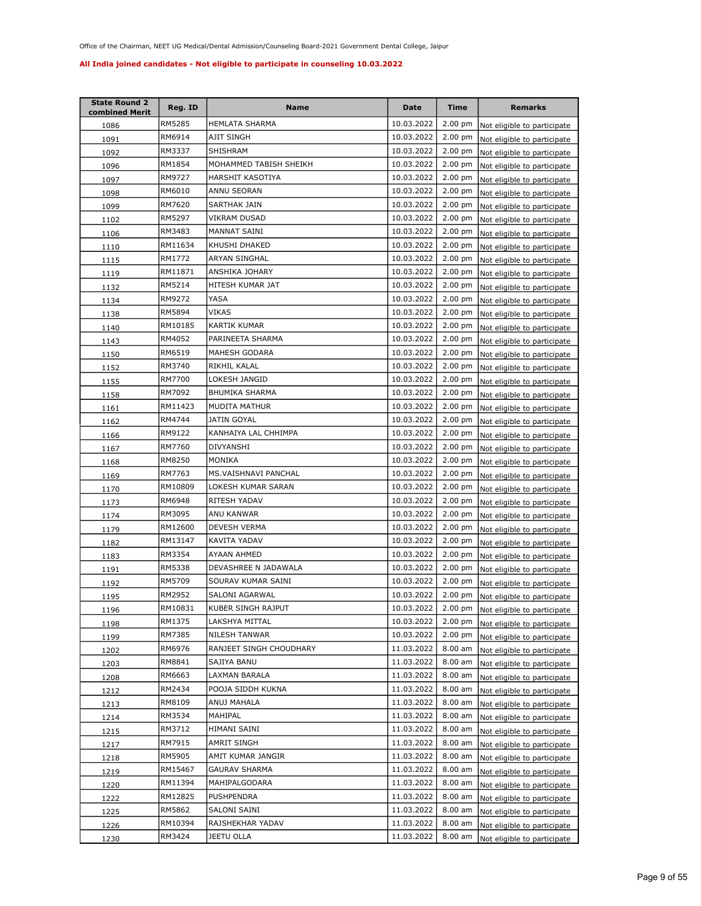Office of the Chairman, NEET UG Medical/Dental Admission/Counseling Board-2021 Government Dental College, Jaipur

**All India joined candidates - Not eligible to participate in counseling 10.03.2022**

| State Round 2 combined Merit | Reg. ID | Name | Date | Time | Remarks |
|---|---|---|---|---|---|
| 1086 | RM5285 | HEMLATA SHARMA | 10.03.2022 | 2.00 pm | Not eligible to participate |
| 1091 | RM6914 | AJIT SINGH | 10.03.2022 | 2.00 pm | Not eligible to participate |
| 1092 | RM3337 | SHISHRAM | 10.03.2022 | 2.00 pm | Not eligible to participate |
| 1096 | RM1854 | MOHAMMED TABISH SHEIKH | 10.03.2022 | 2.00 pm | Not eligible to participate |
| 1097 | RM9727 | HARSHIT KASOTIYA | 10.03.2022 | 2.00 pm | Not eligible to participate |
| 1098 | RM6010 | ANNU SEORAN | 10.03.2022 | 2.00 pm | Not eligible to participate |
| 1099 | RM7620 | SARTHAK JAIN | 10.03.2022 | 2.00 pm | Not eligible to participate |
| 1102 | RM5297 | VIKRAM DUSAD | 10.03.2022 | 2.00 pm | Not eligible to participate |
| 1106 | RM3483 | MANNAT SAINI | 10.03.2022 | 2.00 pm | Not eligible to participate |
| 1110 | RM11634 | KHUSHI DHAKED | 10.03.2022 | 2.00 pm | Not eligible to participate |
| 1115 | RM1772 | ARYAN SINGHAL | 10.03.2022 | 2.00 pm | Not eligible to participate |
| 1119 | RM11871 | ANSHIKA JOHARY | 10.03.2022 | 2.00 pm | Not eligible to participate |
| 1132 | RM5214 | HITESH KUMAR JAT | 10.03.2022 | 2.00 pm | Not eligible to participate |
| 1134 | RM9272 | YASA | 10.03.2022 | 2.00 pm | Not eligible to participate |
| 1138 | RM5894 | VIKAS | 10.03.2022 | 2.00 pm | Not eligible to participate |
| 1140 | RM10185 | KARTIK KUMAR | 10.03.2022 | 2.00 pm | Not eligible to participate |
| 1143 | RM4052 | PARINEETA SHARMA | 10.03.2022 | 2.00 pm | Not eligible to participate |
| 1150 | RM6519 | MAHESH GODARA | 10.03.2022 | 2.00 pm | Not eligible to participate |
| 1152 | RM3740 | RIKHIL KALAL | 10.03.2022 | 2.00 pm | Not eligible to participate |
| 1155 | RM7700 | LOKESH JANGID | 10.03.2022 | 2.00 pm | Not eligible to participate |
| 1158 | RM7092 | BHUMIKA SHARMA | 10.03.2022 | 2.00 pm | Not eligible to participate |
| 1161 | RM11423 | MUDITA MATHUR | 10.03.2022 | 2.00 pm | Not eligible to participate |
| 1162 | RM4744 | JATIN GOYAL | 10.03.2022 | 2.00 pm | Not eligible to participate |
| 1166 | RM9122 | KANHAIYA LAL CHHIMPA | 10.03.2022 | 2.00 pm | Not eligible to participate |
| 1167 | RM7760 | DIVYANSHI | 10.03.2022 | 2.00 pm | Not eligible to participate |
| 1168 | RM8250 | MONIKA | 10.03.2022 | 2.00 pm | Not eligible to participate |
| 1169 | RM7763 | MS.VAISHNAVI PANCHAL | 10.03.2022 | 2.00 pm | Not eligible to participate |
| 1170 | RM10809 | LOKESH KUMAR SARAN | 10.03.2022 | 2.00 pm | Not eligible to participate |
| 1173 | RM6948 | RITESH YADAV | 10.03.2022 | 2.00 pm | Not eligible to participate |
| 1174 | RM3095 | ANU KANWAR | 10.03.2022 | 2.00 pm | Not eligible to participate |
| 1179 | RM12600 | DEVESH VERMA | 10.03.2022 | 2.00 pm | Not eligible to participate |
| 1182 | RM13147 | KAVITA YADAV | 10.03.2022 | 2.00 pm | Not eligible to participate |
| 1183 | RM3354 | AYAAN AHMED | 10.03.2022 | 2.00 pm | Not eligible to participate |
| 1191 | RM5338 | DEVASHREE N JADAWALA | 10.03.2022 | 2.00 pm | Not eligible to participate |
| 1192 | RM5709 | SOURAV KUMAR SAINI | 10.03.2022 | 2.00 pm | Not eligible to participate |
| 1195 | RM2952 | SALONI AGARWAL | 10.03.2022 | 2.00 pm | Not eligible to participate |
| 1196 | RM10831 | KUBER SINGH RAJPUT | 10.03.2022 | 2.00 pm | Not eligible to participate |
| 1198 | RM1375 | LAKSHYA MITTAL | 10.03.2022 | 2.00 pm | Not eligible to participate |
| 1199 | RM7385 | NILESH TANWAR | 10.03.2022 | 2.00 pm | Not eligible to participate |
| 1202 | RM6976 | RANJEET SINGH CHOUDHARY | 11.03.2022 | 8.00 am | Not eligible to participate |
| 1203 | RM8841 | SAJIYA BANU | 11.03.2022 | 8.00 am | Not eligible to participate |
| 1208 | RM6663 | LAXMAN BARALA | 11.03.2022 | 8.00 am | Not eligible to participate |
| 1212 | RM2434 | POOJA SIDDH KUKNA | 11.03.2022 | 8.00 am | Not eligible to participate |
| 1213 | RM8109 | ANUJ MAHALA | 11.03.2022 | 8.00 am | Not eligible to participate |
| 1214 | RM3534 | MAHIPAL | 11.03.2022 | 8.00 am | Not eligible to participate |
| 1215 | RM3712 | HIMANI SAINI | 11.03.2022 | 8.00 am | Not eligible to participate |
| 1217 | RM7915 | AMRIT SINGH | 11.03.2022 | 8.00 am | Not eligible to participate |
| 1218 | RM5905 | AMIT KUMAR JANGIR | 11.03.2022 | 8.00 am | Not eligible to participate |
| 1219 | RM15467 | GAURAV SHARMA | 11.03.2022 | 8.00 am | Not eligible to participate |
| 1220 | RM11394 | MAHIPALGODARA | 11.03.2022 | 8.00 am | Not eligible to participate |
| 1222 | RM12825 | PUSHPENDRA | 11.03.2022 | 8.00 am | Not eligible to participate |
| 1225 | RM5862 | SALONI SAINI | 11.03.2022 | 8.00 am | Not eligible to participate |
| 1226 | RM10394 | RAJSHEKHAR YADAV | 11.03.2022 | 8.00 am | Not eligible to participate |
| 1230 | RM3424 | JEETU OLLA | 11.03.2022 | 8.00 am | Not eligible to participate |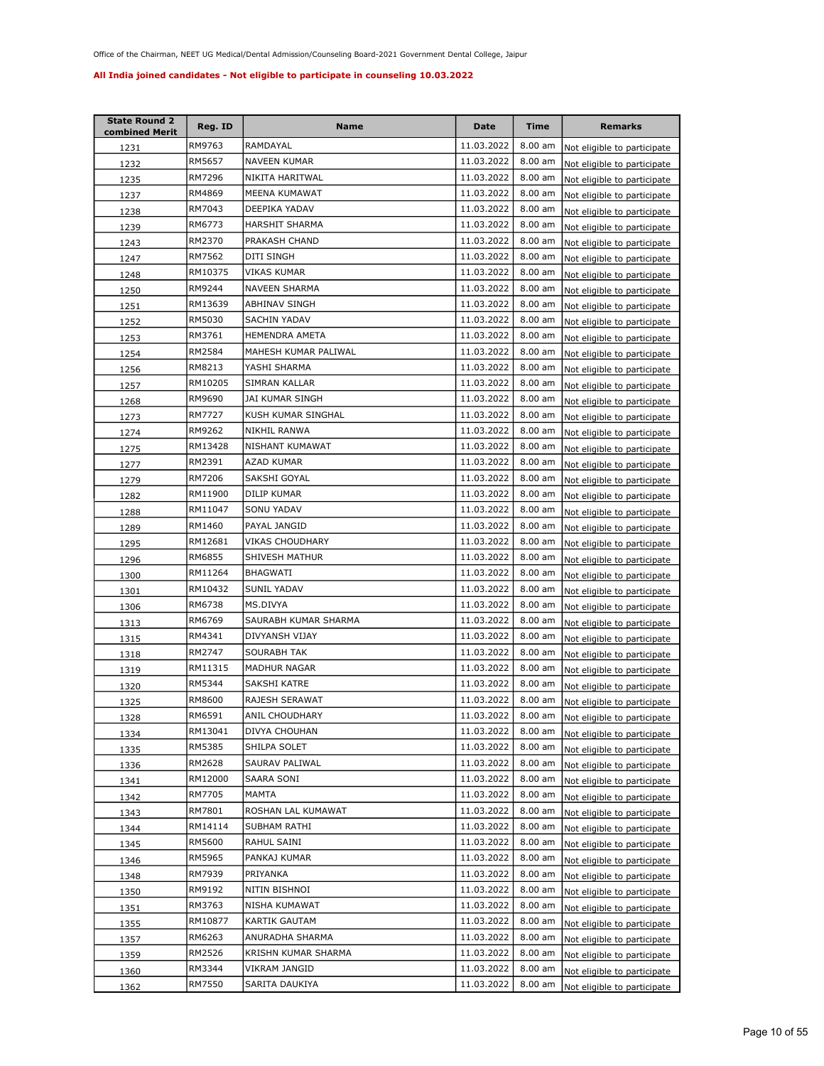Office of the Chairman, NEET UG Medical/Dental Admission/Counseling Board-2021 Government Dental College, Jaipur

**All India joined candidates - Not eligible to participate in counseling 10.03.2022**

| State Round 2 combined Merit | Reg. ID | Name | Date | Time | Remarks |
|---|---|---|---|---|---|
| 1231 | RM9763 | RAMDAYAL | 11.03.2022 | 8.00 am | Not eligible to participate |
| 1232 | RM5657 | NAVEEN KUMAR | 11.03.2022 | 8.00 am | Not eligible to participate |
| 1235 | RM7296 | NIKITA HARITWAL | 11.03.2022 | 8.00 am | Not eligible to participate |
| 1237 | RM4869 | MEENA KUMAWAT | 11.03.2022 | 8.00 am | Not eligible to participate |
| 1238 | RM7043 | DEEPIKA YADAV | 11.03.2022 | 8.00 am | Not eligible to participate |
| 1239 | RM6773 | HARSHIT SHARMA | 11.03.2022 | 8.00 am | Not eligible to participate |
| 1243 | RM2370 | PRAKASH CHAND | 11.03.2022 | 8.00 am | Not eligible to participate |
| 1247 | RM7562 | DITI SINGH | 11.03.2022 | 8.00 am | Not eligible to participate |
| 1248 | RM10375 | VIKAS KUMAR | 11.03.2022 | 8.00 am | Not eligible to participate |
| 1250 | RM9244 | NAVEEN SHARMA | 11.03.2022 | 8.00 am | Not eligible to participate |
| 1251 | RM13639 | ABHINAV SINGH | 11.03.2022 | 8.00 am | Not eligible to participate |
| 1252 | RM5030 | SACHIN YADAV | 11.03.2022 | 8.00 am | Not eligible to participate |
| 1253 | RM3761 | HEMENDRA AMETA | 11.03.2022 | 8.00 am | Not eligible to participate |
| 1254 | RM2584 | MAHESH KUMAR PALIWAL | 11.03.2022 | 8.00 am | Not eligible to participate |
| 1256 | RM8213 | YASHI SHARMA | 11.03.2022 | 8.00 am | Not eligible to participate |
| 1257 | RM10205 | SIMRAN KALLAR | 11.03.2022 | 8.00 am | Not eligible to participate |
| 1268 | RM9690 | JAI KUMAR SINGH | 11.03.2022 | 8.00 am | Not eligible to participate |
| 1273 | RM7727 | KUSH KUMAR SINGHAL | 11.03.2022 | 8.00 am | Not eligible to participate |
| 1274 | RM9262 | NIKHIL RANWA | 11.03.2022 | 8.00 am | Not eligible to participate |
| 1275 | RM13428 | NISHANT KUMAWAT | 11.03.2022 | 8.00 am | Not eligible to participate |
| 1277 | RM2391 | AZAD KUMAR | 11.03.2022 | 8.00 am | Not eligible to participate |
| 1279 | RM7206 | SAKSHI GOYAL | 11.03.2022 | 8.00 am | Not eligible to participate |
| 1282 | RM11900 | DILIP KUMAR | 11.03.2022 | 8.00 am | Not eligible to participate |
| 1288 | RM11047 | SONU YADAV | 11.03.2022 | 8.00 am | Not eligible to participate |
| 1289 | RM1460 | PAYAL JANGID | 11.03.2022 | 8.00 am | Not eligible to participate |
| 1295 | RM12681 | VIKAS CHOUDHARY | 11.03.2022 | 8.00 am | Not eligible to participate |
| 1296 | RM6855 | SHIVESH MATHUR | 11.03.2022 | 8.00 am | Not eligible to participate |
| 1300 | RM11264 | BHAGWATI | 11.03.2022 | 8.00 am | Not eligible to participate |
| 1301 | RM10432 | SUNIL YADAV | 11.03.2022 | 8.00 am | Not eligible to participate |
| 1306 | RM6738 | MS.DIVYA | 11.03.2022 | 8.00 am | Not eligible to participate |
| 1313 | RM6769 | SAURABH KUMAR SHARMA | 11.03.2022 | 8.00 am | Not eligible to participate |
| 1315 | RM4341 | DIVYANSH VIJAY | 11.03.2022 | 8.00 am | Not eligible to participate |
| 1318 | RM2747 | SOURABH TAK | 11.03.2022 | 8.00 am | Not eligible to participate |
| 1319 | RM11315 | MADHUR NAGAR | 11.03.2022 | 8.00 am | Not eligible to participate |
| 1320 | RM5344 | SAKSHI KATRE | 11.03.2022 | 8.00 am | Not eligible to participate |
| 1325 | RM8600 | RAJESH SERAWAT | 11.03.2022 | 8.00 am | Not eligible to participate |
| 1328 | RM6591 | ANIL CHOUDHARY | 11.03.2022 | 8.00 am | Not eligible to participate |
| 1334 | RM13041 | DIVYA CHOUHAN | 11.03.2022 | 8.00 am | Not eligible to participate |
| 1335 | RM5385 | SHILPA SOLET | 11.03.2022 | 8.00 am | Not eligible to participate |
| 1336 | RM2628 | SAURAV PALIWAL | 11.03.2022 | 8.00 am | Not eligible to participate |
| 1341 | RM12000 | SAARA SONI | 11.03.2022 | 8.00 am | Not eligible to participate |
| 1342 | RM7705 | MAMTA | 11.03.2022 | 8.00 am | Not eligible to participate |
| 1343 | RM7801 | ROSHAN LAL KUMAWAT | 11.03.2022 | 8.00 am | Not eligible to participate |
| 1344 | RM14114 | SUBHAM RATHI | 11.03.2022 | 8.00 am | Not eligible to participate |
| 1345 | RM5600 | RAHUL SAINI | 11.03.2022 | 8.00 am | Not eligible to participate |
| 1346 | RM5965 | PANKAJ KUMAR | 11.03.2022 | 8.00 am | Not eligible to participate |
| 1348 | RM7939 | PRIYANKA | 11.03.2022 | 8.00 am | Not eligible to participate |
| 1350 | RM9192 | NITIN BISHNOI | 11.03.2022 | 8.00 am | Not eligible to participate |
| 1351 | RM3763 | NISHA KUMAWAT | 11.03.2022 | 8.00 am | Not eligible to participate |
| 1355 | RM10877 | KARTIK GAUTAM | 11.03.2022 | 8.00 am | Not eligible to participate |
| 1357 | RM6263 | ANURADHA SHARMA | 11.03.2022 | 8.00 am | Not eligible to participate |
| 1359 | RM2526 | KRISHN KUMAR SHARMA | 11.03.2022 | 8.00 am | Not eligible to participate |
| 1360 | RM3344 | VIKRAM JANGID | 11.03.2022 | 8.00 am | Not eligible to participate |
| 1362 | RM7550 | SARITA DAUKIYA | 11.03.2022 | 8.00 am | Not eligible to participate |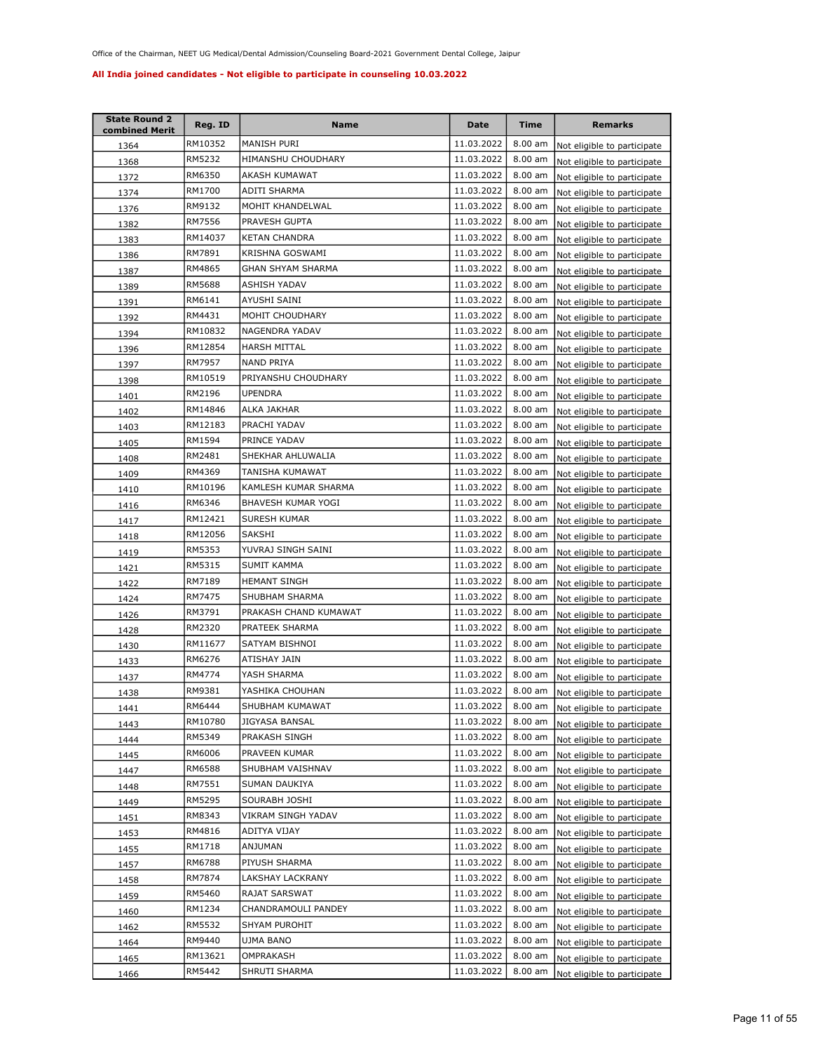Office of the Chairman, NEET UG Medical/Dental Admission/Counseling Board-2021 Government Dental College, Jaipur

**All India joined candidates - Not eligible to participate in counseling 10.03.2022**

| State Round 2 combined Merit | Reg. ID | Name | Date | Time | Remarks |
|---|---|---|---|---|---|
| 1364 | RM10352 | MANISH PURI | 11.03.2022 | 8.00 am | Not eligible to participate |
| 1368 | RM5232 | HIMANSHU CHOUDHARY | 11.03.2022 | 8.00 am | Not eligible to participate |
| 1372 | RM6350 | AKASH KUMAWAT | 11.03.2022 | 8.00 am | Not eligible to participate |
| 1374 | RM1700 | ADITI SHARMA | 11.03.2022 | 8.00 am | Not eligible to participate |
| 1376 | RM9132 | MOHIT KHANDELWAL | 11.03.2022 | 8.00 am | Not eligible to participate |
| 1382 | RM7556 | PRAVESH GUPTA | 11.03.2022 | 8.00 am | Not eligible to participate |
| 1383 | RM14037 | KETAN CHANDRA | 11.03.2022 | 8.00 am | Not eligible to participate |
| 1386 | RM7891 | KRISHNA GOSWAMI | 11.03.2022 | 8.00 am | Not eligible to participate |
| 1387 | RM4865 | GHAN SHYAM SHARMA | 11.03.2022 | 8.00 am | Not eligible to participate |
| 1389 | RM5688 | ASHISH YADAV | 11.03.2022 | 8.00 am | Not eligible to participate |
| 1391 | RM6141 | AYUSHI SAINI | 11.03.2022 | 8.00 am | Not eligible to participate |
| 1392 | RM4431 | MOHIT CHOUDHARY | 11.03.2022 | 8.00 am | Not eligible to participate |
| 1394 | RM10832 | NAGENDRA YADAV | 11.03.2022 | 8.00 am | Not eligible to participate |
| 1396 | RM12854 | HARSH MITTAL | 11.03.2022 | 8.00 am | Not eligible to participate |
| 1397 | RM7957 | NAND PRIYA | 11.03.2022 | 8.00 am | Not eligible to participate |
| 1398 | RM10519 | PRIYANSHU CHOUDHARY | 11.03.2022 | 8.00 am | Not eligible to participate |
| 1401 | RM2196 | UPENDRA | 11.03.2022 | 8.00 am | Not eligible to participate |
| 1402 | RM14846 | ALKA JAKHAR | 11.03.2022 | 8.00 am | Not eligible to participate |
| 1403 | RM12183 | PRACHI YADAV | 11.03.2022 | 8.00 am | Not eligible to participate |
| 1405 | RM1594 | PRINCE YADAV | 11.03.2022 | 8.00 am | Not eligible to participate |
| 1408 | RM2481 | SHEKHAR AHLUWALIA | 11.03.2022 | 8.00 am | Not eligible to participate |
| 1409 | RM4369 | TANISHA KUMAWAT | 11.03.2022 | 8.00 am | Not eligible to participate |
| 1410 | RM10196 | KAMLESH KUMAR SHARMA | 11.03.2022 | 8.00 am | Not eligible to participate |
| 1416 | RM6346 | BHAVESH KUMAR YOGI | 11.03.2022 | 8.00 am | Not eligible to participate |
| 1417 | RM12421 | SURESH KUMAR | 11.03.2022 | 8.00 am | Not eligible to participate |
| 1418 | RM12056 | SAKSHI | 11.03.2022 | 8.00 am | Not eligible to participate |
| 1419 | RM5353 | YUVRAJ SINGH SAINI | 11.03.2022 | 8.00 am | Not eligible to participate |
| 1421 | RM5315 | SUMIT KAMMA | 11.03.2022 | 8.00 am | Not eligible to participate |
| 1422 | RM7189 | HEMANT SINGH | 11.03.2022 | 8.00 am | Not eligible to participate |
| 1424 | RM7475 | SHUBHAM SHARMA | 11.03.2022 | 8.00 am | Not eligible to participate |
| 1426 | RM3791 | PRAKASH CHAND KUMAWAT | 11.03.2022 | 8.00 am | Not eligible to participate |
| 1428 | RM2320 | PRATEEK SHARMA | 11.03.2022 | 8.00 am | Not eligible to participate |
| 1430 | RM11677 | SATYAM BISHNOI | 11.03.2022 | 8.00 am | Not eligible to participate |
| 1433 | RM6276 | ATISHAY JAIN | 11.03.2022 | 8.00 am | Not eligible to participate |
| 1437 | RM4774 | YASH SHARMA | 11.03.2022 | 8.00 am | Not eligible to participate |
| 1438 | RM9381 | YASHIKA CHOUHAN | 11.03.2022 | 8.00 am | Not eligible to participate |
| 1441 | RM6444 | SHUBHAM KUMAWAT | 11.03.2022 | 8.00 am | Not eligible to participate |
| 1443 | RM10780 | JIGYASA BANSAL | 11.03.2022 | 8.00 am | Not eligible to participate |
| 1444 | RM5349 | PRAKASH SINGH | 11.03.2022 | 8.00 am | Not eligible to participate |
| 1445 | RM6006 | PRAVEEN KUMAR | 11.03.2022 | 8.00 am | Not eligible to participate |
| 1447 | RM6588 | SHUBHAM VAISHNAV | 11.03.2022 | 8.00 am | Not eligible to participate |
| 1448 | RM7551 | SUMAN DAUKIYA | 11.03.2022 | 8.00 am | Not eligible to participate |
| 1449 | RM5295 | SOURABH JOSHI | 11.03.2022 | 8.00 am | Not eligible to participate |
| 1451 | RM8343 | VIKRAM SINGH YADAV | 11.03.2022 | 8.00 am | Not eligible to participate |
| 1453 | RM4816 | ADITYA VIJAY | 11.03.2022 | 8.00 am | Not eligible to participate |
| 1455 | RM1718 | ANJUMAN | 11.03.2022 | 8.00 am | Not eligible to participate |
| 1457 | RM6788 | PIYUSH SHARMA | 11.03.2022 | 8.00 am | Not eligible to participate |
| 1458 | RM7874 | LAKSHAY LACKRANY | 11.03.2022 | 8.00 am | Not eligible to participate |
| 1459 | RM5460 | RAJAT SARSWAT | 11.03.2022 | 8.00 am | Not eligible to participate |
| 1460 | RM1234 | CHANDRAMOULI PANDEY | 11.03.2022 | 8.00 am | Not eligible to participate |
| 1462 | RM5532 | SHYAM PUROHIT | 11.03.2022 | 8.00 am | Not eligible to participate |
| 1464 | RM9440 | UJMA BANO | 11.03.2022 | 8.00 am | Not eligible to participate |
| 1465 | RM13621 | OMPRAKASH | 11.03.2022 | 8.00 am | Not eligible to participate |
| 1466 | RM5442 | SHRUTI SHARMA | 11.03.2022 | 8.00 am | Not eligible to participate |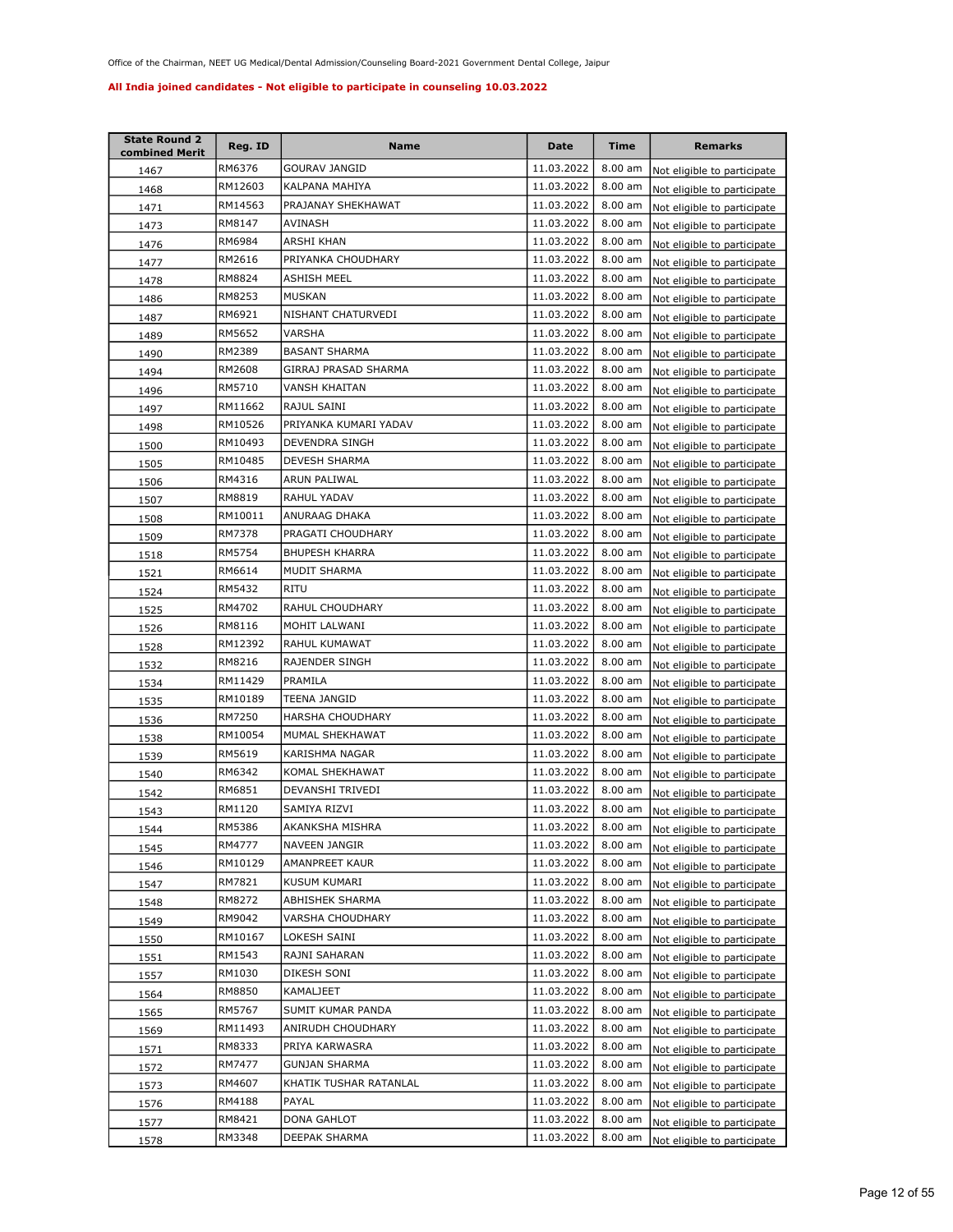Office of the Chairman, NEET UG Medical/Dental Admission/Counseling Board-2021 Government Dental College, Jaipur

**All India joined candidates - Not eligible to participate in counseling 10.03.2022**

| State Round 2 combined Merit | Reg. ID | Name | Date | Time | Remarks |
|---|---|---|---|---|---|
| 1467 | RM6376 | GOURAV JANGID | 11.03.2022 | 8.00 am | Not eligible to participate |
| 1468 | RM12603 | KALPANA MAHIYA | 11.03.2022 | 8.00 am | Not eligible to participate |
| 1471 | RM14563 | PRAJANAY SHEKHAWAT | 11.03.2022 | 8.00 am | Not eligible to participate |
| 1473 | RM8147 | AVINASH | 11.03.2022 | 8.00 am | Not eligible to participate |
| 1476 | RM6984 | ARSHI KHAN | 11.03.2022 | 8.00 am | Not eligible to participate |
| 1477 | RM2616 | PRIYANKA CHOUDHARY | 11.03.2022 | 8.00 am | Not eligible to participate |
| 1478 | RM8824 | ASHISH MEEL | 11.03.2022 | 8.00 am | Not eligible to participate |
| 1486 | RM8253 | MUSKAN | 11.03.2022 | 8.00 am | Not eligible to participate |
| 1487 | RM6921 | NISHANT CHATURVEDI | 11.03.2022 | 8.00 am | Not eligible to participate |
| 1489 | RM5652 | VARSHA | 11.03.2022 | 8.00 am | Not eligible to participate |
| 1490 | RM2389 | BASANT SHARMA | 11.03.2022 | 8.00 am | Not eligible to participate |
| 1494 | RM2608 | GIRRAJ PRASAD SHARMA | 11.03.2022 | 8.00 am | Not eligible to participate |
| 1496 | RM5710 | VANSH KHAITAN | 11.03.2022 | 8.00 am | Not eligible to participate |
| 1497 | RM11662 | RAJUL SAINI | 11.03.2022 | 8.00 am | Not eligible to participate |
| 1498 | RM10526 | PRIYANKA KUMARI YADAV | 11.03.2022 | 8.00 am | Not eligible to participate |
| 1500 | RM10493 | DEVENDRA SINGH | 11.03.2022 | 8.00 am | Not eligible to participate |
| 1505 | RM10485 | DEVESH SHARMA | 11.03.2022 | 8.00 am | Not eligible to participate |
| 1506 | RM4316 | ARUN PALIWAL | 11.03.2022 | 8.00 am | Not eligible to participate |
| 1507 | RM8819 | RAHUL YADAV | 11.03.2022 | 8.00 am | Not eligible to participate |
| 1508 | RM10011 | ANURAAG DHAKA | 11.03.2022 | 8.00 am | Not eligible to participate |
| 1509 | RM7378 | PRAGATI CHOUDHARY | 11.03.2022 | 8.00 am | Not eligible to participate |
| 1518 | RM5754 | BHUPESH KHARRA | 11.03.2022 | 8.00 am | Not eligible to participate |
| 1521 | RM6614 | MUDIT SHARMA | 11.03.2022 | 8.00 am | Not eligible to participate |
| 1524 | RM5432 | RITU | 11.03.2022 | 8.00 am | Not eligible to participate |
| 1525 | RM4702 | RAHUL CHOUDHARY | 11.03.2022 | 8.00 am | Not eligible to participate |
| 1526 | RM8116 | MOHIT LALWANI | 11.03.2022 | 8.00 am | Not eligible to participate |
| 1528 | RM12392 | RAHUL KUMAWAT | 11.03.2022 | 8.00 am | Not eligible to participate |
| 1532 | RM8216 | RAJENDER SINGH | 11.03.2022 | 8.00 am | Not eligible to participate |
| 1534 | RM11429 | PRAMILA | 11.03.2022 | 8.00 am | Not eligible to participate |
| 1535 | RM10189 | TEENA JANGID | 11.03.2022 | 8.00 am | Not eligible to participate |
| 1536 | RM7250 | HARSHA CHOUDHARY | 11.03.2022 | 8.00 am | Not eligible to participate |
| 1538 | RM10054 | MUMAL SHEKHAWAT | 11.03.2022 | 8.00 am | Not eligible to participate |
| 1539 | RM5619 | KARISHMA NAGAR | 11.03.2022 | 8.00 am | Not eligible to participate |
| 1540 | RM6342 | KOMAL SHEKHAWAT | 11.03.2022 | 8.00 am | Not eligible to participate |
| 1542 | RM6851 | DEVANSHI TRIVEDI | 11.03.2022 | 8.00 am | Not eligible to participate |
| 1543 | RM1120 | SAMIYA RIZVI | 11.03.2022 | 8.00 am | Not eligible to participate |
| 1544 | RM5386 | AKANKSHA MISHRA | 11.03.2022 | 8.00 am | Not eligible to participate |
| 1545 | RM4777 | NAVEEN JANGIR | 11.03.2022 | 8.00 am | Not eligible to participate |
| 1546 | RM10129 | AMANPREET KAUR | 11.03.2022 | 8.00 am | Not eligible to participate |
| 1547 | RM7821 | KUSUM KUMARI | 11.03.2022 | 8.00 am | Not eligible to participate |
| 1548 | RM8272 | ABHISHEK SHARMA | 11.03.2022 | 8.00 am | Not eligible to participate |
| 1549 | RM9042 | VARSHA CHOUDHARY | 11.03.2022 | 8.00 am | Not eligible to participate |
| 1550 | RM10167 | LOKESH SAINI | 11.03.2022 | 8.00 am | Not eligible to participate |
| 1551 | RM1543 | RAJNI SAHARAN | 11.03.2022 | 8.00 am | Not eligible to participate |
| 1557 | RM1030 | DIKESH SONI | 11.03.2022 | 8.00 am | Not eligible to participate |
| 1564 | RM8850 | KAMALJEET | 11.03.2022 | 8.00 am | Not eligible to participate |
| 1565 | RM5767 | SUMIT KUMAR PANDA | 11.03.2022 | 8.00 am | Not eligible to participate |
| 1569 | RM11493 | ANIRUDH CHOUDHARY | 11.03.2022 | 8.00 am | Not eligible to participate |
| 1571 | RM8333 | PRIYA KARWASRA | 11.03.2022 | 8.00 am | Not eligible to participate |
| 1572 | RM7477 | GUNJAN SHARMA | 11.03.2022 | 8.00 am | Not eligible to participate |
| 1573 | RM4607 | KHATIK TUSHAR RATANLAL | 11.03.2022 | 8.00 am | Not eligible to participate |
| 1576 | RM4188 | PAYAL | 11.03.2022 | 8.00 am | Not eligible to participate |
| 1577 | RM8421 | DONA GAHLOT | 11.03.2022 | 8.00 am | Not eligible to participate |
| 1578 | RM3348 | DEEPAK SHARMA | 11.03.2022 | 8.00 am | Not eligible to participate |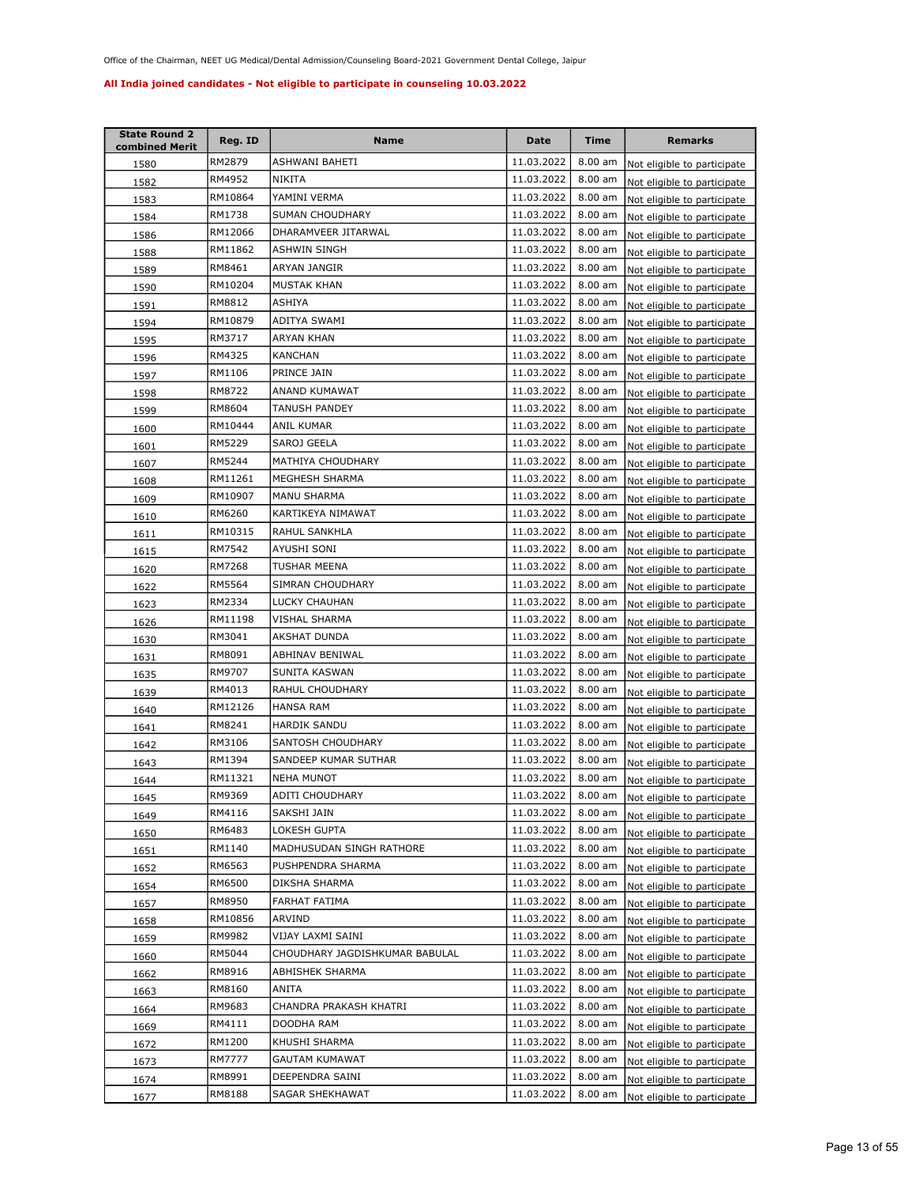Office of the Chairman, NEET UG Medical/Dental Admission/Counseling Board-2021 Government Dental College, Jaipur

**All India joined candidates - Not eligible to participate in counseling 10.03.2022**

| State Round 2 combined Merit | Reg. ID | Name | Date | Time | Remarks |
|---|---|---|---|---|---|
| 1580 | RM2879 | ASHWANI BAHETI | 11.03.2022 | 8.00 am | Not eligible to participate |
| 1582 | RM4952 | NIKITA | 11.03.2022 | 8.00 am | Not eligible to participate |
| 1583 | RM10864 | YAMINI VERMA | 11.03.2022 | 8.00 am | Not eligible to participate |
| 1584 | RM1738 | SUMAN CHOUDHARY | 11.03.2022 | 8.00 am | Not eligible to participate |
| 1586 | RM12066 | DHARAMVEER JITARWAL | 11.03.2022 | 8.00 am | Not eligible to participate |
| 1588 | RM11862 | ASHWIN SINGH | 11.03.2022 | 8.00 am | Not eligible to participate |
| 1589 | RM8461 | ARYAN JANGIR | 11.03.2022 | 8.00 am | Not eligible to participate |
| 1590 | RM10204 | MUSTAK KHAN | 11.03.2022 | 8.00 am | Not eligible to participate |
| 1591 | RM8812 | ASHIYA | 11.03.2022 | 8.00 am | Not eligible to participate |
| 1594 | RM10879 | ADITYA SWAMI | 11.03.2022 | 8.00 am | Not eligible to participate |
| 1595 | RM3717 | ARYAN KHAN | 11.03.2022 | 8.00 am | Not eligible to participate |
| 1596 | RM4325 | KANCHAN | 11.03.2022 | 8.00 am | Not eligible to participate |
| 1597 | RM1106 | PRINCE JAIN | 11.03.2022 | 8.00 am | Not eligible to participate |
| 1598 | RM8722 | ANAND KUMAWAT | 11.03.2022 | 8.00 am | Not eligible to participate |
| 1599 | RM8604 | TANUSH PANDEY | 11.03.2022 | 8.00 am | Not eligible to participate |
| 1600 | RM10444 | ANIL KUMAR | 11.03.2022 | 8.00 am | Not eligible to participate |
| 1601 | RM5229 | SAROJ GEELA | 11.03.2022 | 8.00 am | Not eligible to participate |
| 1607 | RM5244 | MATHIYA CHOUDHARY | 11.03.2022 | 8.00 am | Not eligible to participate |
| 1608 | RM11261 | MEGHESH SHARMA | 11.03.2022 | 8.00 am | Not eligible to participate |
| 1609 | RM10907 | MANU SHARMA | 11.03.2022 | 8.00 am | Not eligible to participate |
| 1610 | RM6260 | KARTIKEYA NIMAWAT | 11.03.2022 | 8.00 am | Not eligible to participate |
| 1611 | RM10315 | RAHUL SANKHLA | 11.03.2022 | 8.00 am | Not eligible to participate |
| 1615 | RM7542 | AYUSHI SONI | 11.03.2022 | 8.00 am | Not eligible to participate |
| 1620 | RM7268 | TUSHAR MEENA | 11.03.2022 | 8.00 am | Not eligible to participate |
| 1622 | RM5564 | SIMRAN CHOUDHARY | 11.03.2022 | 8.00 am | Not eligible to participate |
| 1623 | RM2334 | LUCKY CHAUHAN | 11.03.2022 | 8.00 am | Not eligible to participate |
| 1626 | RM11198 | VISHAL SHARMA | 11.03.2022 | 8.00 am | Not eligible to participate |
| 1630 | RM3041 | AKSHAT DUNDA | 11.03.2022 | 8.00 am | Not eligible to participate |
| 1631 | RM8091 | ABHINAV BENIWAL | 11.03.2022 | 8.00 am | Not eligible to participate |
| 1635 | RM9707 | SUNITA KASWAN | 11.03.2022 | 8.00 am | Not eligible to participate |
| 1639 | RM4013 | RAHUL CHOUDHARY | 11.03.2022 | 8.00 am | Not eligible to participate |
| 1640 | RM12126 | HANSA RAM | 11.03.2022 | 8.00 am | Not eligible to participate |
| 1641 | RM8241 | HARDIK SANDU | 11.03.2022 | 8.00 am | Not eligible to participate |
| 1642 | RM3106 | SANTOSH CHOUDHARY | 11.03.2022 | 8.00 am | Not eligible to participate |
| 1643 | RM1394 | SANDEEP KUMAR SUTHAR | 11.03.2022 | 8.00 am | Not eligible to participate |
| 1644 | RM11321 | NEHA MUNOT | 11.03.2022 | 8.00 am | Not eligible to participate |
| 1645 | RM9369 | ADITI CHOUDHARY | 11.03.2022 | 8.00 am | Not eligible to participate |
| 1649 | RM4116 | SAKSHI JAIN | 11.03.2022 | 8.00 am | Not eligible to participate |
| 1650 | RM6483 | LOKESH GUPTA | 11.03.2022 | 8.00 am | Not eligible to participate |
| 1651 | RM1140 | MADHUSUDAN SINGH RATHORE | 11.03.2022 | 8.00 am | Not eligible to participate |
| 1652 | RM6563 | PUSHPENDRA SHARMA | 11.03.2022 | 8.00 am | Not eligible to participate |
| 1654 | RM6500 | DIKSHA SHARMA | 11.03.2022 | 8.00 am | Not eligible to participate |
| 1657 | RM8950 | FARHAT FATIMA | 11.03.2022 | 8.00 am | Not eligible to participate |
| 1658 | RM10856 | ARVIND | 11.03.2022 | 8.00 am | Not eligible to participate |
| 1659 | RM9982 | VIJAY LAXMI SAINI | 11.03.2022 | 8.00 am | Not eligible to participate |
| 1660 | RM5044 | CHOUDHARY JAGDISHKUMAR BABULAL | 11.03.2022 | 8.00 am | Not eligible to participate |
| 1662 | RM8916 | ABHISHEK SHARMA | 11.03.2022 | 8.00 am | Not eligible to participate |
| 1663 | RM8160 | ANITA | 11.03.2022 | 8.00 am | Not eligible to participate |
| 1664 | RM9683 | CHANDRA PRAKASH KHATRI | 11.03.2022 | 8.00 am | Not eligible to participate |
| 1669 | RM4111 | DOODHA RAM | 11.03.2022 | 8.00 am | Not eligible to participate |
| 1672 | RM1200 | KHUSHI SHARMA | 11.03.2022 | 8.00 am | Not eligible to participate |
| 1673 | RM7777 | GAUTAM KUMAWAT | 11.03.2022 | 8.00 am | Not eligible to participate |
| 1674 | RM8991 | DEEPENDRA SAINI | 11.03.2022 | 8.00 am | Not eligible to participate |
| 1677 | RM8188 | SAGAR SHEKHAWAT | 11.03.2022 | 8.00 am | Not eligible to participate |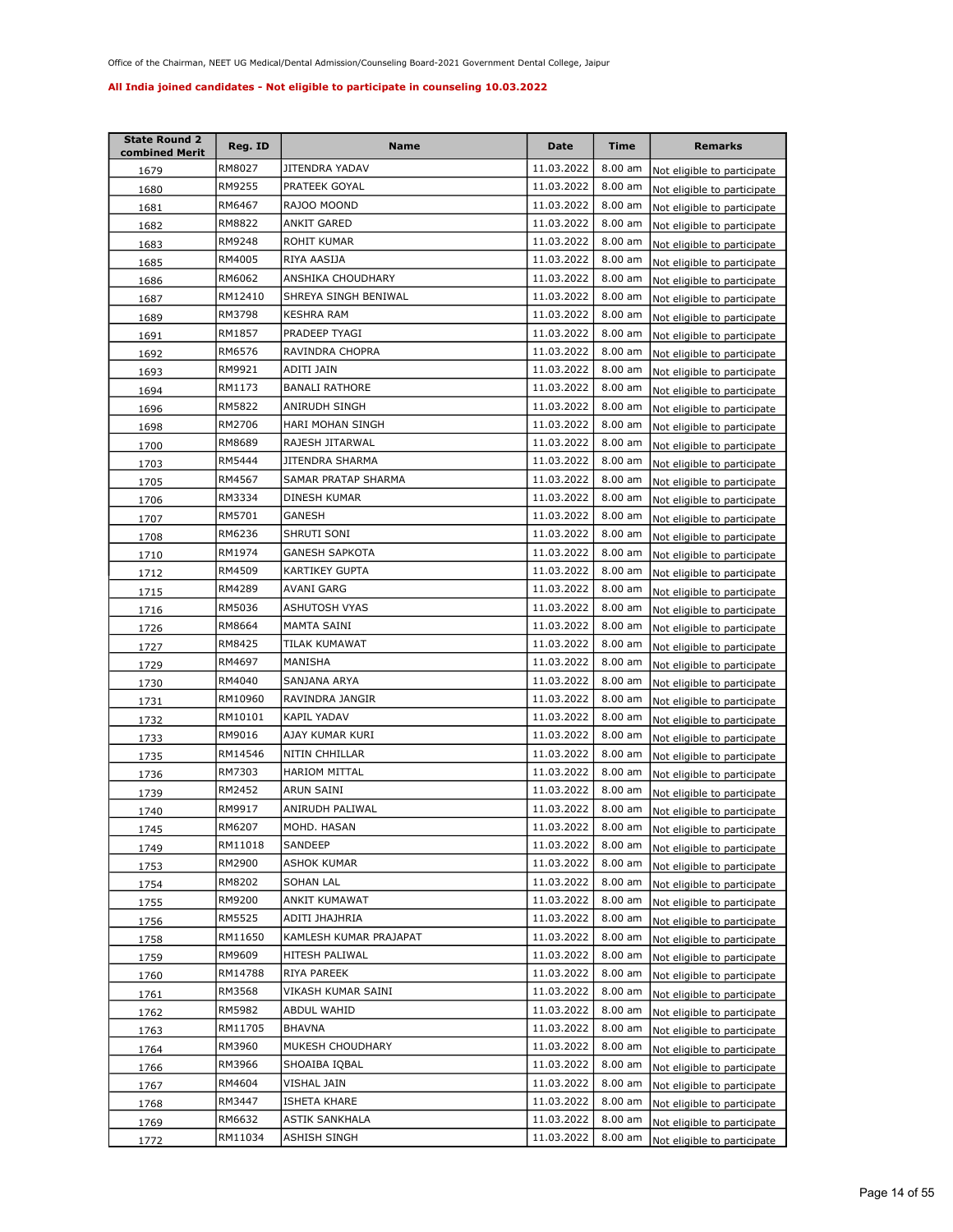Office of the Chairman, NEET UG Medical/Dental Admission/Counseling Board-2021 Government Dental College, Jaipur

**All India joined candidates - Not eligible to participate in counseling 10.03.2022**

| State Round 2 combined Merit | Reg. ID | Name | Date | Time | Remarks |
|---|---|---|---|---|---|
| 1679 | RM8027 | JITENDRA YADAV | 11.03.2022 | 8.00 am | Not eligible to participate |
| 1680 | RM9255 | PRATEEK GOYAL | 11.03.2022 | 8.00 am | Not eligible to participate |
| 1681 | RM6467 | RAJOO MOOND | 11.03.2022 | 8.00 am | Not eligible to participate |
| 1682 | RM8822 | ANKIT GARED | 11.03.2022 | 8.00 am | Not eligible to participate |
| 1683 | RM9248 | ROHIT KUMAR | 11.03.2022 | 8.00 am | Not eligible to participate |
| 1685 | RM4005 | RIYA AASIJA | 11.03.2022 | 8.00 am | Not eligible to participate |
| 1686 | RM6062 | ANSHIKA CHOUDHARY | 11.03.2022 | 8.00 am | Not eligible to participate |
| 1687 | RM12410 | SHREYA SINGH BENIWAL | 11.03.2022 | 8.00 am | Not eligible to participate |
| 1689 | RM3798 | KESHRA RAM | 11.03.2022 | 8.00 am | Not eligible to participate |
| 1691 | RM1857 | PRADEEP TYAGI | 11.03.2022 | 8.00 am | Not eligible to participate |
| 1692 | RM6576 | RAVINDRA CHOPRA | 11.03.2022 | 8.00 am | Not eligible to participate |
| 1693 | RM9921 | ADITI JAIN | 11.03.2022 | 8.00 am | Not eligible to participate |
| 1694 | RM1173 | BANALI RATHORE | 11.03.2022 | 8.00 am | Not eligible to participate |
| 1696 | RM5822 | ANIRUDH SINGH | 11.03.2022 | 8.00 am | Not eligible to participate |
| 1698 | RM2706 | HARI MOHAN SINGH | 11.03.2022 | 8.00 am | Not eligible to participate |
| 1700 | RM8689 | RAJESH JITARWAL | 11.03.2022 | 8.00 am | Not eligible to participate |
| 1703 | RM5444 | JITENDRA SHARMA | 11.03.2022 | 8.00 am | Not eligible to participate |
| 1705 | RM4567 | SAMAR PRATAP SHARMA | 11.03.2022 | 8.00 am | Not eligible to participate |
| 1706 | RM3334 | DINESH KUMAR | 11.03.2022 | 8.00 am | Not eligible to participate |
| 1707 | RM5701 | GANESH | 11.03.2022 | 8.00 am | Not eligible to participate |
| 1708 | RM6236 | SHRUTI SONI | 11.03.2022 | 8.00 am | Not eligible to participate |
| 1710 | RM1974 | GANESH SAPKOTA | 11.03.2022 | 8.00 am | Not eligible to participate |
| 1712 | RM4509 | KARTIKEY GUPTA | 11.03.2022 | 8.00 am | Not eligible to participate |
| 1715 | RM4289 | AVANI GARG | 11.03.2022 | 8.00 am | Not eligible to participate |
| 1716 | RM5036 | ASHUTOSH VYAS | 11.03.2022 | 8.00 am | Not eligible to participate |
| 1726 | RM8664 | MAMTA SAINI | 11.03.2022 | 8.00 am | Not eligible to participate |
| 1727 | RM8425 | TILAK KUMAWAT | 11.03.2022 | 8.00 am | Not eligible to participate |
| 1729 | RM4697 | MANISHA | 11.03.2022 | 8.00 am | Not eligible to participate |
| 1730 | RM4040 | SANJANA ARYA | 11.03.2022 | 8.00 am | Not eligible to participate |
| 1731 | RM10960 | RAVINDRA JANGIR | 11.03.2022 | 8.00 am | Not eligible to participate |
| 1732 | RM10101 | KAPIL YADAV | 11.03.2022 | 8.00 am | Not eligible to participate |
| 1733 | RM9016 | AJAY KUMAR KURI | 11.03.2022 | 8.00 am | Not eligible to participate |
| 1735 | RM14546 | NITIN CHHILLAR | 11.03.2022 | 8.00 am | Not eligible to participate |
| 1736 | RM7303 | HARIOM MITTAL | 11.03.2022 | 8.00 am | Not eligible to participate |
| 1739 | RM2452 | ARUN SAINI | 11.03.2022 | 8.00 am | Not eligible to participate |
| 1740 | RM9917 | ANIRUDH PALIWAL | 11.03.2022 | 8.00 am | Not eligible to participate |
| 1745 | RM6207 | MOHD. HASAN | 11.03.2022 | 8.00 am | Not eligible to participate |
| 1749 | RM11018 | SANDEEP | 11.03.2022 | 8.00 am | Not eligible to participate |
| 1753 | RM2900 | ASHOK KUMAR | 11.03.2022 | 8.00 am | Not eligible to participate |
| 1754 | RM8202 | SOHAN LAL | 11.03.2022 | 8.00 am | Not eligible to participate |
| 1755 | RM9200 | ANKIT KUMAWAT | 11.03.2022 | 8.00 am | Not eligible to participate |
| 1756 | RM5525 | ADITI JHAJHRIA | 11.03.2022 | 8.00 am | Not eligible to participate |
| 1758 | RM11650 | KAMLESH KUMAR PRAJAPAT | 11.03.2022 | 8.00 am | Not eligible to participate |
| 1759 | RM9609 | HITESH PALIWAL | 11.03.2022 | 8.00 am | Not eligible to participate |
| 1760 | RM14788 | RIYA PAREEK | 11.03.2022 | 8.00 am | Not eligible to participate |
| 1761 | RM3568 | VIKASH KUMAR SAINI | 11.03.2022 | 8.00 am | Not eligible to participate |
| 1762 | RM5982 | ABDUL WAHID | 11.03.2022 | 8.00 am | Not eligible to participate |
| 1763 | RM11705 | BHAVNA | 11.03.2022 | 8.00 am | Not eligible to participate |
| 1764 | RM3960 | MUKESH CHOUDHARY | 11.03.2022 | 8.00 am | Not eligible to participate |
| 1766 | RM3966 | SHOAIBA IQBAL | 11.03.2022 | 8.00 am | Not eligible to participate |
| 1767 | RM4604 | VISHAL JAIN | 11.03.2022 | 8.00 am | Not eligible to participate |
| 1768 | RM3447 | ISHETA KHARE | 11.03.2022 | 8.00 am | Not eligible to participate |
| 1769 | RM6632 | ASTIK SANKHALA | 11.03.2022 | 8.00 am | Not eligible to participate |
| 1772 | RM11034 | ASHISH SINGH | 11.03.2022 | 8.00 am | Not eligible to participate |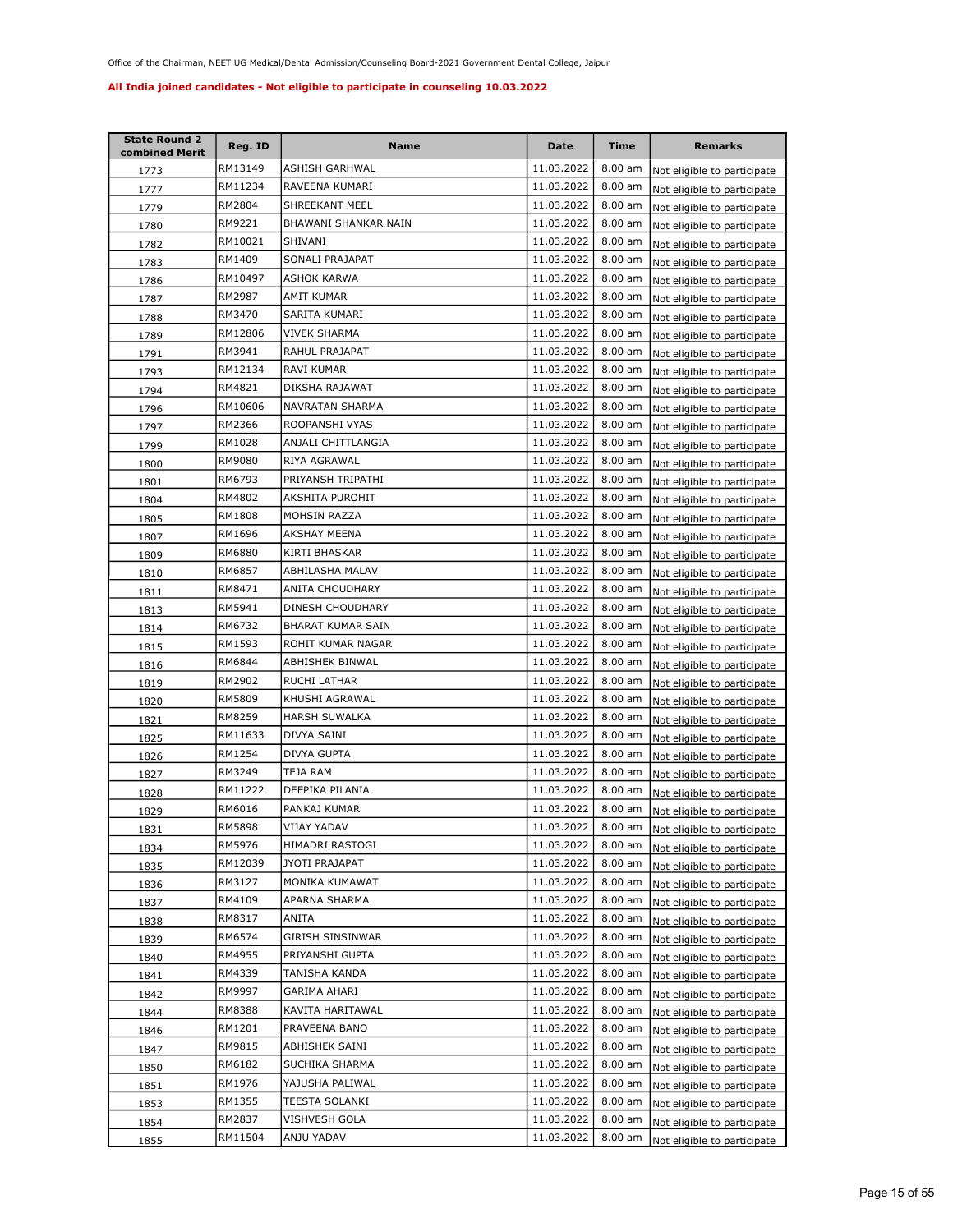Office of the Chairman, NEET UG Medical/Dental Admission/Counseling Board-2021 Government Dental College, Jaipur

**All India joined candidates - Not eligible to participate in counseling 10.03.2022**

| State Round 2 combined Merit | Reg. ID | Name | Date | Time | Remarks |
|---|---|---|---|---|---|
| 1773 | RM13149 | ASHISH GARHWAL | 11.03.2022 | 8.00 am | Not eligible to participate |
| 1777 | RM11234 | RAVEENA KUMARI | 11.03.2022 | 8.00 am | Not eligible to participate |
| 1779 | RM2804 | SHREEKANT MEEL | 11.03.2022 | 8.00 am | Not eligible to participate |
| 1780 | RM9221 | BHAWANI SHANKAR NAIN | 11.03.2022 | 8.00 am | Not eligible to participate |
| 1782 | RM10021 | SHIVANI | 11.03.2022 | 8.00 am | Not eligible to participate |
| 1783 | RM1409 | SONALI PRAJAPAT | 11.03.2022 | 8.00 am | Not eligible to participate |
| 1786 | RM10497 | ASHOK KARWA | 11.03.2022 | 8.00 am | Not eligible to participate |
| 1787 | RM2987 | AMIT KUMAR | 11.03.2022 | 8.00 am | Not eligible to participate |
| 1788 | RM3470 | SARITA KUMARI | 11.03.2022 | 8.00 am | Not eligible to participate |
| 1789 | RM12806 | VIVEK SHARMA | 11.03.2022 | 8.00 am | Not eligible to participate |
| 1791 | RM3941 | RAHUL PRAJAPAT | 11.03.2022 | 8.00 am | Not eligible to participate |
| 1793 | RM12134 | RAVI KUMAR | 11.03.2022 | 8.00 am | Not eligible to participate |
| 1794 | RM4821 | DIKSHA RAJAWAT | 11.03.2022 | 8.00 am | Not eligible to participate |
| 1796 | RM10606 | NAVRATAN SHARMA | 11.03.2022 | 8.00 am | Not eligible to participate |
| 1797 | RM2366 | ROOPANSHI VYAS | 11.03.2022 | 8.00 am | Not eligible to participate |
| 1799 | RM1028 | ANJALI CHITTLANGIA | 11.03.2022 | 8.00 am | Not eligible to participate |
| 1800 | RM9080 | RIYA AGRAWAL | 11.03.2022 | 8.00 am | Not eligible to participate |
| 1801 | RM6793 | PRIYANSH TRIPATHI | 11.03.2022 | 8.00 am | Not eligible to participate |
| 1804 | RM4802 | AKSHITA PUROHIT | 11.03.2022 | 8.00 am | Not eligible to participate |
| 1805 | RM1808 | MOHSIN RAZZA | 11.03.2022 | 8.00 am | Not eligible to participate |
| 1807 | RM1696 | AKSHAY MEENA | 11.03.2022 | 8.00 am | Not eligible to participate |
| 1809 | RM6880 | KIRTI BHASKAR | 11.03.2022 | 8.00 am | Not eligible to participate |
| 1810 | RM6857 | ABHILASHA MALAV | 11.03.2022 | 8.00 am | Not eligible to participate |
| 1811 | RM8471 | ANITA CHOUDHARY | 11.03.2022 | 8.00 am | Not eligible to participate |
| 1813 | RM5941 | DINESH CHOUDHARY | 11.03.2022 | 8.00 am | Not eligible to participate |
| 1814 | RM6732 | BHARAT KUMAR SAIN | 11.03.2022 | 8.00 am | Not eligible to participate |
| 1815 | RM1593 | ROHIT KUMAR NAGAR | 11.03.2022 | 8.00 am | Not eligible to participate |
| 1816 | RM6844 | ABHISHEK BINWAL | 11.03.2022 | 8.00 am | Not eligible to participate |
| 1819 | RM2902 | RUCHI LATHAR | 11.03.2022 | 8.00 am | Not eligible to participate |
| 1820 | RM5809 | KHUSHI AGRAWAL | 11.03.2022 | 8.00 am | Not eligible to participate |
| 1821 | RM8259 | HARSH SUWALKA | 11.03.2022 | 8.00 am | Not eligible to participate |
| 1825 | RM11633 | DIVYA SAINI | 11.03.2022 | 8.00 am | Not eligible to participate |
| 1826 | RM1254 | DIVYA GUPTA | 11.03.2022 | 8.00 am | Not eligible to participate |
| 1827 | RM3249 | TEJA RAM | 11.03.2022 | 8.00 am | Not eligible to participate |
| 1828 | RM11222 | DEEPIKA PILANIA | 11.03.2022 | 8.00 am | Not eligible to participate |
| 1829 | RM6016 | PANKAJ KUMAR | 11.03.2022 | 8.00 am | Not eligible to participate |
| 1831 | RM5898 | VIJAY YADAV | 11.03.2022 | 8.00 am | Not eligible to participate |
| 1834 | RM5976 | HIMADRI RASTOGI | 11.03.2022 | 8.00 am | Not eligible to participate |
| 1835 | RM12039 | JYOTI PRAJAPAT | 11.03.2022 | 8.00 am | Not eligible to participate |
| 1836 | RM3127 | MONIKA KUMAWAT | 11.03.2022 | 8.00 am | Not eligible to participate |
| 1837 | RM4109 | APARNA SHARMA | 11.03.2022 | 8.00 am | Not eligible to participate |
| 1838 | RM8317 | ANITA | 11.03.2022 | 8.00 am | Not eligible to participate |
| 1839 | RM6574 | GIRISH SINSINWAR | 11.03.2022 | 8.00 am | Not eligible to participate |
| 1840 | RM4955 | PRIYANSHI GUPTA | 11.03.2022 | 8.00 am | Not eligible to participate |
| 1841 | RM4339 | TANISHA KANDA | 11.03.2022 | 8.00 am | Not eligible to participate |
| 1842 | RM9997 | GARIMA AHARI | 11.03.2022 | 8.00 am | Not eligible to participate |
| 1844 | RM8388 | KAVITA HARITAWAL | 11.03.2022 | 8.00 am | Not eligible to participate |
| 1846 | RM1201 | PRAVEENA BANO | 11.03.2022 | 8.00 am | Not eligible to participate |
| 1847 | RM9815 | ABHISHEK SAINI | 11.03.2022 | 8.00 am | Not eligible to participate |
| 1850 | RM6182 | SUCHIKA SHARMA | 11.03.2022 | 8.00 am | Not eligible to participate |
| 1851 | RM1976 | YAJUSHA PALIWAL | 11.03.2022 | 8.00 am | Not eligible to participate |
| 1853 | RM1355 | TEESTA SOLANKI | 11.03.2022 | 8.00 am | Not eligible to participate |
| 1854 | RM2837 | VISHVESH GOLA | 11.03.2022 | 8.00 am | Not eligible to participate |
| 1855 | RM11504 | ANJU YADAV | 11.03.2022 | 8.00 am | Not eligible to participate |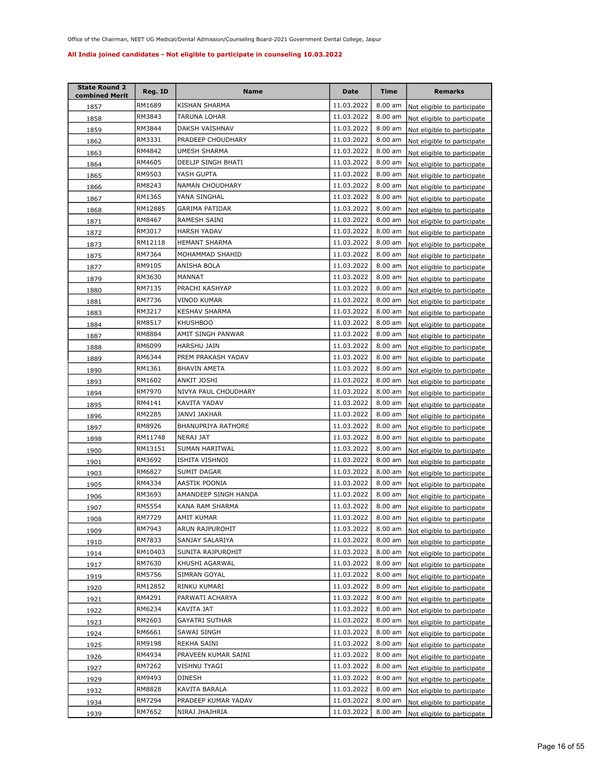Office of the Chairman, NEET UG Medical/Dental Admission/Counseling Board-2021 Government Dental College, Jaipur

**All India joined candidates - Not eligible to participate in counseling 10.03.2022**

| State Round 2 combined Merit | Reg. ID | Name | Date | Time | Remarks |
|---|---|---|---|---|---|
| 1857 | RM1689 | KISHAN SHARMA | 11.03.2022 | 8.00 am | Not eligible to participate |
| 1858 | RM3843 | TARUNA LOHAR | 11.03.2022 | 8.00 am | Not eligible to participate |
| 1859 | RM3844 | DAKSH VAISHNAV | 11.03.2022 | 8.00 am | Not eligible to participate |
| 1862 | RM3331 | PRADEEP CHOUDHARY | 11.03.2022 | 8.00 am | Not eligible to participate |
| 1863 | RM4842 | UMESH SHARMA | 11.03.2022 | 8.00 am | Not eligible to participate |
| 1864 | RM4605 | DEELIP SINGH BHATI | 11.03.2022 | 8.00 am | Not eligible to participate |
| 1865 | RM9503 | YASH GUPTA | 11.03.2022 | 8.00 am | Not eligible to participate |
| 1866 | RM8243 | NAMAN CHOUDHARY | 11.03.2022 | 8.00 am | Not eligible to participate |
| 1867 | RM1365 | YANA SINGHAL | 11.03.2022 | 8.00 am | Not eligible to participate |
| 1868 | RM12885 | GARIMA PATIDAR | 11.03.2022 | 8.00 am | Not eligible to participate |
| 1871 | RM8467 | RAMESH SAINI | 11.03.2022 | 8.00 am | Not eligible to participate |
| 1872 | RM3017 | HARSH YADAV | 11.03.2022 | 8.00 am | Not eligible to participate |
| 1873 | RM12118 | HEMANT SHARMA | 11.03.2022 | 8.00 am | Not eligible to participate |
| 1875 | RM7364 | MOHAMMAD SHAHID | 11.03.2022 | 8.00 am | Not eligible to participate |
| 1877 | RM9105 | ANISHA BOLA | 11.03.2022 | 8.00 am | Not eligible to participate |
| 1879 | RM3630 | MANNAT | 11.03.2022 | 8.00 am | Not eligible to participate |
| 1880 | RM7135 | PRACHI KASHYAP | 11.03.2022 | 8.00 am | Not eligible to participate |
| 1881 | RM7736 | VINOD KUMAR | 11.03.2022 | 8.00 am | Not eligible to participate |
| 1883 | RM3217 | KESHAV SHARMA | 11.03.2022 | 8.00 am | Not eligible to participate |
| 1884 | RM8517 | KHUSHBOO | 11.03.2022 | 8.00 am | Not eligible to participate |
| 1887 | RM8884 | AMIT SINGH PANWAR | 11.03.2022 | 8.00 am | Not eligible to participate |
| 1888 | RM6099 | HARSHU JAIN | 11.03.2022 | 8.00 am | Not eligible to participate |
| 1889 | RM6344 | PREM PRAKASH YADAV | 11.03.2022 | 8.00 am | Not eligible to participate |
| 1890 | RM1361 | BHAVIN AMETA | 11.03.2022 | 8.00 am | Not eligible to participate |
| 1893 | RM1602 | ANKIT JOSHI | 11.03.2022 | 8.00 am | Not eligible to participate |
| 1894 | RM7970 | NIVYA PAUL CHOUDHARY | 11.03.2022 | 8.00 am | Not eligible to participate |
| 1895 | RM4141 | KAVITA YADAV | 11.03.2022 | 8.00 am | Not eligible to participate |
| 1896 | RM2285 | JANVI JAKHAR | 11.03.2022 | 8.00 am | Not eligible to participate |
| 1897 | RM8926 | BHANUPRIYA RATHORE | 11.03.2022 | 8.00 am | Not eligible to participate |
| 1898 | RM11748 | NERAJ JAT | 11.03.2022 | 8.00 am | Not eligible to participate |
| 1900 | RM13151 | SUMAN HARITWAL | 11.03.2022 | 8.00 am | Not eligible to participate |
| 1901 | RM3692 | ISHITA VISHNOI | 11.03.2022 | 8.00 am | Not eligible to participate |
| 1903 | RM6827 | SUMIT DAGAR | 11.03.2022 | 8.00 am | Not eligible to participate |
| 1905 | RM4334 | AASTIK POONIA | 11.03.2022 | 8.00 am | Not eligible to participate |
| 1906 | RM3693 | AMANDEEP SINGH HANDA | 11.03.2022 | 8.00 am | Not eligible to participate |
| 1907 | RM5554 | KANA RAM SHARMA | 11.03.2022 | 8.00 am | Not eligible to participate |
| 1908 | RM7729 | AMIT KUMAR | 11.03.2022 | 8.00 am | Not eligible to participate |
| 1909 | RM7943 | ARUN RAJPUROHIT | 11.03.2022 | 8.00 am | Not eligible to participate |
| 1910 | RM7833 | SANJAY SALARIYA | 11.03.2022 | 8.00 am | Not eligible to participate |
| 1914 | RM10403 | SUNITA RAJPUROHIT | 11.03.2022 | 8.00 am | Not eligible to participate |
| 1917 | RM7630 | KHUSHI AGARWAL | 11.03.2022 | 8.00 am | Not eligible to participate |
| 1919 | RM5756 | SIMRAN GOYAL | 11.03.2022 | 8.00 am | Not eligible to participate |
| 1920 | RM12852 | RINKU KUMARI | 11.03.2022 | 8.00 am | Not eligible to participate |
| 1921 | RM4291 | PARWATI ACHARYA | 11.03.2022 | 8.00 am | Not eligible to participate |
| 1922 | RM6234 | KAVITA JAT | 11.03.2022 | 8.00 am | Not eligible to participate |
| 1923 | RM2603 | GAYATRI SUTHAR | 11.03.2022 | 8.00 am | Not eligible to participate |
| 1924 | RM6661 | SAWAI SINGH | 11.03.2022 | 8.00 am | Not eligible to participate |
| 1925 | RM9198 | REKHA SAINI | 11.03.2022 | 8.00 am | Not eligible to participate |
| 1926 | RM4934 | PRAVEEN KUMAR SAINI | 11.03.2022 | 8.00 am | Not eligible to participate |
| 1927 | RM7262 | VISHNU TYAGI | 11.03.2022 | 8.00 am | Not eligible to participate |
| 1929 | RM9493 | DINESH | 11.03.2022 | 8.00 am | Not eligible to participate |
| 1932 | RM8828 | KAVITA BARALA | 11.03.2022 | 8.00 am | Not eligible to participate |
| 1934 | RM7294 | PRADEEP KUMAR YADAV | 11.03.2022 | 8.00 am | Not eligible to participate |
| 1939 | RM7652 | NIRAJ JHAJHRIA | 11.03.2022 | 8.00 am | Not eligible to participate |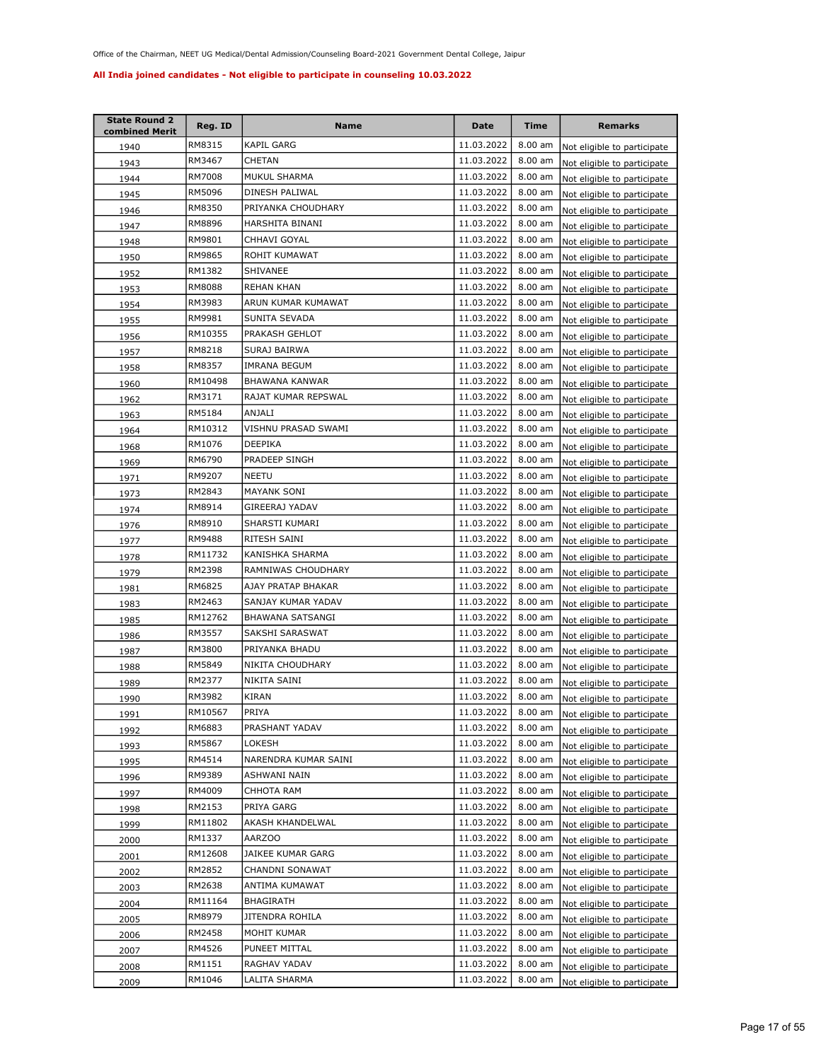Office of the Chairman, NEET UG Medical/Dental Admission/Counseling Board-2021 Government Dental College, Jaipur

**All India joined candidates - Not eligible to participate in counseling 10.03.2022**

| State Round 2 combined Merit | Reg. ID | Name | Date | Time | Remarks |
|---|---|---|---|---|---|
| 1940 | RM8315 | KAPIL GARG | 11.03.2022 | 8.00 am | Not eligible to participate |
| 1943 | RM3467 | CHETAN | 11.03.2022 | 8.00 am | Not eligible to participate |
| 1944 | RM7008 | MUKUL SHARMA | 11.03.2022 | 8.00 am | Not eligible to participate |
| 1945 | RM5096 | DINESH PALIWAL | 11.03.2022 | 8.00 am | Not eligible to participate |
| 1946 | RM8350 | PRIYANKA CHOUDHARY | 11.03.2022 | 8.00 am | Not eligible to participate |
| 1947 | RM8896 | HARSHITA BINANI | 11.03.2022 | 8.00 am | Not eligible to participate |
| 1948 | RM9801 | CHHAVI GOYAL | 11.03.2022 | 8.00 am | Not eligible to participate |
| 1950 | RM9865 | ROHIT KUMAWAT | 11.03.2022 | 8.00 am | Not eligible to participate |
| 1952 | RM1382 | SHIVANEE | 11.03.2022 | 8.00 am | Not eligible to participate |
| 1953 | RM8088 | REHAN KHAN | 11.03.2022 | 8.00 am | Not eligible to participate |
| 1954 | RM3983 | ARUN KUMAR KUMAWAT | 11.03.2022 | 8.00 am | Not eligible to participate |
| 1955 | RM9981 | SUNITA SEVADA | 11.03.2022 | 8.00 am | Not eligible to participate |
| 1956 | RM10355 | PRAKASH GEHLOT | 11.03.2022 | 8.00 am | Not eligible to participate |
| 1957 | RM8218 | SURAJ BAIRWA | 11.03.2022 | 8.00 am | Not eligible to participate |
| 1958 | RM8357 | IMRANA BEGUM | 11.03.2022 | 8.00 am | Not eligible to participate |
| 1960 | RM10498 | BHAWANA KANWAR | 11.03.2022 | 8.00 am | Not eligible to participate |
| 1962 | RM3171 | RAJAT KUMAR REPSWAL | 11.03.2022 | 8.00 am | Not eligible to participate |
| 1963 | RM5184 | ANJALI | 11.03.2022 | 8.00 am | Not eligible to participate |
| 1964 | RM10312 | VISHNU PRASAD SWAMI | 11.03.2022 | 8.00 am | Not eligible to participate |
| 1968 | RM1076 | DEEPIKA | 11.03.2022 | 8.00 am | Not eligible to participate |
| 1969 | RM6790 | PRADEEP SINGH | 11.03.2022 | 8.00 am | Not eligible to participate |
| 1971 | RM9207 | NEETU | 11.03.2022 | 8.00 am | Not eligible to participate |
| 1973 | RM2843 | MAYANK SONI | 11.03.2022 | 8.00 am | Not eligible to participate |
| 1974 | RM8914 | GIREERAJ YADAV | 11.03.2022 | 8.00 am | Not eligible to participate |
| 1976 | RM8910 | SHARSTI KUMARI | 11.03.2022 | 8.00 am | Not eligible to participate |
| 1977 | RM9488 | RITESH SAINI | 11.03.2022 | 8.00 am | Not eligible to participate |
| 1978 | RM11732 | KANISHKA SHARMA | 11.03.2022 | 8.00 am | Not eligible to participate |
| 1979 | RM2398 | RAMNIWAS CHOUDHARY | 11.03.2022 | 8.00 am | Not eligible to participate |
| 1981 | RM6825 | AJAY PRATAP BHAKAR | 11.03.2022 | 8.00 am | Not eligible to participate |
| 1983 | RM2463 | SANJAY KUMAR YADAV | 11.03.2022 | 8.00 am | Not eligible to participate |
| 1985 | RM12762 | BHAWANA SATSANGI | 11.03.2022 | 8.00 am | Not eligible to participate |
| 1986 | RM3557 | SAKSHI SARASWAT | 11.03.2022 | 8.00 am | Not eligible to participate |
| 1987 | RM3800 | PRIYANKA BHADU | 11.03.2022 | 8.00 am | Not eligible to participate |
| 1988 | RM5849 | NIKITA CHOUDHARY | 11.03.2022 | 8.00 am | Not eligible to participate |
| 1989 | RM2377 | NIKITA SAINI | 11.03.2022 | 8.00 am | Not eligible to participate |
| 1990 | RM3982 | KIRAN | 11.03.2022 | 8.00 am | Not eligible to participate |
| 1991 | RM10567 | PRIYA | 11.03.2022 | 8.00 am | Not eligible to participate |
| 1992 | RM6883 | PRASHANT YADAV | 11.03.2022 | 8.00 am | Not eligible to participate |
| 1993 | RM5867 | LOKESH | 11.03.2022 | 8.00 am | Not eligible to participate |
| 1995 | RM4514 | NARENDRA KUMAR SAINI | 11.03.2022 | 8.00 am | Not eligible to participate |
| 1996 | RM9389 | ASHWANI NAIN | 11.03.2022 | 8.00 am | Not eligible to participate |
| 1997 | RM4009 | CHHOTA RAM | 11.03.2022 | 8.00 am | Not eligible to participate |
| 1998 | RM2153 | PRIYA GARG | 11.03.2022 | 8.00 am | Not eligible to participate |
| 1999 | RM11802 | AKASH KHANDELWAL | 11.03.2022 | 8.00 am | Not eligible to participate |
| 2000 | RM1337 | AARZOO | 11.03.2022 | 8.00 am | Not eligible to participate |
| 2001 | RM12608 | JAIKEE KUMAR GARG | 11.03.2022 | 8.00 am | Not eligible to participate |
| 2002 | RM2852 | CHANDNI SONAWAT | 11.03.2022 | 8.00 am | Not eligible to participate |
| 2003 | RM2638 | ANTIMA KUMAWAT | 11.03.2022 | 8.00 am | Not eligible to participate |
| 2004 | RM11164 | BHAGIRATH | 11.03.2022 | 8.00 am | Not eligible to participate |
| 2005 | RM8979 | JITENDRA ROHILA | 11.03.2022 | 8.00 am | Not eligible to participate |
| 2006 | RM2458 | MOHIT KUMAR | 11.03.2022 | 8.00 am | Not eligible to participate |
| 2007 | RM4526 | PUNEET MITTAL | 11.03.2022 | 8.00 am | Not eligible to participate |
| 2008 | RM1151 | RAGHAV YADAV | 11.03.2022 | 8.00 am | Not eligible to participate |
| 2009 | RM1046 | LALITA SHARMA | 11.03.2022 | 8.00 am | Not eligible to participate |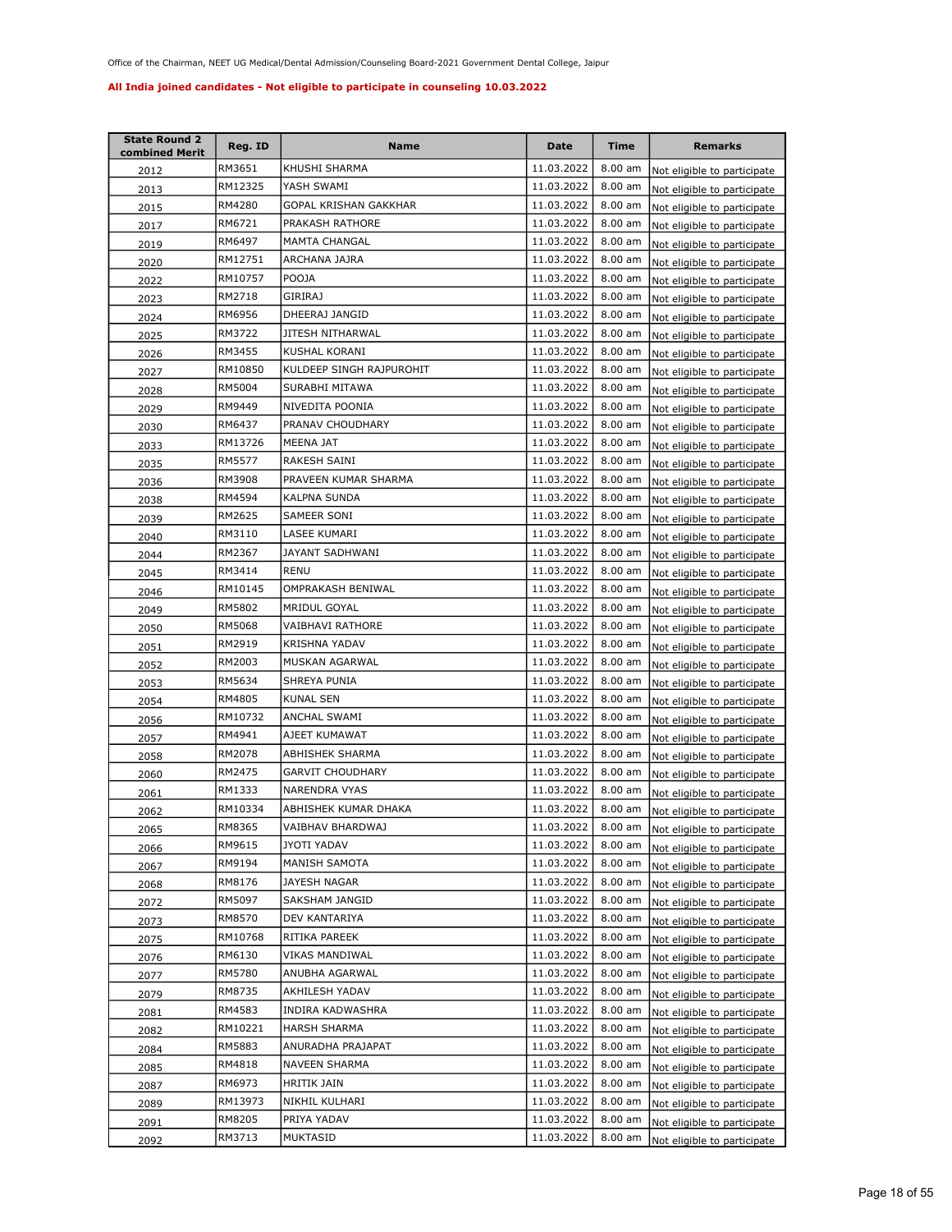Office of the Chairman, NEET UG Medical/Dental Admission/Counseling Board-2021 Government Dental College, Jaipur

**All India joined candidates - Not eligible to participate in counseling 10.03.2022**

| State Round 2 combined Merit | Reg. ID | Name | Date | Time | Remarks |
|---|---|---|---|---|---|
| 2012 | RM3651 | KHUSHI SHARMA | 11.03.2022 | 8.00 am | Not eligible to participate |
| 2013 | RM12325 | YASH SWAMI | 11.03.2022 | 8.00 am | Not eligible to participate |
| 2015 | RM4280 | GOPAL KRISHAN GAKKHAR | 11.03.2022 | 8.00 am | Not eligible to participate |
| 2017 | RM6721 | PRAKASH RATHORE | 11.03.2022 | 8.00 am | Not eligible to participate |
| 2019 | RM6497 | MAMTA CHANGAL | 11.03.2022 | 8.00 am | Not eligible to participate |
| 2020 | RM12751 | ARCHANA JAJRA | 11.03.2022 | 8.00 am | Not eligible to participate |
| 2022 | RM10757 | POOJA | 11.03.2022 | 8.00 am | Not eligible to participate |
| 2023 | RM2718 | GIRIRAJ | 11.03.2022 | 8.00 am | Not eligible to participate |
| 2024 | RM6956 | DHEERAJ JANGID | 11.03.2022 | 8.00 am | Not eligible to participate |
| 2025 | RM3722 | JITESH NITHARWAL | 11.03.2022 | 8.00 am | Not eligible to participate |
| 2026 | RM3455 | KUSHAL KORANI | 11.03.2022 | 8.00 am | Not eligible to participate |
| 2027 | RM10850 | KULDEEP SINGH RAJPUROHIT | 11.03.2022 | 8.00 am | Not eligible to participate |
| 2028 | RM5004 | SURABHI MITAWA | 11.03.2022 | 8.00 am | Not eligible to participate |
| 2029 | RM9449 | NIVEDITA POONIA | 11.03.2022 | 8.00 am | Not eligible to participate |
| 2030 | RM6437 | PRANAV CHOUDHARY | 11.03.2022 | 8.00 am | Not eligible to participate |
| 2033 | RM13726 | MEENA JAT | 11.03.2022 | 8.00 am | Not eligible to participate |
| 2035 | RM5577 | RAKESH SAINI | 11.03.2022 | 8.00 am | Not eligible to participate |
| 2036 | RM3908 | PRAVEEN KUMAR SHARMA | 11.03.2022 | 8.00 am | Not eligible to participate |
| 2038 | RM4594 | KALPNA SUNDA | 11.03.2022 | 8.00 am | Not eligible to participate |
| 2039 | RM2625 | SAMEER SONI | 11.03.2022 | 8.00 am | Not eligible to participate |
| 2040 | RM3110 | LASEE KUMARI | 11.03.2022 | 8.00 am | Not eligible to participate |
| 2044 | RM2367 | JAYANT SADHWANI | 11.03.2022 | 8.00 am | Not eligible to participate |
| 2045 | RM3414 | RENU | 11.03.2022 | 8.00 am | Not eligible to participate |
| 2046 | RM10145 | OMPRAKASH BENIWAL | 11.03.2022 | 8.00 am | Not eligible to participate |
| 2049 | RM5802 | MRIDUL GOYAL | 11.03.2022 | 8.00 am | Not eligible to participate |
| 2050 | RM5068 | VAIBHAVI RATHORE | 11.03.2022 | 8.00 am | Not eligible to participate |
| 2051 | RM2919 | KRISHNA YADAV | 11.03.2022 | 8.00 am | Not eligible to participate |
| 2052 | RM2003 | MUSKAN AGARWAL | 11.03.2022 | 8.00 am | Not eligible to participate |
| 2053 | RM5634 | SHREYA PUNIA | 11.03.2022 | 8.00 am | Not eligible to participate |
| 2054 | RM4805 | KUNAL SEN | 11.03.2022 | 8.00 am | Not eligible to participate |
| 2056 | RM10732 | ANCHAL SWAMI | 11.03.2022 | 8.00 am | Not eligible to participate |
| 2057 | RM4941 | AJEET KUMAWAT | 11.03.2022 | 8.00 am | Not eligible to participate |
| 2058 | RM2078 | ABHISHEK SHARMA | 11.03.2022 | 8.00 am | Not eligible to participate |
| 2060 | RM2475 | GARVIT CHOUDHARY | 11.03.2022 | 8.00 am | Not eligible to participate |
| 2061 | RM1333 | NARENDRA VYAS | 11.03.2022 | 8.00 am | Not eligible to participate |
| 2062 | RM10334 | ABHISHEK KUMAR DHAKA | 11.03.2022 | 8.00 am | Not eligible to participate |
| 2065 | RM8365 | VAIBHAV BHARDWAJ | 11.03.2022 | 8.00 am | Not eligible to participate |
| 2066 | RM9615 | JYOTI YADAV | 11.03.2022 | 8.00 am | Not eligible to participate |
| 2067 | RM9194 | MANISH SAMOTA | 11.03.2022 | 8.00 am | Not eligible to participate |
| 2068 | RM8176 | JAYESH NAGAR | 11.03.2022 | 8.00 am | Not eligible to participate |
| 2072 | RM5097 | SAKSHAM JANGID | 11.03.2022 | 8.00 am | Not eligible to participate |
| 2073 | RM8570 | DEV KANTARIYA | 11.03.2022 | 8.00 am | Not eligible to participate |
| 2075 | RM10768 | RITIKA PAREEK | 11.03.2022 | 8.00 am | Not eligible to participate |
| 2076 | RM6130 | VIKAS MANDIWAL | 11.03.2022 | 8.00 am | Not eligible to participate |
| 2077 | RM5780 | ANUBHA AGARWAL | 11.03.2022 | 8.00 am | Not eligible to participate |
| 2079 | RM8735 | AKHILESH YADAV | 11.03.2022 | 8.00 am | Not eligible to participate |
| 2081 | RM4583 | INDIRA KADWASHRA | 11.03.2022 | 8.00 am | Not eligible to participate |
| 2082 | RM10221 | HARSH SHARMA | 11.03.2022 | 8.00 am | Not eligible to participate |
| 2084 | RM5883 | ANURADHA PRAJAPAT | 11.03.2022 | 8.00 am | Not eligible to participate |
| 2085 | RM4818 | NAVEEN SHARMA | 11.03.2022 | 8.00 am | Not eligible to participate |
| 2087 | RM6973 | HRITIK JAIN | 11.03.2022 | 8.00 am | Not eligible to participate |
| 2089 | RM13973 | NIKHIL KULHARI | 11.03.2022 | 8.00 am | Not eligible to participate |
| 2091 | RM8205 | PRIYA YADAV | 11.03.2022 | 8.00 am | Not eligible to participate |
| 2092 | RM3713 | MUKTASID | 11.03.2022 | 8.00 am | Not eligible to participate |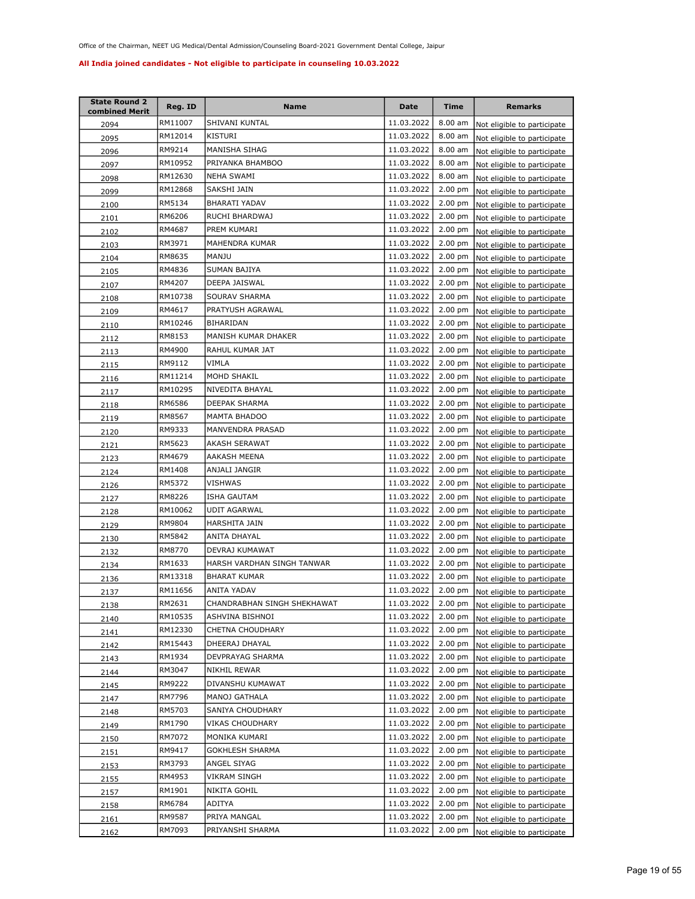Office of the Chairman, NEET UG Medical/Dental Admission/Counseling Board-2021 Government Dental College, Jaipur

**All India joined candidates - Not eligible to participate in counseling 10.03.2022**

| State Round 2 combined Merit | Reg. ID | Name | Date | Time | Remarks |
|---|---|---|---|---|---|
| 2094 | RM11007 | SHIVANI KUNTAL | 11.03.2022 | 8.00 am | Not eligible to participate |
| 2095 | RM12014 | KISTURI | 11.03.2022 | 8.00 am | Not eligible to participate |
| 2096 | RM9214 | MANISHA SIHAG | 11.03.2022 | 8.00 am | Not eligible to participate |
| 2097 | RM10952 | PRIYANKA BHAMBOO | 11.03.2022 | 8.00 am | Not eligible to participate |
| 2098 | RM12630 | NEHA SWAMI | 11.03.2022 | 8.00 am | Not eligible to participate |
| 2099 | RM12868 | SAKSHI JAIN | 11.03.2022 | 2.00 pm | Not eligible to participate |
| 2100 | RM5134 | BHARATI YADAV | 11.03.2022 | 2.00 pm | Not eligible to participate |
| 2101 | RM6206 | RUCHI BHARDWAJ | 11.03.2022 | 2.00 pm | Not eligible to participate |
| 2102 | RM4687 | PREM KUMARI | 11.03.2022 | 2.00 pm | Not eligible to participate |
| 2103 | RM3971 | MAHENDRA KUMAR | 11.03.2022 | 2.00 pm | Not eligible to participate |
| 2104 | RM8635 | MANJU | 11.03.2022 | 2.00 pm | Not eligible to participate |
| 2105 | RM4836 | SUMAN BAJIYA | 11.03.2022 | 2.00 pm | Not eligible to participate |
| 2107 | RM4207 | DEEPA JAISWAL | 11.03.2022 | 2.00 pm | Not eligible to participate |
| 2108 | RM10738 | SOURAV SHARMA | 11.03.2022 | 2.00 pm | Not eligible to participate |
| 2109 | RM4617 | PRATYUSH AGRAWAL | 11.03.2022 | 2.00 pm | Not eligible to participate |
| 2110 | RM10246 | BIHARIDAN | 11.03.2022 | 2.00 pm | Not eligible to participate |
| 2112 | RM8153 | MANISH KUMAR DHAKER | 11.03.2022 | 2.00 pm | Not eligible to participate |
| 2113 | RM4900 | RAHUL KUMAR JAT | 11.03.2022 | 2.00 pm | Not eligible to participate |
| 2115 | RM9112 | VIMLA | 11.03.2022 | 2.00 pm | Not eligible to participate |
| 2116 | RM11214 | MOHD SHAKIL | 11.03.2022 | 2.00 pm | Not eligible to participate |
| 2117 | RM10295 | NIVEDITA BHAYAL | 11.03.2022 | 2.00 pm | Not eligible to participate |
| 2118 | RM6586 | DEEPAK SHARMA | 11.03.2022 | 2.00 pm | Not eligible to participate |
| 2119 | RM8567 | MAMTA BHADOO | 11.03.2022 | 2.00 pm | Not eligible to participate |
| 2120 | RM9333 | MANVENDRA PRASAD | 11.03.2022 | 2.00 pm | Not eligible to participate |
| 2121 | RM5623 | AKASH SERAWAT | 11.03.2022 | 2.00 pm | Not eligible to participate |
| 2123 | RM4679 | AAKASH MEENA | 11.03.2022 | 2.00 pm | Not eligible to participate |
| 2124 | RM1408 | ANJALI JANGIR | 11.03.2022 | 2.00 pm | Not eligible to participate |
| 2126 | RM5372 | VISHWAS | 11.03.2022 | 2.00 pm | Not eligible to participate |
| 2127 | RM8226 | ISHA GAUTAM | 11.03.2022 | 2.00 pm | Not eligible to participate |
| 2128 | RM10062 | UDIT AGARWAL | 11.03.2022 | 2.00 pm | Not eligible to participate |
| 2129 | RM9804 | HARSHITA JAIN | 11.03.2022 | 2.00 pm | Not eligible to participate |
| 2130 | RM5842 | ANITA DHAYAL | 11.03.2022 | 2.00 pm | Not eligible to participate |
| 2132 | RM8770 | DEVRAJ KUMAWAT | 11.03.2022 | 2.00 pm | Not eligible to participate |
| 2134 | RM1633 | HARSH VARDHAN SINGH TANWAR | 11.03.2022 | 2.00 pm | Not eligible to participate |
| 2136 | RM13318 | BHARAT KUMAR | 11.03.2022 | 2.00 pm | Not eligible to participate |
| 2137 | RM11656 | ANITA YADAV | 11.03.2022 | 2.00 pm | Not eligible to participate |
| 2138 | RM2631 | CHANDRABHAN SINGH SHEKHAWAT | 11.03.2022 | 2.00 pm | Not eligible to participate |
| 2140 | RM10535 | ASHVINA BISHNOI | 11.03.2022 | 2.00 pm | Not eligible to participate |
| 2141 | RM12330 | CHETNA CHOUDHARY | 11.03.2022 | 2.00 pm | Not eligible to participate |
| 2142 | RM15443 | DHEERAJ DHAYAL | 11.03.2022 | 2.00 pm | Not eligible to participate |
| 2143 | RM1934 | DEVPRAYAG SHARMA | 11.03.2022 | 2.00 pm | Not eligible to participate |
| 2144 | RM3047 | NIKHIL REWAR | 11.03.2022 | 2.00 pm | Not eligible to participate |
| 2145 | RM9222 | DIVANSHU KUMAWAT | 11.03.2022 | 2.00 pm | Not eligible to participate |
| 2147 | RM7796 | MANOJ GATHALA | 11.03.2022 | 2.00 pm | Not eligible to participate |
| 2148 | RM5703 | SANIYA CHOUDHARY | 11.03.2022 | 2.00 pm | Not eligible to participate |
| 2149 | RM1790 | VIKAS CHOUDHARY | 11.03.2022 | 2.00 pm | Not eligible to participate |
| 2150 | RM7072 | MONIKA KUMARI | 11.03.2022 | 2.00 pm | Not eligible to participate |
| 2151 | RM9417 | GOKHLESH SHARMA | 11.03.2022 | 2.00 pm | Not eligible to participate |
| 2153 | RM3793 | ANGEL SIYAG | 11.03.2022 | 2.00 pm | Not eligible to participate |
| 2155 | RM4953 | VIKRAM SINGH | 11.03.2022 | 2.00 pm | Not eligible to participate |
| 2157 | RM1901 | NIKITA GOHIL | 11.03.2022 | 2.00 pm | Not eligible to participate |
| 2158 | RM6784 | ADITYA | 11.03.2022 | 2.00 pm | Not eligible to participate |
| 2161 | RM9587 | PRIYA MANGAL | 11.03.2022 | 2.00 pm | Not eligible to participate |
| 2162 | RM7093 | PRIYANSHI SHARMA | 11.03.2022 | 2.00 pm | Not eligible to participate |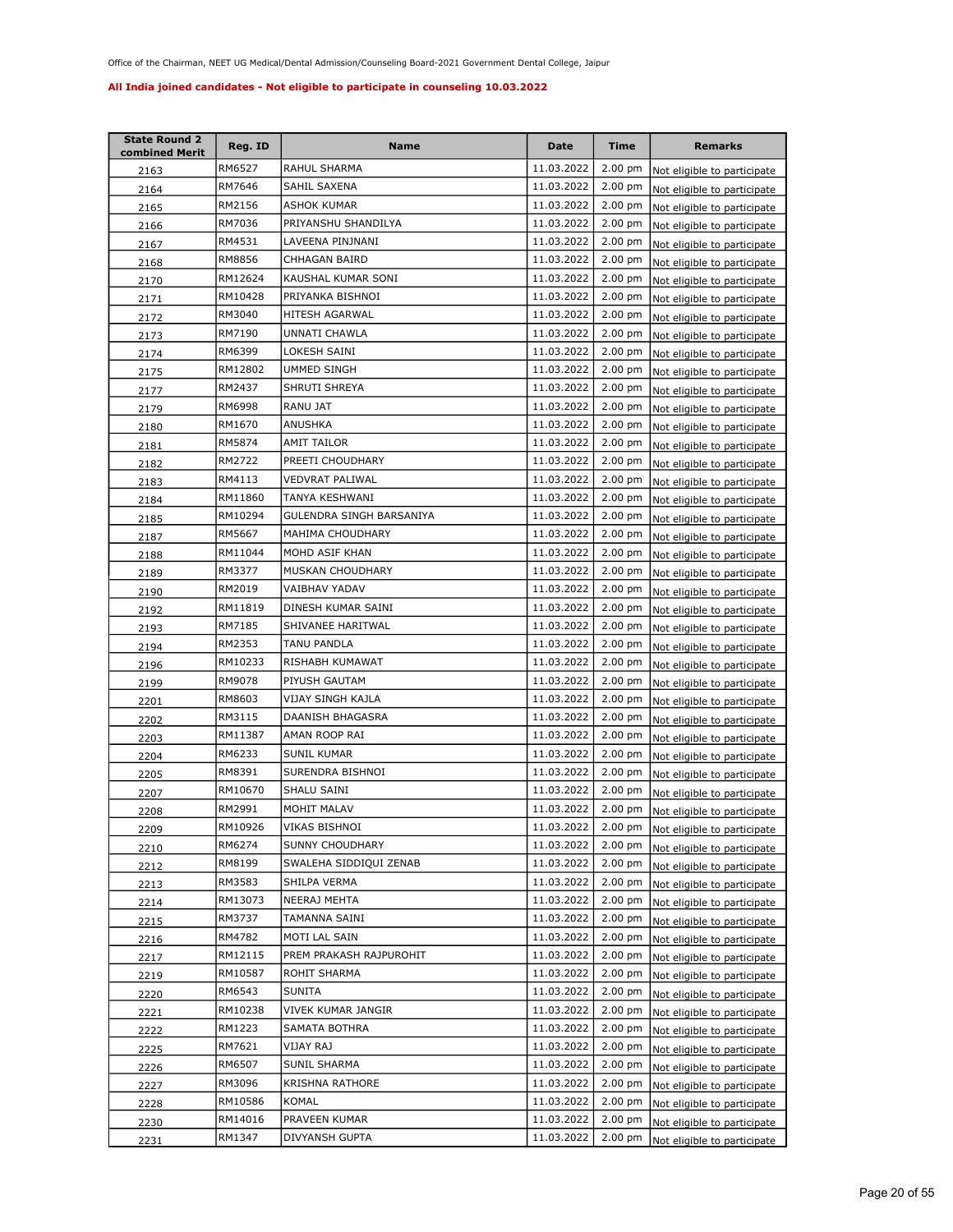Office of the Chairman, NEET UG Medical/Dental Admission/Counseling Board-2021 Government Dental College, Jaipur

**All India joined candidates - Not eligible to participate in counseling 10.03.2022**

| State Round 2 combined Merit | Reg. ID | Name | Date | Time | Remarks |
|---|---|---|---|---|---|
| 2163 | RM6527 | RAHUL SHARMA | 11.03.2022 | 2.00 pm | Not eligible to participate |
| 2164 | RM7646 | SAHIL SAXENA | 11.03.2022 | 2.00 pm | Not eligible to participate |
| 2165 | RM2156 | ASHOK KUMAR | 11.03.2022 | 2.00 pm | Not eligible to participate |
| 2166 | RM7036 | PRIYANSHU SHANDILYA | 11.03.2022 | 2.00 pm | Not eligible to participate |
| 2167 | RM4531 | LAVEENA PINJNANI | 11.03.2022 | 2.00 pm | Not eligible to participate |
| 2168 | RM8856 | CHHAGAN BAIRD | 11.03.2022 | 2.00 pm | Not eligible to participate |
| 2170 | RM12624 | KAUSHAL KUMAR SONI | 11.03.2022 | 2.00 pm | Not eligible to participate |
| 2171 | RM10428 | PRIYANKA BISHNOI | 11.03.2022 | 2.00 pm | Not eligible to participate |
| 2172 | RM3040 | HITESH AGARWAL | 11.03.2022 | 2.00 pm | Not eligible to participate |
| 2173 | RM7190 | UNNATI CHAWLA | 11.03.2022 | 2.00 pm | Not eligible to participate |
| 2174 | RM6399 | LOKESH SAINI | 11.03.2022 | 2.00 pm | Not eligible to participate |
| 2175 | RM12802 | UMMED SINGH | 11.03.2022 | 2.00 pm | Not eligible to participate |
| 2177 | RM2437 | SHRUTI SHREYA | 11.03.2022 | 2.00 pm | Not eligible to participate |
| 2179 | RM6998 | RANU JAT | 11.03.2022 | 2.00 pm | Not eligible to participate |
| 2180 | RM1670 | ANUSHKA | 11.03.2022 | 2.00 pm | Not eligible to participate |
| 2181 | RM5874 | AMIT TAILOR | 11.03.2022 | 2.00 pm | Not eligible to participate |
| 2182 | RM2722 | PREETI CHOUDHARY | 11.03.2022 | 2.00 pm | Not eligible to participate |
| 2183 | RM4113 | VEDVRAT PALIWAL | 11.03.2022 | 2.00 pm | Not eligible to participate |
| 2184 | RM11860 | TANYA KESHWANI | 11.03.2022 | 2.00 pm | Not eligible to participate |
| 2185 | RM10294 | GULENDRA SINGH BARSANIYA | 11.03.2022 | 2.00 pm | Not eligible to participate |
| 2187 | RM5667 | MAHIMA CHOUDHARY | 11.03.2022 | 2.00 pm | Not eligible to participate |
| 2188 | RM11044 | MOHD ASIF KHAN | 11.03.2022 | 2.00 pm | Not eligible to participate |
| 2189 | RM3377 | MUSKAN CHOUDHARY | 11.03.2022 | 2.00 pm | Not eligible to participate |
| 2190 | RM2019 | VAIBHAV YADAV | 11.03.2022 | 2.00 pm | Not eligible to participate |
| 2192 | RM11819 | DINESH KUMAR SAINI | 11.03.2022 | 2.00 pm | Not eligible to participate |
| 2193 | RM7185 | SHIVANEE HARITWAL | 11.03.2022 | 2.00 pm | Not eligible to participate |
| 2194 | RM2353 | TANU PANDLA | 11.03.2022 | 2.00 pm | Not eligible to participate |
| 2196 | RM10233 | RISHABH KUMAWAT | 11.03.2022 | 2.00 pm | Not eligible to participate |
| 2199 | RM9078 | PIYUSH GAUTAM | 11.03.2022 | 2.00 pm | Not eligible to participate |
| 2201 | RM8603 | VIJAY SINGH KAJLA | 11.03.2022 | 2.00 pm | Not eligible to participate |
| 2202 | RM3115 | DAANISH BHAGASRA | 11.03.2022 | 2.00 pm | Not eligible to participate |
| 2203 | RM11387 | AMAN ROOP RAI | 11.03.2022 | 2.00 pm | Not eligible to participate |
| 2204 | RM6233 | SUNIL KUMAR | 11.03.2022 | 2.00 pm | Not eligible to participate |
| 2205 | RM8391 | SURENDRA BISHNOI | 11.03.2022 | 2.00 pm | Not eligible to participate |
| 2207 | RM10670 | SHALU SAINI | 11.03.2022 | 2.00 pm | Not eligible to participate |
| 2208 | RM2991 | MOHIT MALAV | 11.03.2022 | 2.00 pm | Not eligible to participate |
| 2209 | RM10926 | VIKAS BISHNOI | 11.03.2022 | 2.00 pm | Not eligible to participate |
| 2210 | RM6274 | SUNNY CHOUDHARY | 11.03.2022 | 2.00 pm | Not eligible to participate |
| 2212 | RM8199 | SWALEHA SIDDIQUI ZENAB | 11.03.2022 | 2.00 pm | Not eligible to participate |
| 2213 | RM3583 | SHILPA VERMA | 11.03.2022 | 2.00 pm | Not eligible to participate |
| 2214 | RM13073 | NEERAJ MEHTA | 11.03.2022 | 2.00 pm | Not eligible to participate |
| 2215 | RM3737 | TAMANNA SAINI | 11.03.2022 | 2.00 pm | Not eligible to participate |
| 2216 | RM4782 | MOTI LAL SAIN | 11.03.2022 | 2.00 pm | Not eligible to participate |
| 2217 | RM12115 | PREM PRAKASH RAJPUROHIT | 11.03.2022 | 2.00 pm | Not eligible to participate |
| 2219 | RM10587 | ROHIT SHARMA | 11.03.2022 | 2.00 pm | Not eligible to participate |
| 2220 | RM6543 | SUNITA | 11.03.2022 | 2.00 pm | Not eligible to participate |
| 2221 | RM10238 | VIVEK KUMAR JANGIR | 11.03.2022 | 2.00 pm | Not eligible to participate |
| 2222 | RM1223 | SAMATA BOTHRA | 11.03.2022 | 2.00 pm | Not eligible to participate |
| 2225 | RM7621 | VIJAY RAJ | 11.03.2022 | 2.00 pm | Not eligible to participate |
| 2226 | RM6507 | SUNIL SHARMA | 11.03.2022 | 2.00 pm | Not eligible to participate |
| 2227 | RM3096 | KRISHNA RATHORE | 11.03.2022 | 2.00 pm | Not eligible to participate |
| 2228 | RM10586 | KOMAL | 11.03.2022 | 2.00 pm | Not eligible to participate |
| 2230 | RM14016 | PRAVEEN KUMAR | 11.03.2022 | 2.00 pm | Not eligible to participate |
| 2231 | RM1347 | DIVYANSH GUPTA | 11.03.2022 | 2.00 pm | Not eligible to participate |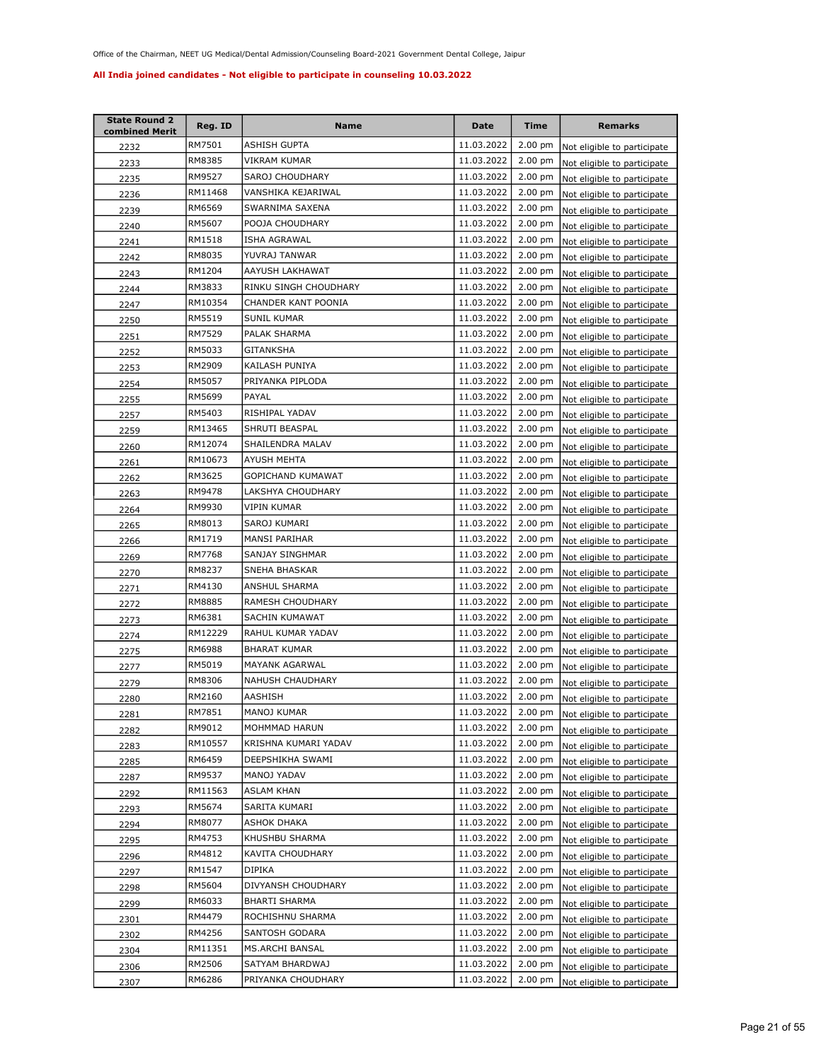Office of the Chairman, NEET UG Medical/Dental Admission/Counseling Board-2021 Government Dental College, Jaipur

**All India joined candidates - Not eligible to participate in counseling 10.03.2022**

| State Round 2 combined Merit | Reg. ID | Name | Date | Time | Remarks |
|---|---|---|---|---|---|
| 2232 | RM7501 | ASHISH GUPTA | 11.03.2022 | 2.00 pm | Not eligible to participate |
| 2233 | RM8385 | VIKRAM KUMAR | 11.03.2022 | 2.00 pm | Not eligible to participate |
| 2235 | RM9527 | SAROJ CHOUDHARY | 11.03.2022 | 2.00 pm | Not eligible to participate |
| 2236 | RM11468 | VANSHIKA KEJARIWAL | 11.03.2022 | 2.00 pm | Not eligible to participate |
| 2239 | RM6569 | SWARNIMA SAXENA | 11.03.2022 | 2.00 pm | Not eligible to participate |
| 2240 | RM5607 | POOJA CHOUDHARY | 11.03.2022 | 2.00 pm | Not eligible to participate |
| 2241 | RM1518 | ISHA AGRAWAL | 11.03.2022 | 2.00 pm | Not eligible to participate |
| 2242 | RM8035 | YUVRAJ TANWAR | 11.03.2022 | 2.00 pm | Not eligible to participate |
| 2243 | RM1204 | AAYUSH LAKHAWAT | 11.03.2022 | 2.00 pm | Not eligible to participate |
| 2244 | RM3833 | RINKU SINGH CHOUDHARY | 11.03.2022 | 2.00 pm | Not eligible to participate |
| 2247 | RM10354 | CHANDER KANT POONIA | 11.03.2022 | 2.00 pm | Not eligible to participate |
| 2250 | RM5519 | SUNIL KUMAR | 11.03.2022 | 2.00 pm | Not eligible to participate |
| 2251 | RM7529 | PALAK SHARMA | 11.03.2022 | 2.00 pm | Not eligible to participate |
| 2252 | RM5033 | GITANKSHA | 11.03.2022 | 2.00 pm | Not eligible to participate |
| 2253 | RM2909 | KAILASH PUNIYA | 11.03.2022 | 2.00 pm | Not eligible to participate |
| 2254 | RM5057 | PRIYANKA PIPLODA | 11.03.2022 | 2.00 pm | Not eligible to participate |
| 2255 | RM5699 | PAYAL | 11.03.2022 | 2.00 pm | Not eligible to participate |
| 2257 | RM5403 | RISHIPAL YADAV | 11.03.2022 | 2.00 pm | Not eligible to participate |
| 2259 | RM13465 | SHRUTI BEASPAL | 11.03.2022 | 2.00 pm | Not eligible to participate |
| 2260 | RM12074 | SHAILENDRA MALAV | 11.03.2022 | 2.00 pm | Not eligible to participate |
| 2261 | RM10673 | AYUSH MEHTA | 11.03.2022 | 2.00 pm | Not eligible to participate |
| 2262 | RM3625 | GOPICHAND KUMAWAT | 11.03.2022 | 2.00 pm | Not eligible to participate |
| 2263 | RM9478 | LAKSHYA CHOUDHARY | 11.03.2022 | 2.00 pm | Not eligible to participate |
| 2264 | RM9930 | VIPIN KUMAR | 11.03.2022 | 2.00 pm | Not eligible to participate |
| 2265 | RM8013 | SAROJ KUMARI | 11.03.2022 | 2.00 pm | Not eligible to participate |
| 2266 | RM1719 | MANSI PARIHAR | 11.03.2022 | 2.00 pm | Not eligible to participate |
| 2269 | RM7768 | SANJAY SINGHMAR | 11.03.2022 | 2.00 pm | Not eligible to participate |
| 2270 | RM8237 | SNEHA BHASKAR | 11.03.2022 | 2.00 pm | Not eligible to participate |
| 2271 | RM4130 | ANSHUL SHARMA | 11.03.2022 | 2.00 pm | Not eligible to participate |
| 2272 | RM8885 | RAMESH CHOUDHARY | 11.03.2022 | 2.00 pm | Not eligible to participate |
| 2273 | RM6381 | SACHIN KUMAWAT | 11.03.2022 | 2.00 pm | Not eligible to participate |
| 2274 | RM12229 | RAHUL KUMAR YADAV | 11.03.2022 | 2.00 pm | Not eligible to participate |
| 2275 | RM6988 | BHARAT KUMAR | 11.03.2022 | 2.00 pm | Not eligible to participate |
| 2277 | RM5019 | MAYANK AGARWAL | 11.03.2022 | 2.00 pm | Not eligible to participate |
| 2279 | RM8306 | NAHUSH CHAUDHARY | 11.03.2022 | 2.00 pm | Not eligible to participate |
| 2280 | RM2160 | AASHISH | 11.03.2022 | 2.00 pm | Not eligible to participate |
| 2281 | RM7851 | MANOJ KUMAR | 11.03.2022 | 2.00 pm | Not eligible to participate |
| 2282 | RM9012 | MOHMMAD HARUN | 11.03.2022 | 2.00 pm | Not eligible to participate |
| 2283 | RM10557 | KRISHNA KUMARI YADAV | 11.03.2022 | 2.00 pm | Not eligible to participate |
| 2285 | RM6459 | DEEPSHIKHA SWAMI | 11.03.2022 | 2.00 pm | Not eligible to participate |
| 2287 | RM9537 | MANOJ YADAV | 11.03.2022 | 2.00 pm | Not eligible to participate |
| 2292 | RM11563 | ASLAM KHAN | 11.03.2022 | 2.00 pm | Not eligible to participate |
| 2293 | RM5674 | SARITA KUMARI | 11.03.2022 | 2.00 pm | Not eligible to participate |
| 2294 | RM8077 | ASHOK DHAKA | 11.03.2022 | 2.00 pm | Not eligible to participate |
| 2295 | RM4753 | KHUSHBU SHARMA | 11.03.2022 | 2.00 pm | Not eligible to participate |
| 2296 | RM4812 | KAVITA CHOUDHARY | 11.03.2022 | 2.00 pm | Not eligible to participate |
| 2297 | RM1547 | DIPIKA | 11.03.2022 | 2.00 pm | Not eligible to participate |
| 2298 | RM5604 | DIVYANSH CHOUDHARY | 11.03.2022 | 2.00 pm | Not eligible to participate |
| 2299 | RM6033 | BHARTI SHARMA | 11.03.2022 | 2.00 pm | Not eligible to participate |
| 2301 | RM4479 | ROCHISHNU SHARMA | 11.03.2022 | 2.00 pm | Not eligible to participate |
| 2302 | RM4256 | SANTOSH GODARA | 11.03.2022 | 2.00 pm | Not eligible to participate |
| 2304 | RM11351 | MS.ARCHI BANSAL | 11.03.2022 | 2.00 pm | Not eligible to participate |
| 2306 | RM2506 | SATYAM BHARDWAJ | 11.03.2022 | 2.00 pm | Not eligible to participate |
| 2307 | RM6286 | PRIYANKA CHOUDHARY | 11.03.2022 | 2.00 pm | Not eligible to participate |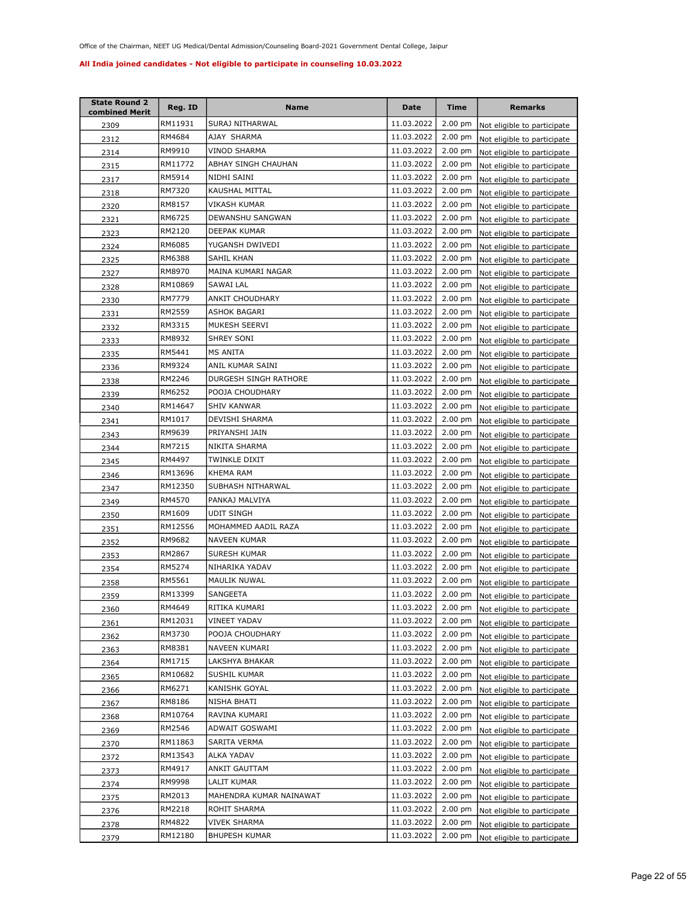Office of the Chairman, NEET UG Medical/Dental Admission/Counseling Board-2021 Government Dental College, Jaipur

**All India joined candidates - Not eligible to participate in counseling 10.03.2022**

| State Round 2 combined Merit | Reg. ID | Name | Date | Time | Remarks |
|---|---|---|---|---|---|
| 2309 | RM11931 | SURAJ NITHARWAL | 11.03.2022 | 2.00 pm | Not eligible to participate |
| 2312 | RM4684 | AJAY SHARMA | 11.03.2022 | 2.00 pm | Not eligible to participate |
| 2314 | RM9910 | VINOD SHARMA | 11.03.2022 | 2.00 pm | Not eligible to participate |
| 2315 | RM11772 | ABHAY SINGH CHAUHAN | 11.03.2022 | 2.00 pm | Not eligible to participate |
| 2317 | RM5914 | NIDHI SAINI | 11.03.2022 | 2.00 pm | Not eligible to participate |
| 2318 | RM7320 | KAUSHAL MITTAL | 11.03.2022 | 2.00 pm | Not eligible to participate |
| 2320 | RM8157 | VIKASH KUMAR | 11.03.2022 | 2.00 pm | Not eligible to participate |
| 2321 | RM6725 | DEWANSHU SANGWAN | 11.03.2022 | 2.00 pm | Not eligible to participate |
| 2323 | RM2120 | DEEPAK KUMAR | 11.03.2022 | 2.00 pm | Not eligible to participate |
| 2324 | RM6085 | YUGANSH DWIVEDI | 11.03.2022 | 2.00 pm | Not eligible to participate |
| 2325 | RM6388 | SAHIL KHAN | 11.03.2022 | 2.00 pm | Not eligible to participate |
| 2327 | RM8970 | MAINA KUMARI NAGAR | 11.03.2022 | 2.00 pm | Not eligible to participate |
| 2328 | RM10869 | SAWAI LAL | 11.03.2022 | 2.00 pm | Not eligible to participate |
| 2330 | RM7779 | ANKIT CHOUDHARY | 11.03.2022 | 2.00 pm | Not eligible to participate |
| 2331 | RM2559 | ASHOK BAGARI | 11.03.2022 | 2.00 pm | Not eligible to participate |
| 2332 | RM3315 | MUKESH SEERVI | 11.03.2022 | 2.00 pm | Not eligible to participate |
| 2333 | RM8932 | SHREY SONI | 11.03.2022 | 2.00 pm | Not eligible to participate |
| 2335 | RM5441 | MS ANITA | 11.03.2022 | 2.00 pm | Not eligible to participate |
| 2336 | RM9324 | ANIL KUMAR SAINI | 11.03.2022 | 2.00 pm | Not eligible to participate |
| 2338 | RM2246 | DURGESH SINGH RATHORE | 11.03.2022 | 2.00 pm | Not eligible to participate |
| 2339 | RM6252 | POOJA CHOUDHARY | 11.03.2022 | 2.00 pm | Not eligible to participate |
| 2340 | RM14647 | SHIV KANWAR | 11.03.2022 | 2.00 pm | Not eligible to participate |
| 2341 | RM1017 | DEVISHI SHARMA | 11.03.2022 | 2.00 pm | Not eligible to participate |
| 2343 | RM9639 | PRIYANSHI JAIN | 11.03.2022 | 2.00 pm | Not eligible to participate |
| 2344 | RM7215 | NIKITA SHARMA | 11.03.2022 | 2.00 pm | Not eligible to participate |
| 2345 | RM4497 | TWINKLE DIXIT | 11.03.2022 | 2.00 pm | Not eligible to participate |
| 2346 | RM13696 | KHEMA RAM | 11.03.2022 | 2.00 pm | Not eligible to participate |
| 2347 | RM12350 | SUBHASH NITHARWAL | 11.03.2022 | 2.00 pm | Not eligible to participate |
| 2349 | RM4570 | PANKAJ MALVIYA | 11.03.2022 | 2.00 pm | Not eligible to participate |
| 2350 | RM1609 | UDIT SINGH | 11.03.2022 | 2.00 pm | Not eligible to participate |
| 2351 | RM12556 | MOHAMMED AADIL RAZA | 11.03.2022 | 2.00 pm | Not eligible to participate |
| 2352 | RM9682 | NAVEEN KUMAR | 11.03.2022 | 2.00 pm | Not eligible to participate |
| 2353 | RM2867 | SURESH KUMAR | 11.03.2022 | 2.00 pm | Not eligible to participate |
| 2354 | RM5274 | NIHARIKA YADAV | 11.03.2022 | 2.00 pm | Not eligible to participate |
| 2358 | RM5561 | MAULIK NUWAL | 11.03.2022 | 2.00 pm | Not eligible to participate |
| 2359 | RM13399 | SANGEETA | 11.03.2022 | 2.00 pm | Not eligible to participate |
| 2360 | RM4649 | RITIKA KUMARI | 11.03.2022 | 2.00 pm | Not eligible to participate |
| 2361 | RM12031 | VINEET YADAV | 11.03.2022 | 2.00 pm | Not eligible to participate |
| 2362 | RM3730 | POOJA CHOUDHARY | 11.03.2022 | 2.00 pm | Not eligible to participate |
| 2363 | RM8381 | NAVEEN KUMARI | 11.03.2022 | 2.00 pm | Not eligible to participate |
| 2364 | RM1715 | LAKSHYA BHAKAR | 11.03.2022 | 2.00 pm | Not eligible to participate |
| 2365 | RM10682 | SUSHIL KUMAR | 11.03.2022 | 2.00 pm | Not eligible to participate |
| 2366 | RM6271 | KANISHK GOYAL | 11.03.2022 | 2.00 pm | Not eligible to participate |
| 2367 | RM8186 | NISHA BHATI | 11.03.2022 | 2.00 pm | Not eligible to participate |
| 2368 | RM10764 | RAVINA KUMARI | 11.03.2022 | 2.00 pm | Not eligible to participate |
| 2369 | RM2546 | ADWAIT GOSWAMI | 11.03.2022 | 2.00 pm | Not eligible to participate |
| 2370 | RM11863 | SARITA VERMA | 11.03.2022 | 2.00 pm | Not eligible to participate |
| 2372 | RM13543 | ALKA YADAV | 11.03.2022 | 2.00 pm | Not eligible to participate |
| 2373 | RM4917 | ANKIT GAUTTAM | 11.03.2022 | 2.00 pm | Not eligible to participate |
| 2374 | RM9998 | LALIT KUMAR | 11.03.2022 | 2.00 pm | Not eligible to participate |
| 2375 | RM2013 | MAHENDRA KUMAR NAINAWAT | 11.03.2022 | 2.00 pm | Not eligible to participate |
| 2376 | RM2218 | ROHIT SHARMA | 11.03.2022 | 2.00 pm | Not eligible to participate |
| 2378 | RM4822 | VIVEK SHARMA | 11.03.2022 | 2.00 pm | Not eligible to participate |
| 2379 | RM12180 | BHUPESH KUMAR | 11.03.2022 | 2.00 pm | Not eligible to participate |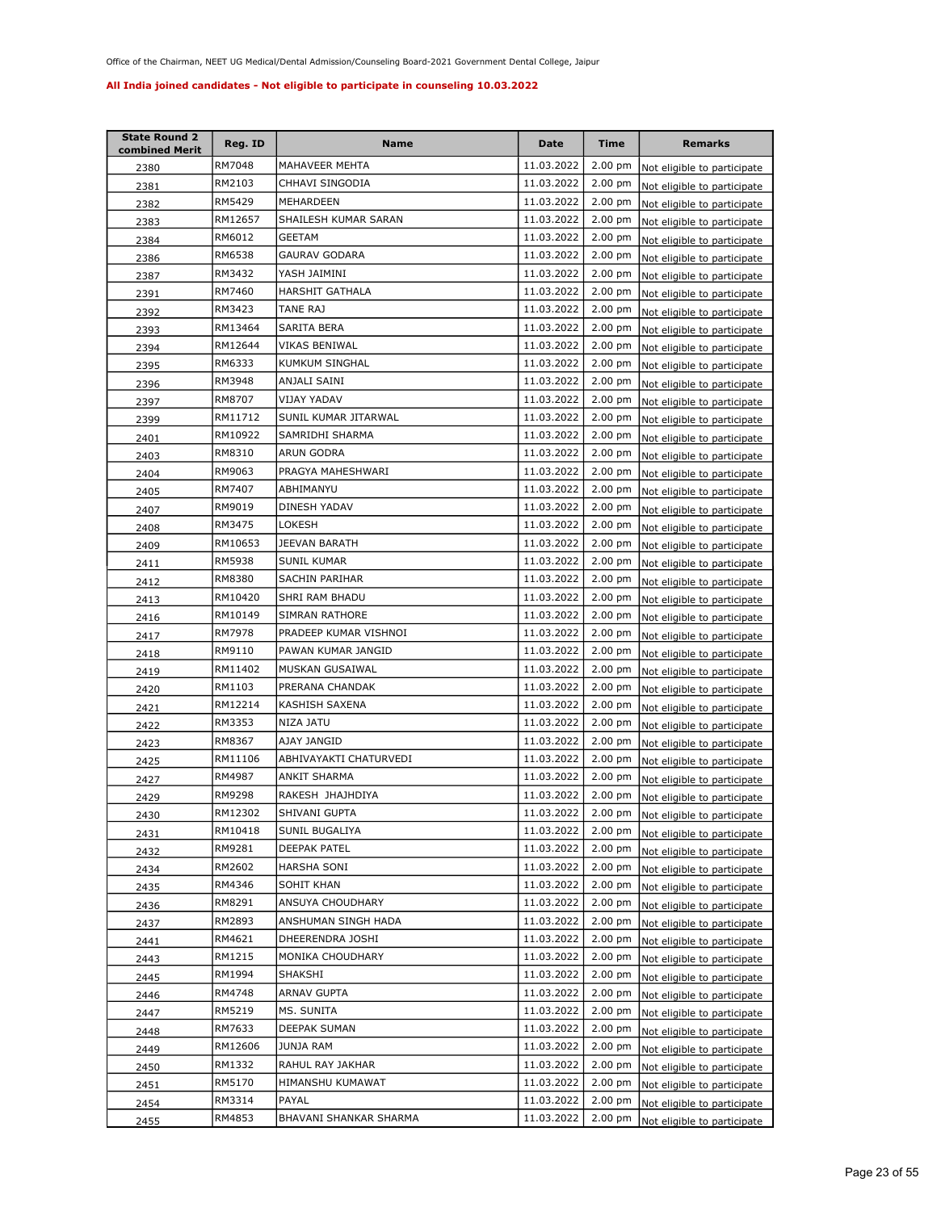Office of the Chairman, NEET UG Medical/Dental Admission/Counseling Board-2021 Government Dental College, Jaipur

**All India joined candidates - Not eligible to participate in counseling 10.03.2022**

| State Round 2 combined Merit | Reg. ID | Name | Date | Time | Remarks |
|---|---|---|---|---|---|
| 2380 | RM7048 | MAHAVEER MEHTA | 11.03.2022 | 2.00 pm | Not eligible to participate |
| 2381 | RM2103 | CHHAVI SINGODIA | 11.03.2022 | 2.00 pm | Not eligible to participate |
| 2382 | RM5429 | MEHARDEEN | 11.03.2022 | 2.00 pm | Not eligible to participate |
| 2383 | RM12657 | SHAILESH KUMAR SARAN | 11.03.2022 | 2.00 pm | Not eligible to participate |
| 2384 | RM6012 | GEETAM | 11.03.2022 | 2.00 pm | Not eligible to participate |
| 2386 | RM6538 | GAURAV GODARA | 11.03.2022 | 2.00 pm | Not eligible to participate |
| 2387 | RM3432 | YASH JAIMINI | 11.03.2022 | 2.00 pm | Not eligible to participate |
| 2391 | RM7460 | HARSHIT GATHALA | 11.03.2022 | 2.00 pm | Not eligible to participate |
| 2392 | RM3423 | TANE RAJ | 11.03.2022 | 2.00 pm | Not eligible to participate |
| 2393 | RM13464 | SARITA BERA | 11.03.2022 | 2.00 pm | Not eligible to participate |
| 2394 | RM12644 | VIKAS BENIWAL | 11.03.2022 | 2.00 pm | Not eligible to participate |
| 2395 | RM6333 | KUMKUM SINGHAL | 11.03.2022 | 2.00 pm | Not eligible to participate |
| 2396 | RM3948 | ANJALI SAINI | 11.03.2022 | 2.00 pm | Not eligible to participate |
| 2397 | RM8707 | VIJAY YADAV | 11.03.2022 | 2.00 pm | Not eligible to participate |
| 2399 | RM11712 | SUNIL KUMAR JITARWAL | 11.03.2022 | 2.00 pm | Not eligible to participate |
| 2401 | RM10922 | SAMRIDHI SHARMA | 11.03.2022 | 2.00 pm | Not eligible to participate |
| 2403 | RM8310 | ARUN GODRA | 11.03.2022 | 2.00 pm | Not eligible to participate |
| 2404 | RM9063 | PRAGYA MAHESHWARI | 11.03.2022 | 2.00 pm | Not eligible to participate |
| 2405 | RM7407 | ABHIMANYU | 11.03.2022 | 2.00 pm | Not eligible to participate |
| 2407 | RM9019 | DINESH YADAV | 11.03.2022 | 2.00 pm | Not eligible to participate |
| 2408 | RM3475 | LOKESH | 11.03.2022 | 2.00 pm | Not eligible to participate |
| 2409 | RM10653 | JEEVAN BARATH | 11.03.2022 | 2.00 pm | Not eligible to participate |
| 2411 | RM5938 | SUNIL KUMAR | 11.03.2022 | 2.00 pm | Not eligible to participate |
| 2412 | RM8380 | SACHIN PARIHAR | 11.03.2022 | 2.00 pm | Not eligible to participate |
| 2413 | RM10420 | SHRI RAM BHADU | 11.03.2022 | 2.00 pm | Not eligible to participate |
| 2416 | RM10149 | SIMRAN RATHORE | 11.03.2022 | 2.00 pm | Not eligible to participate |
| 2417 | RM7978 | PRADEEP KUMAR VISHNOI | 11.03.2022 | 2.00 pm | Not eligible to participate |
| 2418 | RM9110 | PAWAN KUMAR JANGID | 11.03.2022 | 2.00 pm | Not eligible to participate |
| 2419 | RM11402 | MUSKAN GUSAIWAL | 11.03.2022 | 2.00 pm | Not eligible to participate |
| 2420 | RM1103 | PRERANA CHANDAK | 11.03.2022 | 2.00 pm | Not eligible to participate |
| 2421 | RM12214 | KASHISH SAXENA | 11.03.2022 | 2.00 pm | Not eligible to participate |
| 2422 | RM3353 | NIZA JATU | 11.03.2022 | 2.00 pm | Not eligible to participate |
| 2423 | RM8367 | AJAY JANGID | 11.03.2022 | 2.00 pm | Not eligible to participate |
| 2425 | RM11106 | ABHIVAYAKTI CHATURVEDI | 11.03.2022 | 2.00 pm | Not eligible to participate |
| 2427 | RM4987 | ANKIT SHARMA | 11.03.2022 | 2.00 pm | Not eligible to participate |
| 2429 | RM9298 | RAKESH JHAJHDIYA | 11.03.2022 | 2.00 pm | Not eligible to participate |
| 2430 | RM12302 | SHIVANI GUPTA | 11.03.2022 | 2.00 pm | Not eligible to participate |
| 2431 | RM10418 | SUNIL BUGALIYA | 11.03.2022 | 2.00 pm | Not eligible to participate |
| 2432 | RM9281 | DEEPAK PATEL | 11.03.2022 | 2.00 pm | Not eligible to participate |
| 2434 | RM2602 | HARSHA SONI | 11.03.2022 | 2.00 pm | Not eligible to participate |
| 2435 | RM4346 | SOHIT KHAN | 11.03.2022 | 2.00 pm | Not eligible to participate |
| 2436 | RM8291 | ANSUYA CHOUDHARY | 11.03.2022 | 2.00 pm | Not eligible to participate |
| 2437 | RM2893 | ANSHUMAN SINGH HADA | 11.03.2022 | 2.00 pm | Not eligible to participate |
| 2441 | RM4621 | DHEERENDRA JOSHI | 11.03.2022 | 2.00 pm | Not eligible to participate |
| 2443 | RM1215 | MONIKA CHOUDHARY | 11.03.2022 | 2.00 pm | Not eligible to participate |
| 2445 | RM1994 | SHAKSHI | 11.03.2022 | 2.00 pm | Not eligible to participate |
| 2446 | RM4748 | ARNAV GUPTA | 11.03.2022 | 2.00 pm | Not eligible to participate |
| 2447 | RM5219 | MS. SUNITA | 11.03.2022 | 2.00 pm | Not eligible to participate |
| 2448 | RM7633 | DEEPAK SUMAN | 11.03.2022 | 2.00 pm | Not eligible to participate |
| 2449 | RM12606 | JUNJA RAM | 11.03.2022 | 2.00 pm | Not eligible to participate |
| 2450 | RM1332 | RAHUL RAY JAKHAR | 11.03.2022 | 2.00 pm | Not eligible to participate |
| 2451 | RM5170 | HIMANSHU KUMAWAT | 11.03.2022 | 2.00 pm | Not eligible to participate |
| 2454 | RM3314 | PAYAL | 11.03.2022 | 2.00 pm | Not eligible to participate |
| 2455 | RM4853 | BHAVANI SHANKAR SHARMA | 11.03.2022 | 2.00 pm | Not eligible to participate |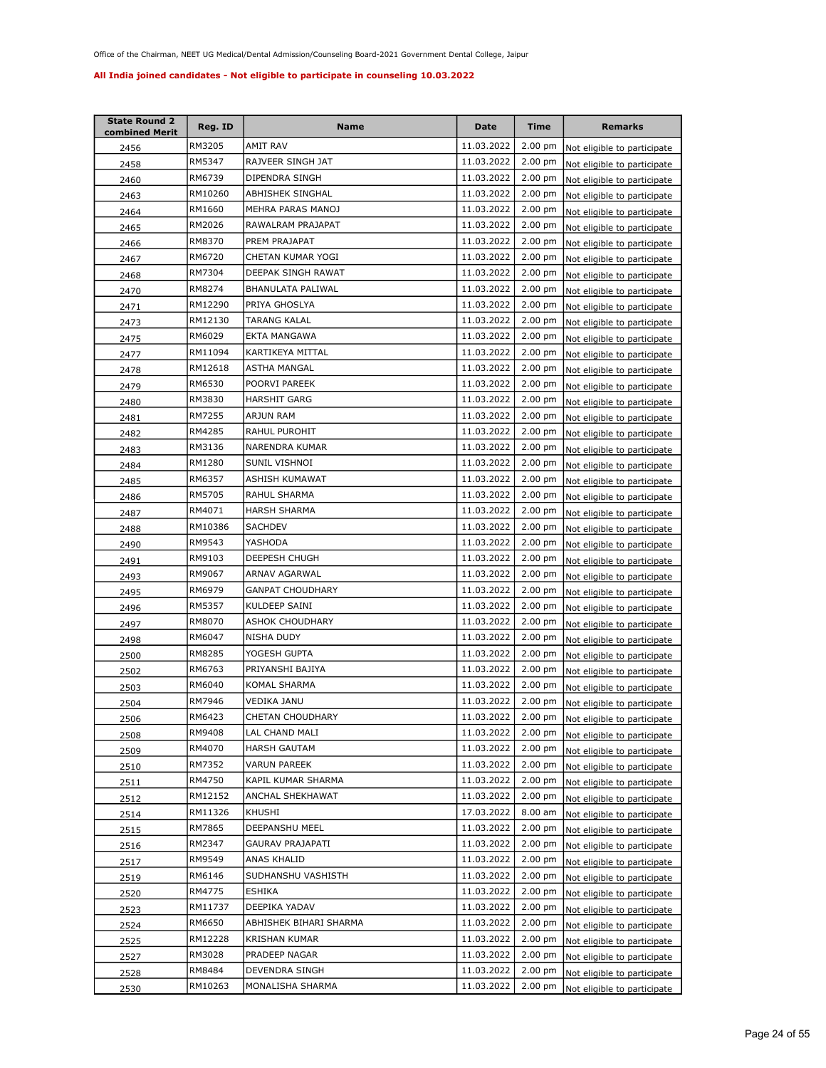Office of the Chairman, NEET UG Medical/Dental Admission/Counseling Board-2021 Government Dental College, Jaipur

**All India joined candidates - Not eligible to participate in counseling 10.03.2022**

| State Round 2 combined Merit | Reg. ID | Name | Date | Time | Remarks |
|---|---|---|---|---|---|
| 2456 | RM3205 | AMIT RAV | 11.03.2022 | 2.00 pm | Not eligible to participate |
| 2458 | RM5347 | RAJVEER SINGH JAT | 11.03.2022 | 2.00 pm | Not eligible to participate |
| 2460 | RM6739 | DIPENDRA SINGH | 11.03.2022 | 2.00 pm | Not eligible to participate |
| 2463 | RM10260 | ABHISHEK SINGHAL | 11.03.2022 | 2.00 pm | Not eligible to participate |
| 2464 | RM1660 | MEHRA PARAS MANOJ | 11.03.2022 | 2.00 pm | Not eligible to participate |
| 2465 | RM2026 | RAWALRAM PRAJAPAT | 11.03.2022 | 2.00 pm | Not eligible to participate |
| 2466 | RM8370 | PREM PRAJAPAT | 11.03.2022 | 2.00 pm | Not eligible to participate |
| 2467 | RM6720 | CHETAN KUMAR YOGI | 11.03.2022 | 2.00 pm | Not eligible to participate |
| 2468 | RM7304 | DEEPAK SINGH RAWAT | 11.03.2022 | 2.00 pm | Not eligible to participate |
| 2470 | RM8274 | BHANULATA PALIWAL | 11.03.2022 | 2.00 pm | Not eligible to participate |
| 2471 | RM12290 | PRIYA GHOSLYA | 11.03.2022 | 2.00 pm | Not eligible to participate |
| 2473 | RM12130 | TARANG KALAL | 11.03.2022 | 2.00 pm | Not eligible to participate |
| 2475 | RM6029 | EKTA MANGAWA | 11.03.2022 | 2.00 pm | Not eligible to participate |
| 2477 | RM11094 | KARTIKEYA MITTAL | 11.03.2022 | 2.00 pm | Not eligible to participate |
| 2478 | RM12618 | ASTHA MANGAL | 11.03.2022 | 2.00 pm | Not eligible to participate |
| 2479 | RM6530 | POORVI PAREEK | 11.03.2022 | 2.00 pm | Not eligible to participate |
| 2480 | RM3830 | HARSHIT GARG | 11.03.2022 | 2.00 pm | Not eligible to participate |
| 2481 | RM7255 | ARJUN RAM | 11.03.2022 | 2.00 pm | Not eligible to participate |
| 2482 | RM4285 | RAHUL PUROHIT | 11.03.2022 | 2.00 pm | Not eligible to participate |
| 2483 | RM3136 | NARENDRA KUMAR | 11.03.2022 | 2.00 pm | Not eligible to participate |
| 2484 | RM1280 | SUNIL VISHNOI | 11.03.2022 | 2.00 pm | Not eligible to participate |
| 2485 | RM6357 | ASHISH KUMAWAT | 11.03.2022 | 2.00 pm | Not eligible to participate |
| 2486 | RM5705 | RAHUL SHARMA | 11.03.2022 | 2.00 pm | Not eligible to participate |
| 2487 | RM4071 | HARSH SHARMA | 11.03.2022 | 2.00 pm | Not eligible to participate |
| 2488 | RM10386 | SACHDEV | 11.03.2022 | 2.00 pm | Not eligible to participate |
| 2490 | RM9543 | YASHODA | 11.03.2022 | 2.00 pm | Not eligible to participate |
| 2491 | RM9103 | DEEPESH CHUGH | 11.03.2022 | 2.00 pm | Not eligible to participate |
| 2493 | RM9067 | ARNAV AGARWAL | 11.03.2022 | 2.00 pm | Not eligible to participate |
| 2495 | RM6979 | GANPAT CHOUDHARY | 11.03.2022 | 2.00 pm | Not eligible to participate |
| 2496 | RM5357 | KULDEEP SAINI | 11.03.2022 | 2.00 pm | Not eligible to participate |
| 2497 | RM8070 | ASHOK CHOUDHARY | 11.03.2022 | 2.00 pm | Not eligible to participate |
| 2498 | RM6047 | NISHA DUDY | 11.03.2022 | 2.00 pm | Not eligible to participate |
| 2500 | RM8285 | YOGESH GUPTA | 11.03.2022 | 2.00 pm | Not eligible to participate |
| 2502 | RM6763 | PRIYANSHI BAJIYA | 11.03.2022 | 2.00 pm | Not eligible to participate |
| 2503 | RM6040 | KOMAL SHARMA | 11.03.2022 | 2.00 pm | Not eligible to participate |
| 2504 | RM7946 | VEDIKA JANU | 11.03.2022 | 2.00 pm | Not eligible to participate |
| 2506 | RM6423 | CHETAN CHOUDHARY | 11.03.2022 | 2.00 pm | Not eligible to participate |
| 2508 | RM9408 | LAL CHAND MALI | 11.03.2022 | 2.00 pm | Not eligible to participate |
| 2509 | RM4070 | HARSH GAUTAM | 11.03.2022 | 2.00 pm | Not eligible to participate |
| 2510 | RM7352 | VARUN PAREEK | 11.03.2022 | 2.00 pm | Not eligible to participate |
| 2511 | RM4750 | KAPIL KUMAR SHARMA | 11.03.2022 | 2.00 pm | Not eligible to participate |
| 2512 | RM12152 | ANCHAL SHEKHAWAT | 11.03.2022 | 2.00 pm | Not eligible to participate |
| 2514 | RM11326 | KHUSHI | 17.03.2022 | 8.00 am | Not eligible to participate |
| 2515 | RM7865 | DEEPANSHU MEEL | 11.03.2022 | 2.00 pm | Not eligible to participate |
| 2516 | RM2347 | GAURAV PRAJAPATI | 11.03.2022 | 2.00 pm | Not eligible to participate |
| 2517 | RM9549 | ANAS KHALID | 11.03.2022 | 2.00 pm | Not eligible to participate |
| 2519 | RM6146 | SUDHANSHU VASHISTH | 11.03.2022 | 2.00 pm | Not eligible to participate |
| 2520 | RM4775 | ESHIKA | 11.03.2022 | 2.00 pm | Not eligible to participate |
| 2523 | RM11737 | DEEPIKA YADAV | 11.03.2022 | 2.00 pm | Not eligible to participate |
| 2524 | RM6650 | ABHISHEK BIHARI SHARMA | 11.03.2022 | 2.00 pm | Not eligible to participate |
| 2525 | RM12228 | KRISHAN KUMAR | 11.03.2022 | 2.00 pm | Not eligible to participate |
| 2527 | RM3028 | PRADEEP NAGAR | 11.03.2022 | 2.00 pm | Not eligible to participate |
| 2528 | RM8484 | DEVENDRA SINGH | 11.03.2022 | 2.00 pm | Not eligible to participate |
| 2530 | RM10263 | MONALISHA SHARMA | 11.03.2022 | 2.00 pm | Not eligible to participate |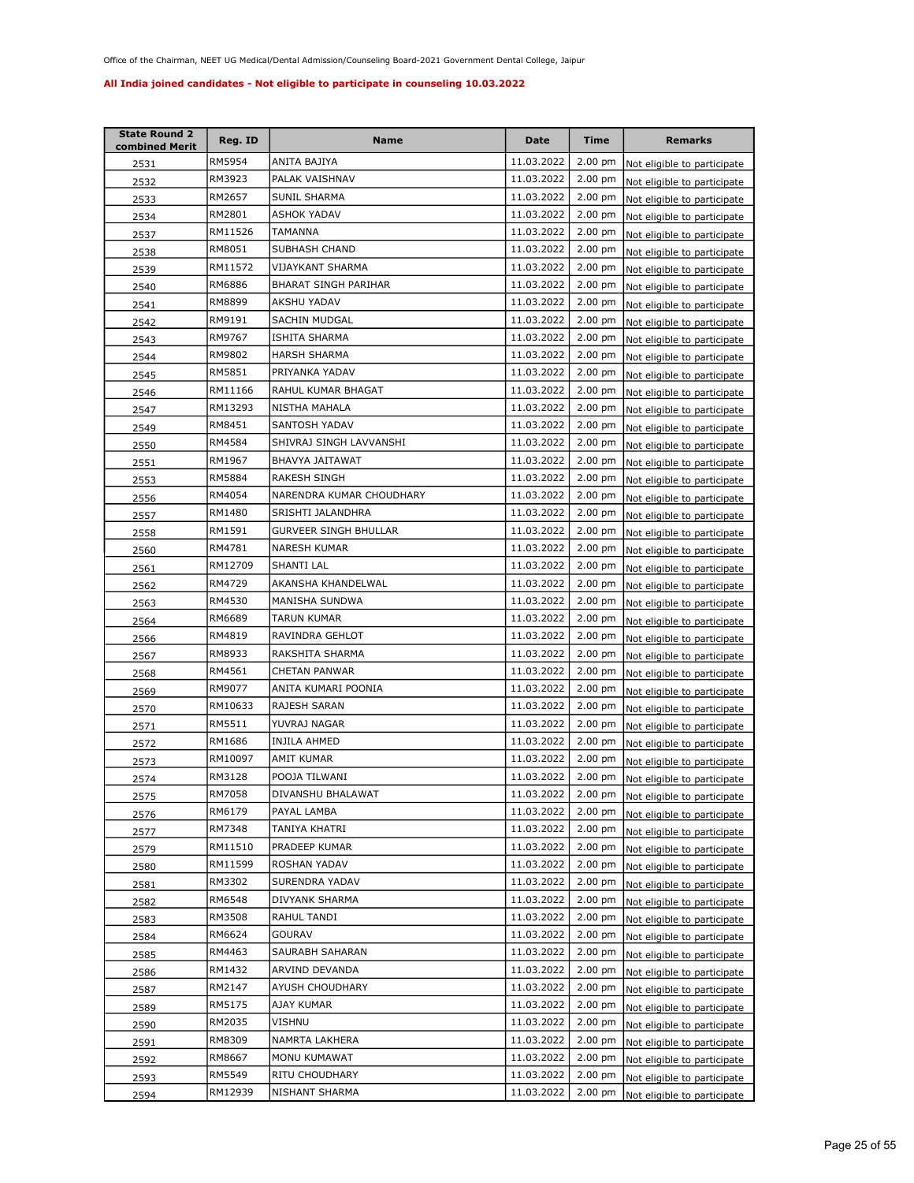Office of the Chairman, NEET UG Medical/Dental Admission/Counseling Board-2021 Government Dental College, Jaipur

**All India joined candidates - Not eligible to participate in counseling 10.03.2022**

| State Round 2 combined Merit | Reg. ID | Name | Date | Time | Remarks |
|---|---|---|---|---|---|
| 2531 | RM5954 | ANITA BAJIYA | 11.03.2022 | 2.00 pm | Not eligible to participate |
| 2532 | RM3923 | PALAK VAISHNAV | 11.03.2022 | 2.00 pm | Not eligible to participate |
| 2533 | RM2657 | SUNIL SHARMA | 11.03.2022 | 2.00 pm | Not eligible to participate |
| 2534 | RM2801 | ASHOK YADAV | 11.03.2022 | 2.00 pm | Not eligible to participate |
| 2537 | RM11526 | TAMANNA | 11.03.2022 | 2.00 pm | Not eligible to participate |
| 2538 | RM8051 | SUBHASH CHAND | 11.03.2022 | 2.00 pm | Not eligible to participate |
| 2539 | RM11572 | VIJAYKANT SHARMA | 11.03.2022 | 2.00 pm | Not eligible to participate |
| 2540 | RM6886 | BHARAT SINGH PARIHAR | 11.03.2022 | 2.00 pm | Not eligible to participate |
| 2541 | RM8899 | AKSHU YADAV | 11.03.2022 | 2.00 pm | Not eligible to participate |
| 2542 | RM9191 | SACHIN MUDGAL | 11.03.2022 | 2.00 pm | Not eligible to participate |
| 2543 | RM9767 | ISHITA SHARMA | 11.03.2022 | 2.00 pm | Not eligible to participate |
| 2544 | RM9802 | HARSH SHARMA | 11.03.2022 | 2.00 pm | Not eligible to participate |
| 2545 | RM5851 | PRIYANKA YADAV | 11.03.2022 | 2.00 pm | Not eligible to participate |
| 2546 | RM11166 | RAHUL KUMAR BHAGAT | 11.03.2022 | 2.00 pm | Not eligible to participate |
| 2547 | RM13293 | NISTHA MAHALA | 11.03.2022 | 2.00 pm | Not eligible to participate |
| 2549 | RM8451 | SANTOSH YADAV | 11.03.2022 | 2.00 pm | Not eligible to participate |
| 2550 | RM4584 | SHIVRAJ SINGH LAVVANSHI | 11.03.2022 | 2.00 pm | Not eligible to participate |
| 2551 | RM1967 | BHAVYA JAITAWAT | 11.03.2022 | 2.00 pm | Not eligible to participate |
| 2553 | RM5884 | RAKESH SINGH | 11.03.2022 | 2.00 pm | Not eligible to participate |
| 2556 | RM4054 | NARENDRA KUMAR CHOUDHARY | 11.03.2022 | 2.00 pm | Not eligible to participate |
| 2557 | RM1480 | SRISHTI JALANDHRA | 11.03.2022 | 2.00 pm | Not eligible to participate |
| 2558 | RM1591 | GURVEER SINGH BHULLAR | 11.03.2022 | 2.00 pm | Not eligible to participate |
| 2560 | RM4781 | NARESH KUMAR | 11.03.2022 | 2.00 pm | Not eligible to participate |
| 2561 | RM12709 | SHANTI LAL | 11.03.2022 | 2.00 pm | Not eligible to participate |
| 2562 | RM4729 | AKANSHA KHANDELWAL | 11.03.2022 | 2.00 pm | Not eligible to participate |
| 2563 | RM4530 | MANISHA SUNDWA | 11.03.2022 | 2.00 pm | Not eligible to participate |
| 2564 | RM6689 | TARUN KUMAR | 11.03.2022 | 2.00 pm | Not eligible to participate |
| 2566 | RM4819 | RAVINDRA GEHLOT | 11.03.2022 | 2.00 pm | Not eligible to participate |
| 2567 | RM8933 | RAKSHITA SHARMA | 11.03.2022 | 2.00 pm | Not eligible to participate |
| 2568 | RM4561 | CHETAN PANWAR | 11.03.2022 | 2.00 pm | Not eligible to participate |
| 2569 | RM9077 | ANITA KUMARI POONIA | 11.03.2022 | 2.00 pm | Not eligible to participate |
| 2570 | RM10633 | RAJESH SARAN | 11.03.2022 | 2.00 pm | Not eligible to participate |
| 2571 | RM5511 | YUVRAJ NAGAR | 11.03.2022 | 2.00 pm | Not eligible to participate |
| 2572 | RM1686 | INJILA AHMED | 11.03.2022 | 2.00 pm | Not eligible to participate |
| 2573 | RM10097 | AMIT KUMAR | 11.03.2022 | 2.00 pm | Not eligible to participate |
| 2574 | RM3128 | POOJA TILWANI | 11.03.2022 | 2.00 pm | Not eligible to participate |
| 2575 | RM7058 | DIVANSHU BHALAWAT | 11.03.2022 | 2.00 pm | Not eligible to participate |
| 2576 | RM6179 | PAYAL LAMBA | 11.03.2022 | 2.00 pm | Not eligible to participate |
| 2577 | RM7348 | TANIYA KHATRI | 11.03.2022 | 2.00 pm | Not eligible to participate |
| 2579 | RM11510 | PRADEEP KUMAR | 11.03.2022 | 2.00 pm | Not eligible to participate |
| 2580 | RM11599 | ROSHAN YADAV | 11.03.2022 | 2.00 pm | Not eligible to participate |
| 2581 | RM3302 | SURENDRA YADAV | 11.03.2022 | 2.00 pm | Not eligible to participate |
| 2582 | RM6548 | DIVYANK SHARMA | 11.03.2022 | 2.00 pm | Not eligible to participate |
| 2583 | RM3508 | RAHUL TANDI | 11.03.2022 | 2.00 pm | Not eligible to participate |
| 2584 | RM6624 | GOURAV | 11.03.2022 | 2.00 pm | Not eligible to participate |
| 2585 | RM4463 | SAURABH SAHARAN | 11.03.2022 | 2.00 pm | Not eligible to participate |
| 2586 | RM1432 | ARVIND DEVANDA | 11.03.2022 | 2.00 pm | Not eligible to participate |
| 2587 | RM2147 | AYUSH CHOUDHARY | 11.03.2022 | 2.00 pm | Not eligible to participate |
| 2589 | RM5175 | AJAY KUMAR | 11.03.2022 | 2.00 pm | Not eligible to participate |
| 2590 | RM2035 | VISHNU | 11.03.2022 | 2.00 pm | Not eligible to participate |
| 2591 | RM8309 | NAMRTA LAKHERA | 11.03.2022 | 2.00 pm | Not eligible to participate |
| 2592 | RM8667 | MONU KUMAWAT | 11.03.2022 | 2.00 pm | Not eligible to participate |
| 2593 | RM5549 | RITU CHOUDHARY | 11.03.2022 | 2.00 pm | Not eligible to participate |
| 2594 | RM12939 | NISHANT SHARMA | 11.03.2022 | 2.00 pm | Not eligible to participate |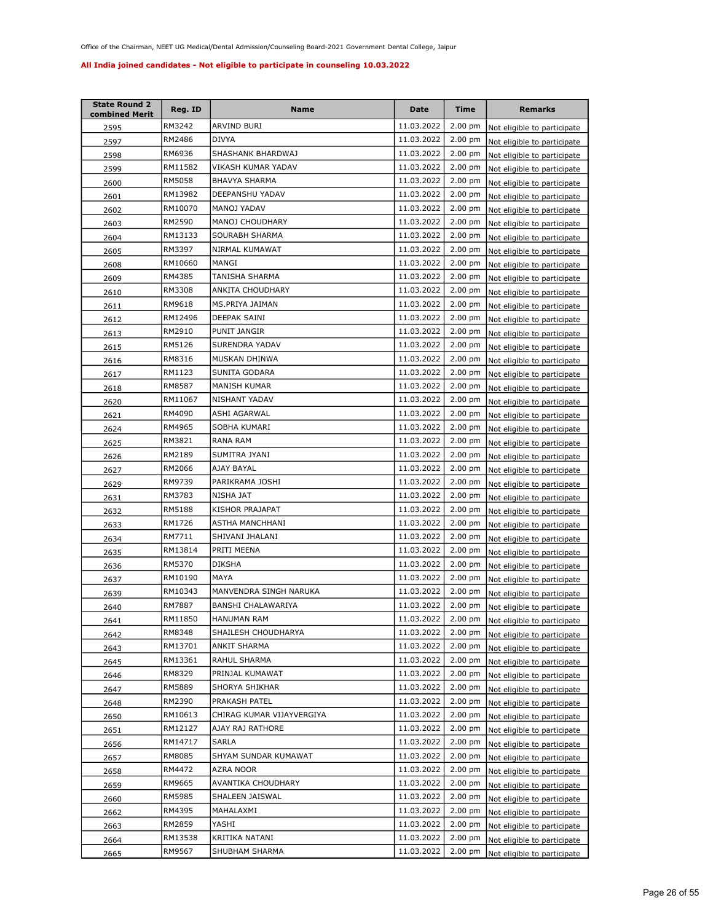Office of the Chairman, NEET UG Medical/Dental Admission/Counseling Board-2021 Government Dental College, Jaipur

**All India joined candidates - Not eligible to participate in counseling 10.03.2022**

| State Round 2 combined Merit | Reg. ID | Name | Date | Time | Remarks |
|---|---|---|---|---|---|
| 2595 | RM3242 | ARVIND BURI | 11.03.2022 | 2.00 pm | Not eligible to participate |
| 2597 | RM2486 | DIVYA | 11.03.2022 | 2.00 pm | Not eligible to participate |
| 2598 | RM6936 | SHASHANK BHARDWAJ | 11.03.2022 | 2.00 pm | Not eligible to participate |
| 2599 | RM11582 | VIKASH KUMAR YADAV | 11.03.2022 | 2.00 pm | Not eligible to participate |
| 2600 | RM5058 | BHAVYA SHARMA | 11.03.2022 | 2.00 pm | Not eligible to participate |
| 2601 | RM13982 | DEEPANSHU YADAV | 11.03.2022 | 2.00 pm | Not eligible to participate |
| 2602 | RM10070 | MANOJ YADAV | 11.03.2022 | 2.00 pm | Not eligible to participate |
| 2603 | RM2590 | MANOJ CHOUDHARY | 11.03.2022 | 2.00 pm | Not eligible to participate |
| 2604 | RM13133 | SOURABH SHARMA | 11.03.2022 | 2.00 pm | Not eligible to participate |
| 2605 | RM3397 | NIRMAL KUMAWAT | 11.03.2022 | 2.00 pm | Not eligible to participate |
| 2608 | RM10660 | MANGI | 11.03.2022 | 2.00 pm | Not eligible to participate |
| 2609 | RM4385 | TANISHA SHARMA | 11.03.2022 | 2.00 pm | Not eligible to participate |
| 2610 | RM3308 | ANKITA CHOUDHARY | 11.03.2022 | 2.00 pm | Not eligible to participate |
| 2611 | RM9618 | MS.PRIYA JAIMAN | 11.03.2022 | 2.00 pm | Not eligible to participate |
| 2612 | RM12496 | DEEPAK SAINI | 11.03.2022 | 2.00 pm | Not eligible to participate |
| 2613 | RM2910 | PUNIT JANGIR | 11.03.2022 | 2.00 pm | Not eligible to participate |
| 2615 | RM5126 | SURENDRA YADAV | 11.03.2022 | 2.00 pm | Not eligible to participate |
| 2616 | RM8316 | MUSKAN DHINWA | 11.03.2022 | 2.00 pm | Not eligible to participate |
| 2617 | RM1123 | SUNITA GODARA | 11.03.2022 | 2.00 pm | Not eligible to participate |
| 2618 | RM8587 | MANISH KUMAR | 11.03.2022 | 2.00 pm | Not eligible to participate |
| 2620 | RM11067 | NISHANT YADAV | 11.03.2022 | 2.00 pm | Not eligible to participate |
| 2621 | RM4090 | ASHI AGARWAL | 11.03.2022 | 2.00 pm | Not eligible to participate |
| 2624 | RM4965 | SOBHA KUMARI | 11.03.2022 | 2.00 pm | Not eligible to participate |
| 2625 | RM3821 | RANA RAM | 11.03.2022 | 2.00 pm | Not eligible to participate |
| 2626 | RM2189 | SUMITRA JYANI | 11.03.2022 | 2.00 pm | Not eligible to participate |
| 2627 | RM2066 | AJAY BAYAL | 11.03.2022 | 2.00 pm | Not eligible to participate |
| 2629 | RM9739 | PARIKRAMA JOSHI | 11.03.2022 | 2.00 pm | Not eligible to participate |
| 2631 | RM3783 | NISHA JAT | 11.03.2022 | 2.00 pm | Not eligible to participate |
| 2632 | RM5188 | KISHOR PRAJAPAT | 11.03.2022 | 2.00 pm | Not eligible to participate |
| 2633 | RM1726 | ASTHA MANCHHANI | 11.03.2022 | 2.00 pm | Not eligible to participate |
| 2634 | RM7711 | SHIVANI JHALANI | 11.03.2022 | 2.00 pm | Not eligible to participate |
| 2635 | RM13814 | PRITI MEENA | 11.03.2022 | 2.00 pm | Not eligible to participate |
| 2636 | RM5370 | DIKSHA | 11.03.2022 | 2.00 pm | Not eligible to participate |
| 2637 | RM10190 | MAYA | 11.03.2022 | 2.00 pm | Not eligible to participate |
| 2639 | RM10343 | MANVENDRA SINGH NARUKA | 11.03.2022 | 2.00 pm | Not eligible to participate |
| 2640 | RM7887 | BANSHI CHALAWARIYA | 11.03.2022 | 2.00 pm | Not eligible to participate |
| 2641 | RM11850 | HANUMAN RAM | 11.03.2022 | 2.00 pm | Not eligible to participate |
| 2642 | RM8348 | SHAILESH CHOUDHARYA | 11.03.2022 | 2.00 pm | Not eligible to participate |
| 2643 | RM13701 | ANKIT SHARMA | 11.03.2022 | 2.00 pm | Not eligible to participate |
| 2645 | RM13361 | RAHUL SHARMA | 11.03.2022 | 2.00 pm | Not eligible to participate |
| 2646 | RM8329 | PRINJAL KUMAWAT | 11.03.2022 | 2.00 pm | Not eligible to participate |
| 2647 | RM5889 | SHORYA SHIKHAR | 11.03.2022 | 2.00 pm | Not eligible to participate |
| 2648 | RM2390 | PRAKASH PATEL | 11.03.2022 | 2.00 pm | Not eligible to participate |
| 2650 | RM10613 | CHIRAG KUMAR VIJAYVERGIYA | 11.03.2022 | 2.00 pm | Not eligible to participate |
| 2651 | RM12127 | AJAY RAJ RATHORE | 11.03.2022 | 2.00 pm | Not eligible to participate |
| 2656 | RM14717 | SARLA | 11.03.2022 | 2.00 pm | Not eligible to participate |
| 2657 | RM8085 | SHYAM SUNDAR KUMAWAT | 11.03.2022 | 2.00 pm | Not eligible to participate |
| 2658 | RM4472 | AZRA NOOR | 11.03.2022 | 2.00 pm | Not eligible to participate |
| 2659 | RM9665 | AVANTIKA CHOUDHARY | 11.03.2022 | 2.00 pm | Not eligible to participate |
| 2660 | RM5985 | SHALEEN JAISWAL | 11.03.2022 | 2.00 pm | Not eligible to participate |
| 2662 | RM4395 | MAHALAXMI | 11.03.2022 | 2.00 pm | Not eligible to participate |
| 2663 | RM2859 | YASHI | 11.03.2022 | 2.00 pm | Not eligible to participate |
| 2664 | RM13538 | KRITIKA NATANI | 11.03.2022 | 2.00 pm | Not eligible to participate |
| 2665 | RM9567 | SHUBHAM SHARMA | 11.03.2022 | 2.00 pm | Not eligible to participate |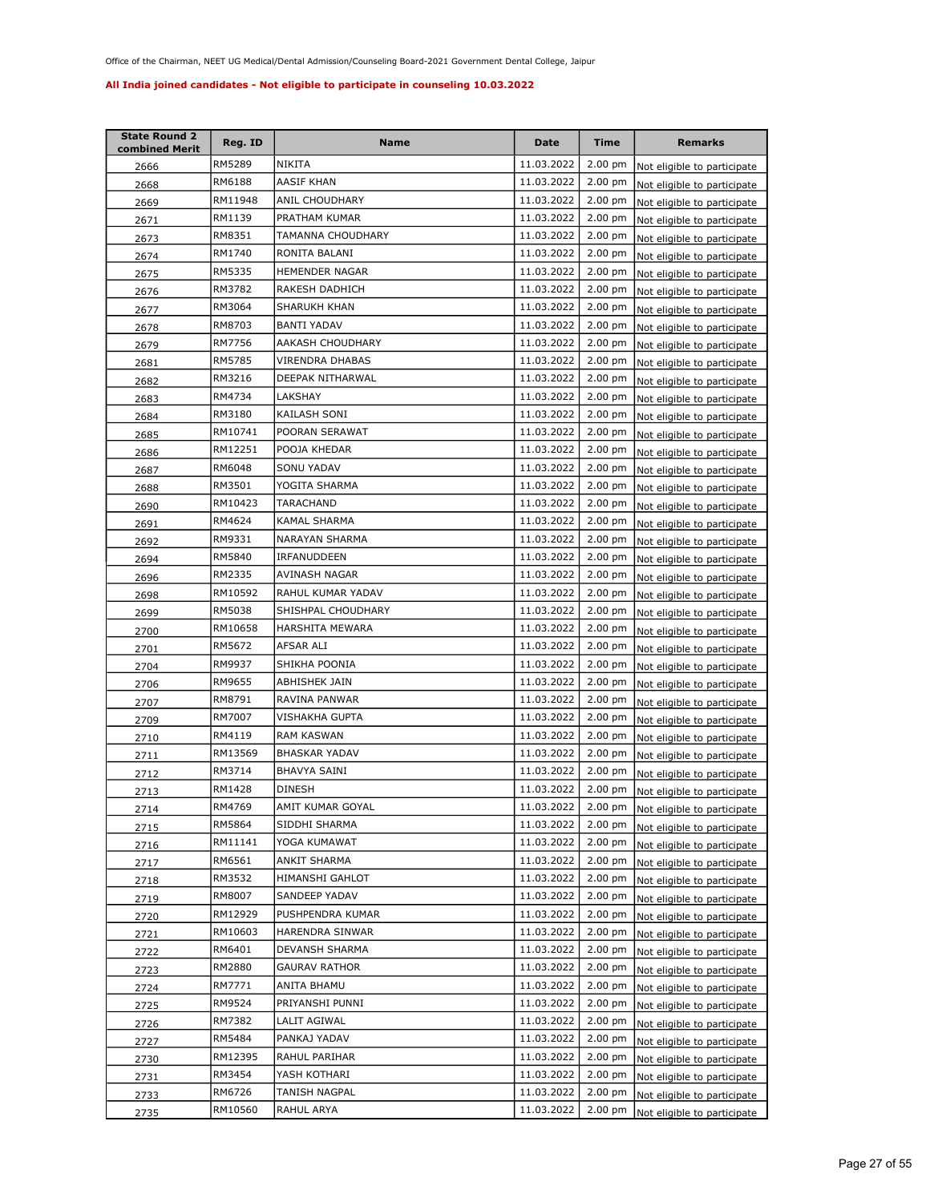Office of the Chairman, NEET UG Medical/Dental Admission/Counseling Board-2021 Government Dental College, Jaipur

**All India joined candidates - Not eligible to participate in counseling 10.03.2022**

| State Round 2 combined Merit | Reg. ID | Name | Date | Time | Remarks |
|---|---|---|---|---|---|
| 2666 | RM5289 | NIKITA | 11.03.2022 | 2.00 pm | Not eligible to participate |
| 2668 | RM6188 | AASIF KHAN | 11.03.2022 | 2.00 pm | Not eligible to participate |
| 2669 | RM11948 | ANIL CHOUDHARY | 11.03.2022 | 2.00 pm | Not eligible to participate |
| 2671 | RM1139 | PRATHAM KUMAR | 11.03.2022 | 2.00 pm | Not eligible to participate |
| 2673 | RM8351 | TAMANNA CHOUDHARY | 11.03.2022 | 2.00 pm | Not eligible to participate |
| 2674 | RM1740 | RONITA BALANI | 11.03.2022 | 2.00 pm | Not eligible to participate |
| 2675 | RM5335 | HEMENDER NAGAR | 11.03.2022 | 2.00 pm | Not eligible to participate |
| 2676 | RM3782 | RAKESH DADHICH | 11.03.2022 | 2.00 pm | Not eligible to participate |
| 2677 | RM3064 | SHARUKH KHAN | 11.03.2022 | 2.00 pm | Not eligible to participate |
| 2678 | RM8703 | BANTI YADAV | 11.03.2022 | 2.00 pm | Not eligible to participate |
| 2679 | RM7756 | AAKASH CHOUDHARY | 11.03.2022 | 2.00 pm | Not eligible to participate |
| 2681 | RM5785 | VIRENDRA DHABAS | 11.03.2022 | 2.00 pm | Not eligible to participate |
| 2682 | RM3216 | DEEPAK NITHARWAL | 11.03.2022 | 2.00 pm | Not eligible to participate |
| 2683 | RM4734 | LAKSHAY | 11.03.2022 | 2.00 pm | Not eligible to participate |
| 2684 | RM3180 | KAILASH SONI | 11.03.2022 | 2.00 pm | Not eligible to participate |
| 2685 | RM10741 | POORAN SERAWAT | 11.03.2022 | 2.00 pm | Not eligible to participate |
| 2686 | RM12251 | POOJA KHEDAR | 11.03.2022 | 2.00 pm | Not eligible to participate |
| 2687 | RM6048 | SONU YADAV | 11.03.2022 | 2.00 pm | Not eligible to participate |
| 2688 | RM3501 | YOGITA SHARMA | 11.03.2022 | 2.00 pm | Not eligible to participate |
| 2690 | RM10423 | TARACHAND | 11.03.2022 | 2.00 pm | Not eligible to participate |
| 2691 | RM4624 | KAMAL SHARMA | 11.03.2022 | 2.00 pm | Not eligible to participate |
| 2692 | RM9331 | NARAYAN SHARMA | 11.03.2022 | 2.00 pm | Not eligible to participate |
| 2694 | RM5840 | IRFANUDDEEN | 11.03.2022 | 2.00 pm | Not eligible to participate |
| 2696 | RM2335 | AVINASH NAGAR | 11.03.2022 | 2.00 pm | Not eligible to participate |
| 2698 | RM10592 | RAHUL KUMAR YADAV | 11.03.2022 | 2.00 pm | Not eligible to participate |
| 2699 | RM5038 | SHISHPAL CHOUDHARY | 11.03.2022 | 2.00 pm | Not eligible to participate |
| 2700 | RM10658 | HARSHITA MEWARA | 11.03.2022 | 2.00 pm | Not eligible to participate |
| 2701 | RM5672 | AFSAR ALI | 11.03.2022 | 2.00 pm | Not eligible to participate |
| 2704 | RM9937 | SHIKHA POONIA | 11.03.2022 | 2.00 pm | Not eligible to participate |
| 2706 | RM9655 | ABHISHEK JAIN | 11.03.2022 | 2.00 pm | Not eligible to participate |
| 2707 | RM8791 | RAVINA PANWAR | 11.03.2022 | 2.00 pm | Not eligible to participate |
| 2709 | RM7007 | VISHAKHA GUPTA | 11.03.2022 | 2.00 pm | Not eligible to participate |
| 2710 | RM4119 | RAM KASWAN | 11.03.2022 | 2.00 pm | Not eligible to participate |
| 2711 | RM13569 | BHASKAR YADAV | 11.03.2022 | 2.00 pm | Not eligible to participate |
| 2712 | RM3714 | BHAVYA SAINI | 11.03.2022 | 2.00 pm | Not eligible to participate |
| 2713 | RM1428 | DINESH | 11.03.2022 | 2.00 pm | Not eligible to participate |
| 2714 | RM4769 | AMIT KUMAR GOYAL | 11.03.2022 | 2.00 pm | Not eligible to participate |
| 2715 | RM5864 | SIDDHI SHARMA | 11.03.2022 | 2.00 pm | Not eligible to participate |
| 2716 | RM11141 | YOGA KUMAWAT | 11.03.2022 | 2.00 pm | Not eligible to participate |
| 2717 | RM6561 | ANKIT SHARMA | 11.03.2022 | 2.00 pm | Not eligible to participate |
| 2718 | RM3532 | HIMANSHI GAHLOT | 11.03.2022 | 2.00 pm | Not eligible to participate |
| 2719 | RM8007 | SANDEEP YADAV | 11.03.2022 | 2.00 pm | Not eligible to participate |
| 2720 | RM12929 | PUSHPENDRA KUMAR | 11.03.2022 | 2.00 pm | Not eligible to participate |
| 2721 | RM10603 | HARENDRA SINWAR | 11.03.2022 | 2.00 pm | Not eligible to participate |
| 2722 | RM6401 | DEVANSH SHARMA | 11.03.2022 | 2.00 pm | Not eligible to participate |
| 2723 | RM2880 | GAURAV RATHOR | 11.03.2022 | 2.00 pm | Not eligible to participate |
| 2724 | RM7771 | ANITA BHAMU | 11.03.2022 | 2.00 pm | Not eligible to participate |
| 2725 | RM9524 | PRIYANSHI PUNNI | 11.03.2022 | 2.00 pm | Not eligible to participate |
| 2726 | RM7382 | LALIT AGIWAL | 11.03.2022 | 2.00 pm | Not eligible to participate |
| 2727 | RM5484 | PANKAJ YADAV | 11.03.2022 | 2.00 pm | Not eligible to participate |
| 2730 | RM12395 | RAHUL PARIHAR | 11.03.2022 | 2.00 pm | Not eligible to participate |
| 2731 | RM3454 | YASH KOTHARI | 11.03.2022 | 2.00 pm | Not eligible to participate |
| 2733 | RM6726 | TANISH NAGPAL | 11.03.2022 | 2.00 pm | Not eligible to participate |
| 2735 | RM10560 | RAHUL ARYA | 11.03.2022 | 2.00 pm | Not eligible to participate |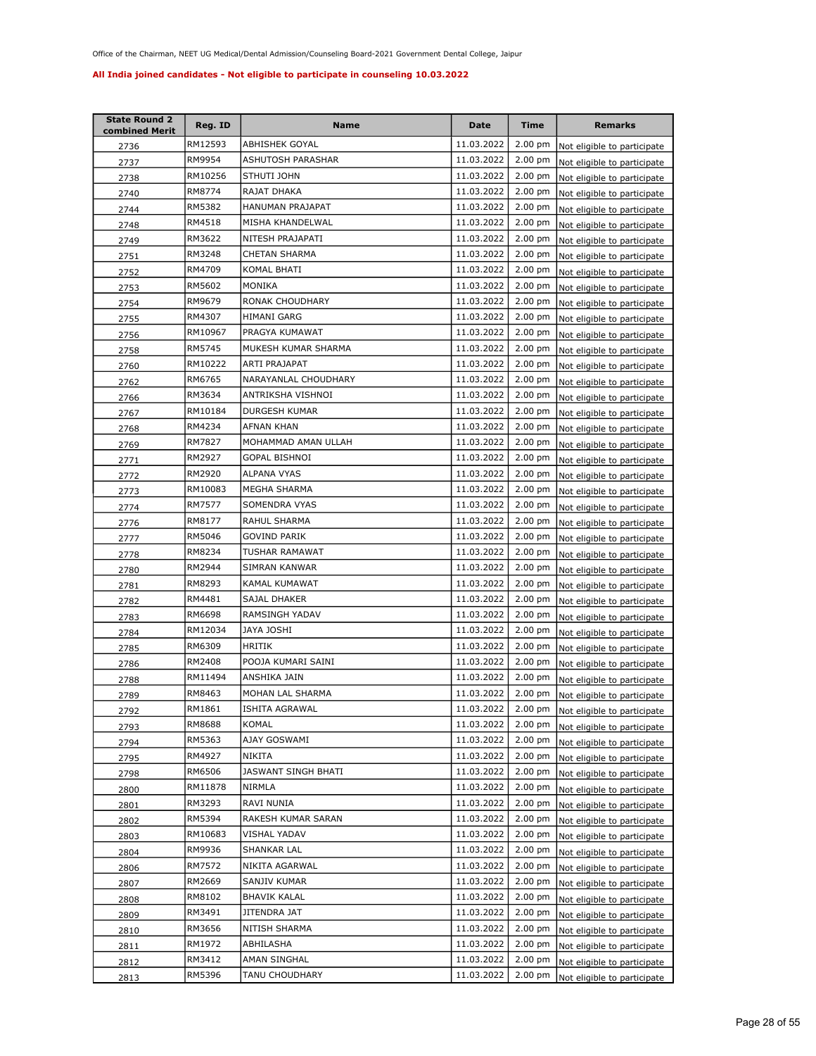Office of the Chairman, NEET UG Medical/Dental Admission/Counseling Board-2021 Government Dental College, Jaipur

**All India joined candidates - Not eligible to participate in counseling 10.03.2022**

| State Round 2 combined Merit | Reg. ID | Name | Date | Time | Remarks |
|---|---|---|---|---|---|
| 2736 | RM12593 | ABHISHEK GOYAL | 11.03.2022 | 2.00 pm | Not eligible to participate |
| 2737 | RM9954 | ASHUTOSH PARASHAR | 11.03.2022 | 2.00 pm | Not eligible to participate |
| 2738 | RM10256 | STHUTI JOHN | 11.03.2022 | 2.00 pm | Not eligible to participate |
| 2740 | RM8774 | RAJAT DHAKA | 11.03.2022 | 2.00 pm | Not eligible to participate |
| 2744 | RM5382 | HANUMAN PRAJAPAT | 11.03.2022 | 2.00 pm | Not eligible to participate |
| 2748 | RM4518 | MISHA KHANDELWAL | 11.03.2022 | 2.00 pm | Not eligible to participate |
| 2749 | RM3622 | NITESH PRAJAPATI | 11.03.2022 | 2.00 pm | Not eligible to participate |
| 2751 | RM3248 | CHETAN SHARMA | 11.03.2022 | 2.00 pm | Not eligible to participate |
| 2752 | RM4709 | KOMAL BHATI | 11.03.2022 | 2.00 pm | Not eligible to participate |
| 2753 | RM5602 | MONIKA | 11.03.2022 | 2.00 pm | Not eligible to participate |
| 2754 | RM9679 | RONAK CHOUDHARY | 11.03.2022 | 2.00 pm | Not eligible to participate |
| 2755 | RM4307 | HIMANI GARG | 11.03.2022 | 2.00 pm | Not eligible to participate |
| 2756 | RM10967 | PRAGYA KUMAWAT | 11.03.2022 | 2.00 pm | Not eligible to participate |
| 2758 | RM5745 | MUKESH KUMAR SHARMA | 11.03.2022 | 2.00 pm | Not eligible to participate |
| 2760 | RM10222 | ARTI PRAJAPAT | 11.03.2022 | 2.00 pm | Not eligible to participate |
| 2762 | RM6765 | NARAYANLAL CHOUDHARY | 11.03.2022 | 2.00 pm | Not eligible to participate |
| 2766 | RM3634 | ANTRIKSHA VISHNOI | 11.03.2022 | 2.00 pm | Not eligible to participate |
| 2767 | RM10184 | DURGESH KUMAR | 11.03.2022 | 2.00 pm | Not eligible to participate |
| 2768 | RM4234 | AFNAN KHAN | 11.03.2022 | 2.00 pm | Not eligible to participate |
| 2769 | RM7827 | MOHAMMAD AMAN ULLAH | 11.03.2022 | 2.00 pm | Not eligible to participate |
| 2771 | RM2927 | GOPAL BISHNOI | 11.03.2022 | 2.00 pm | Not eligible to participate |
| 2772 | RM2920 | ALPANA VYAS | 11.03.2022 | 2.00 pm | Not eligible to participate |
| 2773 | RM10083 | MEGHA SHARMA | 11.03.2022 | 2.00 pm | Not eligible to participate |
| 2774 | RM7577 | SOMENDRA VYAS | 11.03.2022 | 2.00 pm | Not eligible to participate |
| 2776 | RM8177 | RAHUL SHARMA | 11.03.2022 | 2.00 pm | Not eligible to participate |
| 2777 | RM5046 | GOVIND PARIK | 11.03.2022 | 2.00 pm | Not eligible to participate |
| 2778 | RM8234 | TUSHAR RAMAWAT | 11.03.2022 | 2.00 pm | Not eligible to participate |
| 2780 | RM2944 | SIMRAN KANWAR | 11.03.2022 | 2.00 pm | Not eligible to participate |
| 2781 | RM8293 | KAMAL KUMAWAT | 11.03.2022 | 2.00 pm | Not eligible to participate |
| 2782 | RM4481 | SAJAL DHAKER | 11.03.2022 | 2.00 pm | Not eligible to participate |
| 2783 | RM6698 | RAMSINGH YADAV | 11.03.2022 | 2.00 pm | Not eligible to participate |
| 2784 | RM12034 | JAYA JOSHI | 11.03.2022 | 2.00 pm | Not eligible to participate |
| 2785 | RM6309 | HRITIK | 11.03.2022 | 2.00 pm | Not eligible to participate |
| 2786 | RM2408 | POOJA KUMARI SAINI | 11.03.2022 | 2.00 pm | Not eligible to participate |
| 2788 | RM11494 | ANSHIKA JAIN | 11.03.2022 | 2.00 pm | Not eligible to participate |
| 2789 | RM8463 | MOHAN LAL SHARMA | 11.03.2022 | 2.00 pm | Not eligible to participate |
| 2792 | RM1861 | ISHITA AGRAWAL | 11.03.2022 | 2.00 pm | Not eligible to participate |
| 2793 | RM8688 | KOMAL | 11.03.2022 | 2.00 pm | Not eligible to participate |
| 2794 | RM5363 | AJAY GOSWAMI | 11.03.2022 | 2.00 pm | Not eligible to participate |
| 2795 | RM4927 | NIKITA | 11.03.2022 | 2.00 pm | Not eligible to participate |
| 2798 | RM6506 | JASWANT SINGH BHATI | 11.03.2022 | 2.00 pm | Not eligible to participate |
| 2800 | RM11878 | NIRMLA | 11.03.2022 | 2.00 pm | Not eligible to participate |
| 2801 | RM3293 | RAVI NUNIA | 11.03.2022 | 2.00 pm | Not eligible to participate |
| 2802 | RM5394 | RAKESH KUMAR SARAN | 11.03.2022 | 2.00 pm | Not eligible to participate |
| 2803 | RM10683 | VISHAL YADAV | 11.03.2022 | 2.00 pm | Not eligible to participate |
| 2804 | RM9936 | SHANKAR LAL | 11.03.2022 | 2.00 pm | Not eligible to participate |
| 2806 | RM7572 | NIKITA AGARWAL | 11.03.2022 | 2.00 pm | Not eligible to participate |
| 2807 | RM2669 | SANJIV KUMAR | 11.03.2022 | 2.00 pm | Not eligible to participate |
| 2808 | RM8102 | BHAVIK KALAL | 11.03.2022 | 2.00 pm | Not eligible to participate |
| 2809 | RM3491 | JITENDRA JAT | 11.03.2022 | 2.00 pm | Not eligible to participate |
| 2810 | RM3656 | NITISH SHARMA | 11.03.2022 | 2.00 pm | Not eligible to participate |
| 2811 | RM1972 | ABHILASHA | 11.03.2022 | 2.00 pm | Not eligible to participate |
| 2812 | RM3412 | AMAN SINGHAL | 11.03.2022 | 2.00 pm | Not eligible to participate |
| 2813 | RM5396 | TANU CHOUDHARY | 11.03.2022 | 2.00 pm | Not eligible to participate |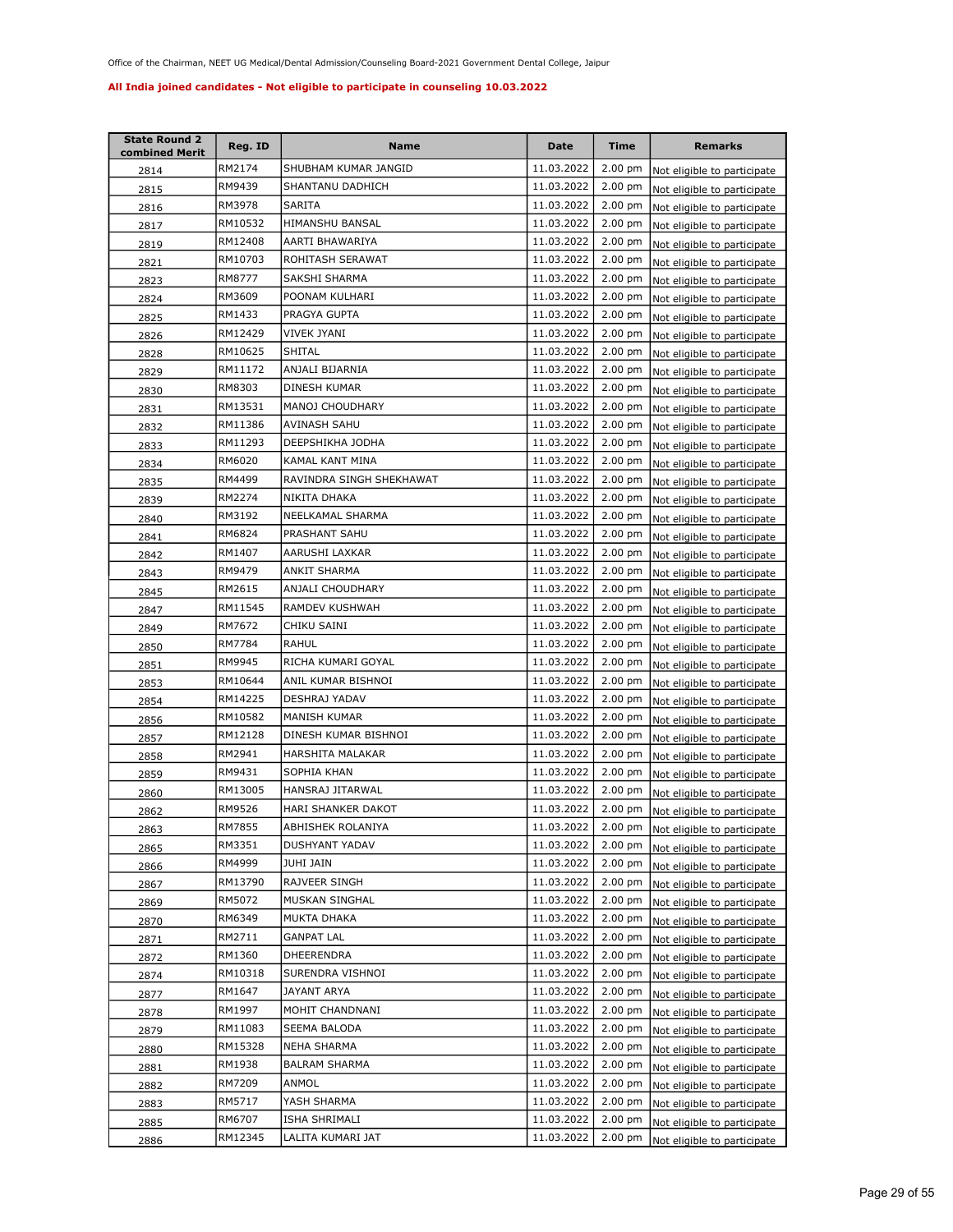Office of the Chairman, NEET UG Medical/Dental Admission/Counseling Board-2021 Government Dental College, Jaipur

**All India joined candidates - Not eligible to participate in counseling 10.03.2022**

| State Round 2 combined Merit | Reg. ID | Name | Date | Time | Remarks |
|---|---|---|---|---|---|
| 2814 | RM2174 | SHUBHAM KUMAR JANGID | 11.03.2022 | 2.00 pm | Not eligible to participate |
| 2815 | RM9439 | SHANTANU DADHICH | 11.03.2022 | 2.00 pm | Not eligible to participate |
| 2816 | RM3978 | SARITA | 11.03.2022 | 2.00 pm | Not eligible to participate |
| 2817 | RM10532 | HIMANSHU BANSAL | 11.03.2022 | 2.00 pm | Not eligible to participate |
| 2819 | RM12408 | AARTI BHAWARIYA | 11.03.2022 | 2.00 pm | Not eligible to participate |
| 2821 | RM10703 | ROHITASH SERAWAT | 11.03.2022 | 2.00 pm | Not eligible to participate |
| 2823 | RM8777 | SAKSHI SHARMA | 11.03.2022 | 2.00 pm | Not eligible to participate |
| 2824 | RM3609 | POONAM KULHARI | 11.03.2022 | 2.00 pm | Not eligible to participate |
| 2825 | RM1433 | PRAGYA GUPTA | 11.03.2022 | 2.00 pm | Not eligible to participate |
| 2826 | RM12429 | VIVEK JYANI | 11.03.2022 | 2.00 pm | Not eligible to participate |
| 2828 | RM10625 | SHITAL | 11.03.2022 | 2.00 pm | Not eligible to participate |
| 2829 | RM11172 | ANJALI BIJARNIA | 11.03.2022 | 2.00 pm | Not eligible to participate |
| 2830 | RM8303 | DINESH KUMAR | 11.03.2022 | 2.00 pm | Not eligible to participate |
| 2831 | RM13531 | MANOJ CHOUDHARY | 11.03.2022 | 2.00 pm | Not eligible to participate |
| 2832 | RM11386 | AVINASH SAHU | 11.03.2022 | 2.00 pm | Not eligible to participate |
| 2833 | RM11293 | DEEPSHIKHA JODHA | 11.03.2022 | 2.00 pm | Not eligible to participate |
| 2834 | RM6020 | KAMAL KANT MINA | 11.03.2022 | 2.00 pm | Not eligible to participate |
| 2835 | RM4499 | RAVINDRA SINGH SHEKHAWAT | 11.03.2022 | 2.00 pm | Not eligible to participate |
| 2839 | RM2274 | NIKITA DHAKA | 11.03.2022 | 2.00 pm | Not eligible to participate |
| 2840 | RM3192 | NEELKAMAL SHARMA | 11.03.2022 | 2.00 pm | Not eligible to participate |
| 2841 | RM6824 | PRASHANT SAHU | 11.03.2022 | 2.00 pm | Not eligible to participate |
| 2842 | RM1407 | AARUSHI LAXKAR | 11.03.2022 | 2.00 pm | Not eligible to participate |
| 2843 | RM9479 | ANKIT SHARMA | 11.03.2022 | 2.00 pm | Not eligible to participate |
| 2845 | RM2615 | ANJALI CHOUDHARY | 11.03.2022 | 2.00 pm | Not eligible to participate |
| 2847 | RM11545 | RAMDEV KUSHWAH | 11.03.2022 | 2.00 pm | Not eligible to participate |
| 2849 | RM7672 | CHIKU SAINI | 11.03.2022 | 2.00 pm | Not eligible to participate |
| 2850 | RM7784 | RAHUL | 11.03.2022 | 2.00 pm | Not eligible to participate |
| 2851 | RM9945 | RICHA KUMARI GOYAL | 11.03.2022 | 2.00 pm | Not eligible to participate |
| 2853 | RM10644 | ANIL KUMAR BISHNOI | 11.03.2022 | 2.00 pm | Not eligible to participate |
| 2854 | RM14225 | DESHRAJ YADAV | 11.03.2022 | 2.00 pm | Not eligible to participate |
| 2856 | RM10582 | MANISH KUMAR | 11.03.2022 | 2.00 pm | Not eligible to participate |
| 2857 | RM12128 | DINESH KUMAR BISHNOI | 11.03.2022 | 2.00 pm | Not eligible to participate |
| 2858 | RM2941 | HARSHITA MALAKAR | 11.03.2022 | 2.00 pm | Not eligible to participate |
| 2859 | RM9431 | SOPHIA KHAN | 11.03.2022 | 2.00 pm | Not eligible to participate |
| 2860 | RM13005 | HANSRAJ JITARWAL | 11.03.2022 | 2.00 pm | Not eligible to participate |
| 2862 | RM9526 | HARI SHANKER DAKOT | 11.03.2022 | 2.00 pm | Not eligible to participate |
| 2863 | RM7855 | ABHISHEK ROLANIYA | 11.03.2022 | 2.00 pm | Not eligible to participate |
| 2865 | RM3351 | DUSHYANT YADAV | 11.03.2022 | 2.00 pm | Not eligible to participate |
| 2866 | RM4999 | JUHI JAIN | 11.03.2022 | 2.00 pm | Not eligible to participate |
| 2867 | RM13790 | RAJVEER SINGH | 11.03.2022 | 2.00 pm | Not eligible to participate |
| 2869 | RM5072 | MUSKAN SINGHAL | 11.03.2022 | 2.00 pm | Not eligible to participate |
| 2870 | RM6349 | MUKTA DHAKA | 11.03.2022 | 2.00 pm | Not eligible to participate |
| 2871 | RM2711 | GANPAT LAL | 11.03.2022 | 2.00 pm | Not eligible to participate |
| 2872 | RM1360 | DHEERENDRA | 11.03.2022 | 2.00 pm | Not eligible to participate |
| 2874 | RM10318 | SURENDRA VISHNOI | 11.03.2022 | 2.00 pm | Not eligible to participate |
| 2877 | RM1647 | JAYANT ARYA | 11.03.2022 | 2.00 pm | Not eligible to participate |
| 2878 | RM1997 | MOHIT CHANDNANI | 11.03.2022 | 2.00 pm | Not eligible to participate |
| 2879 | RM11083 | SEEMA BALODA | 11.03.2022 | 2.00 pm | Not eligible to participate |
| 2880 | RM15328 | NEHA SHARMA | 11.03.2022 | 2.00 pm | Not eligible to participate |
| 2881 | RM1938 | BALRAM SHARMA | 11.03.2022 | 2.00 pm | Not eligible to participate |
| 2882 | RM7209 | ANMOL | 11.03.2022 | 2.00 pm | Not eligible to participate |
| 2883 | RM5717 | YASH SHARMA | 11.03.2022 | 2.00 pm | Not eligible to participate |
| 2885 | RM6707 | ISHA SHRIMALI | 11.03.2022 | 2.00 pm | Not eligible to participate |
| 2886 | RM12345 | LALITA KUMARI JAT | 11.03.2022 | 2.00 pm | Not eligible to participate |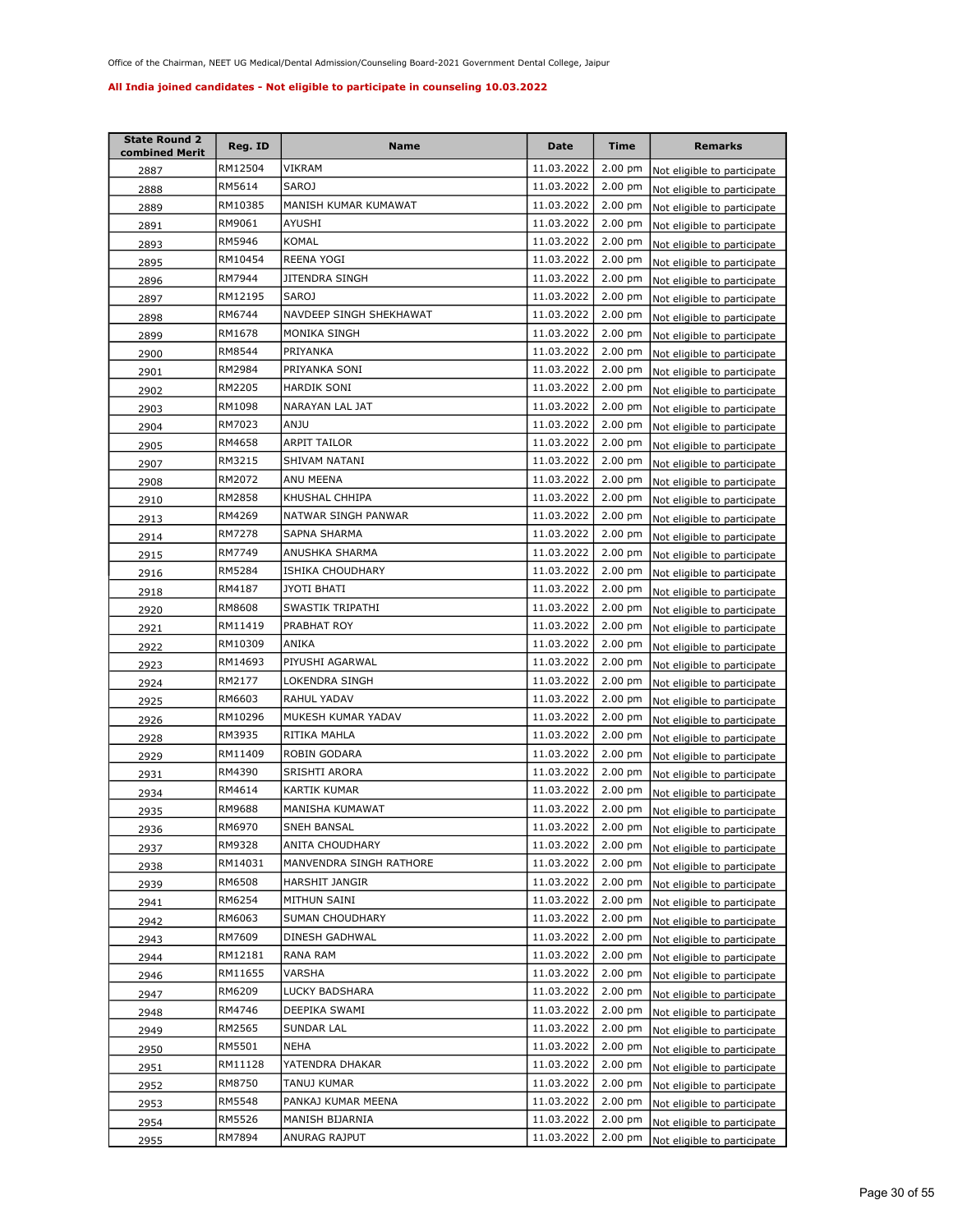Office of the Chairman, NEET UG Medical/Dental Admission/Counseling Board-2021 Government Dental College, Jaipur

**All India joined candidates - Not eligible to participate in counseling 10.03.2022**

| State Round 2 combined Merit | Reg. ID | Name | Date | Time | Remarks |
|---|---|---|---|---|---|
| 2887 | RM12504 | VIKRAM | 11.03.2022 | 2.00 pm | Not eligible to participate |
| 2888 | RM5614 | SAROJ | 11.03.2022 | 2.00 pm | Not eligible to participate |
| 2889 | RM10385 | MANISH KUMAR KUMAWAT | 11.03.2022 | 2.00 pm | Not eligible to participate |
| 2891 | RM9061 | AYUSHI | 11.03.2022 | 2.00 pm | Not eligible to participate |
| 2893 | RM5946 | KOMAL | 11.03.2022 | 2.00 pm | Not eligible to participate |
| 2895 | RM10454 | REENA YOGI | 11.03.2022 | 2.00 pm | Not eligible to participate |
| 2896 | RM7944 | JITENDRA SINGH | 11.03.2022 | 2.00 pm | Not eligible to participate |
| 2897 | RM12195 | SAROJ | 11.03.2022 | 2.00 pm | Not eligible to participate |
| 2898 | RM6744 | NAVDEEP SINGH SHEKHAWAT | 11.03.2022 | 2.00 pm | Not eligible to participate |
| 2899 | RM1678 | MONIKA SINGH | 11.03.2022 | 2.00 pm | Not eligible to participate |
| 2900 | RM8544 | PRIYANKA | 11.03.2022 | 2.00 pm | Not eligible to participate |
| 2901 | RM2984 | PRIYANKA SONI | 11.03.2022 | 2.00 pm | Not eligible to participate |
| 2902 | RM2205 | HARDIK SONI | 11.03.2022 | 2.00 pm | Not eligible to participate |
| 2903 | RM1098 | NARAYAN LAL JAT | 11.03.2022 | 2.00 pm | Not eligible to participate |
| 2904 | RM7023 | ANJU | 11.03.2022 | 2.00 pm | Not eligible to participate |
| 2905 | RM4658 | ARPIT TAILOR | 11.03.2022 | 2.00 pm | Not eligible to participate |
| 2907 | RM3215 | SHIVAM NATANI | 11.03.2022 | 2.00 pm | Not eligible to participate |
| 2908 | RM2072 | ANU MEENA | 11.03.2022 | 2.00 pm | Not eligible to participate |
| 2910 | RM2858 | KHUSHAL CHHIPA | 11.03.2022 | 2.00 pm | Not eligible to participate |
| 2913 | RM4269 | NATWAR SINGH PANWAR | 11.03.2022 | 2.00 pm | Not eligible to participate |
| 2914 | RM7278 | SAPNA SHARMA | 11.03.2022 | 2.00 pm | Not eligible to participate |
| 2915 | RM7749 | ANUSHKA SHARMA | 11.03.2022 | 2.00 pm | Not eligible to participate |
| 2916 | RM5284 | ISHIKA CHOUDHARY | 11.03.2022 | 2.00 pm | Not eligible to participate |
| 2918 | RM4187 | JYOTI BHATI | 11.03.2022 | 2.00 pm | Not eligible to participate |
| 2920 | RM8608 | SWASTIK TRIPATHI | 11.03.2022 | 2.00 pm | Not eligible to participate |
| 2921 | RM11419 | PRABHAT ROY | 11.03.2022 | 2.00 pm | Not eligible to participate |
| 2922 | RM10309 | ANIKA | 11.03.2022 | 2.00 pm | Not eligible to participate |
| 2923 | RM14693 | PIYUSHI AGARWAL | 11.03.2022 | 2.00 pm | Not eligible to participate |
| 2924 | RM2177 | LOKENDRA SINGH | 11.03.2022 | 2.00 pm | Not eligible to participate |
| 2925 | RM6603 | RAHUL YADAV | 11.03.2022 | 2.00 pm | Not eligible to participate |
| 2926 | RM10296 | MUKESH KUMAR YADAV | 11.03.2022 | 2.00 pm | Not eligible to participate |
| 2928 | RM3935 | RITIKA MAHLA | 11.03.2022 | 2.00 pm | Not eligible to participate |
| 2929 | RM11409 | ROBIN GODARA | 11.03.2022 | 2.00 pm | Not eligible to participate |
| 2931 | RM4390 | SRISHTI ARORA | 11.03.2022 | 2.00 pm | Not eligible to participate |
| 2934 | RM4614 | KARTIK KUMAR | 11.03.2022 | 2.00 pm | Not eligible to participate |
| 2935 | RM9688 | MANISHA KUMAWAT | 11.03.2022 | 2.00 pm | Not eligible to participate |
| 2936 | RM6970 | SNEH BANSAL | 11.03.2022 | 2.00 pm | Not eligible to participate |
| 2937 | RM9328 | ANITA CHOUDHARY | 11.03.2022 | 2.00 pm | Not eligible to participate |
| 2938 | RM14031 | MANVENDRA SINGH RATHORE | 11.03.2022 | 2.00 pm | Not eligible to participate |
| 2939 | RM6508 | HARSHIT JANGIR | 11.03.2022 | 2.00 pm | Not eligible to participate |
| 2941 | RM6254 | MITHUN SAINI | 11.03.2022 | 2.00 pm | Not eligible to participate |
| 2942 | RM6063 | SUMAN CHOUDHARY | 11.03.2022 | 2.00 pm | Not eligible to participate |
| 2943 | RM7609 | DINESH GADHWAL | 11.03.2022 | 2.00 pm | Not eligible to participate |
| 2944 | RM12181 | RANA RAM | 11.03.2022 | 2.00 pm | Not eligible to participate |
| 2946 | RM11655 | VARSHA | 11.03.2022 | 2.00 pm | Not eligible to participate |
| 2947 | RM6209 | LUCKY BADSHARA | 11.03.2022 | 2.00 pm | Not eligible to participate |
| 2948 | RM4746 | DEEPIKA SWAMI | 11.03.2022 | 2.00 pm | Not eligible to participate |
| 2949 | RM2565 | SUNDAR LAL | 11.03.2022 | 2.00 pm | Not eligible to participate |
| 2950 | RM5501 | NEHA | 11.03.2022 | 2.00 pm | Not eligible to participate |
| 2951 | RM11128 | YATENDRA DHAKAR | 11.03.2022 | 2.00 pm | Not eligible to participate |
| 2952 | RM8750 | TANUJ KUMAR | 11.03.2022 | 2.00 pm | Not eligible to participate |
| 2953 | RM5548 | PANKAJ KUMAR MEENA | 11.03.2022 | 2.00 pm | Not eligible to participate |
| 2954 | RM5526 | MANISH BIJARNIA | 11.03.2022 | 2.00 pm | Not eligible to participate |
| 2955 | RM7894 | ANURAG RAJPUT | 11.03.2022 | 2.00 pm | Not eligible to participate |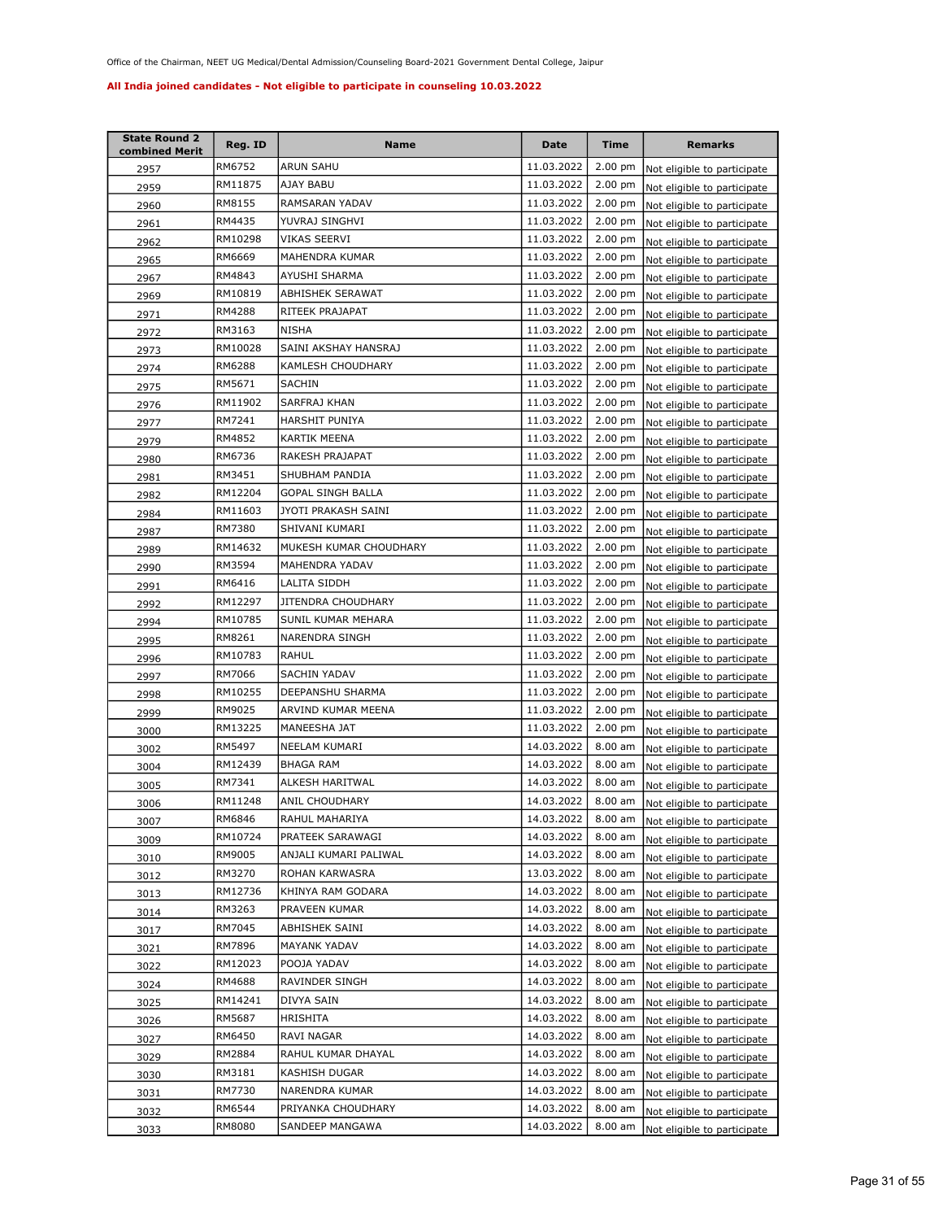Office of the Chairman, NEET UG Medical/Dental Admission/Counseling Board-2021 Government Dental College, Jaipur

**All India joined candidates - Not eligible to participate in counseling 10.03.2022**

| State Round 2 combined Merit | Reg. ID | Name | Date | Time | Remarks |
|---|---|---|---|---|---|
| 2957 | RM6752 | ARUN SAHU | 11.03.2022 | 2.00 pm | Not eligible to participate |
| 2959 | RM11875 | AJAY BABU | 11.03.2022 | 2.00 pm | Not eligible to participate |
| 2960 | RM8155 | RAMSARAN YADAV | 11.03.2022 | 2.00 pm | Not eligible to participate |
| 2961 | RM4435 | YUVRAJ SINGHVI | 11.03.2022 | 2.00 pm | Not eligible to participate |
| 2962 | RM10298 | VIKAS SEERVI | 11.03.2022 | 2.00 pm | Not eligible to participate |
| 2965 | RM6669 | MAHENDRA KUMAR | 11.03.2022 | 2.00 pm | Not eligible to participate |
| 2967 | RM4843 | AYUSHI SHARMA | 11.03.2022 | 2.00 pm | Not eligible to participate |
| 2969 | RM10819 | ABHISHEK SERAWAT | 11.03.2022 | 2.00 pm | Not eligible to participate |
| 2971 | RM4288 | RITEEK PRAJAPAT | 11.03.2022 | 2.00 pm | Not eligible to participate |
| 2972 | RM3163 | NISHA | 11.03.2022 | 2.00 pm | Not eligible to participate |
| 2973 | RM10028 | SAINI AKSHAY HANSRAJ | 11.03.2022 | 2.00 pm | Not eligible to participate |
| 2974 | RM6288 | KAMLESH CHOUDHARY | 11.03.2022 | 2.00 pm | Not eligible to participate |
| 2975 | RM5671 | SACHIN | 11.03.2022 | 2.00 pm | Not eligible to participate |
| 2976 | RM11902 | SARFRAJ KHAN | 11.03.2022 | 2.00 pm | Not eligible to participate |
| 2977 | RM7241 | HARSHIT PUNIYA | 11.03.2022 | 2.00 pm | Not eligible to participate |
| 2979 | RM4852 | KARTIK MEENA | 11.03.2022 | 2.00 pm | Not eligible to participate |
| 2980 | RM6736 | RAKESH PRAJAPAT | 11.03.2022 | 2.00 pm | Not eligible to participate |
| 2981 | RM3451 | SHUBHAM PANDIA | 11.03.2022 | 2.00 pm | Not eligible to participate |
| 2982 | RM12204 | GOPAL SINGH BALLA | 11.03.2022 | 2.00 pm | Not eligible to participate |
| 2984 | RM11603 | JYOTI PRAKASH SAINI | 11.03.2022 | 2.00 pm | Not eligible to participate |
| 2987 | RM7380 | SHIVANI KUMARI | 11.03.2022 | 2.00 pm | Not eligible to participate |
| 2989 | RM14632 | MUKESH KUMAR CHOUDHARY | 11.03.2022 | 2.00 pm | Not eligible to participate |
| 2990 | RM3594 | MAHENDRA YADAV | 11.03.2022 | 2.00 pm | Not eligible to participate |
| 2991 | RM6416 | LALITA SIDDH | 11.03.2022 | 2.00 pm | Not eligible to participate |
| 2992 | RM12297 | JITENDRA CHOUDHARY | 11.03.2022 | 2.00 pm | Not eligible to participate |
| 2994 | RM10785 | SUNIL KUMAR MEHARA | 11.03.2022 | 2.00 pm | Not eligible to participate |
| 2995 | RM8261 | NARENDRA SINGH | 11.03.2022 | 2.00 pm | Not eligible to participate |
| 2996 | RM10783 | RAHUL | 11.03.2022 | 2.00 pm | Not eligible to participate |
| 2997 | RM7066 | SACHIN YADAV | 11.03.2022 | 2.00 pm | Not eligible to participate |
| 2998 | RM10255 | DEEPANSHU SHARMA | 11.03.2022 | 2.00 pm | Not eligible to participate |
| 2999 | RM9025 | ARVIND KUMAR MEENA | 11.03.2022 | 2.00 pm | Not eligible to participate |
| 3000 | RM13225 | MANEESHA JAT | 11.03.2022 | 2.00 pm | Not eligible to participate |
| 3002 | RM5497 | NEELAM KUMARI | 14.03.2022 | 8.00 am | Not eligible to participate |
| 3004 | RM12439 | BHAGA RAM | 14.03.2022 | 8.00 am | Not eligible to participate |
| 3005 | RM7341 | ALKESH HARITWAL | 14.03.2022 | 8.00 am | Not eligible to participate |
| 3006 | RM11248 | ANIL CHOUDHARY | 14.03.2022 | 8.00 am | Not eligible to participate |
| 3007 | RM6846 | RAHUL MAHARIYA | 14.03.2022 | 8.00 am | Not eligible to participate |
| 3009 | RM10724 | PRATEEK SARAWAGI | 14.03.2022 | 8.00 am | Not eligible to participate |
| 3010 | RM9005 | ANJALI KUMARI PALIWAL | 14.03.2022 | 8.00 am | Not eligible to participate |
| 3012 | RM3270 | ROHAN KARWASRA | 13.03.2022 | 8.00 am | Not eligible to participate |
| 3013 | RM12736 | KHINYA RAM GODARA | 14.03.2022 | 8.00 am | Not eligible to participate |
| 3014 | RM3263 | PRAVEEN KUMAR | 14.03.2022 | 8.00 am | Not eligible to participate |
| 3017 | RM7045 | ABHISHEK SAINI | 14.03.2022 | 8.00 am | Not eligible to participate |
| 3021 | RM7896 | MAYANK YADAV | 14.03.2022 | 8.00 am | Not eligible to participate |
| 3022 | RM12023 | POOJA YADAV | 14.03.2022 | 8.00 am | Not eligible to participate |
| 3024 | RM4688 | RAVINDER SINGH | 14.03.2022 | 8.00 am | Not eligible to participate |
| 3025 | RM14241 | DIVYA SAIN | 14.03.2022 | 8.00 am | Not eligible to participate |
| 3026 | RM5687 | HRISHITA | 14.03.2022 | 8.00 am | Not eligible to participate |
| 3027 | RM6450 | RAVI NAGAR | 14.03.2022 | 8.00 am | Not eligible to participate |
| 3029 | RM2884 | RAHUL KUMAR DHAYAL | 14.03.2022 | 8.00 am | Not eligible to participate |
| 3030 | RM3181 | KASHISH DUGAR | 14.03.2022 | 8.00 am | Not eligible to participate |
| 3031 | RM7730 | NARENDRA KUMAR | 14.03.2022 | 8.00 am | Not eligible to participate |
| 3032 | RM6544 | PRIYANKA CHOUDHARY | 14.03.2022 | 8.00 am | Not eligible to participate |
| 3033 | RM8080 | SANDEEP MANGAWA | 14.03.2022 | 8.00 am | Not eligible to participate |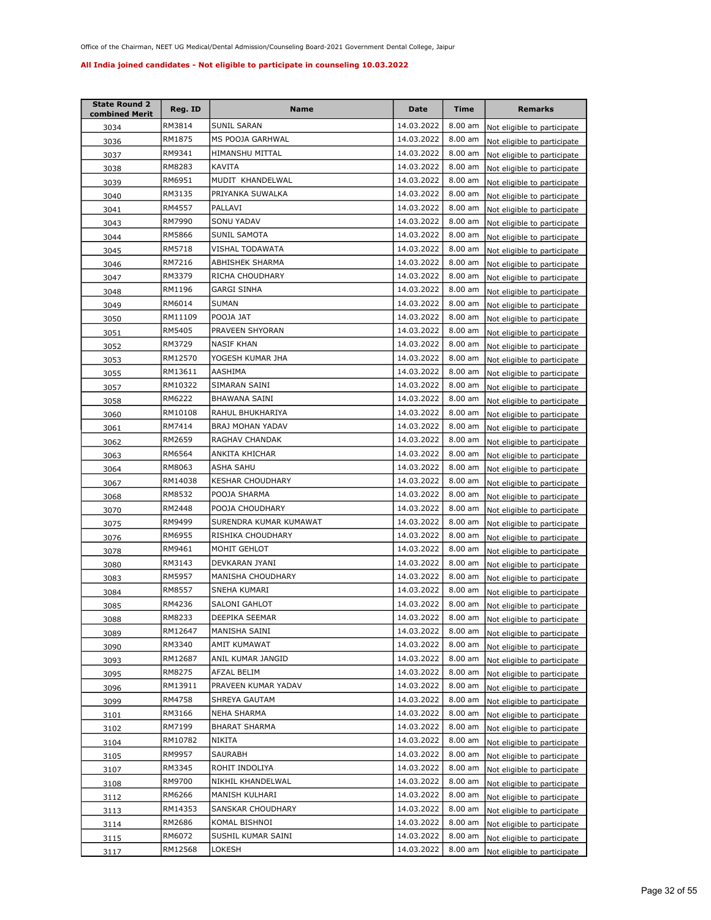Office of the Chairman, NEET UG Medical/Dental Admission/Counseling Board-2021 Government Dental College, Jaipur

**All India joined candidates - Not eligible to participate in counseling 10.03.2022**

| State Round 2 combined Merit | Reg. ID | Name | Date | Time | Remarks |
|---|---|---|---|---|---|
| 3034 | RM3814 | SUNIL SARAN | 14.03.2022 | 8.00 am | Not eligible to participate |
| 3036 | RM1875 | MS POOJA GARHWAL | 14.03.2022 | 8.00 am | Not eligible to participate |
| 3037 | RM9341 | HIMANSHU MITTAL | 14.03.2022 | 8.00 am | Not eligible to participate |
| 3038 | RM8283 | KAVITA | 14.03.2022 | 8.00 am | Not eligible to participate |
| 3039 | RM6951 | MUDIT KHANDELWAL | 14.03.2022 | 8.00 am | Not eligible to participate |
| 3040 | RM3135 | PRIYANKA SUWALKA | 14.03.2022 | 8.00 am | Not eligible to participate |
| 3041 | RM4557 | PALLAVI | 14.03.2022 | 8.00 am | Not eligible to participate |
| 3043 | RM7990 | SONU YADAV | 14.03.2022 | 8.00 am | Not eligible to participate |
| 3044 | RM5866 | SUNIL SAMOTA | 14.03.2022 | 8.00 am | Not eligible to participate |
| 3045 | RM5718 | VISHAL TODAWATA | 14.03.2022 | 8.00 am | Not eligible to participate |
| 3046 | RM7216 | ABHISHEK SHARMA | 14.03.2022 | 8.00 am | Not eligible to participate |
| 3047 | RM3379 | RICHA CHOUDHARY | 14.03.2022 | 8.00 am | Not eligible to participate |
| 3048 | RM1196 | GARGI SINHA | 14.03.2022 | 8.00 am | Not eligible to participate |
| 3049 | RM6014 | SUMAN | 14.03.2022 | 8.00 am | Not eligible to participate |
| 3050 | RM11109 | POOJA JAT | 14.03.2022 | 8.00 am | Not eligible to participate |
| 3051 | RM5405 | PRAVEEN SHYORAN | 14.03.2022 | 8.00 am | Not eligible to participate |
| 3052 | RM3729 | NASIF KHAN | 14.03.2022 | 8.00 am | Not eligible to participate |
| 3053 | RM12570 | YOGESH KUMAR JHA | 14.03.2022 | 8.00 am | Not eligible to participate |
| 3055 | RM13611 | AASHIMA | 14.03.2022 | 8.00 am | Not eligible to participate |
| 3057 | RM10322 | SIMARAN SAINI | 14.03.2022 | 8.00 am | Not eligible to participate |
| 3058 | RM6222 | BHAWANA SAINI | 14.03.2022 | 8.00 am | Not eligible to participate |
| 3060 | RM10108 | RAHUL BHUKHARIYA | 14.03.2022 | 8.00 am | Not eligible to participate |
| 3061 | RM7414 | BRAJ MOHAN YADAV | 14.03.2022 | 8.00 am | Not eligible to participate |
| 3062 | RM2659 | RAGHAV CHANDAK | 14.03.2022 | 8.00 am | Not eligible to participate |
| 3063 | RM6564 | ANKITA KHICHAR | 14.03.2022 | 8.00 am | Not eligible to participate |
| 3064 | RM8063 | ASHA SAHU | 14.03.2022 | 8.00 am | Not eligible to participate |
| 3067 | RM14038 | KESHAR CHOUDHARY | 14.03.2022 | 8.00 am | Not eligible to participate |
| 3068 | RM8532 | POOJA SHARMA | 14.03.2022 | 8.00 am | Not eligible to participate |
| 3070 | RM2448 | POOJA CHOUDHARY | 14.03.2022 | 8.00 am | Not eligible to participate |
| 3075 | RM9499 | SURENDRA KUMAR KUMAWAT | 14.03.2022 | 8.00 am | Not eligible to participate |
| 3076 | RM6955 | RISHIKA CHOUDHARY | 14.03.2022 | 8.00 am | Not eligible to participate |
| 3078 | RM9461 | MOHIT GEHLOT | 14.03.2022 | 8.00 am | Not eligible to participate |
| 3080 | RM3143 | DEVKARAN JYANI | 14.03.2022 | 8.00 am | Not eligible to participate |
| 3083 | RM5957 | MANISHA CHOUDHARY | 14.03.2022 | 8.00 am | Not eligible to participate |
| 3084 | RM8557 | SNEHA KUMARI | 14.03.2022 | 8.00 am | Not eligible to participate |
| 3085 | RM4236 | SALONI GAHLOT | 14.03.2022 | 8.00 am | Not eligible to participate |
| 3088 | RM8233 | DEEPIKA SEEMAR | 14.03.2022 | 8.00 am | Not eligible to participate |
| 3089 | RM12647 | MANISHA SAINI | 14.03.2022 | 8.00 am | Not eligible to participate |
| 3090 | RM3340 | AMIT KUMAWAT | 14.03.2022 | 8.00 am | Not eligible to participate |
| 3093 | RM12687 | ANIL KUMAR JANGID | 14.03.2022 | 8.00 am | Not eligible to participate |
| 3095 | RM8275 | AFZAL BELIM | 14.03.2022 | 8.00 am | Not eligible to participate |
| 3096 | RM13911 | PRAVEEN KUMAR YADAV | 14.03.2022 | 8.00 am | Not eligible to participate |
| 3099 | RM4758 | SHREYA GAUTAM | 14.03.2022 | 8.00 am | Not eligible to participate |
| 3101 | RM3166 | NEHA SHARMA | 14.03.2022 | 8.00 am | Not eligible to participate |
| 3102 | RM7199 | BHARAT SHARMA | 14.03.2022 | 8.00 am | Not eligible to participate |
| 3104 | RM10782 | NIKITA | 14.03.2022 | 8.00 am | Not eligible to participate |
| 3105 | RM9957 | SAURABH | 14.03.2022 | 8.00 am | Not eligible to participate |
| 3107 | RM3345 | ROHIT INDOLIYA | 14.03.2022 | 8.00 am | Not eligible to participate |
| 3108 | RM9700 | NIKHIL KHANDELWAL | 14.03.2022 | 8.00 am | Not eligible to participate |
| 3112 | RM6266 | MANISH KULHARI | 14.03.2022 | 8.00 am | Not eligible to participate |
| 3113 | RM14353 | SANSKAR CHOUDHARY | 14.03.2022 | 8.00 am | Not eligible to participate |
| 3114 | RM2686 | KOMAL BISHNOI | 14.03.2022 | 8.00 am | Not eligible to participate |
| 3115 | RM6072 | SUSHIL KUMAR SAINI | 14.03.2022 | 8.00 am | Not eligible to participate |
| 3117 | RM12568 | LOKESH | 14.03.2022 | 8.00 am | Not eligible to participate |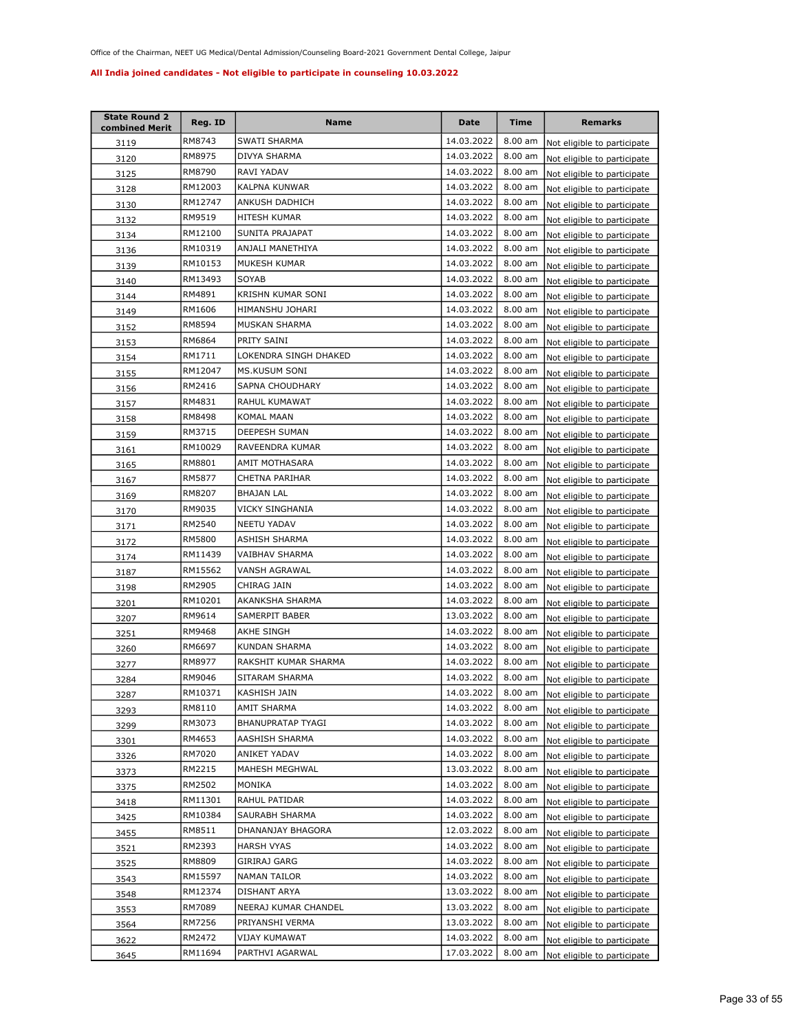Office of the Chairman, NEET UG Medical/Dental Admission/Counseling Board-2021 Government Dental College, Jaipur

**All India joined candidates - Not eligible to participate in counseling 10.03.2022**

| State Round 2 combined Merit | Reg. ID | Name | Date | Time | Remarks |
|---|---|---|---|---|---|
| 3119 | RM8743 | SWATI SHARMA | 14.03.2022 | 8.00 am | Not eligible to participate |
| 3120 | RM8975 | DIVYA SHARMA | 14.03.2022 | 8.00 am | Not eligible to participate |
| 3125 | RM8790 | RAVI YADAV | 14.03.2022 | 8.00 am | Not eligible to participate |
| 3128 | RM12003 | KALPNA KUNWAR | 14.03.2022 | 8.00 am | Not eligible to participate |
| 3130 | RM12747 | ANKUSH DADHICH | 14.03.2022 | 8.00 am | Not eligible to participate |
| 3132 | RM9519 | HITESH KUMAR | 14.03.2022 | 8.00 am | Not eligible to participate |
| 3134 | RM12100 | SUNITA PRAJAPAT | 14.03.2022 | 8.00 am | Not eligible to participate |
| 3136 | RM10319 | ANJALI MANETHIYA | 14.03.2022 | 8.00 am | Not eligible to participate |
| 3139 | RM10153 | MUKESH KUMAR | 14.03.2022 | 8.00 am | Not eligible to participate |
| 3140 | RM13493 | SOYAB | 14.03.2022 | 8.00 am | Not eligible to participate |
| 3144 | RM4891 | KRISHN KUMAR SONI | 14.03.2022 | 8.00 am | Not eligible to participate |
| 3149 | RM1606 | HIMANSHU JOHARI | 14.03.2022 | 8.00 am | Not eligible to participate |
| 3152 | RM8594 | MUSKAN SHARMA | 14.03.2022 | 8.00 am | Not eligible to participate |
| 3153 | RM6864 | PRITY SAINI | 14.03.2022 | 8.00 am | Not eligible to participate |
| 3154 | RM1711 | LOKENDRA SINGH DHAKED | 14.03.2022 | 8.00 am | Not eligible to participate |
| 3155 | RM12047 | MS.KUSUM SONI | 14.03.2022 | 8.00 am | Not eligible to participate |
| 3156 | RM2416 | SAPNA CHOUDHARY | 14.03.2022 | 8.00 am | Not eligible to participate |
| 3157 | RM4831 | RAHUL KUMAWAT | 14.03.2022 | 8.00 am | Not eligible to participate |
| 3158 | RM8498 | KOMAL MAAN | 14.03.2022 | 8.00 am | Not eligible to participate |
| 3159 | RM3715 | DEEPESH SUMAN | 14.03.2022 | 8.00 am | Not eligible to participate |
| 3161 | RM10029 | RAVEENDRA KUMAR | 14.03.2022 | 8.00 am | Not eligible to participate |
| 3165 | RM8801 | AMIT MOTHASARA | 14.03.2022 | 8.00 am | Not eligible to participate |
| 3167 | RM5877 | CHETNA PARIHAR | 14.03.2022 | 8.00 am | Not eligible to participate |
| 3169 | RM8207 | BHAJAN LAL | 14.03.2022 | 8.00 am | Not eligible to participate |
| 3170 | RM9035 | VICKY SINGHANIA | 14.03.2022 | 8.00 am | Not eligible to participate |
| 3171 | RM2540 | NEETU YADAV | 14.03.2022 | 8.00 am | Not eligible to participate |
| 3172 | RM5800 | ASHISH SHARMA | 14.03.2022 | 8.00 am | Not eligible to participate |
| 3174 | RM11439 | VAIBHAV SHARMA | 14.03.2022 | 8.00 am | Not eligible to participate |
| 3187 | RM15562 | VANSH AGRAWAL | 14.03.2022 | 8.00 am | Not eligible to participate |
| 3198 | RM2905 | CHIRAG JAIN | 14.03.2022 | 8.00 am | Not eligible to participate |
| 3201 | RM10201 | AKANKSHA SHARMA | 14.03.2022 | 8.00 am | Not eligible to participate |
| 3207 | RM9614 | SAMERPIT BABER | 13.03.2022 | 8.00 am | Not eligible to participate |
| 3251 | RM9468 | AKHE SINGH | 14.03.2022 | 8.00 am | Not eligible to participate |
| 3260 | RM6697 | KUNDAN SHARMA | 14.03.2022 | 8.00 am | Not eligible to participate |
| 3277 | RM8977 | RAKSHIT KUMAR SHARMA | 14.03.2022 | 8.00 am | Not eligible to participate |
| 3284 | RM9046 | SITARAM SHARMA | 14.03.2022 | 8.00 am | Not eligible to participate |
| 3287 | RM10371 | KASHISH JAIN | 14.03.2022 | 8.00 am | Not eligible to participate |
| 3293 | RM8110 | AMIT SHARMA | 14.03.2022 | 8.00 am | Not eligible to participate |
| 3299 | RM3073 | BHANUPRATAP TYAGI | 14.03.2022 | 8.00 am | Not eligible to participate |
| 3301 | RM4653 | AASHISH SHARMA | 14.03.2022 | 8.00 am | Not eligible to participate |
| 3326 | RM7020 | ANIKET YADAV | 14.03.2022 | 8.00 am | Not eligible to participate |
| 3373 | RM2215 | MAHESH MEGHWAL | 13.03.2022 | 8.00 am | Not eligible to participate |
| 3375 | RM2502 | MONIKA | 14.03.2022 | 8.00 am | Not eligible to participate |
| 3418 | RM11301 | RAHUL PATIDAR | 14.03.2022 | 8.00 am | Not eligible to participate |
| 3425 | RM10384 | SAURABH SHARMA | 14.03.2022 | 8.00 am | Not eligible to participate |
| 3455 | RM8511 | DHANANJAY BHAGORA | 12.03.2022 | 8.00 am | Not eligible to participate |
| 3521 | RM2393 | HARSH VYAS | 14.03.2022 | 8.00 am | Not eligible to participate |
| 3525 | RM8809 | GIRIRAJ GARG | 14.03.2022 | 8.00 am | Not eligible to participate |
| 3543 | RM15597 | NAMAN TAILOR | 14.03.2022 | 8.00 am | Not eligible to participate |
| 3548 | RM12374 | DISHANT ARYA | 13.03.2022 | 8.00 am | Not eligible to participate |
| 3553 | RM7089 | NEERAJ KUMAR CHANDEL | 13.03.2022 | 8.00 am | Not eligible to participate |
| 3564 | RM7256 | PRIYANSHI VERMA | 13.03.2022 | 8.00 am | Not eligible to participate |
| 3622 | RM2472 | VIJAY KUMAWAT | 14.03.2022 | 8.00 am | Not eligible to participate |
| 3645 | RM11694 | PARTHVI AGARWAL | 17.03.2022 | 8.00 am | Not eligible to participate |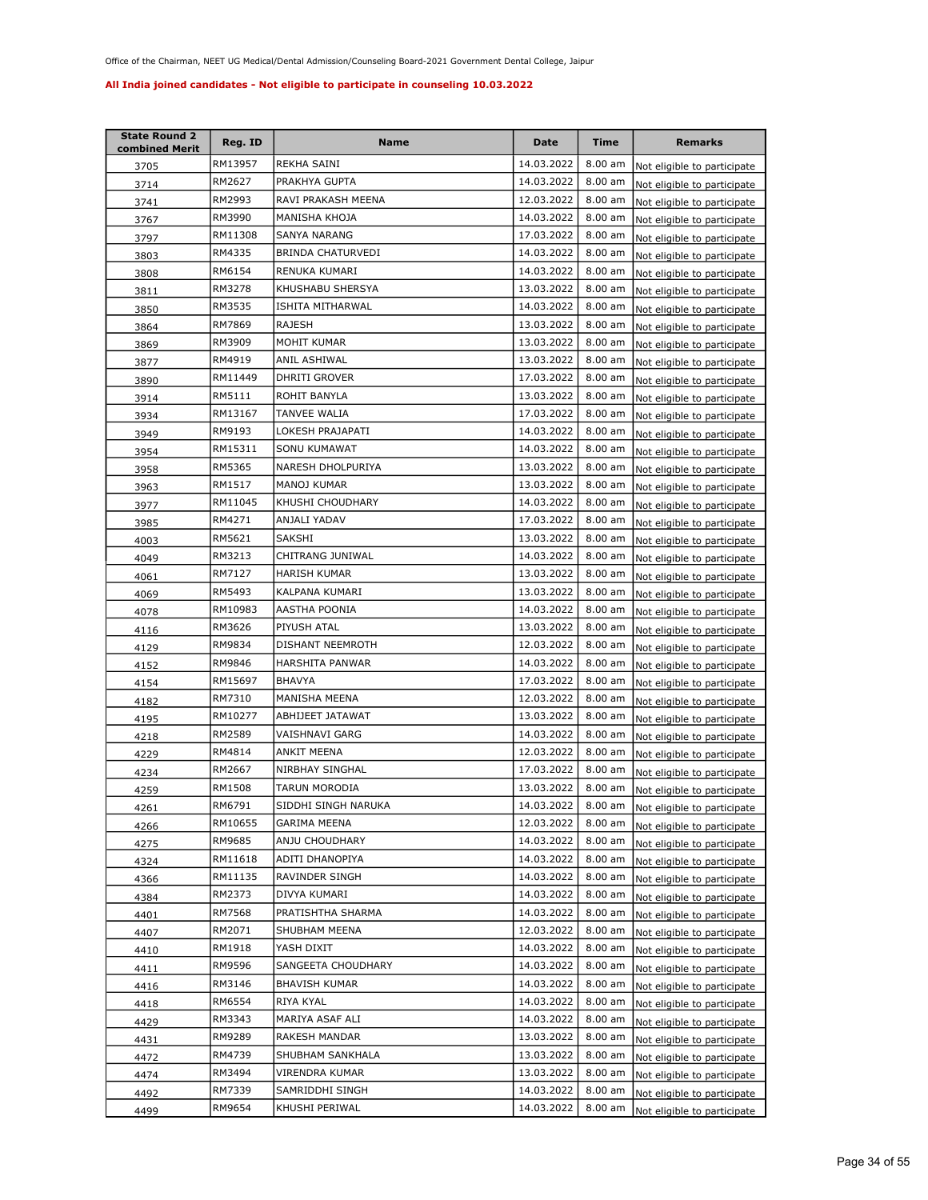Office of the Chairman, NEET UG Medical/Dental Admission/Counseling Board-2021 Government Dental College, Jaipur

**All India joined candidates - Not eligible to participate in counseling 10.03.2022**

| State Round 2 combined Merit | Reg. ID | Name | Date | Time | Remarks |
|---|---|---|---|---|---|
| 3705 | RM13957 | REKHA SAINI | 14.03.2022 | 8.00 am | Not eligible to participate |
| 3714 | RM2627 | PRAKHYA GUPTA | 14.03.2022 | 8.00 am | Not eligible to participate |
| 3741 | RM2993 | RAVI PRAKASH MEENA | 12.03.2022 | 8.00 am | Not eligible to participate |
| 3767 | RM3990 | MANISHA KHOJA | 14.03.2022 | 8.00 am | Not eligible to participate |
| 3797 | RM11308 | SANYA NARANG | 17.03.2022 | 8.00 am | Not eligible to participate |
| 3803 | RM4335 | BRINDA CHATURVEDI | 14.03.2022 | 8.00 am | Not eligible to participate |
| 3808 | RM6154 | RENUKA KUMARI | 14.03.2022 | 8.00 am | Not eligible to participate |
| 3811 | RM3278 | KHUSHABU SHERSYA | 13.03.2022 | 8.00 am | Not eligible to participate |
| 3850 | RM3535 | ISHITA MITHARWAL | 14.03.2022 | 8.00 am | Not eligible to participate |
| 3864 | RM7869 | RAJESH | 13.03.2022 | 8.00 am | Not eligible to participate |
| 3869 | RM3909 | MOHIT KUMAR | 13.03.2022 | 8.00 am | Not eligible to participate |
| 3877 | RM4919 | ANIL ASHIWAL | 13.03.2022 | 8.00 am | Not eligible to participate |
| 3890 | RM11449 | DHRITI GROVER | 17.03.2022 | 8.00 am | Not eligible to participate |
| 3914 | RM5111 | ROHIT BANYLA | 13.03.2022 | 8.00 am | Not eligible to participate |
| 3934 | RM13167 | TANVEE WALIA | 17.03.2022 | 8.00 am | Not eligible to participate |
| 3949 | RM9193 | LOKESH PRAJAPATI | 14.03.2022 | 8.00 am | Not eligible to participate |
| 3954 | RM15311 | SONU KUMAWAT | 14.03.2022 | 8.00 am | Not eligible to participate |
| 3958 | RM5365 | NARESH DHOLPURIYA | 13.03.2022 | 8.00 am | Not eligible to participate |
| 3963 | RM1517 | MANOJ KUMAR | 13.03.2022 | 8.00 am | Not eligible to participate |
| 3977 | RM11045 | KHUSHI CHOUDHARY | 14.03.2022 | 8.00 am | Not eligible to participate |
| 3985 | RM4271 | ANJALI YADAV | 17.03.2022 | 8.00 am | Not eligible to participate |
| 4003 | RM5621 | SAKSHI | 13.03.2022 | 8.00 am | Not eligible to participate |
| 4049 | RM3213 | CHITRANG JUNIWAL | 14.03.2022 | 8.00 am | Not eligible to participate |
| 4061 | RM7127 | HARISH KUMAR | 13.03.2022 | 8.00 am | Not eligible to participate |
| 4069 | RM5493 | KALPANA KUMARI | 13.03.2022 | 8.00 am | Not eligible to participate |
| 4078 | RM10983 | AASTHA POONIA | 14.03.2022 | 8.00 am | Not eligible to participate |
| 4116 | RM3626 | PIYUSH ATAL | 13.03.2022 | 8.00 am | Not eligible to participate |
| 4129 | RM9834 | DISHANT NEEMROTH | 12.03.2022 | 8.00 am | Not eligible to participate |
| 4152 | RM9846 | HARSHITA PANWAR | 14.03.2022 | 8.00 am | Not eligible to participate |
| 4154 | RM15697 | BHAVYA | 17.03.2022 | 8.00 am | Not eligible to participate |
| 4182 | RM7310 | MANISHA MEENA | 12.03.2022 | 8.00 am | Not eligible to participate |
| 4195 | RM10277 | ABHIJEET JATAWAT | 13.03.2022 | 8.00 am | Not eligible to participate |
| 4218 | RM2589 | VAISHNAVI GARG | 14.03.2022 | 8.00 am | Not eligible to participate |
| 4229 | RM4814 | ANKIT MEENA | 12.03.2022 | 8.00 am | Not eligible to participate |
| 4234 | RM2667 | NIRBHAY SINGHAL | 17.03.2022 | 8.00 am | Not eligible to participate |
| 4259 | RM1508 | TARUN MORODIA | 13.03.2022 | 8.00 am | Not eligible to participate |
| 4261 | RM6791 | SIDDHI SINGH NARUKA | 14.03.2022 | 8.00 am | Not eligible to participate |
| 4266 | RM10655 | GARIMA MEENA | 12.03.2022 | 8.00 am | Not eligible to participate |
| 4275 | RM9685 | ANJU CHOUDHARY | 14.03.2022 | 8.00 am | Not eligible to participate |
| 4324 | RM11618 | ADITI DHANOPIYA | 14.03.2022 | 8.00 am | Not eligible to participate |
| 4366 | RM11135 | RAVINDER SINGH | 14.03.2022 | 8.00 am | Not eligible to participate |
| 4384 | RM2373 | DIVYA KUMARI | 14.03.2022 | 8.00 am | Not eligible to participate |
| 4401 | RM7568 | PRATISHTHA SHARMA | 14.03.2022 | 8.00 am | Not eligible to participate |
| 4407 | RM2071 | SHUBHAM MEENA | 12.03.2022 | 8.00 am | Not eligible to participate |
| 4410 | RM1918 | YASH DIXIT | 14.03.2022 | 8.00 am | Not eligible to participate |
| 4411 | RM9596 | SANGEETA CHOUDHARY | 14.03.2022 | 8.00 am | Not eligible to participate |
| 4416 | RM3146 | BHAVISH KUMAR | 14.03.2022 | 8.00 am | Not eligible to participate |
| 4418 | RM6554 | RIYA KYAL | 14.03.2022 | 8.00 am | Not eligible to participate |
| 4429 | RM3343 | MARIYA ASAF ALI | 14.03.2022 | 8.00 am | Not eligible to participate |
| 4431 | RM9289 | RAKESH MANDAR | 13.03.2022 | 8.00 am | Not eligible to participate |
| 4472 | RM4739 | SHUBHAM SANKHALA | 13.03.2022 | 8.00 am | Not eligible to participate |
| 4474 | RM3494 | VIRENDRA KUMAR | 13.03.2022 | 8.00 am | Not eligible to participate |
| 4492 | RM7339 | SAMRIDDHI SINGH | 14.03.2022 | 8.00 am | Not eligible to participate |
| 4499 | RM9654 | KHUSHI PERIWAL | 14.03.2022 | 8.00 am | Not eligible to participate |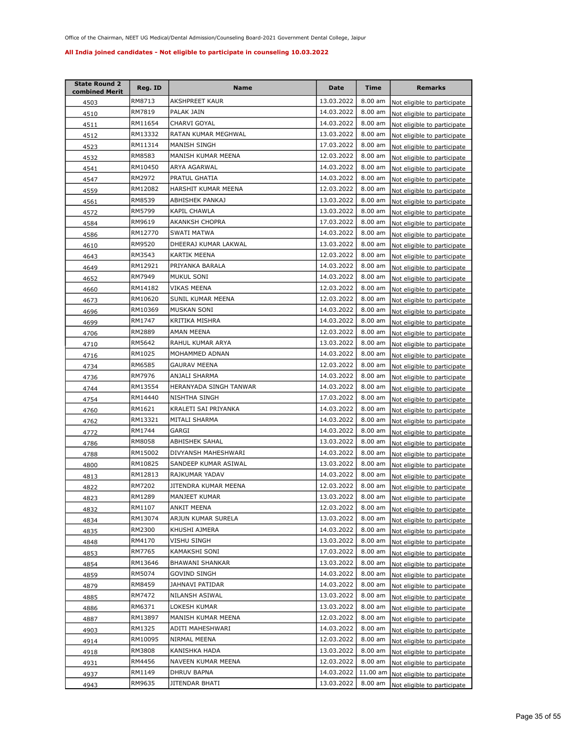Office of the Chairman, NEET UG Medical/Dental Admission/Counseling Board-2021 Government Dental College, Jaipur

**All India joined candidates - Not eligible to participate in counseling 10.03.2022**

| State Round 2 combined Merit | Reg. ID | Name | Date | Time | Remarks |
|---|---|---|---|---|---|
| 4503 | RM8713 | AKSHPREET KAUR | 13.03.2022 | 8.00 am | Not eligible to participate |
| 4510 | RM7819 | PALAK JAIN | 14.03.2022 | 8.00 am | Not eligible to participate |
| 4511 | RM11654 | CHARVI GOYAL | 14.03.2022 | 8.00 am | Not eligible to participate |
| 4512 | RM13332 | RATAN KUMAR MEGHWAL | 13.03.2022 | 8.00 am | Not eligible to participate |
| 4523 | RM11314 | MANISH SINGH | 17.03.2022 | 8.00 am | Not eligible to participate |
| 4532 | RM8583 | MANISH KUMAR MEENA | 12.03.2022 | 8.00 am | Not eligible to participate |
| 4541 | RM10450 | ARYA AGARWAL | 14.03.2022 | 8.00 am | Not eligible to participate |
| 4547 | RM2972 | PRATUL GHATIA | 14.03.2022 | 8.00 am | Not eligible to participate |
| 4559 | RM12082 | HARSHIT KUMAR MEENA | 12.03.2022 | 8.00 am | Not eligible to participate |
| 4561 | RM8539 | ABHISHEK PANKAJ | 13.03.2022 | 8.00 am | Not eligible to participate |
| 4572 | RM5799 | KAPIL CHAWLA | 13.03.2022 | 8.00 am | Not eligible to participate |
| 4584 | RM9619 | AKANKSH CHOPRA | 17.03.2022 | 8.00 am | Not eligible to participate |
| 4586 | RM12770 | SWATI MATWA | 14.03.2022 | 8.00 am | Not eligible to participate |
| 4610 | RM9520 | DHEERAJ KUMAR LAKWAL | 13.03.2022 | 8.00 am | Not eligible to participate |
| 4643 | RM3543 | KARTIK MEENA | 12.03.2022 | 8.00 am | Not eligible to participate |
| 4649 | RM12921 | PRIYANKA BARALA | 14.03.2022 | 8.00 am | Not eligible to participate |
| 4652 | RM7949 | MUKUL SONI | 14.03.2022 | 8.00 am | Not eligible to participate |
| 4660 | RM14182 | VIKAS MEENA | 12.03.2022 | 8.00 am | Not eligible to participate |
| 4673 | RM10620 | SUNIL KUMAR MEENA | 12.03.2022 | 8.00 am | Not eligible to participate |
| 4696 | RM10369 | MUSKAN SONI | 14.03.2022 | 8.00 am | Not eligible to participate |
| 4699 | RM1747 | KRITIKA MISHRA | 14.03.2022 | 8.00 am | Not eligible to participate |
| 4706 | RM2889 | AMAN MEENA | 12.03.2022 | 8.00 am | Not eligible to participate |
| 4710 | RM5642 | RAHUL KUMAR ARYA | 13.03.2022 | 8.00 am | Not eligible to participate |
| 4716 | RM1025 | MOHAMMED ADNAN | 14.03.2022 | 8.00 am | Not eligible to participate |
| 4734 | RM6585 | GAURAV MEENA | 12.03.2022 | 8.00 am | Not eligible to participate |
| 4736 | RM7976 | ANJALI SHARMA | 14.03.2022 | 8.00 am | Not eligible to participate |
| 4744 | RM13554 | HERANYADA SINGH TANWAR | 14.03.2022 | 8.00 am | Not eligible to participate |
| 4754 | RM14440 | NISHTHA SINGH | 17.03.2022 | 8.00 am | Not eligible to participate |
| 4760 | RM1621 | KRALETI SAI PRIYANKA | 14.03.2022 | 8.00 am | Not eligible to participate |
| 4762 | RM13321 | MITALI SHARMA | 14.03.2022 | 8.00 am | Not eligible to participate |
| 4772 | RM1744 | GARGI | 14.03.2022 | 8.00 am | Not eligible to participate |
| 4786 | RM8058 | ABHISHEK SAHAL | 13.03.2022 | 8.00 am | Not eligible to participate |
| 4788 | RM15002 | DIVYANSH MAHESHWARI | 14.03.2022 | 8.00 am | Not eligible to participate |
| 4800 | RM10825 | SANDEEP KUMAR ASIWAL | 13.03.2022 | 8.00 am | Not eligible to participate |
| 4813 | RM12813 | RAJKUMAR YADAV | 14.03.2022 | 8.00 am | Not eligible to participate |
| 4822 | RM7202 | JITENDRA KUMAR MEENA | 12.03.2022 | 8.00 am | Not eligible to participate |
| 4823 | RM1289 | MANJEET KUMAR | 13.03.2022 | 8.00 am | Not eligible to participate |
| 4832 | RM1107 | ANKIT MEENA | 12.03.2022 | 8.00 am | Not eligible to participate |
| 4834 | RM13074 | ARJUN KUMAR SURELA | 13.03.2022 | 8.00 am | Not eligible to participate |
| 4835 | RM2300 | KHUSHI AJMERA | 14.03.2022 | 8.00 am | Not eligible to participate |
| 4848 | RM4170 | VISHU SINGH | 13.03.2022 | 8.00 am | Not eligible to participate |
| 4853 | RM7765 | KAMAKSHI SONI | 17.03.2022 | 8.00 am | Not eligible to participate |
| 4854 | RM13646 | BHAWANI SHANKAR | 13.03.2022 | 8.00 am | Not eligible to participate |
| 4859 | RM5074 | GOVIND SINGH | 14.03.2022 | 8.00 am | Not eligible to participate |
| 4879 | RM8459 | JAHNAVI PATIDAR | 14.03.2022 | 8.00 am | Not eligible to participate |
| 4885 | RM7472 | NILANSH ASIWAL | 13.03.2022 | 8.00 am | Not eligible to participate |
| 4886 | RM6371 | LOKESH KUMAR | 13.03.2022 | 8.00 am | Not eligible to participate |
| 4887 | RM13897 | MANISH KUMAR MEENA | 12.03.2022 | 8.00 am | Not eligible to participate |
| 4903 | RM1325 | ADITI MAHESHWARI | 14.03.2022 | 8.00 am | Not eligible to participate |
| 4914 | RM10095 | NIRMAL MEENA | 12.03.2022 | 8.00 am | Not eligible to participate |
| 4918 | RM3808 | KANISHKA HADA | 13.03.2022 | 8.00 am | Not eligible to participate |
| 4931 | RM4456 | NAVEEN KUMAR MEENA | 12.03.2022 | 8.00 am | Not eligible to participate |
| 4937 | RM1149 | DHRUV BAPNA | 14.03.2022 | 11.00 am | Not eligible to participate |
| 4943 | RM9635 | JITENDAR BHATI | 13.03.2022 | 8.00 am | Not eligible to participate |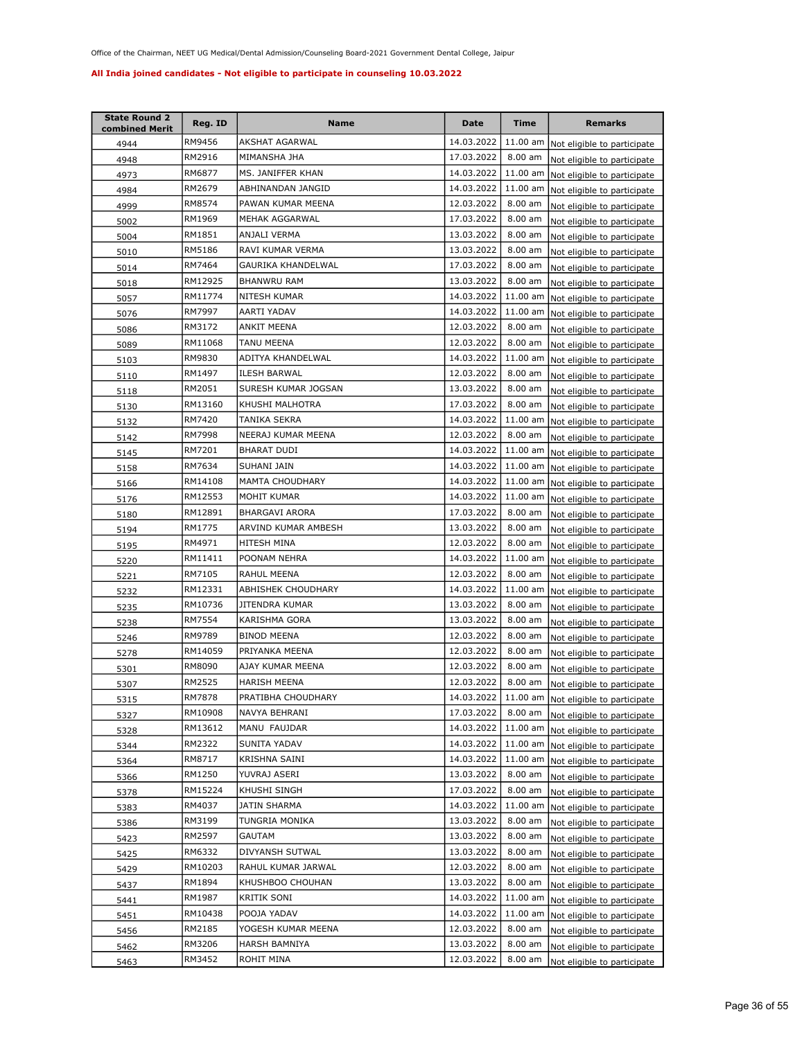Office of the Chairman, NEET UG Medical/Dental Admission/Counseling Board-2021 Government Dental College, Jaipur

**All India joined candidates - Not eligible to participate in counseling 10.03.2022**

| State Round 2 combined Merit | Reg. ID | Name | Date | Time | Remarks |
|---|---|---|---|---|---|
| 4944 | RM9456 | AKSHAT AGARWAL | 14.03.2022 | 11.00 am | Not eligible to participate |
| 4948 | RM2916 | MIMANSHA JHA | 17.03.2022 | 8.00 am | Not eligible to participate |
| 4973 | RM6877 | MS. JANIFFER KHAN | 14.03.2022 | 11.00 am | Not eligible to participate |
| 4984 | RM2679 | ABHINANDAN JANGID | 14.03.2022 | 11.00 am | Not eligible to participate |
| 4999 | RM8574 | PAWAN KUMAR MEENA | 12.03.2022 | 8.00 am | Not eligible to participate |
| 5002 | RM1969 | MEHAK AGGARWAL | 17.03.2022 | 8.00 am | Not eligible to participate |
| 5004 | RM1851 | ANJALI VERMA | 13.03.2022 | 8.00 am | Not eligible to participate |
| 5010 | RM5186 | RAVI KUMAR VERMA | 13.03.2022 | 8.00 am | Not eligible to participate |
| 5014 | RM7464 | GAURIKA KHANDELWAL | 17.03.2022 | 8.00 am | Not eligible to participate |
| 5018 | RM12925 | BHANWRU RAM | 13.03.2022 | 8.00 am | Not eligible to participate |
| 5057 | RM11774 | NITESH KUMAR | 14.03.2022 | 11.00 am | Not eligible to participate |
| 5076 | RM7997 | AARTI YADAV | 14.03.2022 | 11.00 am | Not eligible to participate |
| 5086 | RM3172 | ANKIT MEENA | 12.03.2022 | 8.00 am | Not eligible to participate |
| 5089 | RM11068 | TANU MEENA | 12.03.2022 | 8.00 am | Not eligible to participate |
| 5103 | RM9830 | ADITYA KHANDELWAL | 14.03.2022 | 11.00 am | Not eligible to participate |
| 5110 | RM1497 | ILESH BARWAL | 12.03.2022 | 8.00 am | Not eligible to participate |
| 5118 | RM2051 | SURESH KUMAR JOGSAN | 13.03.2022 | 8.00 am | Not eligible to participate |
| 5130 | RM13160 | KHUSHI MALHOTRA | 17.03.2022 | 8.00 am | Not eligible to participate |
| 5132 | RM7420 | TANIKA SEKRA | 14.03.2022 | 11.00 am | Not eligible to participate |
| 5142 | RM7998 | NEERAJ KUMAR MEENA | 12.03.2022 | 8.00 am | Not eligible to participate |
| 5145 | RM7201 | BHARAT DUDI | 14.03.2022 | 11.00 am | Not eligible to participate |
| 5158 | RM7634 | SUHANI JAIN | 14.03.2022 | 11.00 am | Not eligible to participate |
| 5166 | RM14108 | MAMTA CHOUDHARY | 14.03.2022 | 11.00 am | Not eligible to participate |
| 5176 | RM12553 | MOHIT KUMAR | 14.03.2022 | 11.00 am | Not eligible to participate |
| 5180 | RM12891 | BHARGAVI ARORA | 17.03.2022 | 8.00 am | Not eligible to participate |
| 5194 | RM1775 | ARVIND KUMAR AMBESH | 13.03.2022 | 8.00 am | Not eligible to participate |
| 5195 | RM4971 | HITESH MINA | 12.03.2022 | 8.00 am | Not eligible to participate |
| 5220 | RM11411 | POONAM NEHRA | 14.03.2022 | 11.00 am | Not eligible to participate |
| 5221 | RM7105 | RAHUL MEENA | 12.03.2022 | 8.00 am | Not eligible to participate |
| 5232 | RM12331 | ABHISHEK CHOUDHARY | 14.03.2022 | 11.00 am | Not eligible to participate |
| 5235 | RM10736 | JITENDRA KUMAR | 13.03.2022 | 8.00 am | Not eligible to participate |
| 5238 | RM7554 | KARISHMA GORA | 13.03.2022 | 8.00 am | Not eligible to participate |
| 5246 | RM9789 | BINOD MEENA | 12.03.2022 | 8.00 am | Not eligible to participate |
| 5278 | RM14059 | PRIYANKA MEENA | 12.03.2022 | 8.00 am | Not eligible to participate |
| 5301 | RM8090 | AJAY KUMAR MEENA | 12.03.2022 | 8.00 am | Not eligible to participate |
| 5307 | RM2525 | HARISH MEENA | 12.03.2022 | 8.00 am | Not eligible to participate |
| 5315 | RM7878 | PRATIBHA CHOUDHARY | 14.03.2022 | 11.00 am | Not eligible to participate |
| 5327 | RM10908 | NAVYA BEHRANI | 17.03.2022 | 8.00 am | Not eligible to participate |
| 5328 | RM13612 | MANU FAUJDAR | 14.03.2022 | 11.00 am | Not eligible to participate |
| 5344 | RM2322 | SUNITA YADAV | 14.03.2022 | 11.00 am | Not eligible to participate |
| 5364 | RM8717 | KRISHNA SAINI | 14.03.2022 | 11.00 am | Not eligible to participate |
| 5366 | RM1250 | YUVRAJ ASERI | 13.03.2022 | 8.00 am | Not eligible to participate |
| 5378 | RM15224 | KHUSHI SINGH | 17.03.2022 | 8.00 am | Not eligible to participate |
| 5383 | RM4037 | JATIN SHARMA | 14.03.2022 | 11.00 am | Not eligible to participate |
| 5386 | RM3199 | TUNGRIA MONIKA | 13.03.2022 | 8.00 am | Not eligible to participate |
| 5423 | RM2597 | GAUTAM | 13.03.2022 | 8.00 am | Not eligible to participate |
| 5425 | RM6332 | DIVYANSH SUTWAL | 13.03.2022 | 8.00 am | Not eligible to participate |
| 5429 | RM10203 | RAHUL KUMAR JARWAL | 12.03.2022 | 8.00 am | Not eligible to participate |
| 5437 | RM1894 | KHUSHBOO CHOUHAN | 13.03.2022 | 8.00 am | Not eligible to participate |
| 5441 | RM1987 | KRITIK SONI | 14.03.2022 | 11.00 am | Not eligible to participate |
| 5451 | RM10438 | POOJA YADAV | 14.03.2022 | 11.00 am | Not eligible to participate |
| 5456 | RM2185 | YOGESH KUMAR MEENA | 12.03.2022 | 8.00 am | Not eligible to participate |
| 5462 | RM3206 | HARSH BAMNIYA | 13.03.2022 | 8.00 am | Not eligible to participate |
| 5463 | RM3452 | ROHIT MINA | 12.03.2022 | 8.00 am | Not eligible to participate |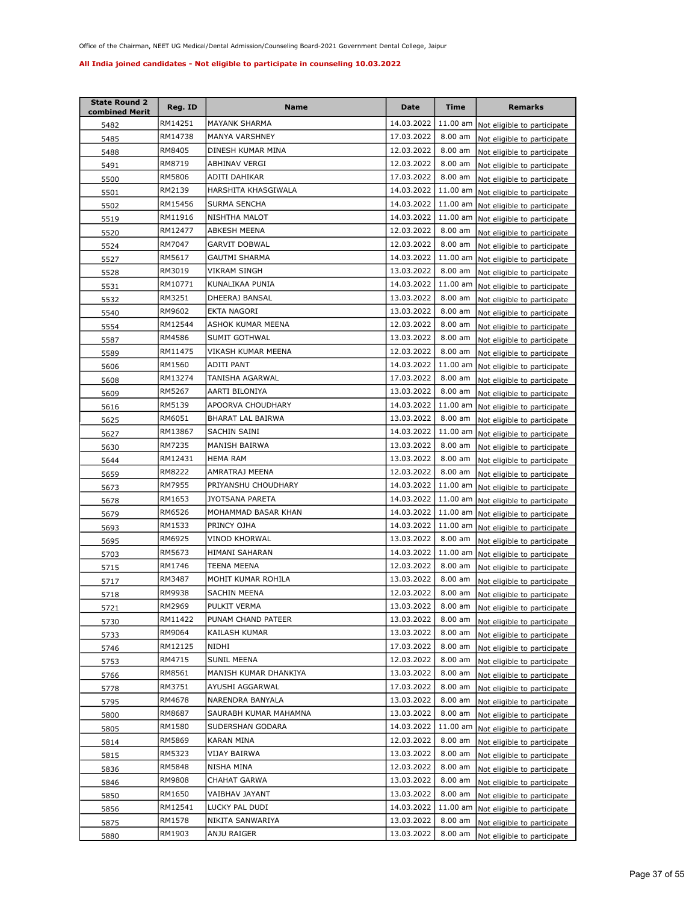Office of the Chairman, NEET UG Medical/Dental Admission/Counseling Board-2021 Government Dental College, Jaipur

**All India joined candidates - Not eligible to participate in counseling 10.03.2022**

| State Round 2 combined Merit | Reg. ID | Name | Date | Time | Remarks |
|---|---|---|---|---|---|
| 5482 | RM14251 | MAYANK SHARMA | 14.03.2022 | 11.00 am | Not eligible to participate |
| 5485 | RM14738 | MANYA VARSHNEY | 17.03.2022 | 8.00 am | Not eligible to participate |
| 5488 | RM8405 | DINESH KUMAR MINA | 12.03.2022 | 8.00 am | Not eligible to participate |
| 5491 | RM8719 | ABHINAV VERGI | 12.03.2022 | 8.00 am | Not eligible to participate |
| 5500 | RM5806 | ADITI DAHIKAR | 17.03.2022 | 8.00 am | Not eligible to participate |
| 5501 | RM2139 | HARSHITA KHASGIWALA | 14.03.2022 | 11.00 am | Not eligible to participate |
| 5502 | RM15456 | SURMA SENCHA | 14.03.2022 | 11.00 am | Not eligible to participate |
| 5519 | RM11916 | NISHTHA MALOT | 14.03.2022 | 11.00 am | Not eligible to participate |
| 5520 | RM12477 | ABKESH MEENA | 12.03.2022 | 8.00 am | Not eligible to participate |
| 5524 | RM7047 | GARVIT DOBWAL | 12.03.2022 | 8.00 am | Not eligible to participate |
| 5527 | RM5617 | GAUTMI SHARMA | 14.03.2022 | 11.00 am | Not eligible to participate |
| 5528 | RM3019 | VIKRAM SINGH | 13.03.2022 | 8.00 am | Not eligible to participate |
| 5531 | RM10771 | KUNALIKAA PUNIA | 14.03.2022 | 11.00 am | Not eligible to participate |
| 5532 | RM3251 | DHEERAJ BANSAL | 13.03.2022 | 8.00 am | Not eligible to participate |
| 5540 | RM9602 | EKTA NAGORI | 13.03.2022 | 8.00 am | Not eligible to participate |
| 5554 | RM12544 | ASHOK KUMAR MEENA | 12.03.2022 | 8.00 am | Not eligible to participate |
| 5587 | RM4586 | SUMIT GOTHWAL | 13.03.2022 | 8.00 am | Not eligible to participate |
| 5589 | RM11475 | VIKASH KUMAR MEENA | 12.03.2022 | 8.00 am | Not eligible to participate |
| 5606 | RM1560 | ADITI PANT | 14.03.2022 | 11.00 am | Not eligible to participate |
| 5608 | RM13274 | TANISHA AGARWAL | 17.03.2022 | 8.00 am | Not eligible to participate |
| 5609 | RM5267 | AARTI BILONIYA | 13.03.2022 | 8.00 am | Not eligible to participate |
| 5616 | RM5139 | APOORVA CHOUDHARY | 14.03.2022 | 11.00 am | Not eligible to participate |
| 5625 | RM6051 | BHARAT LAL BAIRWA | 13.03.2022 | 8.00 am | Not eligible to participate |
| 5627 | RM13867 | SACHIN SAINI | 14.03.2022 | 11.00 am | Not eligible to participate |
| 5630 | RM7235 | MANISH BAIRWA | 13.03.2022 | 8.00 am | Not eligible to participate |
| 5644 | RM12431 | HEMA RAM | 13.03.2022 | 8.00 am | Not eligible to participate |
| 5659 | RM8222 | AMRATRAJ MEENA | 12.03.2022 | 8.00 am | Not eligible to participate |
| 5673 | RM7955 | PRIYANSHU CHOUDHARY | 14.03.2022 | 11.00 am | Not eligible to participate |
| 5678 | RM1653 | JYOTSANA PARETA | 14.03.2022 | 11.00 am | Not eligible to participate |
| 5679 | RM6526 | MOHAMMAD BASAR KHAN | 14.03.2022 | 11.00 am | Not eligible to participate |
| 5693 | RM1533 | PRINCY OJHA | 14.03.2022 | 11.00 am | Not eligible to participate |
| 5695 | RM6925 | VINOD KHORWAL | 13.03.2022 | 8.00 am | Not eligible to participate |
| 5703 | RM5673 | HIMANI SAHARAN | 14.03.2022 | 11.00 am | Not eligible to participate |
| 5715 | RM1746 | TEENA MEENA | 12.03.2022 | 8.00 am | Not eligible to participate |
| 5717 | RM3487 | MOHIT KUMAR ROHILA | 13.03.2022 | 8.00 am | Not eligible to participate |
| 5718 | RM9938 | SACHIN MEENA | 12.03.2022 | 8.00 am | Not eligible to participate |
| 5721 | RM2969 | PULKIT VERMA | 13.03.2022 | 8.00 am | Not eligible to participate |
| 5730 | RM11422 | PUNAM CHAND PATEER | 13.03.2022 | 8.00 am | Not eligible to participate |
| 5733 | RM9064 | KAILASH KUMAR | 13.03.2022 | 8.00 am | Not eligible to participate |
| 5746 | RM12125 | NIDHI | 17.03.2022 | 8.00 am | Not eligible to participate |
| 5753 | RM4715 | SUNIL MEENA | 12.03.2022 | 8.00 am | Not eligible to participate |
| 5766 | RM8561 | MANISH KUMAR DHANKIYA | 13.03.2022 | 8.00 am | Not eligible to participate |
| 5778 | RM3751 | AYUSHI AGGARWAL | 17.03.2022 | 8.00 am | Not eligible to participate |
| 5795 | RM4678 | NARENDRA BANYALA | 13.03.2022 | 8.00 am | Not eligible to participate |
| 5800 | RM8687 | SAURABH KUMAR MAHAMNA | 13.03.2022 | 8.00 am | Not eligible to participate |
| 5805 | RM1580 | SUDERSHAN GODARA | 14.03.2022 | 11.00 am | Not eligible to participate |
| 5814 | RM5869 | KARAN MINA | 12.03.2022 | 8.00 am | Not eligible to participate |
| 5815 | RM5323 | VIJAY BAIRWA | 13.03.2022 | 8.00 am | Not eligible to participate |
| 5836 | RM5848 | NISHA MINA | 12.03.2022 | 8.00 am | Not eligible to participate |
| 5846 | RM9808 | CHAHAT GARWA | 13.03.2022 | 8.00 am | Not eligible to participate |
| 5850 | RM1650 | VAIBHAV JAYANT | 13.03.2022 | 8.00 am | Not eligible to participate |
| 5856 | RM12541 | LUCKY PAL DUDI | 14.03.2022 | 11.00 am | Not eligible to participate |
| 5875 | RM1578 | NIKITA SANWARIYA | 13.03.2022 | 8.00 am | Not eligible to participate |
| 5880 | RM1903 | ANJU RAIGER | 13.03.2022 | 8.00 am | Not eligible to participate |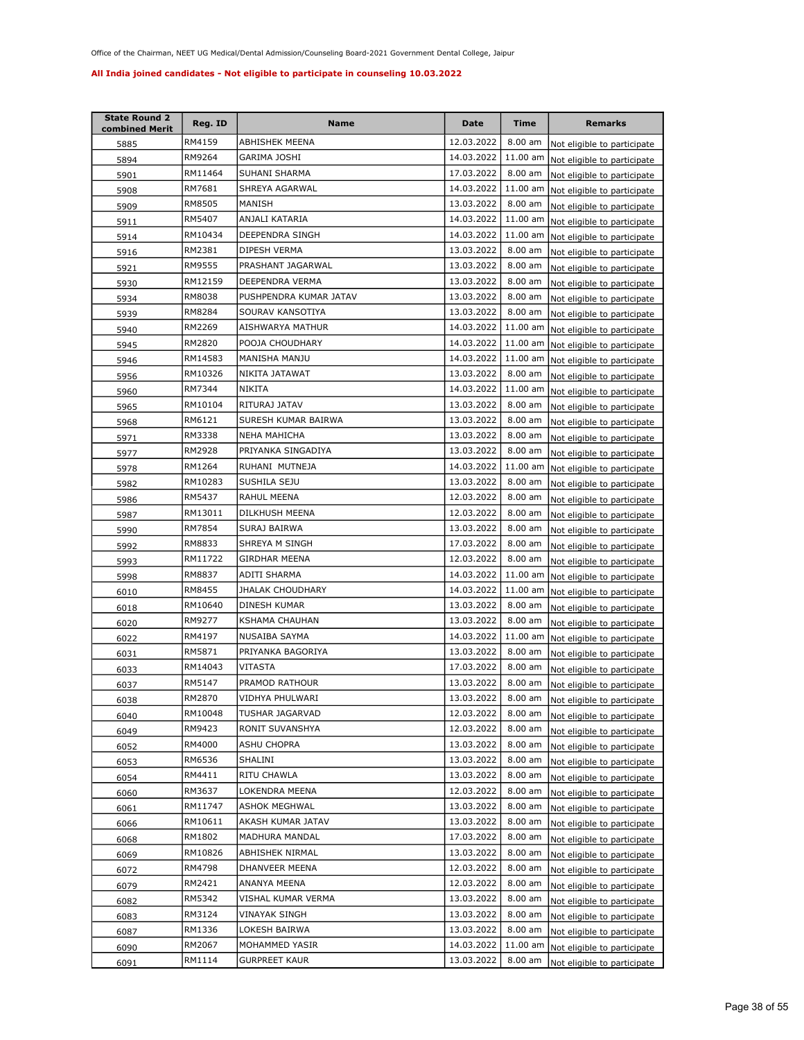Office of the Chairman, NEET UG Medical/Dental Admission/Counseling Board-2021 Government Dental College, Jaipur

**All India joined candidates - Not eligible to participate in counseling 10.03.2022**

| State Round 2 combined Merit | Reg. ID | Name | Date | Time | Remarks |
|---|---|---|---|---|---|
| 5885 | RM4159 | ABHISHEK MEENA | 12.03.2022 | 8.00 am | Not eligible to participate |
| 5894 | RM9264 | GARIMA JOSHI | 14.03.2022 | 11.00 am | Not eligible to participate |
| 5901 | RM11464 | SUHANI SHARMA | 17.03.2022 | 8.00 am | Not eligible to participate |
| 5908 | RM7681 | SHREYA AGARWAL | 14.03.2022 | 11.00 am | Not eligible to participate |
| 5909 | RM8505 | MANISH | 13.03.2022 | 8.00 am | Not eligible to participate |
| 5911 | RM5407 | ANJALI KATARIA | 14.03.2022 | 11.00 am | Not eligible to participate |
| 5914 | RM10434 | DEEPENDRA SINGH | 14.03.2022 | 11.00 am | Not eligible to participate |
| 5916 | RM2381 | DIPESH VERMA | 13.03.2022 | 8.00 am | Not eligible to participate |
| 5921 | RM9555 | PRASHANT JAGARWAL | 13.03.2022 | 8.00 am | Not eligible to participate |
| 5930 | RM12159 | DEEPENDRA VERMA | 13.03.2022 | 8.00 am | Not eligible to participate |
| 5934 | RM8038 | PUSHPENDRA KUMAR JATAV | 13.03.2022 | 8.00 am | Not eligible to participate |
| 5939 | RM8284 | SOURAV KANSOTIYA | 13.03.2022 | 8.00 am | Not eligible to participate |
| 5940 | RM2269 | AISHWARYA MATHUR | 14.03.2022 | 11.00 am | Not eligible to participate |
| 5945 | RM2820 | POOJA CHOUDHARY | 14.03.2022 | 11.00 am | Not eligible to participate |
| 5946 | RM14583 | MANISHA MANJU | 14.03.2022 | 11.00 am | Not eligible to participate |
| 5956 | RM10326 | NIKITA JATAWAT | 13.03.2022 | 8.00 am | Not eligible to participate |
| 5960 | RM7344 | NIKITA | 14.03.2022 | 11.00 am | Not eligible to participate |
| 5965 | RM10104 | RITURAJ JATAV | 13.03.2022 | 8.00 am | Not eligible to participate |
| 5968 | RM6121 | SURESH KUMAR BAIRWA | 13.03.2022 | 8.00 am | Not eligible to participate |
| 5971 | RM3338 | NEHA MAHICHA | 13.03.2022 | 8.00 am | Not eligible to participate |
| 5977 | RM2928 | PRIYANKA SINGADIYA | 13.03.2022 | 8.00 am | Not eligible to participate |
| 5978 | RM1264 | RUHANI MUTNEJA | 14.03.2022 | 11.00 am | Not eligible to participate |
| 5982 | RM10283 | SUSHILA SEJU | 13.03.2022 | 8.00 am | Not eligible to participate |
| 5986 | RM5437 | RAHUL MEENA | 12.03.2022 | 8.00 am | Not eligible to participate |
| 5987 | RM13011 | DILKHUSH MEENA | 12.03.2022 | 8.00 am | Not eligible to participate |
| 5990 | RM7854 | SURAJ BAIRWA | 13.03.2022 | 8.00 am | Not eligible to participate |
| 5992 | RM8833 | SHREYA M SINGH | 17.03.2022 | 8.00 am | Not eligible to participate |
| 5993 | RM11722 | GIRDHAR MEENA | 12.03.2022 | 8.00 am | Not eligible to participate |
| 5998 | RM8837 | ADITI SHARMA | 14.03.2022 | 11.00 am | Not eligible to participate |
| 6010 | RM8455 | JHALAK CHOUDHARY | 14.03.2022 | 11.00 am | Not eligible to participate |
| 6018 | RM10640 | DINESH KUMAR | 13.03.2022 | 8.00 am | Not eligible to participate |
| 6020 | RM9277 | KSHAMA CHAUHAN | 13.03.2022 | 8.00 am | Not eligible to participate |
| 6022 | RM4197 | NUSAIBA SAYMA | 14.03.2022 | 11.00 am | Not eligible to participate |
| 6031 | RM5871 | PRIYANKA BAGORIYA | 13.03.2022 | 8.00 am | Not eligible to participate |
| 6033 | RM14043 | VITASTA | 17.03.2022 | 8.00 am | Not eligible to participate |
| 6037 | RM5147 | PRAMOD RATHOUR | 13.03.2022 | 8.00 am | Not eligible to participate |
| 6038 | RM2870 | VIDHYA PHULWARI | 13.03.2022 | 8.00 am | Not eligible to participate |
| 6040 | RM10048 | TUSHAR JAGARVAD | 12.03.2022 | 8.00 am | Not eligible to participate |
| 6049 | RM9423 | RONIT SUVANSHYA | 12.03.2022 | 8.00 am | Not eligible to participate |
| 6052 | RM4000 | ASHU CHOPRA | 13.03.2022 | 8.00 am | Not eligible to participate |
| 6053 | RM6536 | SHALINI | 13.03.2022 | 8.00 am | Not eligible to participate |
| 6054 | RM4411 | RITU CHAWLA | 13.03.2022 | 8.00 am | Not eligible to participate |
| 6060 | RM3637 | LOKENDRA MEENA | 12.03.2022 | 8.00 am | Not eligible to participate |
| 6061 | RM11747 | ASHOK MEGHWAL | 13.03.2022 | 8.00 am | Not eligible to participate |
| 6066 | RM10611 | AKASH KUMAR JATAV | 13.03.2022 | 8.00 am | Not eligible to participate |
| 6068 | RM1802 | MADHURA MANDAL | 17.03.2022 | 8.00 am | Not eligible to participate |
| 6069 | RM10826 | ABHISHEK NIRMAL | 13.03.2022 | 8.00 am | Not eligible to participate |
| 6072 | RM4798 | DHANVEER MEENA | 12.03.2022 | 8.00 am | Not eligible to participate |
| 6079 | RM2421 | ANANYA MEENA | 12.03.2022 | 8.00 am | Not eligible to participate |
| 6082 | RM5342 | VISHAL KUMAR VERMA | 13.03.2022 | 8.00 am | Not eligible to participate |
| 6083 | RM3124 | VINAYAK SINGH | 13.03.2022 | 8.00 am | Not eligible to participate |
| 6087 | RM1336 | LOKESH BAIRWA | 13.03.2022 | 8.00 am | Not eligible to participate |
| 6090 | RM2067 | MOHAMMED YASIR | 14.03.2022 | 11.00 am | Not eligible to participate |
| 6091 | RM1114 | GURPREET KAUR | 13.03.2022 | 8.00 am | Not eligible to participate |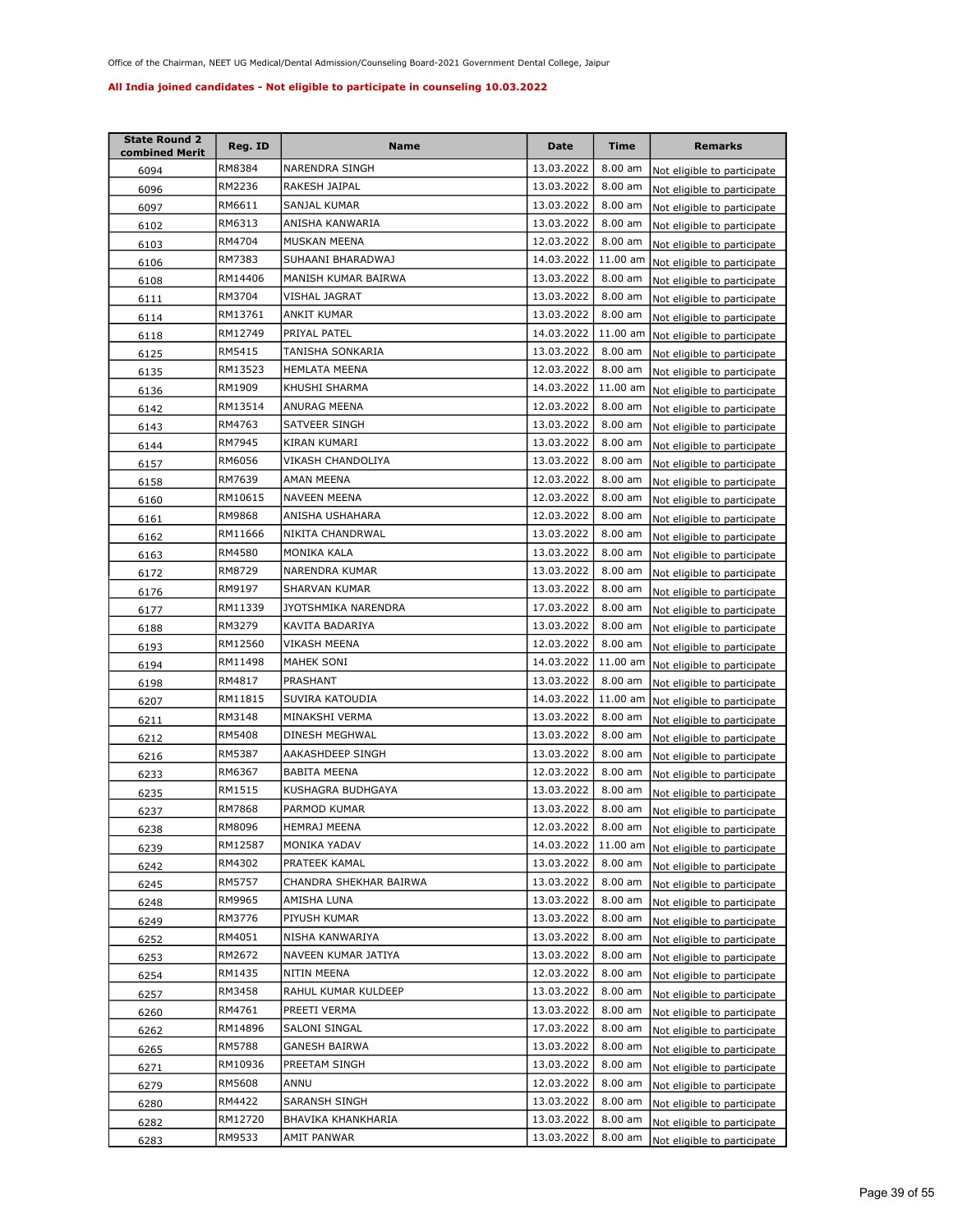Office of the Chairman, NEET UG Medical/Dental Admission/Counseling Board-2021 Government Dental College, Jaipur

**All India joined candidates - Not eligible to participate in counseling 10.03.2022**

| State Round 2 combined Merit | Reg. ID | Name | Date | Time | Remarks |
|---|---|---|---|---|---|
| 6094 | RM8384 | NARENDRA SINGH | 13.03.2022 | 8.00 am | Not eligible to participate |
| 6096 | RM2236 | RAKESH JAIPAL | 13.03.2022 | 8.00 am | Not eligible to participate |
| 6097 | RM6611 | SANJAL KUMAR | 13.03.2022 | 8.00 am | Not eligible to participate |
| 6102 | RM6313 | ANISHA KANWARIA | 13.03.2022 | 8.00 am | Not eligible to participate |
| 6103 | RM4704 | MUSKAN MEENA | 12.03.2022 | 8.00 am | Not eligible to participate |
| 6106 | RM7383 | SUHAANI BHARADWAJ | 14.03.2022 | 11.00 am | Not eligible to participate |
| 6108 | RM14406 | MANISH KUMAR BAIRWA | 13.03.2022 | 8.00 am | Not eligible to participate |
| 6111 | RM3704 | VISHAL JAGRAT | 13.03.2022 | 8.00 am | Not eligible to participate |
| 6114 | RM13761 | ANKIT KUMAR | 13.03.2022 | 8.00 am | Not eligible to participate |
| 6118 | RM12749 | PRIYAL PATEL | 14.03.2022 | 11.00 am | Not eligible to participate |
| 6125 | RM5415 | TANISHA SONKARIA | 13.03.2022 | 8.00 am | Not eligible to participate |
| 6135 | RM13523 | HEMLATA MEENA | 12.03.2022 | 8.00 am | Not eligible to participate |
| 6136 | RM1909 | KHUSHI SHARMA | 14.03.2022 | 11.00 am | Not eligible to participate |
| 6142 | RM13514 | ANURAG MEENA | 12.03.2022 | 8.00 am | Not eligible to participate |
| 6143 | RM4763 | SATVEER SINGH | 13.03.2022 | 8.00 am | Not eligible to participate |
| 6144 | RM7945 | KIRAN KUMARI | 13.03.2022 | 8.00 am | Not eligible to participate |
| 6157 | RM6056 | VIKASH CHANDOLIYA | 13.03.2022 | 8.00 am | Not eligible to participate |
| 6158 | RM7639 | AMAN MEENA | 12.03.2022 | 8.00 am | Not eligible to participate |
| 6160 | RM10615 | NAVEEN MEENA | 12.03.2022 | 8.00 am | Not eligible to participate |
| 6161 | RM9868 | ANISHA USHAHARA | 12.03.2022 | 8.00 am | Not eligible to participate |
| 6162 | RM11666 | NIKITA CHANDRWAL | 13.03.2022 | 8.00 am | Not eligible to participate |
| 6163 | RM4580 | MONIKA KALA | 13.03.2022 | 8.00 am | Not eligible to participate |
| 6172 | RM8729 | NARENDRA KUMAR | 13.03.2022 | 8.00 am | Not eligible to participate |
| 6176 | RM9197 | SHARVAN KUMAR | 13.03.2022 | 8.00 am | Not eligible to participate |
| 6177 | RM11339 | JYOTSHMIKA NARENDRA | 17.03.2022 | 8.00 am | Not eligible to participate |
| 6188 | RM3279 | KAVITA BADARIYA | 13.03.2022 | 8.00 am | Not eligible to participate |
| 6193 | RM12560 | VIKASH MEENA | 12.03.2022 | 8.00 am | Not eligible to participate |
| 6194 | RM11498 | MAHEK SONI | 14.03.2022 | 11.00 am | Not eligible to participate |
| 6198 | RM4817 | PRASHANT | 13.03.2022 | 8.00 am | Not eligible to participate |
| 6207 | RM11815 | SUVIRA KATOUDIA | 14.03.2022 | 11.00 am | Not eligible to participate |
| 6211 | RM3148 | MINAKSHI VERMA | 13.03.2022 | 8.00 am | Not eligible to participate |
| 6212 | RM5408 | DINESH MEGHWAL | 13.03.2022 | 8.00 am | Not eligible to participate |
| 6216 | RM5387 | AAKASHDEEP SINGH | 13.03.2022 | 8.00 am | Not eligible to participate |
| 6233 | RM6367 | BABITA MEENA | 12.03.2022 | 8.00 am | Not eligible to participate |
| 6235 | RM1515 | KUSHAGRA BUDHGAYA | 13.03.2022 | 8.00 am | Not eligible to participate |
| 6237 | RM7868 | PARMOD KUMAR | 13.03.2022 | 8.00 am | Not eligible to participate |
| 6238 | RM8096 | HEMRAJ MEENA | 12.03.2022 | 8.00 am | Not eligible to participate |
| 6239 | RM12587 | MONIKA YADAV | 14.03.2022 | 11.00 am | Not eligible to participate |
| 6242 | RM4302 | PRATEEK KAMAL | 13.03.2022 | 8.00 am | Not eligible to participate |
| 6245 | RM5757 | CHANDRA SHEKHAR BAIRWA | 13.03.2022 | 8.00 am | Not eligible to participate |
| 6248 | RM9965 | AMISHA LUNA | 13.03.2022 | 8.00 am | Not eligible to participate |
| 6249 | RM3776 | PIYUSH KUMAR | 13.03.2022 | 8.00 am | Not eligible to participate |
| 6252 | RM4051 | NISHA KANWARIYA | 13.03.2022 | 8.00 am | Not eligible to participate |
| 6253 | RM2672 | NAVEEN KUMAR JATIYA | 13.03.2022 | 8.00 am | Not eligible to participate |
| 6254 | RM1435 | NITIN MEENA | 12.03.2022 | 8.00 am | Not eligible to participate |
| 6257 | RM3458 | RAHUL KUMAR KULDEEP | 13.03.2022 | 8.00 am | Not eligible to participate |
| 6260 | RM4761 | PREETI VERMA | 13.03.2022 | 8.00 am | Not eligible to participate |
| 6262 | RM14896 | SALONI SINGAL | 17.03.2022 | 8.00 am | Not eligible to participate |
| 6265 | RM5788 | GANESH BAIRWA | 13.03.2022 | 8.00 am | Not eligible to participate |
| 6271 | RM10936 | PREETAM SINGH | 13.03.2022 | 8.00 am | Not eligible to participate |
| 6279 | RM5608 | ANNU | 12.03.2022 | 8.00 am | Not eligible to participate |
| 6280 | RM4422 | SARANSH SINGH | 13.03.2022 | 8.00 am | Not eligible to participate |
| 6282 | RM12720 | BHAVIKA KHANKHARIA | 13.03.2022 | 8.00 am | Not eligible to participate |
| 6283 | RM9533 | AMIT PANWAR | 13.03.2022 | 8.00 am | Not eligible to participate |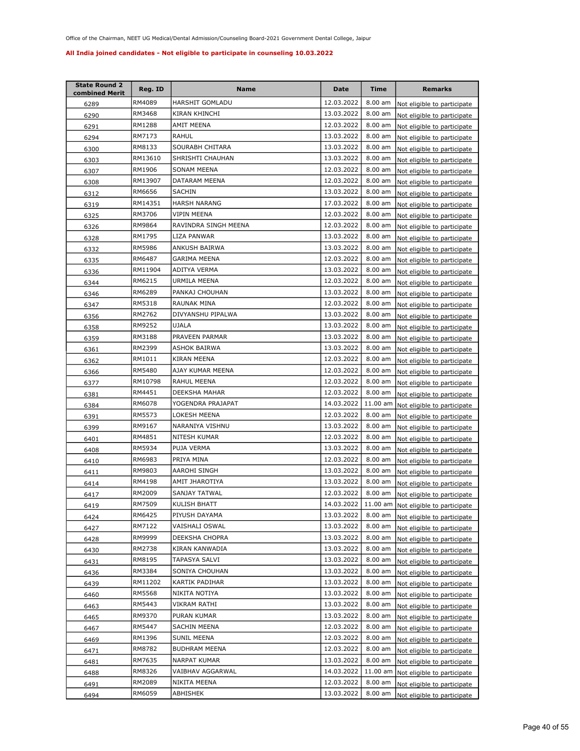Office of the Chairman, NEET UG Medical/Dental Admission/Counseling Board-2021 Government Dental College, Jaipur

**All India joined candidates - Not eligible to participate in counseling 10.03.2022**

| State Round 2 combined Merit | Reg. ID | Name | Date | Time | Remarks |
|---|---|---|---|---|---|
| 6289 | RM4089 | HARSHIT GOMLADU | 12.03.2022 | 8.00 am | Not eligible to participate |
| 6290 | RM3468 | KIRAN KHINCHI | 13.03.2022 | 8.00 am | Not eligible to participate |
| 6291 | RM1288 | AMIT MEENA | 12.03.2022 | 8.00 am | Not eligible to participate |
| 6294 | RM7173 | RAHUL | 13.03.2022 | 8.00 am | Not eligible to participate |
| 6300 | RM8133 | SOURABH CHITARA | 13.03.2022 | 8.00 am | Not eligible to participate |
| 6303 | RM13610 | SHRISHTI CHAUHAN | 13.03.2022 | 8.00 am | Not eligible to participate |
| 6307 | RM1906 | SONAM MEENA | 12.03.2022 | 8.00 am | Not eligible to participate |
| 6308 | RM13907 | DATARAM MEENA | 12.03.2022 | 8.00 am | Not eligible to participate |
| 6312 | RM6656 | SACHIN | 13.03.2022 | 8.00 am | Not eligible to participate |
| 6319 | RM14351 | HARSH NARANG | 17.03.2022 | 8.00 am | Not eligible to participate |
| 6325 | RM3706 | VIPIN MEENA | 12.03.2022 | 8.00 am | Not eligible to participate |
| 6326 | RM9864 | RAVINDRA SINGH MEENA | 12.03.2022 | 8.00 am | Not eligible to participate |
| 6328 | RM1795 | LIZA PANWAR | 13.03.2022 | 8.00 am | Not eligible to participate |
| 6332 | RM5986 | ANKUSH BAIRWA | 13.03.2022 | 8.00 am | Not eligible to participate |
| 6335 | RM6487 | GARIMA MEENA | 12.03.2022 | 8.00 am | Not eligible to participate |
| 6336 | RM11904 | ADITYA VERMA | 13.03.2022 | 8.00 am | Not eligible to participate |
| 6344 | RM6215 | URMILA MEENA | 12.03.2022 | 8.00 am | Not eligible to participate |
| 6346 | RM6289 | PANKAJ CHOUHAN | 13.03.2022 | 8.00 am | Not eligible to participate |
| 6347 | RM5318 | RAUNAK MINA | 12.03.2022 | 8.00 am | Not eligible to participate |
| 6356 | RM2762 | DIVYANSHU PIPALWA | 13.03.2022 | 8.00 am | Not eligible to participate |
| 6358 | RM9252 | UJALA | 13.03.2022 | 8.00 am | Not eligible to participate |
| 6359 | RM3188 | PRAVEEN PARMAR | 13.03.2022 | 8.00 am | Not eligible to participate |
| 6361 | RM2399 | ASHOK BAIRWA | 13.03.2022 | 8.00 am | Not eligible to participate |
| 6362 | RM1011 | KIRAN MEENA | 12.03.2022 | 8.00 am | Not eligible to participate |
| 6366 | RM5480 | AJAY KUMAR MEENA | 12.03.2022 | 8.00 am | Not eligible to participate |
| 6377 | RM10798 | RAHUL MEENA | 12.03.2022 | 8.00 am | Not eligible to participate |
| 6381 | RM4451 | DEEKSHA MAHAR | 12.03.2022 | 8.00 am | Not eligible to participate |
| 6384 | RM6078 | YOGENDRA PRAJAPAT | 14.03.2022 | 11.00 am | Not eligible to participate |
| 6391 | RM5573 | LOKESH MEENA | 12.03.2022 | 8.00 am | Not eligible to participate |
| 6399 | RM9167 | NARANIYA VISHNU | 13.03.2022 | 8.00 am | Not eligible to participate |
| 6401 | RM4851 | NITESH KUMAR | 12.03.2022 | 8.00 am | Not eligible to participate |
| 6408 | RM5934 | PUJA VERMA | 13.03.2022 | 8.00 am | Not eligible to participate |
| 6410 | RM6983 | PRIYA MINA | 12.03.2022 | 8.00 am | Not eligible to participate |
| 6411 | RM9803 | AAROHI SINGH | 13.03.2022 | 8.00 am | Not eligible to participate |
| 6414 | RM4198 | AMIT JHAROTIYA | 13.03.2022 | 8.00 am | Not eligible to participate |
| 6417 | RM2009 | SANJAY TATWAL | 12.03.2022 | 8.00 am | Not eligible to participate |
| 6419 | RM7509 | KULISH BHATT | 14.03.2022 | 11.00 am | Not eligible to participate |
| 6424 | RM6425 | PIYUSH DAYAMA | 13.03.2022 | 8.00 am | Not eligible to participate |
| 6427 | RM7122 | VAISHALI OSWAL | 13.03.2022 | 8.00 am | Not eligible to participate |
| 6428 | RM9999 | DEEKSHA CHOPRA | 13.03.2022 | 8.00 am | Not eligible to participate |
| 6430 | RM2738 | KIRAN KANWADIA | 13.03.2022 | 8.00 am | Not eligible to participate |
| 6431 | RM8195 | TAPASYA SALVI | 13.03.2022 | 8.00 am | Not eligible to participate |
| 6436 | RM3384 | SONIYA CHOUHAN | 13.03.2022 | 8.00 am | Not eligible to participate |
| 6439 | RM11202 | KARTIK PADIHAR | 13.03.2022 | 8.00 am | Not eligible to participate |
| 6460 | RM5568 | NIKITA NOTIYA | 13.03.2022 | 8.00 am | Not eligible to participate |
| 6463 | RM5443 | VIKRAM RATHI | 13.03.2022 | 8.00 am | Not eligible to participate |
| 6465 | RM9370 | PURAN KUMAR | 13.03.2022 | 8.00 am | Not eligible to participate |
| 6467 | RM5447 | SACHIN MEENA | 12.03.2022 | 8.00 am | Not eligible to participate |
| 6469 | RM1396 | SUNIL MEENA | 12.03.2022 | 8.00 am | Not eligible to participate |
| 6471 | RM8782 | BUDHRAM MEENA | 12.03.2022 | 8.00 am | Not eligible to participate |
| 6481 | RM7635 | NARPAT KUMAR | 13.03.2022 | 8.00 am | Not eligible to participate |
| 6488 | RM8326 | VAIBHAV AGGARWAL | 14.03.2022 | 11.00 am | Not eligible to participate |
| 6491 | RM2089 | NIKITA MEENA | 12.03.2022 | 8.00 am | Not eligible to participate |
| 6494 | RM6059 | ABHISHEK | 13.03.2022 | 8.00 am | Not eligible to participate |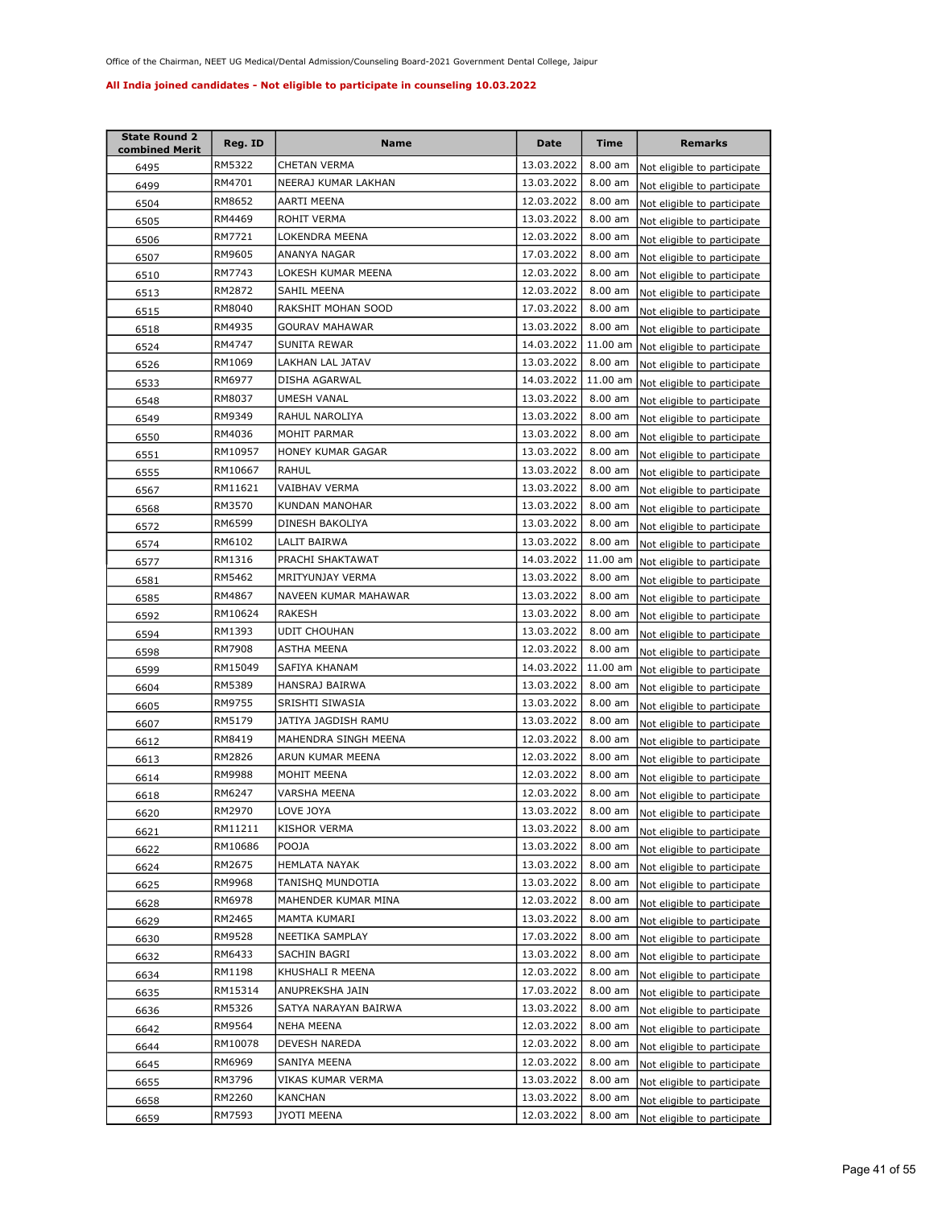Office of the Chairman, NEET UG Medical/Dental Admission/Counseling Board-2021 Government Dental College, Jaipur

**All India joined candidates - Not eligible to participate in counseling 10.03.2022**

| State Round 2 combined Merit | Reg. ID | Name | Date | Time | Remarks |
|---|---|---|---|---|---|
| 6495 | RM5322 | CHETAN VERMA | 13.03.2022 | 8.00 am | Not eligible to participate |
| 6499 | RM4701 | NEERAJ KUMAR LAKHAN | 13.03.2022 | 8.00 am | Not eligible to participate |
| 6504 | RM8652 | AARTI MEENA | 12.03.2022 | 8.00 am | Not eligible to participate |
| 6505 | RM4469 | ROHIT VERMA | 13.03.2022 | 8.00 am | Not eligible to participate |
| 6506 | RM7721 | LOKENDRA MEENA | 12.03.2022 | 8.00 am | Not eligible to participate |
| 6507 | RM9605 | ANANYA NAGAR | 17.03.2022 | 8.00 am | Not eligible to participate |
| 6510 | RM7743 | LOKESH KUMAR MEENA | 12.03.2022 | 8.00 am | Not eligible to participate |
| 6513 | RM2872 | SAHIL MEENA | 12.03.2022 | 8.00 am | Not eligible to participate |
| 6515 | RM8040 | RAKSHIT MOHAN SOOD | 17.03.2022 | 8.00 am | Not eligible to participate |
| 6518 | RM4935 | GOURAV MAHAWAR | 13.03.2022 | 8.00 am | Not eligible to participate |
| 6524 | RM4747 | SUNITA REWAR | 14.03.2022 | 11.00 am | Not eligible to participate |
| 6526 | RM1069 | LAKHAN LAL JATAV | 13.03.2022 | 8.00 am | Not eligible to participate |
| 6533 | RM6977 | DISHA AGARWAL | 14.03.2022 | 11.00 am | Not eligible to participate |
| 6548 | RM8037 | UMESH VANAL | 13.03.2022 | 8.00 am | Not eligible to participate |
| 6549 | RM9349 | RAHUL NAROLIYA | 13.03.2022 | 8.00 am | Not eligible to participate |
| 6550 | RM4036 | MOHIT PARMAR | 13.03.2022 | 8.00 am | Not eligible to participate |
| 6551 | RM10957 | HONEY KUMAR GAGAR | 13.03.2022 | 8.00 am | Not eligible to participate |
| 6555 | RM10667 | RAHUL | 13.03.2022 | 8.00 am | Not eligible to participate |
| 6567 | RM11621 | VAIBHAV VERMA | 13.03.2022 | 8.00 am | Not eligible to participate |
| 6568 | RM3570 | KUNDAN MANOHAR | 13.03.2022 | 8.00 am | Not eligible to participate |
| 6572 | RM6599 | DINESH BAKOLIYA | 13.03.2022 | 8.00 am | Not eligible to participate |
| 6574 | RM6102 | LALIT BAIRWA | 13.03.2022 | 8.00 am | Not eligible to participate |
| 6577 | RM1316 | PRACHI SHAKTAWAT | 14.03.2022 | 11.00 am | Not eligible to participate |
| 6581 | RM5462 | MRITYUNJAY VERMA | 13.03.2022 | 8.00 am | Not eligible to participate |
| 6585 | RM4867 | NAVEEN KUMAR MAHAWAR | 13.03.2022 | 8.00 am | Not eligible to participate |
| 6592 | RM10624 | RAKESH | 13.03.2022 | 8.00 am | Not eligible to participate |
| 6594 | RM1393 | UDIT CHOUHAN | 13.03.2022 | 8.00 am | Not eligible to participate |
| 6598 | RM7908 | ASTHA MEENA | 12.03.2022 | 8.00 am | Not eligible to participate |
| 6599 | RM15049 | SAFIYA KHANAM | 14.03.2022 | 11.00 am | Not eligible to participate |
| 6604 | RM5389 | HANSRAJ BAIRWA | 13.03.2022 | 8.00 am | Not eligible to participate |
| 6605 | RM9755 | SRISHTI SIWASIA | 13.03.2022 | 8.00 am | Not eligible to participate |
| 6607 | RM5179 | JATIYA JAGDISH RAMU | 13.03.2022 | 8.00 am | Not eligible to participate |
| 6612 | RM8419 | MAHENDRA SINGH MEENA | 12.03.2022 | 8.00 am | Not eligible to participate |
| 6613 | RM2826 | ARUN KUMAR MEENA | 12.03.2022 | 8.00 am | Not eligible to participate |
| 6614 | RM9988 | MOHIT MEENA | 12.03.2022 | 8.00 am | Not eligible to participate |
| 6618 | RM6247 | VARSHA MEENA | 12.03.2022 | 8.00 am | Not eligible to participate |
| 6620 | RM2970 | LOVE JOYA | 13.03.2022 | 8.00 am | Not eligible to participate |
| 6621 | RM11211 | KISHOR VERMA | 13.03.2022 | 8.00 am | Not eligible to participate |
| 6622 | RM10686 | POOJA | 13.03.2022 | 8.00 am | Not eligible to participate |
| 6624 | RM2675 | HEMLATA NAYAK | 13.03.2022 | 8.00 am | Not eligible to participate |
| 6625 | RM9968 | TANISHQ MUNDOTIA | 13.03.2022 | 8.00 am | Not eligible to participate |
| 6628 | RM6978 | MAHENDER KUMAR MINA | 12.03.2022 | 8.00 am | Not eligible to participate |
| 6629 | RM2465 | MAMTA KUMARI | 13.03.2022 | 8.00 am | Not eligible to participate |
| 6630 | RM9528 | NEETIKA SAMPLAY | 17.03.2022 | 8.00 am | Not eligible to participate |
| 6632 | RM6433 | SACHIN BAGRI | 13.03.2022 | 8.00 am | Not eligible to participate |
| 6634 | RM1198 | KHUSHALI R MEENA | 12.03.2022 | 8.00 am | Not eligible to participate |
| 6635 | RM15314 | ANUPREKSHA JAIN | 17.03.2022 | 8.00 am | Not eligible to participate |
| 6636 | RM5326 | SATYA NARAYAN BAIRWA | 13.03.2022 | 8.00 am | Not eligible to participate |
| 6642 | RM9564 | NEHA MEENA | 12.03.2022 | 8.00 am | Not eligible to participate |
| 6644 | RM10078 | DEVESH NAREDA | 12.03.2022 | 8.00 am | Not eligible to participate |
| 6645 | RM6969 | SANIYA MEENA | 12.03.2022 | 8.00 am | Not eligible to participate |
| 6655 | RM3796 | VIKAS KUMAR VERMA | 13.03.2022 | 8.00 am | Not eligible to participate |
| 6658 | RM2260 | KANCHAN | 13.03.2022 | 8.00 am | Not eligible to participate |
| 6659 | RM7593 | JYOTI MEENA | 12.03.2022 | 8.00 am | Not eligible to participate |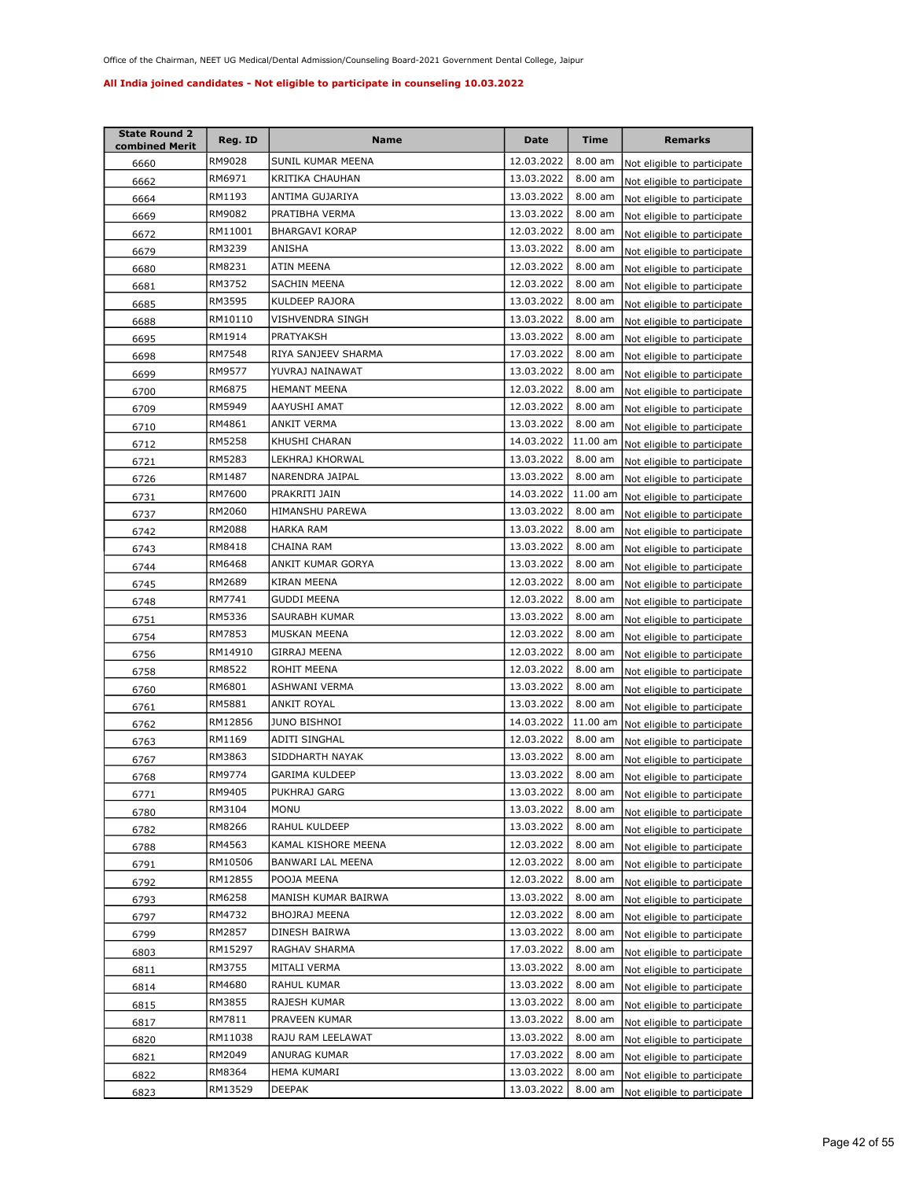Office of the Chairman, NEET UG Medical/Dental Admission/Counseling Board-2021 Government Dental College, Jaipur

**All India joined candidates - Not eligible to participate in counseling 10.03.2022**

| State Round 2 combined Merit | Reg. ID | Name | Date | Time | Remarks |
|---|---|---|---|---|---|
| 6660 | RM9028 | SUNIL KUMAR MEENA | 12.03.2022 | 8.00 am | Not eligible to participate |
| 6662 | RM6971 | KRITIKA CHAUHAN | 13.03.2022 | 8.00 am | Not eligible to participate |
| 6664 | RM1193 | ANTIMA GUJARIYA | 13.03.2022 | 8.00 am | Not eligible to participate |
| 6669 | RM9082 | PRATIBHA VERMA | 13.03.2022 | 8.00 am | Not eligible to participate |
| 6672 | RM11001 | BHARGAVI KORAP | 12.03.2022 | 8.00 am | Not eligible to participate |
| 6679 | RM3239 | ANISHA | 13.03.2022 | 8.00 am | Not eligible to participate |
| 6680 | RM8231 | ATIN MEENA | 12.03.2022 | 8.00 am | Not eligible to participate |
| 6681 | RM3752 | SACHIN MEENA | 12.03.2022 | 8.00 am | Not eligible to participate |
| 6685 | RM3595 | KULDEEP RAJORA | 13.03.2022 | 8.00 am | Not eligible to participate |
| 6688 | RM10110 | VISHVENDRA SINGH | 13.03.2022 | 8.00 am | Not eligible to participate |
| 6695 | RM1914 | PRATYAKSH | 13.03.2022 | 8.00 am | Not eligible to participate |
| 6698 | RM7548 | RIYA SANJEEV SHARMA | 17.03.2022 | 8.00 am | Not eligible to participate |
| 6699 | RM9577 | YUVRAJ NAINAWAT | 13.03.2022 | 8.00 am | Not eligible to participate |
| 6700 | RM6875 | HEMANT MEENA | 12.03.2022 | 8.00 am | Not eligible to participate |
| 6709 | RM5949 | AAYUSHI AMAT | 12.03.2022 | 8.00 am | Not eligible to participate |
| 6710 | RM4861 | ANKIT VERMA | 13.03.2022 | 8.00 am | Not eligible to participate |
| 6712 | RM5258 | KHUSHI CHARAN | 14.03.2022 | 11.00 am | Not eligible to participate |
| 6721 | RM5283 | LEKHRAJ KHORWAL | 13.03.2022 | 8.00 am | Not eligible to participate |
| 6726 | RM1487 | NARENDRA JAIPAL | 13.03.2022 | 8.00 am | Not eligible to participate |
| 6731 | RM7600 | PRAKRITI JAIN | 14.03.2022 | 11.00 am | Not eligible to participate |
| 6737 | RM2060 | HIMANSHU PAREWA | 13.03.2022 | 8.00 am | Not eligible to participate |
| 6742 | RM2088 | HARKA RAM | 13.03.2022 | 8.00 am | Not eligible to participate |
| 6743 | RM8418 | CHAINA RAM | 13.03.2022 | 8.00 am | Not eligible to participate |
| 6744 | RM6468 | ANKIT KUMAR GORYA | 13.03.2022 | 8.00 am | Not eligible to participate |
| 6745 | RM2689 | KIRAN MEENA | 12.03.2022 | 8.00 am | Not eligible to participate |
| 6748 | RM7741 | GUDDI MEENA | 12.03.2022 | 8.00 am | Not eligible to participate |
| 6751 | RM5336 | SAURABH KUMAR | 13.03.2022 | 8.00 am | Not eligible to participate |
| 6754 | RM7853 | MUSKAN MEENA | 12.03.2022 | 8.00 am | Not eligible to participate |
| 6756 | RM14910 | GIRRAJ MEENA | 12.03.2022 | 8.00 am | Not eligible to participate |
| 6758 | RM8522 | ROHIT MEENA | 12.03.2022 | 8.00 am | Not eligible to participate |
| 6760 | RM6801 | ASHWANI VERMA | 13.03.2022 | 8.00 am | Not eligible to participate |
| 6761 | RM5881 | ANKIT ROYAL | 13.03.2022 | 8.00 am | Not eligible to participate |
| 6762 | RM12856 | JUNO BISHNOI | 14.03.2022 | 11.00 am | Not eligible to participate |
| 6763 | RM1169 | ADITI SINGHAL | 12.03.2022 | 8.00 am | Not eligible to participate |
| 6767 | RM3863 | SIDDHARTH NAYAK | 13.03.2022 | 8.00 am | Not eligible to participate |
| 6768 | RM9774 | GARIMA KULDEEP | 13.03.2022 | 8.00 am | Not eligible to participate |
| 6771 | RM9405 | PUKHRAJ GARG | 13.03.2022 | 8.00 am | Not eligible to participate |
| 6780 | RM3104 | MONU | 13.03.2022 | 8.00 am | Not eligible to participate |
| 6782 | RM8266 | RAHUL KULDEEP | 13.03.2022 | 8.00 am | Not eligible to participate |
| 6788 | RM4563 | KAMAL KISHORE MEENA | 12.03.2022 | 8.00 am | Not eligible to participate |
| 6791 | RM10506 | BANWARI LAL MEENA | 12.03.2022 | 8.00 am | Not eligible to participate |
| 6792 | RM12855 | POOJA MEENA | 12.03.2022 | 8.00 am | Not eligible to participate |
| 6793 | RM6258 | MANISH KUMAR BAIRWA | 13.03.2022 | 8.00 am | Not eligible to participate |
| 6797 | RM4732 | BHOJRAJ MEENA | 12.03.2022 | 8.00 am | Not eligible to participate |
| 6799 | RM2857 | DINESH BAIRWA | 13.03.2022 | 8.00 am | Not eligible to participate |
| 6803 | RM15297 | RAGHAV SHARMA | 17.03.2022 | 8.00 am | Not eligible to participate |
| 6811 | RM3755 | MITALI VERMA | 13.03.2022 | 8.00 am | Not eligible to participate |
| 6814 | RM4680 | RAHUL KUMAR | 13.03.2022 | 8.00 am | Not eligible to participate |
| 6815 | RM3855 | RAJESH KUMAR | 13.03.2022 | 8.00 am | Not eligible to participate |
| 6817 | RM7811 | PRAVEEN KUMAR | 13.03.2022 | 8.00 am | Not eligible to participate |
| 6820 | RM11038 | RAJU RAM LEELAWAT | 13.03.2022 | 8.00 am | Not eligible to participate |
| 6821 | RM2049 | ANURAG KUMAR | 17.03.2022 | 8.00 am | Not eligible to participate |
| 6822 | RM8364 | HEMA KUMARI | 13.03.2022 | 8.00 am | Not eligible to participate |
| 6823 | RM13529 | DEEPAK | 13.03.2022 | 8.00 am | Not eligible to participate |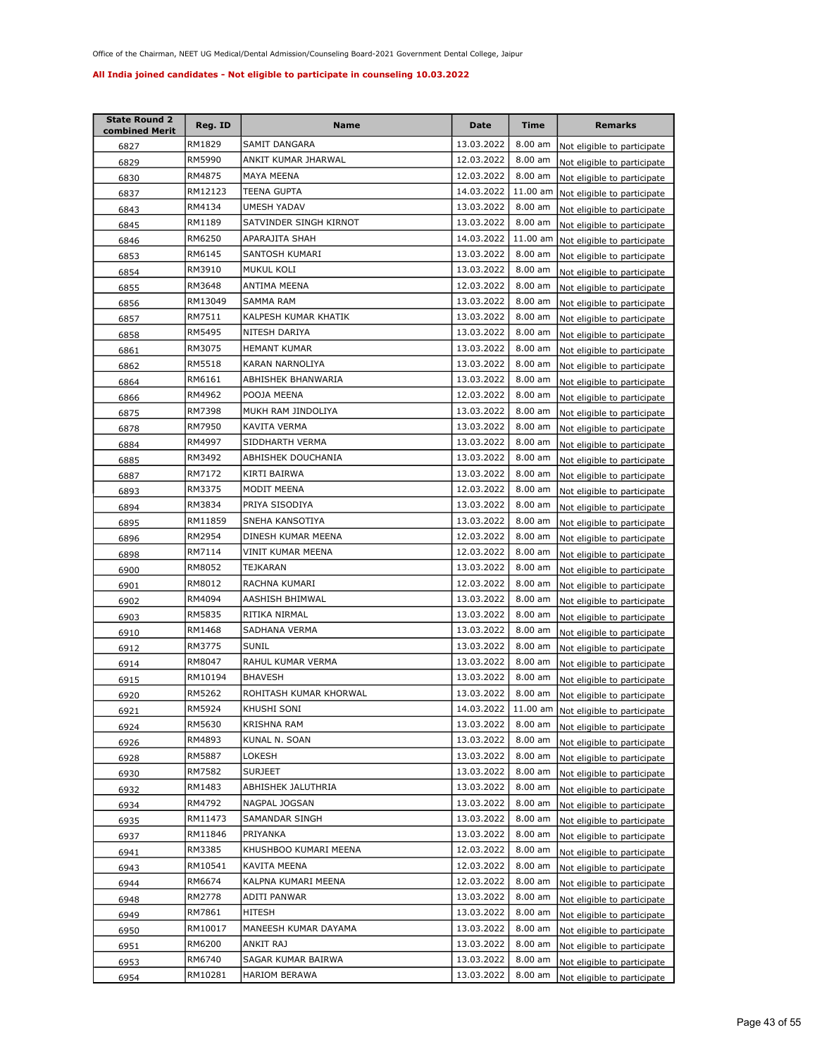Office of the Chairman, NEET UG Medical/Dental Admission/Counseling Board-2021 Government Dental College, Jaipur

**All India joined candidates - Not eligible to participate in counseling 10.03.2022**

| State Round 2 combined Merit | Reg. ID | Name | Date | Time | Remarks |
|---|---|---|---|---|---|
| 6827 | RM1829 | SAMIT DANGARA | 13.03.2022 | 8.00 am | Not eligible to participate |
| 6829 | RM5990 | ANKIT KUMAR JHARWAL | 12.03.2022 | 8.00 am | Not eligible to participate |
| 6830 | RM4875 | MAYA MEENA | 12.03.2022 | 8.00 am | Not eligible to participate |
| 6837 | RM12123 | TEENA GUPTA | 14.03.2022 | 11.00 am | Not eligible to participate |
| 6843 | RM4134 | UMESH YADAV | 13.03.2022 | 8.00 am | Not eligible to participate |
| 6845 | RM1189 | SATVINDER SINGH KIRNOT | 13.03.2022 | 8.00 am | Not eligible to participate |
| 6846 | RM6250 | APARAJITA SHAH | 14.03.2022 | 11.00 am | Not eligible to participate |
| 6853 | RM6145 | SANTOSH KUMARI | 13.03.2022 | 8.00 am | Not eligible to participate |
| 6854 | RM3910 | MUKUL KOLI | 13.03.2022 | 8.00 am | Not eligible to participate |
| 6855 | RM3648 | ANTIMA MEENA | 12.03.2022 | 8.00 am | Not eligible to participate |
| 6856 | RM13049 | SAMMA RAM | 13.03.2022 | 8.00 am | Not eligible to participate |
| 6857 | RM7511 | KALPESH KUMAR KHATIK | 13.03.2022 | 8.00 am | Not eligible to participate |
| 6858 | RM5495 | NITESH DARIYA | 13.03.2022 | 8.00 am | Not eligible to participate |
| 6861 | RM3075 | HEMANT KUMAR | 13.03.2022 | 8.00 am | Not eligible to participate |
| 6862 | RM5518 | KARAN NARNOLIYA | 13.03.2022 | 8.00 am | Not eligible to participate |
| 6864 | RM6161 | ABHISHEK BHANWARIA | 13.03.2022 | 8.00 am | Not eligible to participate |
| 6866 | RM4962 | POOJA MEENA | 12.03.2022 | 8.00 am | Not eligible to participate |
| 6875 | RM7398 | MUKH RAM JINDOLIYA | 13.03.2022 | 8.00 am | Not eligible to participate |
| 6878 | RM7950 | KAVITA VERMA | 13.03.2022 | 8.00 am | Not eligible to participate |
| 6884 | RM4997 | SIDDHARTH VERMA | 13.03.2022 | 8.00 am | Not eligible to participate |
| 6885 | RM3492 | ABHISHEK DOUCHANIA | 13.03.2022 | 8.00 am | Not eligible to participate |
| 6887 | RM7172 | KIRTI BAIRWA | 13.03.2022 | 8.00 am | Not eligible to participate |
| 6893 | RM3375 | MODIT MEENA | 12.03.2022 | 8.00 am | Not eligible to participate |
| 6894 | RM3834 | PRIYA SISODIYA | 13.03.2022 | 8.00 am | Not eligible to participate |
| 6895 | RM11859 | SNEHA KANSOTIYA | 13.03.2022 | 8.00 am | Not eligible to participate |
| 6896 | RM2954 | DINESH KUMAR MEENA | 12.03.2022 | 8.00 am | Not eligible to participate |
| 6898 | RM7114 | VINIT KUMAR MEENA | 12.03.2022 | 8.00 am | Not eligible to participate |
| 6900 | RM8052 | TEJKARAN | 13.03.2022 | 8.00 am | Not eligible to participate |
| 6901 | RM8012 | RACHNA KUMARI | 12.03.2022 | 8.00 am | Not eligible to participate |
| 6902 | RM4094 | AASHISH BHIMWAL | 13.03.2022 | 8.00 am | Not eligible to participate |
| 6903 | RM5835 | RITIKA NIRMAL | 13.03.2022 | 8.00 am | Not eligible to participate |
| 6910 | RM1468 | SADHANA VERMA | 13.03.2022 | 8.00 am | Not eligible to participate |
| 6912 | RM3775 | SUNIL | 13.03.2022 | 8.00 am | Not eligible to participate |
| 6914 | RM8047 | RAHUL KUMAR VERMA | 13.03.2022 | 8.00 am | Not eligible to participate |
| 6915 | RM10194 | BHAVESH | 13.03.2022 | 8.00 am | Not eligible to participate |
| 6920 | RM5262 | ROHITASH KUMAR KHORWAL | 13.03.2022 | 8.00 am | Not eligible to participate |
| 6921 | RM5924 | KHUSHI SONI | 14.03.2022 | 11.00 am | Not eligible to participate |
| 6924 | RM5630 | KRISHNA RAM | 13.03.2022 | 8.00 am | Not eligible to participate |
| 6926 | RM4893 | KUNAL N. SOAN | 13.03.2022 | 8.00 am | Not eligible to participate |
| 6928 | RM5887 | LOKESH | 13.03.2022 | 8.00 am | Not eligible to participate |
| 6930 | RM7582 | SURJEET | 13.03.2022 | 8.00 am | Not eligible to participate |
| 6932 | RM1483 | ABHISHEK JALUTHRIA | 13.03.2022 | 8.00 am | Not eligible to participate |
| 6934 | RM4792 | NAGPAL JOGSAN | 13.03.2022 | 8.00 am | Not eligible to participate |
| 6935 | RM11473 | SAMANDAR SINGH | 13.03.2022 | 8.00 am | Not eligible to participate |
| 6937 | RM11846 | PRIYANKA | 13.03.2022 | 8.00 am | Not eligible to participate |
| 6941 | RM3385 | KHUSHBOO KUMARI MEENA | 12.03.2022 | 8.00 am | Not eligible to participate |
| 6943 | RM10541 | KAVITA MEENA | 12.03.2022 | 8.00 am | Not eligible to participate |
| 6944 | RM6674 | KALPNA KUMARI MEENA | 12.03.2022 | 8.00 am | Not eligible to participate |
| 6948 | RM2778 | ADITI PANWAR | 13.03.2022 | 8.00 am | Not eligible to participate |
| 6949 | RM7861 | HITESH | 13.03.2022 | 8.00 am | Not eligible to participate |
| 6950 | RM10017 | MANEESH KUMAR DAYAMA | 13.03.2022 | 8.00 am | Not eligible to participate |
| 6951 | RM6200 | ANKIT RAJ | 13.03.2022 | 8.00 am | Not eligible to participate |
| 6953 | RM6740 | SAGAR KUMAR BAIRWA | 13.03.2022 | 8.00 am | Not eligible to participate |
| 6954 | RM10281 | HARIOM BERAWA | 13.03.2022 | 8.00 am | Not eligible to participate |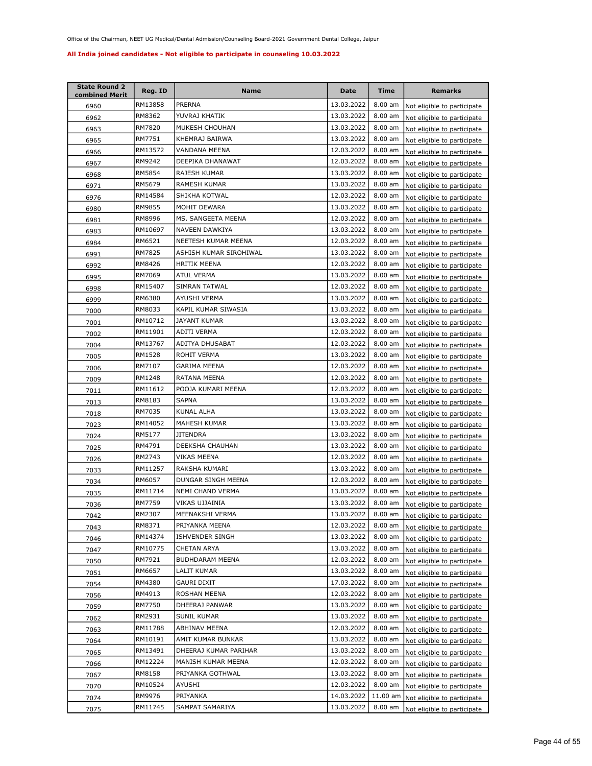Office of the Chairman, NEET UG Medical/Dental Admission/Counseling Board-2021 Government Dental College, Jaipur

**All India joined candidates - Not eligible to participate in counseling 10.03.2022**

| State Round 2 combined Merit | Reg. ID | Name | Date | Time | Remarks |
|---|---|---|---|---|---|
| 6960 | RM13858 | PRERNA | 13.03.2022 | 8.00 am | Not eligible to participate |
| 6962 | RM8362 | YUVRAJ KHATIK | 13.03.2022 | 8.00 am | Not eligible to participate |
| 6963 | RM7820 | MUKESH CHOUHAN | 13.03.2022 | 8.00 am | Not eligible to participate |
| 6965 | RM7751 | KHEMRAJ BAIRWA | 13.03.2022 | 8.00 am | Not eligible to participate |
| 6966 | RM13572 | VANDANA MEENA | 12.03.2022 | 8.00 am | Not eligible to participate |
| 6967 | RM9242 | DEEPIKA DHANAWAT | 12.03.2022 | 8.00 am | Not eligible to participate |
| 6968 | RM5854 | RAJESH KUMAR | 13.03.2022 | 8.00 am | Not eligible to participate |
| 6971 | RM5679 | RAMESH KUMAR | 13.03.2022 | 8.00 am | Not eligible to participate |
| 6976 | RM14584 | SHIKHA KOTWAL | 12.03.2022 | 8.00 am | Not eligible to participate |
| 6980 | RM9855 | MOHIT DEWARA | 13.03.2022 | 8.00 am | Not eligible to participate |
| 6981 | RM8996 | MS. SANGEETA MEENA | 12.03.2022 | 8.00 am | Not eligible to participate |
| 6983 | RM10697 | NAVEEN DAWKIYA | 13.03.2022 | 8.00 am | Not eligible to participate |
| 6984 | RM6521 | NEETESH KUMAR MEENA | 12.03.2022 | 8.00 am | Not eligible to participate |
| 6991 | RM7825 | ASHISH KUMAR SIROHIWAL | 13.03.2022 | 8.00 am | Not eligible to participate |
| 6992 | RM8426 | HRITIK MEENA | 12.03.2022 | 8.00 am | Not eligible to participate |
| 6995 | RM7069 | ATUL VERMA | 13.03.2022 | 8.00 am | Not eligible to participate |
| 6998 | RM15407 | SIMRAN TATWAL | 12.03.2022 | 8.00 am | Not eligible to participate |
| 6999 | RM6380 | AYUSHI VERMA | 13.03.2022 | 8.00 am | Not eligible to participate |
| 7000 | RM8033 | KAPIL KUMAR SIWASIA | 13.03.2022 | 8.00 am | Not eligible to participate |
| 7001 | RM10712 | JAYANT KUMAR | 13.03.2022 | 8.00 am | Not eligible to participate |
| 7002 | RM11901 | ADITI VERMA | 12.03.2022 | 8.00 am | Not eligible to participate |
| 7004 | RM13767 | ADITYA DHUSABAT | 12.03.2022 | 8.00 am | Not eligible to participate |
| 7005 | RM1528 | ROHIT VERMA | 13.03.2022 | 8.00 am | Not eligible to participate |
| 7006 | RM7107 | GARIMA MEENA | 12.03.2022 | 8.00 am | Not eligible to participate |
| 7009 | RM1248 | RATANA MEENA | 12.03.2022 | 8.00 am | Not eligible to participate |
| 7011 | RM11612 | POOJA KUMARI MEENA | 12.03.2022 | 8.00 am | Not eligible to participate |
| 7013 | RM8183 | SAPNA | 13.03.2022 | 8.00 am | Not eligible to participate |
| 7018 | RM7035 | KUNAL ALHA | 13.03.2022 | 8.00 am | Not eligible to participate |
| 7023 | RM14052 | MAHESH KUMAR | 13.03.2022 | 8.00 am | Not eligible to participate |
| 7024 | RM5177 | JITENDRA | 13.03.2022 | 8.00 am | Not eligible to participate |
| 7025 | RM4791 | DEEKSHA CHAUHAN | 13.03.2022 | 8.00 am | Not eligible to participate |
| 7026 | RM2743 | VIKAS MEENA | 12.03.2022 | 8.00 am | Not eligible to participate |
| 7033 | RM11257 | RAKSHA KUMARI | 13.03.2022 | 8.00 am | Not eligible to participate |
| 7034 | RM6057 | DUNGAR SINGH MEENA | 12.03.2022 | 8.00 am | Not eligible to participate |
| 7035 | RM11714 | NEMI CHAND VERMA | 13.03.2022 | 8.00 am | Not eligible to participate |
| 7036 | RM7759 | VIKAS UJJAINIA | 13.03.2022 | 8.00 am | Not eligible to participate |
| 7042 | RM2307 | MEENAKSHI VERMA | 13.03.2022 | 8.00 am | Not eligible to participate |
| 7043 | RM8371 | PRIYANKA MEENA | 12.03.2022 | 8.00 am | Not eligible to participate |
| 7046 | RM14374 | ISHVENDER SINGH | 13.03.2022 | 8.00 am | Not eligible to participate |
| 7047 | RM10775 | CHETAN ARYA | 13.03.2022 | 8.00 am | Not eligible to participate |
| 7050 | RM7921 | BUDHDARAM MEENA | 12.03.2022 | 8.00 am | Not eligible to participate |
| 7051 | RM6657 | LALIT KUMAR | 13.03.2022 | 8.00 am | Not eligible to participate |
| 7054 | RM4380 | GAURI DIXIT | 17.03.2022 | 8.00 am | Not eligible to participate |
| 7056 | RM4913 | ROSHAN MEENA | 12.03.2022 | 8.00 am | Not eligible to participate |
| 7059 | RM7750 | DHEERAJ PANWAR | 13.03.2022 | 8.00 am | Not eligible to participate |
| 7062 | RM2931 | SUNIL KUMAR | 13.03.2022 | 8.00 am | Not eligible to participate |
| 7063 | RM11788 | ABHINAV MEENA | 12.03.2022 | 8.00 am | Not eligible to participate |
| 7064 | RM10191 | AMIT KUMAR BUNKAR | 13.03.2022 | 8.00 am | Not eligible to participate |
| 7065 | RM13491 | DHEERAJ KUMAR PARIHAR | 13.03.2022 | 8.00 am | Not eligible to participate |
| 7066 | RM12224 | MANISH KUMAR MEENA | 12.03.2022 | 8.00 am | Not eligible to participate |
| 7067 | RM8158 | PRIYANKA GOTHWAL | 13.03.2022 | 8.00 am | Not eligible to participate |
| 7070 | RM10524 | AYUSHI | 12.03.2022 | 8.00 am | Not eligible to participate |
| 7074 | RM9976 | PRIYANKA | 14.03.2022 | 11.00 am | Not eligible to participate |
| 7075 | RM11745 | SAMPAT SAMARIYA | 13.03.2022 | 8.00 am | Not eligible to participate |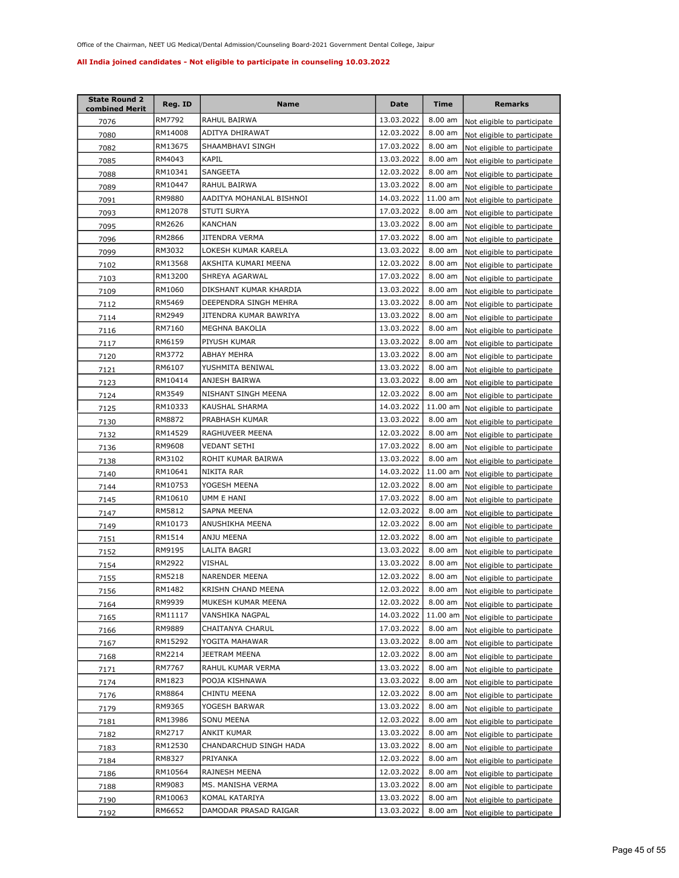Office of the Chairman, NEET UG Medical/Dental Admission/Counseling Board-2021 Government Dental College, Jaipur

**All India joined candidates - Not eligible to participate in counseling 10.03.2022**

| State Round 2 combined Merit | Reg. ID | Name | Date | Time | Remarks |
|---|---|---|---|---|---|
| 7076 | RM7792 | RAHUL BAIRWA | 13.03.2022 | 8.00 am | Not eligible to participate |
| 7080 | RM14008 | ADITYA DHIRAWAT | 12.03.2022 | 8.00 am | Not eligible to participate |
| 7082 | RM13675 | SHAAMBHAVI SINGH | 17.03.2022 | 8.00 am | Not eligible to participate |
| 7085 | RM4043 | KAPIL | 13.03.2022 | 8.00 am | Not eligible to participate |
| 7088 | RM10341 | SANGEETA | 12.03.2022 | 8.00 am | Not eligible to participate |
| 7089 | RM10447 | RAHUL BAIRWA | 13.03.2022 | 8.00 am | Not eligible to participate |
| 7091 | RM9880 | AADITYA MOHANLAL BISHNOI | 14.03.2022 | 11.00 am | Not eligible to participate |
| 7093 | RM12078 | STUTI SURYA | 17.03.2022 | 8.00 am | Not eligible to participate |
| 7095 | RM2626 | KANCHAN | 13.03.2022 | 8.00 am | Not eligible to participate |
| 7096 | RM2866 | JITENDRA VERMA | 17.03.2022 | 8.00 am | Not eligible to participate |
| 7099 | RM3032 | LOKESH KUMAR KARELA | 13.03.2022 | 8.00 am | Not eligible to participate |
| 7102 | RM13568 | AKSHITA KUMARI MEENA | 12.03.2022 | 8.00 am | Not eligible to participate |
| 7103 | RM13200 | SHREYA AGARWAL | 17.03.2022 | 8.00 am | Not eligible to participate |
| 7109 | RM1060 | DIKSHANT KUMAR KHARDIA | 13.03.2022 | 8.00 am | Not eligible to participate |
| 7112 | RM5469 | DEEPENDRA SINGH MEHRA | 13.03.2022 | 8.00 am | Not eligible to participate |
| 7114 | RM2949 | JITENDRA KUMAR BAWRIYA | 13.03.2022 | 8.00 am | Not eligible to participate |
| 7116 | RM7160 | MEGHNA BAKOLIA | 13.03.2022 | 8.00 am | Not eligible to participate |
| 7117 | RM6159 | PIYUSH KUMAR | 13.03.2022 | 8.00 am | Not eligible to participate |
| 7120 | RM3772 | ABHAY MEHRA | 13.03.2022 | 8.00 am | Not eligible to participate |
| 7121 | RM6107 | YUSHMITA BENIWAL | 13.03.2022 | 8.00 am | Not eligible to participate |
| 7123 | RM10414 | ANJESH BAIRWA | 13.03.2022 | 8.00 am | Not eligible to participate |
| 7124 | RM3549 | NISHANT SINGH MEENA | 12.03.2022 | 8.00 am | Not eligible to participate |
| 7125 | RM10333 | KAUSHAL SHARMA | 14.03.2022 | 11.00 am | Not eligible to participate |
| 7130 | RM8872 | PRABHASH KUMAR | 13.03.2022 | 8.00 am | Not eligible to participate |
| 7132 | RM14529 | RAGHUVEER MEENA | 12.03.2022 | 8.00 am | Not eligible to participate |
| 7136 | RM9608 | VEDANT SETHI | 17.03.2022 | 8.00 am | Not eligible to participate |
| 7138 | RM3102 | ROHIT KUMAR BAIRWA | 13.03.2022 | 8.00 am | Not eligible to participate |
| 7140 | RM10641 | NIKITA RAR | 14.03.2022 | 11.00 am | Not eligible to participate |
| 7144 | RM10753 | YOGESH MEENA | 12.03.2022 | 8.00 am | Not eligible to participate |
| 7145 | RM10610 | UMM E HANI | 17.03.2022 | 8.00 am | Not eligible to participate |
| 7147 | RM5812 | SAPNA MEENA | 12.03.2022 | 8.00 am | Not eligible to participate |
| 7149 | RM10173 | ANUSHIKHA MEENA | 12.03.2022 | 8.00 am | Not eligible to participate |
| 7151 | RM1514 | ANJU MEENA | 12.03.2022 | 8.00 am | Not eligible to participate |
| 7152 | RM9195 | LALITA BAGRI | 13.03.2022 | 8.00 am | Not eligible to participate |
| 7154 | RM2922 | VISHAL | 13.03.2022 | 8.00 am | Not eligible to participate |
| 7155 | RM5218 | NARENDER MEENA | 12.03.2022 | 8.00 am | Not eligible to participate |
| 7156 | RM1482 | KRISHN CHAND MEENA | 12.03.2022 | 8.00 am | Not eligible to participate |
| 7164 | RM9939 | MUKESH KUMAR MEENA | 12.03.2022 | 8.00 am | Not eligible to participate |
| 7165 | RM11117 | VANSHIKA NAGPAL | 14.03.2022 | 11.00 am | Not eligible to participate |
| 7166 | RM9889 | CHAITANYA CHARUL | 17.03.2022 | 8.00 am | Not eligible to participate |
| 7167 | RM15292 | YOGITA MAHAWAR | 13.03.2022 | 8.00 am | Not eligible to participate |
| 7168 | RM2214 | JEETRAM MEENA | 12.03.2022 | 8.00 am | Not eligible to participate |
| 7171 | RM7767 | RAHUL KUMAR VERMA | 13.03.2022 | 8.00 am | Not eligible to participate |
| 7174 | RM1823 | POOJA KISHNAWA | 13.03.2022 | 8.00 am | Not eligible to participate |
| 7176 | RM8864 | CHINTU MEENA | 12.03.2022 | 8.00 am | Not eligible to participate |
| 7179 | RM9365 | YOGESH BARWAR | 13.03.2022 | 8.00 am | Not eligible to participate |
| 7181 | RM13986 | SONU MEENA | 12.03.2022 | 8.00 am | Not eligible to participate |
| 7182 | RM2717 | ANKIT KUMAR | 13.03.2022 | 8.00 am | Not eligible to participate |
| 7183 | RM12530 | CHANDARCHUD SINGH HADA | 13.03.2022 | 8.00 am | Not eligible to participate |
| 7184 | RM8327 | PRIYANKA | 12.03.2022 | 8.00 am | Not eligible to participate |
| 7186 | RM10564 | RAJNESH MEENA | 12.03.2022 | 8.00 am | Not eligible to participate |
| 7188 | RM9083 | MS. MANISHA VERMA | 13.03.2022 | 8.00 am | Not eligible to participate |
| 7190 | RM10063 | KOMAL KATARIYA | 13.03.2022 | 8.00 am | Not eligible to participate |
| 7192 | RM6652 | DAMODAR PRASAD RAIGAR | 13.03.2022 | 8.00 am | Not eligible to participate |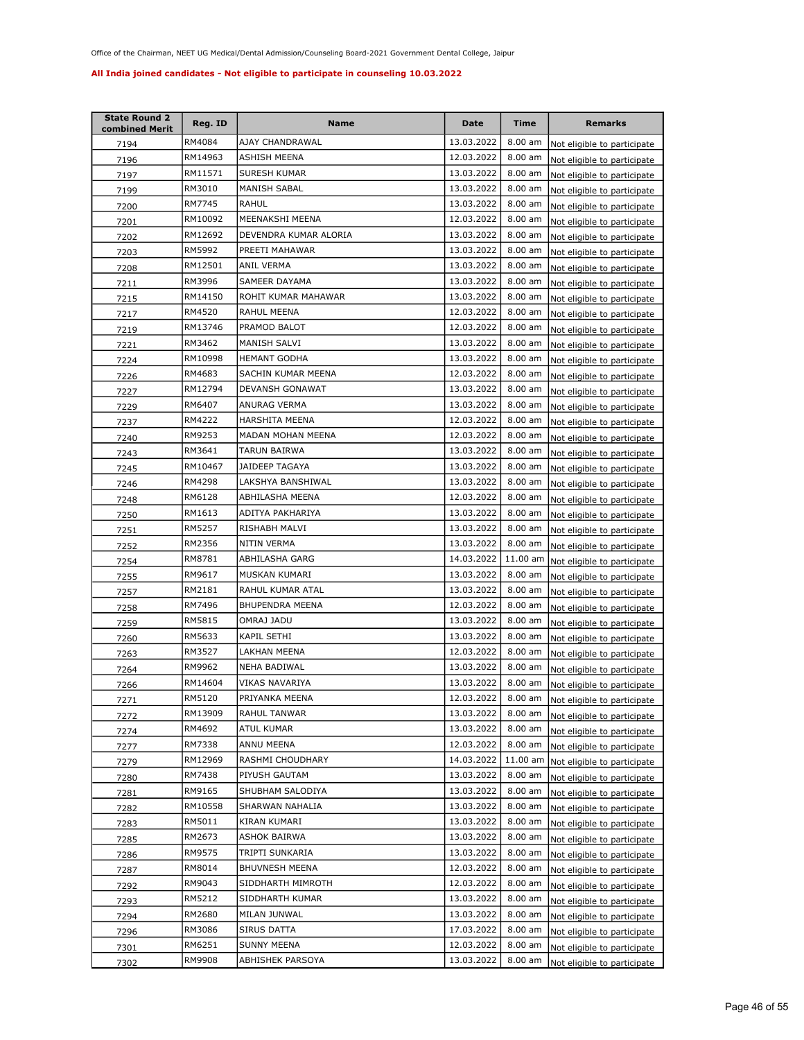Office of the Chairman, NEET UG Medical/Dental Admission/Counseling Board-2021 Government Dental College, Jaipur

**All India joined candidates - Not eligible to participate in counseling 10.03.2022**

| State Round 2 combined Merit | Reg. ID | Name | Date | Time | Remarks |
|---|---|---|---|---|---|
| 7194 | RM4084 | AJAY CHANDRAWAL | 13.03.2022 | 8.00 am | Not eligible to participate |
| 7196 | RM14963 | ASHISH MEENA | 12.03.2022 | 8.00 am | Not eligible to participate |
| 7197 | RM11571 | SURESH KUMAR | 13.03.2022 | 8.00 am | Not eligible to participate |
| 7199 | RM3010 | MANISH SABAL | 13.03.2022 | 8.00 am | Not eligible to participate |
| 7200 | RM7745 | RAHUL | 13.03.2022 | 8.00 am | Not eligible to participate |
| 7201 | RM10092 | MEENAKSHI MEENA | 12.03.2022 | 8.00 am | Not eligible to participate |
| 7202 | RM12692 | DEVENDRA KUMAR ALORIA | 13.03.2022 | 8.00 am | Not eligible to participate |
| 7203 | RM5992 | PREETI MAHAWAR | 13.03.2022 | 8.00 am | Not eligible to participate |
| 7208 | RM12501 | ANIL VERMA | 13.03.2022 | 8.00 am | Not eligible to participate |
| 7211 | RM3996 | SAMEER DAYAMA | 13.03.2022 | 8.00 am | Not eligible to participate |
| 7215 | RM14150 | ROHIT KUMAR MAHAWAR | 13.03.2022 | 8.00 am | Not eligible to participate |
| 7217 | RM4520 | RAHUL MEENA | 12.03.2022 | 8.00 am | Not eligible to participate |
| 7219 | RM13746 | PRAMOD BALOT | 12.03.2022 | 8.00 am | Not eligible to participate |
| 7221 | RM3462 | MANISH SALVI | 13.03.2022 | 8.00 am | Not eligible to participate |
| 7224 | RM10998 | HEMANT GODHA | 13.03.2022 | 8.00 am | Not eligible to participate |
| 7226 | RM4683 | SACHIN KUMAR MEENA | 12.03.2022 | 8.00 am | Not eligible to participate |
| 7227 | RM12794 | DEVANSH GONAWAT | 13.03.2022 | 8.00 am | Not eligible to participate |
| 7229 | RM6407 | ANURAG VERMA | 13.03.2022 | 8.00 am | Not eligible to participate |
| 7237 | RM4222 | HARSHITA MEENA | 12.03.2022 | 8.00 am | Not eligible to participate |
| 7240 | RM9253 | MADAN MOHAN MEENA | 12.03.2022 | 8.00 am | Not eligible to participate |
| 7243 | RM3641 | TARUN BAIRWA | 13.03.2022 | 8.00 am | Not eligible to participate |
| 7245 | RM10467 | JAIDEEP TAGAYA | 13.03.2022 | 8.00 am | Not eligible to participate |
| 7246 | RM4298 | LAKSHYA BANSHIWAL | 13.03.2022 | 8.00 am | Not eligible to participate |
| 7248 | RM6128 | ABHILASHA MEENA | 12.03.2022 | 8.00 am | Not eligible to participate |
| 7250 | RM1613 | ADITYA PAKHARIYA | 13.03.2022 | 8.00 am | Not eligible to participate |
| 7251 | RM5257 | RISHABH MALVI | 13.03.2022 | 8.00 am | Not eligible to participate |
| 7252 | RM2356 | NITIN VERMA | 13.03.2022 | 8.00 am | Not eligible to participate |
| 7254 | RM8781 | ABHILASHA GARG | 14.03.2022 | 11.00 am | Not eligible to participate |
| 7255 | RM9617 | MUSKAN KUMARI | 13.03.2022 | 8.00 am | Not eligible to participate |
| 7257 | RM2181 | RAHUL KUMAR ATAL | 13.03.2022 | 8.00 am | Not eligible to participate |
| 7258 | RM7496 | BHUPENDRA MEENA | 12.03.2022 | 8.00 am | Not eligible to participate |
| 7259 | RM5815 | OMRAJ JADU | 13.03.2022 | 8.00 am | Not eligible to participate |
| 7260 | RM5633 | KAPIL SETHI | 13.03.2022 | 8.00 am | Not eligible to participate |
| 7263 | RM3527 | LAKHAN MEENA | 12.03.2022 | 8.00 am | Not eligible to participate |
| 7264 | RM9962 | NEHA BADIWAL | 13.03.2022 | 8.00 am | Not eligible to participate |
| 7266 | RM14604 | VIKAS NAVARIYA | 13.03.2022 | 8.00 am | Not eligible to participate |
| 7271 | RM5120 | PRIYANKA MEENA | 12.03.2022 | 8.00 am | Not eligible to participate |
| 7272 | RM13909 | RAHUL TANWAR | 13.03.2022 | 8.00 am | Not eligible to participate |
| 7274 | RM4692 | ATUL KUMAR | 13.03.2022 | 8.00 am | Not eligible to participate |
| 7277 | RM7338 | ANNU MEENA | 12.03.2022 | 8.00 am | Not eligible to participate |
| 7279 | RM12969 | RASHMI CHOUDHARY | 14.03.2022 | 11.00 am | Not eligible to participate |
| 7280 | RM7438 | PIYUSH GAUTAM | 13.03.2022 | 8.00 am | Not eligible to participate |
| 7281 | RM9165 | SHUBHAM SALODIYA | 13.03.2022 | 8.00 am | Not eligible to participate |
| 7282 | RM10558 | SHARWAN NAHALIA | 13.03.2022 | 8.00 am | Not eligible to participate |
| 7283 | RM5011 | KIRAN KUMARI | 13.03.2022 | 8.00 am | Not eligible to participate |
| 7285 | RM2673 | ASHOK BAIRWA | 13.03.2022 | 8.00 am | Not eligible to participate |
| 7286 | RM9575 | TRIPTI SUNKARIA | 13.03.2022 | 8.00 am | Not eligible to participate |
| 7287 | RM8014 | BHUVNESH MEENA | 12.03.2022 | 8.00 am | Not eligible to participate |
| 7292 | RM9043 | SIDDHARTH MIMROTH | 12.03.2022 | 8.00 am | Not eligible to participate |
| 7293 | RM5212 | SIDDHARTH KUMAR | 13.03.2022 | 8.00 am | Not eligible to participate |
| 7294 | RM2680 | MILAN JUNWAL | 13.03.2022 | 8.00 am | Not eligible to participate |
| 7296 | RM3086 | SIRUS DATTA | 17.03.2022 | 8.00 am | Not eligible to participate |
| 7301 | RM6251 | SUNNY MEENA | 12.03.2022 | 8.00 am | Not eligible to participate |
| 7302 | RM9908 | ABHISHEK PARSOYA | 13.03.2022 | 8.00 am | Not eligible to participate |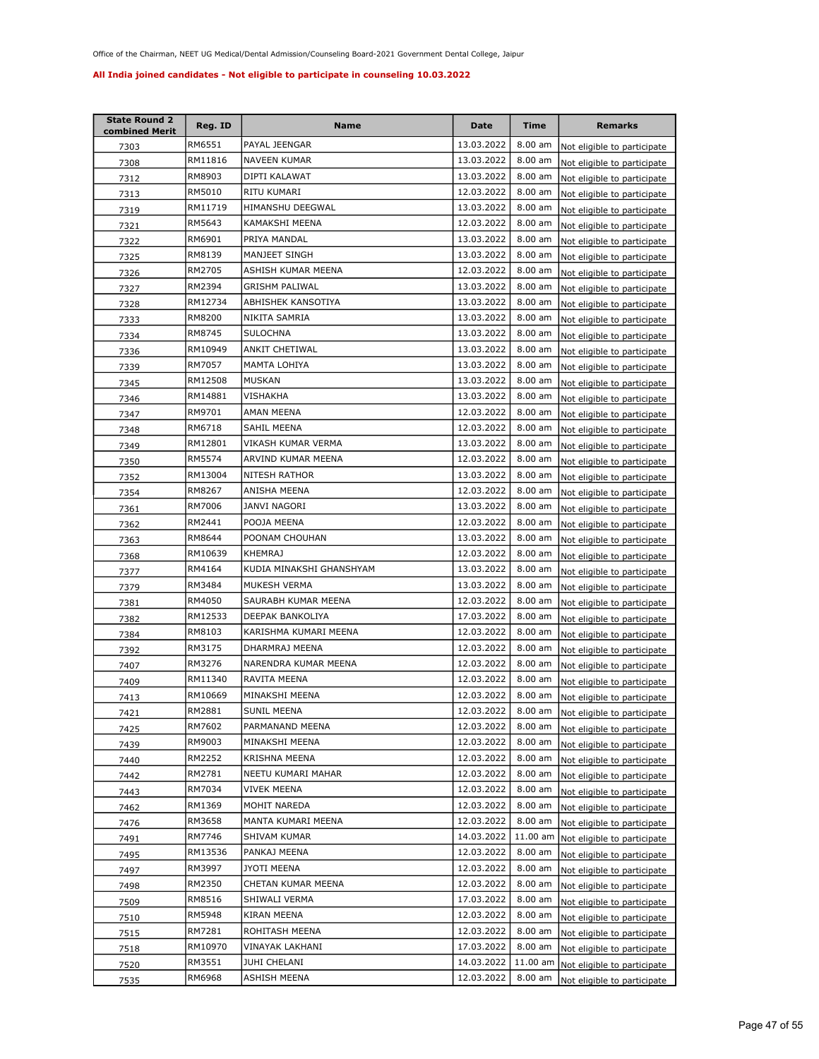Office of the Chairman, NEET UG Medical/Dental Admission/Counseling Board-2021 Government Dental College, Jaipur

**All India joined candidates - Not eligible to participate in counseling 10.03.2022**

| State Round 2 combined Merit | Reg. ID | Name | Date | Time | Remarks |
|---|---|---|---|---|---|
| 7303 | RM6551 | PAYAL JEENGAR | 13.03.2022 | 8.00 am | Not eligible to participate |
| 7308 | RM11816 | NAVEEN KUMAR | 13.03.2022 | 8.00 am | Not eligible to participate |
| 7312 | RM8903 | DIPTI KALAWAT | 13.03.2022 | 8.00 am | Not eligible to participate |
| 7313 | RM5010 | RITU KUMARI | 12.03.2022 | 8.00 am | Not eligible to participate |
| 7319 | RM11719 | HIMANSHU DEEGWAL | 13.03.2022 | 8.00 am | Not eligible to participate |
| 7321 | RM5643 | KAMAKSHI MEENA | 12.03.2022 | 8.00 am | Not eligible to participate |
| 7322 | RM6901 | PRIYA MANDAL | 13.03.2022 | 8.00 am | Not eligible to participate |
| 7325 | RM8139 | MANJEET SINGH | 13.03.2022 | 8.00 am | Not eligible to participate |
| 7326 | RM2705 | ASHISH KUMAR MEENA | 12.03.2022 | 8.00 am | Not eligible to participate |
| 7327 | RM2394 | GRISHM PALIWAL | 13.03.2022 | 8.00 am | Not eligible to participate |
| 7328 | RM12734 | ABHISHEK KANSOTIYA | 13.03.2022 | 8.00 am | Not eligible to participate |
| 7333 | RM8200 | NIKITA SAMRIA | 13.03.2022 | 8.00 am | Not eligible to participate |
| 7334 | RM8745 | SULOCHNA | 13.03.2022 | 8.00 am | Not eligible to participate |
| 7336 | RM10949 | ANKIT CHETIWAL | 13.03.2022 | 8.00 am | Not eligible to participate |
| 7339 | RM7057 | MAMTA LOHIYA | 13.03.2022 | 8.00 am | Not eligible to participate |
| 7345 | RM12508 | MUSKAN | 13.03.2022 | 8.00 am | Not eligible to participate |
| 7346 | RM14881 | VISHAKHA | 13.03.2022 | 8.00 am | Not eligible to participate |
| 7347 | RM9701 | AMAN MEENA | 12.03.2022 | 8.00 am | Not eligible to participate |
| 7348 | RM6718 | SAHIL MEENA | 12.03.2022 | 8.00 am | Not eligible to participate |
| 7349 | RM12801 | VIKASH KUMAR VERMA | 13.03.2022 | 8.00 am | Not eligible to participate |
| 7350 | RM5574 | ARVIND KUMAR MEENA | 12.03.2022 | 8.00 am | Not eligible to participate |
| 7352 | RM13004 | NITESH RATHOR | 13.03.2022 | 8.00 am | Not eligible to participate |
| 7354 | RM8267 | ANISHA MEENA | 12.03.2022 | 8.00 am | Not eligible to participate |
| 7361 | RM7006 | JANVI NAGORI | 13.03.2022 | 8.00 am | Not eligible to participate |
| 7362 | RM2441 | POOJA MEENA | 12.03.2022 | 8.00 am | Not eligible to participate |
| 7363 | RM8644 | POONAM CHOUHAN | 13.03.2022 | 8.00 am | Not eligible to participate |
| 7368 | RM10639 | KHEMRAJ | 12.03.2022 | 8.00 am | Not eligible to participate |
| 7377 | RM4164 | KUDIA MINAKSHI GHANSHYAM | 13.03.2022 | 8.00 am | Not eligible to participate |
| 7379 | RM3484 | MUKESH VERMA | 13.03.2022 | 8.00 am | Not eligible to participate |
| 7381 | RM4050 | SAURABH KUMAR MEENA | 12.03.2022 | 8.00 am | Not eligible to participate |
| 7382 | RM12533 | DEEPAK BANKOLIYA | 17.03.2022 | 8.00 am | Not eligible to participate |
| 7384 | RM8103 | KARISHMA KUMARI MEENA | 12.03.2022 | 8.00 am | Not eligible to participate |
| 7392 | RM3175 | DHARMRAJ MEENA | 12.03.2022 | 8.00 am | Not eligible to participate |
| 7407 | RM3276 | NARENDRA KUMAR MEENA | 12.03.2022 | 8.00 am | Not eligible to participate |
| 7409 | RM11340 | RAVITA MEENA | 12.03.2022 | 8.00 am | Not eligible to participate |
| 7413 | RM10669 | MINAKSHI MEENA | 12.03.2022 | 8.00 am | Not eligible to participate |
| 7421 | RM2881 | SUNIL MEENA | 12.03.2022 | 8.00 am | Not eligible to participate |
| 7425 | RM7602 | PARMANAND MEENA | 12.03.2022 | 8.00 am | Not eligible to participate |
| 7439 | RM9003 | MINAKSHI MEENA | 12.03.2022 | 8.00 am | Not eligible to participate |
| 7440 | RM2252 | KRISHNA MEENA | 12.03.2022 | 8.00 am | Not eligible to participate |
| 7442 | RM2781 | NEETU KUMARI MAHAR | 12.03.2022 | 8.00 am | Not eligible to participate |
| 7443 | RM7034 | VIVEK MEENA | 12.03.2022 | 8.00 am | Not eligible to participate |
| 7462 | RM1369 | MOHIT NAREDA | 12.03.2022 | 8.00 am | Not eligible to participate |
| 7476 | RM3658 | MANTA KUMARI MEENA | 12.03.2022 | 8.00 am | Not eligible to participate |
| 7491 | RM7746 | SHIVAM KUMAR | 14.03.2022 | 11.00 am | Not eligible to participate |
| 7495 | RM13536 | PANKAJ MEENA | 12.03.2022 | 8.00 am | Not eligible to participate |
| 7497 | RM3997 | JYOTI MEENA | 12.03.2022 | 8.00 am | Not eligible to participate |
| 7498 | RM2350 | CHETAN KUMAR MEENA | 12.03.2022 | 8.00 am | Not eligible to participate |
| 7509 | RM8516 | SHIWALI VERMA | 17.03.2022 | 8.00 am | Not eligible to participate |
| 7510 | RM5948 | KIRAN MEENA | 12.03.2022 | 8.00 am | Not eligible to participate |
| 7515 | RM7281 | ROHITASH MEENA | 12.03.2022 | 8.00 am | Not eligible to participate |
| 7518 | RM10970 | VINAYAK LAKHANI | 17.03.2022 | 8.00 am | Not eligible to participate |
| 7520 | RM3551 | JUHI CHELANI | 14.03.2022 | 11.00 am | Not eligible to participate |
| 7535 | RM6968 | ASHISH MEENA | 12.03.2022 | 8.00 am | Not eligible to participate |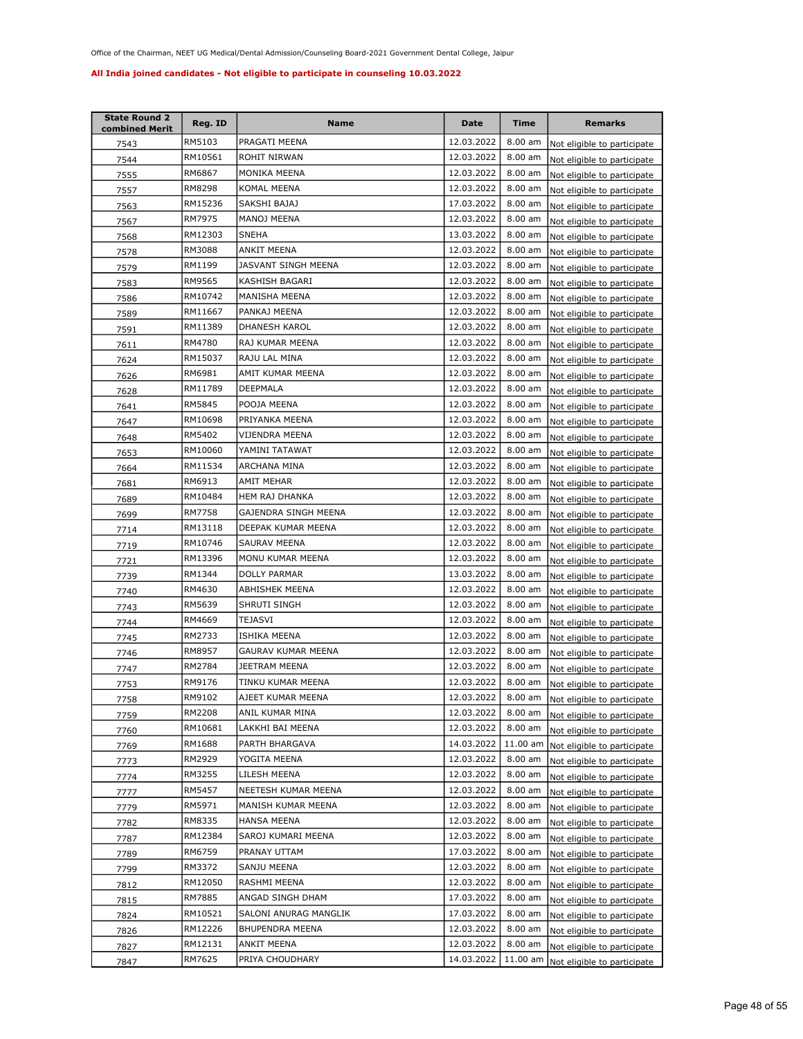Office of the Chairman, NEET UG Medical/Dental Admission/Counseling Board-2021 Government Dental College, Jaipur

**All India joined candidates - Not eligible to participate in counseling 10.03.2022**

| State Round 2 combined Merit | Reg. ID | Name | Date | Time | Remarks |
|---|---|---|---|---|---|
| 7543 | RM5103 | PRAGATI MEENA | 12.03.2022 | 8.00 am | Not eligible to participate |
| 7544 | RM10561 | ROHIT NIRWAN | 12.03.2022 | 8.00 am | Not eligible to participate |
| 7555 | RM6867 | MONIKA MEENA | 12.03.2022 | 8.00 am | Not eligible to participate |
| 7557 | RM8298 | KOMAL MEENA | 12.03.2022 | 8.00 am | Not eligible to participate |
| 7563 | RM15236 | SAKSHI BAJAJ | 17.03.2022 | 8.00 am | Not eligible to participate |
| 7567 | RM7975 | MANOJ MEENA | 12.03.2022 | 8.00 am | Not eligible to participate |
| 7568 | RM12303 | SNEHA | 13.03.2022 | 8.00 am | Not eligible to participate |
| 7578 | RM3088 | ANKIT MEENA | 12.03.2022 | 8.00 am | Not eligible to participate |
| 7579 | RM1199 | JASVANT SINGH MEENA | 12.03.2022 | 8.00 am | Not eligible to participate |
| 7583 | RM9565 | KASHISH BAGARI | 12.03.2022 | 8.00 am | Not eligible to participate |
| 7586 | RM10742 | MANISHA MEENA | 12.03.2022 | 8.00 am | Not eligible to participate |
| 7589 | RM11667 | PANKAJ MEENA | 12.03.2022 | 8.00 am | Not eligible to participate |
| 7591 | RM11389 | DHANESH KAROL | 12.03.2022 | 8.00 am | Not eligible to participate |
| 7611 | RM4780 | RAJ KUMAR MEENA | 12.03.2022 | 8.00 am | Not eligible to participate |
| 7624 | RM15037 | RAJU LAL MINA | 12.03.2022 | 8.00 am | Not eligible to participate |
| 7626 | RM6981 | AMIT KUMAR MEENA | 12.03.2022 | 8.00 am | Not eligible to participate |
| 7628 | RM11789 | DEEPMALA | 12.03.2022 | 8.00 am | Not eligible to participate |
| 7641 | RM5845 | POOJA MEENA | 12.03.2022 | 8.00 am | Not eligible to participate |
| 7647 | RM10698 | PRIYANKA MEENA | 12.03.2022 | 8.00 am | Not eligible to participate |
| 7648 | RM5402 | VIJENDRA MEENA | 12.03.2022 | 8.00 am | Not eligible to participate |
| 7653 | RM10060 | YAMINI TATAWAT | 12.03.2022 | 8.00 am | Not eligible to participate |
| 7664 | RM11534 | ARCHANA MINA | 12.03.2022 | 8.00 am | Not eligible to participate |
| 7681 | RM6913 | AMIT MEHAR | 12.03.2022 | 8.00 am | Not eligible to participate |
| 7689 | RM10484 | HEM RAJ DHANKA | 12.03.2022 | 8.00 am | Not eligible to participate |
| 7699 | RM7758 | GAJENDRA SINGH MEENA | 12.03.2022 | 8.00 am | Not eligible to participate |
| 7714 | RM13118 | DEEPAK KUMAR MEENA | 12.03.2022 | 8.00 am | Not eligible to participate |
| 7719 | RM10746 | SAURAV MEENA | 12.03.2022 | 8.00 am | Not eligible to participate |
| 7721 | RM13396 | MONU KUMAR MEENA | 12.03.2022 | 8.00 am | Not eligible to participate |
| 7739 | RM1344 | DOLLY PARMAR | 13.03.2022 | 8.00 am | Not eligible to participate |
| 7740 | RM4630 | ABHISHEK MEENA | 12.03.2022 | 8.00 am | Not eligible to participate |
| 7743 | RM5639 | SHRUTI SINGH | 12.03.2022 | 8.00 am | Not eligible to participate |
| 7744 | RM4669 | TEJASVI | 12.03.2022 | 8.00 am | Not eligible to participate |
| 7745 | RM2733 | ISHIKA MEENA | 12.03.2022 | 8.00 am | Not eligible to participate |
| 7746 | RM8957 | GAURAV KUMAR MEENA | 12.03.2022 | 8.00 am | Not eligible to participate |
| 7747 | RM2784 | JEETRAM MEENA | 12.03.2022 | 8.00 am | Not eligible to participate |
| 7753 | RM9176 | TINKU KUMAR MEENA | 12.03.2022 | 8.00 am | Not eligible to participate |
| 7758 | RM9102 | AJEET KUMAR MEENA | 12.03.2022 | 8.00 am | Not eligible to participate |
| 7759 | RM2208 | ANIL KUMAR MINA | 12.03.2022 | 8.00 am | Not eligible to participate |
| 7760 | RM10681 | LAKKHI BAI MEENA | 12.03.2022 | 8.00 am | Not eligible to participate |
| 7769 | RM1688 | PARTH BHARGAVA | 14.03.2022 | 11.00 am | Not eligible to participate |
| 7773 | RM2929 | YOGITA MEENA | 12.03.2022 | 8.00 am | Not eligible to participate |
| 7774 | RM3255 | LILESH MEENA | 12.03.2022 | 8.00 am | Not eligible to participate |
| 7777 | RM5457 | NEETESH KUMAR MEENA | 12.03.2022 | 8.00 am | Not eligible to participate |
| 7779 | RM5971 | MANISH KUMAR MEENA | 12.03.2022 | 8.00 am | Not eligible to participate |
| 7782 | RM8335 | HANSA MEENA | 12.03.2022 | 8.00 am | Not eligible to participate |
| 7787 | RM12384 | SAROJ KUMARI MEENA | 12.03.2022 | 8.00 am | Not eligible to participate |
| 7789 | RM6759 | PRANAY UTTAM | 17.03.2022 | 8.00 am | Not eligible to participate |
| 7799 | RM3372 | SANJU MEENA | 12.03.2022 | 8.00 am | Not eligible to participate |
| 7812 | RM12050 | RASHMI MEENA | 12.03.2022 | 8.00 am | Not eligible to participate |
| 7815 | RM7885 | ANGAD SINGH DHAM | 17.03.2022 | 8.00 am | Not eligible to participate |
| 7824 | RM10521 | SALONI ANURAG MANGLIK | 17.03.2022 | 8.00 am | Not eligible to participate |
| 7826 | RM12226 | BHUPENDRA MEENA | 12.03.2022 | 8.00 am | Not eligible to participate |
| 7827 | RM12131 | ANKIT MEENA | 12.03.2022 | 8.00 am | Not eligible to participate |
| 7847 | RM7625 | PRIYA CHOUDHARY | 14.03.2022 | 11.00 am | Not eligible to participate |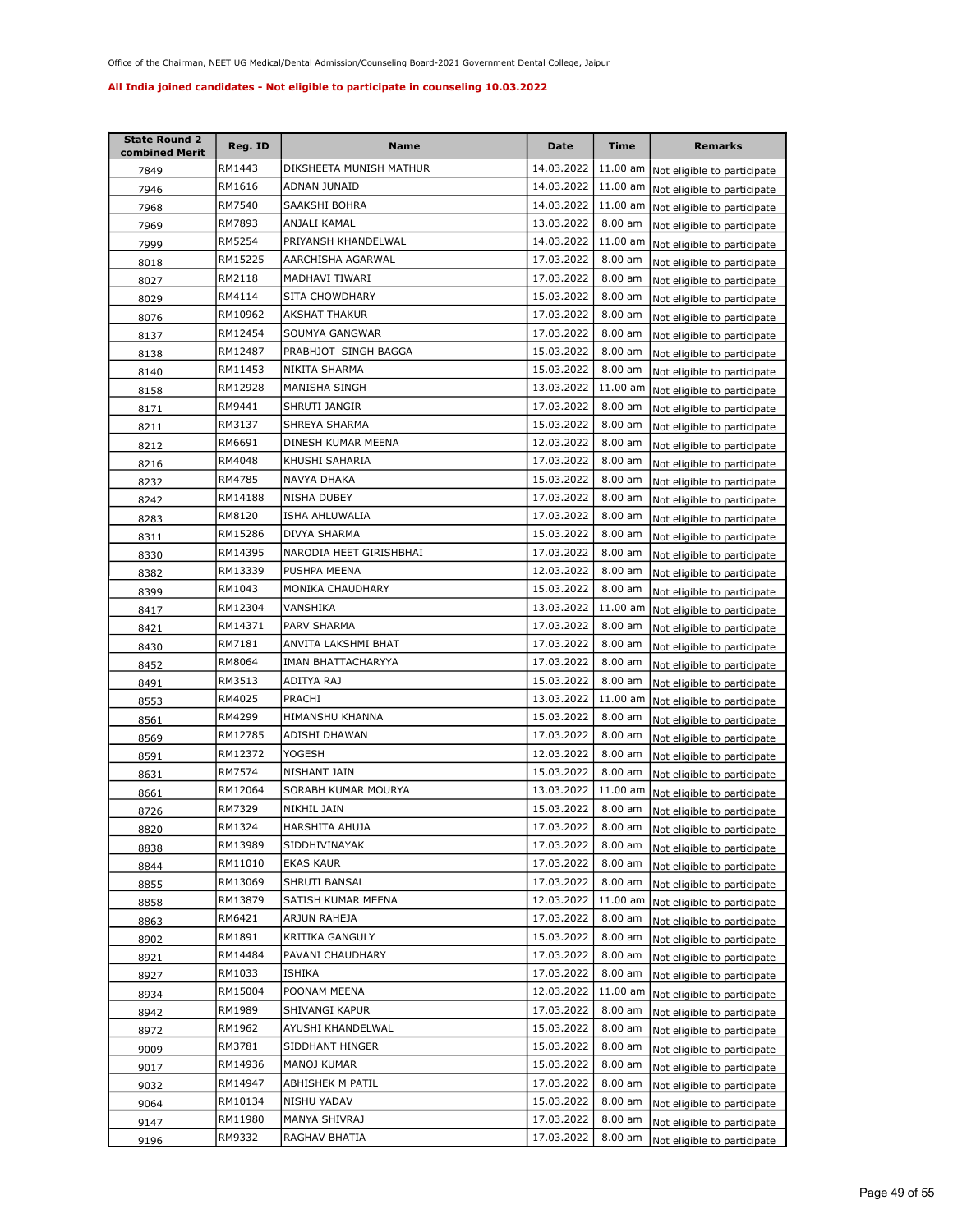Office of the Chairman, NEET UG Medical/Dental Admission/Counseling Board-2021 Government Dental College, Jaipur

**All India joined candidates - Not eligible to participate in counseling 10.03.2022**

| State Round 2 combined Merit | Reg. ID | Name | Date | Time | Remarks |
|---|---|---|---|---|---|
| 7849 | RM1443 | DIKSHEETA MUNISH MATHUR | 14.03.2022 | 11.00 am | Not eligible to participate |
| 7946 | RM1616 | ADNAN JUNAID | 14.03.2022 | 11.00 am | Not eligible to participate |
| 7968 | RM7540 | SAAKSHI BOHRA | 14.03.2022 | 11.00 am | Not eligible to participate |
| 7969 | RM7893 | ANJALI KAMAL | 13.03.2022 | 8.00 am | Not eligible to participate |
| 7999 | RM5254 | PRIYANSH KHANDELWAL | 14.03.2022 | 11.00 am | Not eligible to participate |
| 8018 | RM15225 | AARCHISHA AGARWAL | 17.03.2022 | 8.00 am | Not eligible to participate |
| 8027 | RM2118 | MADHAVI TIWARI | 17.03.2022 | 8.00 am | Not eligible to participate |
| 8029 | RM4114 | SITA CHOWDHARY | 15.03.2022 | 8.00 am | Not eligible to participate |
| 8076 | RM10962 | AKSHAT THAKUR | 17.03.2022 | 8.00 am | Not eligible to participate |
| 8137 | RM12454 | SOUMYA GANGWAR | 17.03.2022 | 8.00 am | Not eligible to participate |
| 8138 | RM12487 | PRABHJOT SINGH BAGGA | 15.03.2022 | 8.00 am | Not eligible to participate |
| 8140 | RM11453 | NIKITA SHARMA | 15.03.2022 | 8.00 am | Not eligible to participate |
| 8158 | RM12928 | MANISHA SINGH | 13.03.2022 | 11.00 am | Not eligible to participate |
| 8171 | RM9441 | SHRUTI JANGIR | 17.03.2022 | 8.00 am | Not eligible to participate |
| 8211 | RM3137 | SHREYA SHARMA | 15.03.2022 | 8.00 am | Not eligible to participate |
| 8212 | RM6691 | DINESH KUMAR MEENA | 12.03.2022 | 8.00 am | Not eligible to participate |
| 8216 | RM4048 | KHUSHI SAHARIA | 17.03.2022 | 8.00 am | Not eligible to participate |
| 8232 | RM4785 | NAVYA DHAKA | 15.03.2022 | 8.00 am | Not eligible to participate |
| 8242 | RM14188 | NISHA DUBEY | 17.03.2022 | 8.00 am | Not eligible to participate |
| 8283 | RM8120 | ISHA AHLUWALIA | 17.03.2022 | 8.00 am | Not eligible to participate |
| 8311 | RM15286 | DIVYA SHARMA | 15.03.2022 | 8.00 am | Not eligible to participate |
| 8330 | RM14395 | NARODIA HEET GIRISHBHAI | 17.03.2022 | 8.00 am | Not eligible to participate |
| 8382 | RM13339 | PUSHPA MEENA | 12.03.2022 | 8.00 am | Not eligible to participate |
| 8399 | RM1043 | MONIKA CHAUDHARY | 15.03.2022 | 8.00 am | Not eligible to participate |
| 8417 | RM12304 | VANSHIKA | 13.03.2022 | 11.00 am | Not eligible to participate |
| 8421 | RM14371 | PARV SHARMA | 17.03.2022 | 8.00 am | Not eligible to participate |
| 8430 | RM7181 | ANVITA LAKSHMI BHAT | 17.03.2022 | 8.00 am | Not eligible to participate |
| 8452 | RM8064 | IMAN BHATTACHARYYA | 17.03.2022 | 8.00 am | Not eligible to participate |
| 8491 | RM3513 | ADITYA RAJ | 15.03.2022 | 8.00 am | Not eligible to participate |
| 8553 | RM4025 | PRACHI | 13.03.2022 | 11.00 am | Not eligible to participate |
| 8561 | RM4299 | HIMANSHU KHANNA | 15.03.2022 | 8.00 am | Not eligible to participate |
| 8569 | RM12785 | ADISHI DHAWAN | 17.03.2022 | 8.00 am | Not eligible to participate |
| 8591 | RM12372 | YOGESH | 12.03.2022 | 8.00 am | Not eligible to participate |
| 8631 | RM7574 | NISHANT JAIN | 15.03.2022 | 8.00 am | Not eligible to participate |
| 8661 | RM12064 | SORABH KUMAR MOURYA | 13.03.2022 | 11.00 am | Not eligible to participate |
| 8726 | RM7329 | NIKHIL JAIN | 15.03.2022 | 8.00 am | Not eligible to participate |
| 8820 | RM1324 | HARSHITA AHUJA | 17.03.2022 | 8.00 am | Not eligible to participate |
| 8838 | RM13989 | SIDDHIVINAYAK | 17.03.2022 | 8.00 am | Not eligible to participate |
| 8844 | RM11010 | EKAS KAUR | 17.03.2022 | 8.00 am | Not eligible to participate |
| 8855 | RM13069 | SHRUTI BANSAL | 17.03.2022 | 8.00 am | Not eligible to participate |
| 8858 | RM13879 | SATISH KUMAR MEENA | 12.03.2022 | 11.00 am | Not eligible to participate |
| 8863 | RM6421 | ARJUN RAHEJA | 17.03.2022 | 8.00 am | Not eligible to participate |
| 8902 | RM1891 | KRITIKA GANGULY | 15.03.2022 | 8.00 am | Not eligible to participate |
| 8921 | RM14484 | PAVANI CHAUDHARY | 17.03.2022 | 8.00 am | Not eligible to participate |
| 8927 | RM1033 | ISHIKA | 17.03.2022 | 8.00 am | Not eligible to participate |
| 8934 | RM15004 | POONAM MEENA | 12.03.2022 | 11.00 am | Not eligible to participate |
| 8942 | RM1989 | SHIVANGI KAPUR | 17.03.2022 | 8.00 am | Not eligible to participate |
| 8972 | RM1962 | AYUSHI KHANDELWAL | 15.03.2022 | 8.00 am | Not eligible to participate |
| 9009 | RM3781 | SIDDHANT HINGER | 15.03.2022 | 8.00 am | Not eligible to participate |
| 9017 | RM14936 | MANOJ KUMAR | 15.03.2022 | 8.00 am | Not eligible to participate |
| 9032 | RM14947 | ABHISHEK M PATIL | 17.03.2022 | 8.00 am | Not eligible to participate |
| 9064 | RM10134 | NISHU YADAV | 15.03.2022 | 8.00 am | Not eligible to participate |
| 9147 | RM11980 | MANYA SHIVRAJ | 17.03.2022 | 8.00 am | Not eligible to participate |
| 9196 | RM9332 | RAGHAV BHATIA | 17.03.2022 | 8.00 am | Not eligible to participate |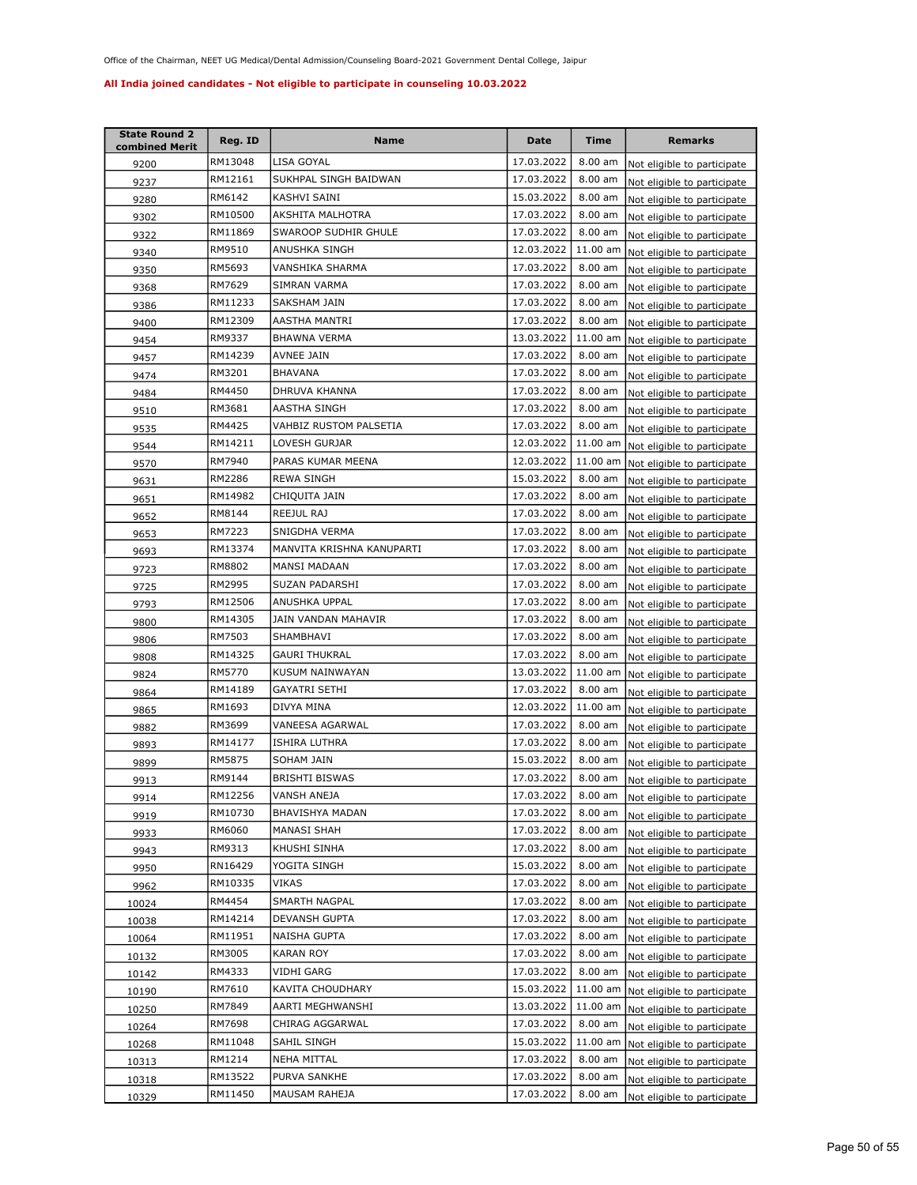Office of the Chairman, NEET UG Medical/Dental Admission/Counseling Board-2021 Government Dental College, Jaipur

**All India joined candidates - Not eligible to participate in counseling 10.03.2022**

| State Round 2 combined Merit | Reg. ID | Name | Date | Time | Remarks |
|---|---|---|---|---|---|
| 9200 | RM13048 | LISA GOYAL | 17.03.2022 | 8.00 am | Not eligible to participate |
| 9237 | RM12161 | SUKHPAL SINGH BAIDWAN | 17.03.2022 | 8.00 am | Not eligible to participate |
| 9280 | RM6142 | KASHVI SAINI | 15.03.2022 | 8.00 am | Not eligible to participate |
| 9302 | RM10500 | AKSHITA MALHOTRA | 17.03.2022 | 8.00 am | Not eligible to participate |
| 9322 | RM11869 | SWAROOP SUDHIR GHULE | 17.03.2022 | 8.00 am | Not eligible to participate |
| 9340 | RM9510 | ANUSHKA SINGH | 12.03.2022 | 11.00 am | Not eligible to participate |
| 9350 | RM5693 | VANSHIKA SHARMA | 17.03.2022 | 8.00 am | Not eligible to participate |
| 9368 | RM7629 | SIMRAN VARMA | 17.03.2022 | 8.00 am | Not eligible to participate |
| 9386 | RM11233 | SAKSHAM JAIN | 17.03.2022 | 8.00 am | Not eligible to participate |
| 9400 | RM12309 | AASTHA MANTRI | 17.03.2022 | 8.00 am | Not eligible to participate |
| 9454 | RM9337 | BHAWNA VERMA | 13.03.2022 | 11.00 am | Not eligible to participate |
| 9457 | RM14239 | AVNEE JAIN | 17.03.2022 | 8.00 am | Not eligible to participate |
| 9474 | RM3201 | BHAVANA | 17.03.2022 | 8.00 am | Not eligible to participate |
| 9484 | RM4450 | DHRUVA KHANNA | 17.03.2022 | 8.00 am | Not eligible to participate |
| 9510 | RM3681 | AASTHA SINGH | 17.03.2022 | 8.00 am | Not eligible to participate |
| 9535 | RM4425 | VAHBIZ RUSTOM PALSETIA | 17.03.2022 | 8.00 am | Not eligible to participate |
| 9544 | RM14211 | LOVESH GURJAR | 12.03.2022 | 11.00 am | Not eligible to participate |
| 9570 | RM7940 | PARAS KUMAR MEENA | 12.03.2022 | 11.00 am | Not eligible to participate |
| 9631 | RM2286 | REWA SINGH | 15.03.2022 | 8.00 am | Not eligible to participate |
| 9651 | RM14982 | CHIQUITA JAIN | 17.03.2022 | 8.00 am | Not eligible to participate |
| 9652 | RM8144 | REEJUL RAJ | 17.03.2022 | 8.00 am | Not eligible to participate |
| 9653 | RM7223 | SNIGDHA VERMA | 17.03.2022 | 8.00 am | Not eligible to participate |
| 9693 | RM13374 | MANVITA KRISHNA KANUPARTI | 17.03.2022 | 8.00 am | Not eligible to participate |
| 9723 | RM8802 | MANSI MADAAN | 17.03.2022 | 8.00 am | Not eligible to participate |
| 9725 | RM2995 | SUZAN PADARSHI | 17.03.2022 | 8.00 am | Not eligible to participate |
| 9793 | RM12506 | ANUSHKA UPPAL | 17.03.2022 | 8.00 am | Not eligible to participate |
| 9800 | RM14305 | JAIN VANDAN MAHAVIR | 17.03.2022 | 8.00 am | Not eligible to participate |
| 9806 | RM7503 | SHAMBHAVI | 17.03.2022 | 8.00 am | Not eligible to participate |
| 9808 | RM14325 | GAURI THUKRAL | 17.03.2022 | 8.00 am | Not eligible to participate |
| 9824 | RM5770 | KUSUM NAINWAYAN | 13.03.2022 | 11.00 am | Not eligible to participate |
| 9864 | RM14189 | GAYATRI SETHI | 17.03.2022 | 8.00 am | Not eligible to participate |
| 9865 | RM1693 | DIVYA MINA | 12.03.2022 | 11.00 am | Not eligible to participate |
| 9882 | RM3699 | VANEESA AGARWAL | 17.03.2022 | 8.00 am | Not eligible to participate |
| 9893 | RM14177 | ISHIRA LUTHRA | 17.03.2022 | 8.00 am | Not eligible to participate |
| 9899 | RM5875 | SOHAM JAIN | 15.03.2022 | 8.00 am | Not eligible to participate |
| 9913 | RM9144 | BRISHTI BISWAS | 17.03.2022 | 8.00 am | Not eligible to participate |
| 9914 | RM12256 | VANSH ANEJA | 17.03.2022 | 8.00 am | Not eligible to participate |
| 9919 | RM10730 | BHAVISHYA MADAN | 17.03.2022 | 8.00 am | Not eligible to participate |
| 9933 | RM6060 | MANASI SHAH | 17.03.2022 | 8.00 am | Not eligible to participate |
| 9943 | RM9313 | KHUSHI SINHA | 17.03.2022 | 8.00 am | Not eligible to participate |
| 9950 | RN16429 | YOGITA SINGH | 15.03.2022 | 8.00 am | Not eligible to participate |
| 9962 | RM10335 | VIKAS | 17.03.2022 | 8.00 am | Not eligible to participate |
| 10024 | RM4454 | SMARTH NAGPAL | 17.03.2022 | 8.00 am | Not eligible to participate |
| 10038 | RM14214 | DEVANSH GUPTA | 17.03.2022 | 8.00 am | Not eligible to participate |
| 10064 | RM11951 | NAISHA GUPTA | 17.03.2022 | 8.00 am | Not eligible to participate |
| 10132 | RM3005 | KARAN ROY | 17.03.2022 | 8.00 am | Not eligible to participate |
| 10142 | RM4333 | VIDHI GARG | 17.03.2022 | 8.00 am | Not eligible to participate |
| 10190 | RM7610 | KAVITA CHOUDHARY | 15.03.2022 | 11.00 am | Not eligible to participate |
| 10250 | RM7849 | AARTI MEGHWANSHI | 13.03.2022 | 11.00 am | Not eligible to participate |
| 10264 | RM7698 | CHIRAG AGGARWAL | 17.03.2022 | 8.00 am | Not eligible to participate |
| 10268 | RM11048 | SAHIL SINGH | 15.03.2022 | 11.00 am | Not eligible to participate |
| 10313 | RM1214 | NEHA MITTAL | 17.03.2022 | 8.00 am | Not eligible to participate |
| 10318 | RM13522 | PURVA SANKHE | 17.03.2022 | 8.00 am | Not eligible to participate |
| 10329 | RM11450 | MAUSAM RAHEJA | 17.03.2022 | 8.00 am | Not eligible to participate |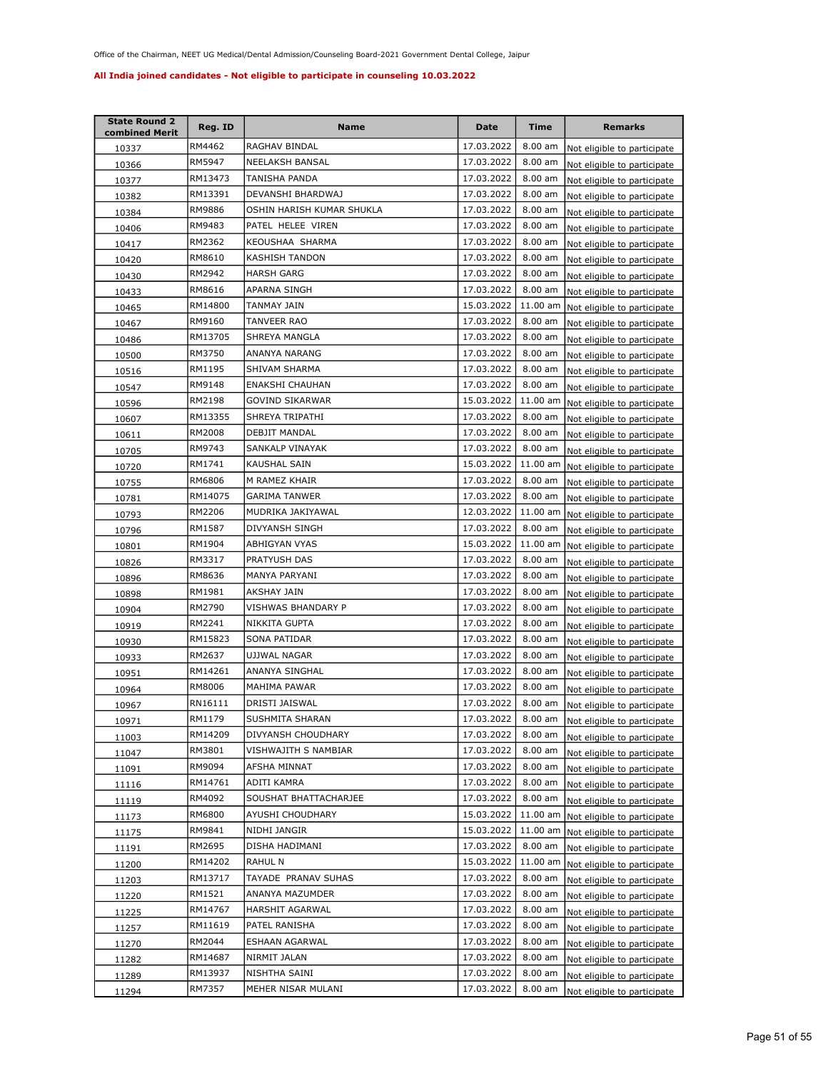Office of the Chairman, NEET UG Medical/Dental Admission/Counseling Board-2021 Government Dental College, Jaipur

**All India joined candidates - Not eligible to participate in counseling 10.03.2022**

| State Round 2 combined Merit | Reg. ID | Name | Date | Time | Remarks |
|---|---|---|---|---|---|
| 10337 | RM4462 | RAGHAV BINDAL | 17.03.2022 | 8.00 am | Not eligible to participate |
| 10366 | RM5947 | NEELAKSH BANSAL | 17.03.2022 | 8.00 am | Not eligible to participate |
| 10377 | RM13473 | TANISHA PANDA | 17.03.2022 | 8.00 am | Not eligible to participate |
| 10382 | RM13391 | DEVANSHI BHARDWAJ | 17.03.2022 | 8.00 am | Not eligible to participate |
| 10384 | RM9886 | OSHIN HARISH KUMAR SHUKLA | 17.03.2022 | 8.00 am | Not eligible to participate |
| 10406 | RM9483 | PATEL HELEE VIREN | 17.03.2022 | 8.00 am | Not eligible to participate |
| 10417 | RM2362 | KEOUSHAA SHARMA | 17.03.2022 | 8.00 am | Not eligible to participate |
| 10420 | RM8610 | KASHISH TANDON | 17.03.2022 | 8.00 am | Not eligible to participate |
| 10430 | RM2942 | HARSH GARG | 17.03.2022 | 8.00 am | Not eligible to participate |
| 10433 | RM8616 | APARNA SINGH | 17.03.2022 | 8.00 am | Not eligible to participate |
| 10465 | RM14800 | TANMAY JAIN | 15.03.2022 | 11.00 am | Not eligible to participate |
| 10467 | RM9160 | TANVEER RAO | 17.03.2022 | 8.00 am | Not eligible to participate |
| 10486 | RM13705 | SHREYA MANGLA | 17.03.2022 | 8.00 am | Not eligible to participate |
| 10500 | RM3750 | ANANYA NARANG | 17.03.2022 | 8.00 am | Not eligible to participate |
| 10516 | RM1195 | SHIVAM SHARMA | 17.03.2022 | 8.00 am | Not eligible to participate |
| 10547 | RM9148 | ENAKSHI CHAUHAN | 17.03.2022 | 8.00 am | Not eligible to participate |
| 10596 | RM2198 | GOVIND SIKARWAR | 15.03.2022 | 11.00 am | Not eligible to participate |
| 10607 | RM13355 | SHREYA TRIPATHI | 17.03.2022 | 8.00 am | Not eligible to participate |
| 10611 | RM2008 | DEBJIT MANDAL | 17.03.2022 | 8.00 am | Not eligible to participate |
| 10705 | RM9743 | SANKALP VINAYAK | 17.03.2022 | 8.00 am | Not eligible to participate |
| 10720 | RM1741 | KAUSHAL SAIN | 15.03.2022 | 11.00 am | Not eligible to participate |
| 10755 | RM6806 | M RAMEZ KHAIR | 17.03.2022 | 8.00 am | Not eligible to participate |
| 10781 | RM14075 | GARIMA TANWER | 17.03.2022 | 8.00 am | Not eligible to participate |
| 10793 | RM2206 | MUDRIKA JAKIYAWAL | 12.03.2022 | 11.00 am | Not eligible to participate |
| 10796 | RM1587 | DIVYANSH SINGH | 17.03.2022 | 8.00 am | Not eligible to participate |
| 10801 | RM1904 | ABHIGYAN VYAS | 15.03.2022 | 11.00 am | Not eligible to participate |
| 10826 | RM3317 | PRATYUSH DAS | 17.03.2022 | 8.00 am | Not eligible to participate |
| 10896 | RM8636 | MANYA PARYANI | 17.03.2022 | 8.00 am | Not eligible to participate |
| 10898 | RM1981 | AKSHAY JAIN | 17.03.2022 | 8.00 am | Not eligible to participate |
| 10904 | RM2790 | VISHWAS BHANDARY P | 17.03.2022 | 8.00 am | Not eligible to participate |
| 10919 | RM2241 | NIKKITA GUPTA | 17.03.2022 | 8.00 am | Not eligible to participate |
| 10930 | RM15823 | SONA PATIDAR | 17.03.2022 | 8.00 am | Not eligible to participate |
| 10933 | RM2637 | UJJWAL NAGAR | 17.03.2022 | 8.00 am | Not eligible to participate |
| 10951 | RM14261 | ANANYA SINGHAL | 17.03.2022 | 8.00 am | Not eligible to participate |
| 10964 | RM8006 | MAHIMA PAWAR | 17.03.2022 | 8.00 am | Not eligible to participate |
| 10967 | RN16111 | DRISTI JAISWAL | 17.03.2022 | 8.00 am | Not eligible to participate |
| 10971 | RM1179 | SUSHMITA SHARAN | 17.03.2022 | 8.00 am | Not eligible to participate |
| 11003 | RM14209 | DIVYANSH CHOUDHARY | 17.03.2022 | 8.00 am | Not eligible to participate |
| 11047 | RM3801 | VISHWAJITH S NAMBIAR | 17.03.2022 | 8.00 am | Not eligible to participate |
| 11091 | RM9094 | AFSHA MINNAT | 17.03.2022 | 8.00 am | Not eligible to participate |
| 11116 | RM14761 | ADITI KAMRA | 17.03.2022 | 8.00 am | Not eligible to participate |
| 11119 | RM4092 | SOUSHAT BHATTACHARJEE | 17.03.2022 | 8.00 am | Not eligible to participate |
| 11173 | RM6800 | AYUSHI CHOUDHARY | 15.03.2022 | 11.00 am | Not eligible to participate |
| 11175 | RM9841 | NIDHI JANGIR | 15.03.2022 | 11.00 am | Not eligible to participate |
| 11191 | RM2695 | DISHA HADIMANI | 17.03.2022 | 8.00 am | Not eligible to participate |
| 11200 | RM14202 | RAHUL N | 15.03.2022 | 11.00 am | Not eligible to participate |
| 11203 | RM13717 | TAYADE PRANAV SUHAS | 17.03.2022 | 8.00 am | Not eligible to participate |
| 11220 | RM1521 | ANANYA MAZUMDER | 17.03.2022 | 8.00 am | Not eligible to participate |
| 11225 | RM14767 | HARSHIT AGARWAL | 17.03.2022 | 8.00 am | Not eligible to participate |
| 11257 | RM11619 | PATEL RANISHA | 17.03.2022 | 8.00 am | Not eligible to participate |
| 11270 | RM2044 | ESHAAN AGARWAL | 17.03.2022 | 8.00 am | Not eligible to participate |
| 11282 | RM14687 | NIRMIT JALAN | 17.03.2022 | 8.00 am | Not eligible to participate |
| 11289 | RM13937 | NISHTHA SAINI | 17.03.2022 | 8.00 am | Not eligible to participate |
| 11294 | RM7357 | MEHER NISAR MULANI | 17.03.2022 | 8.00 am | Not eligible to participate |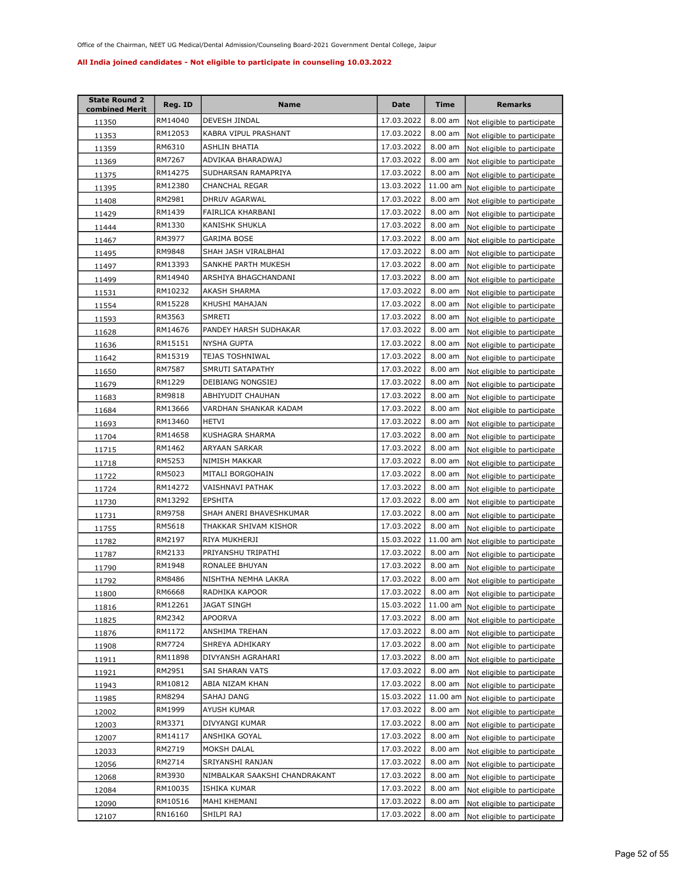Office of the Chairman, NEET UG Medical/Dental Admission/Counseling Board-2021 Government Dental College, Jaipur

**All India joined candidates - Not eligible to participate in counseling 10.03.2022**

| State Round 2 combined Merit | Reg. ID | Name | Date | Time | Remarks |
|---|---|---|---|---|---|
| 11350 | RM14040 | DEVESH JINDAL | 17.03.2022 | 8.00 am | Not eligible to participate |
| 11353 | RM12053 | KABRA VIPUL PRASHANT | 17.03.2022 | 8.00 am | Not eligible to participate |
| 11359 | RM6310 | ASHLIN BHATIA | 17.03.2022 | 8.00 am | Not eligible to participate |
| 11369 | RM7267 | ADVIKAA BHARADWAJ | 17.03.2022 | 8.00 am | Not eligible to participate |
| 11375 | RM14275 | SUDHARSAN RAMAPRIYA | 17.03.2022 | 8.00 am | Not eligible to participate |
| 11395 | RM12380 | CHANCHAL REGAR | 13.03.2022 | 11.00 am | Not eligible to participate |
| 11408 | RM2981 | DHRUV AGARWAL | 17.03.2022 | 8.00 am | Not eligible to participate |
| 11429 | RM1439 | FAIRLICA KHARBANI | 17.03.2022 | 8.00 am | Not eligible to participate |
| 11444 | RM1330 | KANISHK SHUKLA | 17.03.2022 | 8.00 am | Not eligible to participate |
| 11467 | RM3977 | GARIMA BOSE | 17.03.2022 | 8.00 am | Not eligible to participate |
| 11495 | RM9848 | SHAH JASH VIRALBHAI | 17.03.2022 | 8.00 am | Not eligible to participate |
| 11497 | RM13393 | SANKHE PARTH MUKESH | 17.03.2022 | 8.00 am | Not eligible to participate |
| 11499 | RM14940 | ARSHIYA BHAGCHANDANI | 17.03.2022 | 8.00 am | Not eligible to participate |
| 11531 | RM10232 | AKASH SHARMA | 17.03.2022 | 8.00 am | Not eligible to participate |
| 11554 | RM15228 | KHUSHI MAHAJAN | 17.03.2022 | 8.00 am | Not eligible to participate |
| 11593 | RM3563 | SMRETI | 17.03.2022 | 8.00 am | Not eligible to participate |
| 11628 | RM14676 | PANDEY HARSH SUDHAKAR | 17.03.2022 | 8.00 am | Not eligible to participate |
| 11636 | RM15151 | NYSHA GUPTA | 17.03.2022 | 8.00 am | Not eligible to participate |
| 11642 | RM15319 | TEJAS TOSHNIWAL | 17.03.2022 | 8.00 am | Not eligible to participate |
| 11650 | RM7587 | SMRUTI SATAPATHY | 17.03.2022 | 8.00 am | Not eligible to participate |
| 11679 | RM1229 | DEIBIANG NONGSIEJ | 17.03.2022 | 8.00 am | Not eligible to participate |
| 11683 | RM9818 | ABHIYUDIT CHAUHAN | 17.03.2022 | 8.00 am | Not eligible to participate |
| 11684 | RM13666 | VARDHAN SHANKAR KADAM | 17.03.2022 | 8.00 am | Not eligible to participate |
| 11693 | RM13460 | HETVI | 17.03.2022 | 8.00 am | Not eligible to participate |
| 11704 | RM14658 | KUSHAGRA SHARMA | 17.03.2022 | 8.00 am | Not eligible to participate |
| 11715 | RM1462 | ARYAAN SARKAR | 17.03.2022 | 8.00 am | Not eligible to participate |
| 11718 | RM5253 | NIMISH MAKKAR | 17.03.2022 | 8.00 am | Not eligible to participate |
| 11722 | RM5023 | MITALI BORGOHAIN | 17.03.2022 | 8.00 am | Not eligible to participate |
| 11724 | RM14272 | VAISHNAVI PATHAK | 17.03.2022 | 8.00 am | Not eligible to participate |
| 11730 | RM13292 | EPSHITA | 17.03.2022 | 8.00 am | Not eligible to participate |
| 11731 | RM9758 | SHAH ANERI BHAVESHKUMAR | 17.03.2022 | 8.00 am | Not eligible to participate |
| 11755 | RM5618 | THAKKAR SHIVAM KISHOR | 17.03.2022 | 8.00 am | Not eligible to participate |
| 11782 | RM2197 | RIYA MUKHERJI | 15.03.2022 | 11.00 am | Not eligible to participate |
| 11787 | RM2133 | PRIYANSHU TRIPATHI | 17.03.2022 | 8.00 am | Not eligible to participate |
| 11790 | RM1948 | RONALEE BHUYAN | 17.03.2022 | 8.00 am | Not eligible to participate |
| 11792 | RM8486 | NISHTHA NEMHA LAKRA | 17.03.2022 | 8.00 am | Not eligible to participate |
| 11800 | RM6668 | RADHIKA KAPOOR | 17.03.2022 | 8.00 am | Not eligible to participate |
| 11816 | RM12261 | JAGAT SINGH | 15.03.2022 | 11.00 am | Not eligible to participate |
| 11825 | RM2342 | APOORVA | 17.03.2022 | 8.00 am | Not eligible to participate |
| 11876 | RM1172 | ANSHIMA TREHAN | 17.03.2022 | 8.00 am | Not eligible to participate |
| 11908 | RM7724 | SHREYA ADHIKARY | 17.03.2022 | 8.00 am | Not eligible to participate |
| 11911 | RM11898 | DIVYANSH AGRAHARI | 17.03.2022 | 8.00 am | Not eligible to participate |
| 11921 | RM2951 | SAI SHARAN VATS | 17.03.2022 | 8.00 am | Not eligible to participate |
| 11943 | RM10812 | ABIA NIZAM KHAN | 17.03.2022 | 8.00 am | Not eligible to participate |
| 11985 | RM8294 | SAHAJ DANG | 15.03.2022 | 11.00 am | Not eligible to participate |
| 12002 | RM1999 | AYUSH KUMAR | 17.03.2022 | 8.00 am | Not eligible to participate |
| 12003 | RM3371 | DIVYANGI KUMAR | 17.03.2022 | 8.00 am | Not eligible to participate |
| 12007 | RM14117 | ANSHIKA GOYAL | 17.03.2022 | 8.00 am | Not eligible to participate |
| 12033 | RM2719 | MOKSH DALAL | 17.03.2022 | 8.00 am | Not eligible to participate |
| 12056 | RM2714 | SRIYANSHI RANJAN | 17.03.2022 | 8.00 am | Not eligible to participate |
| 12068 | RM3930 | NIMBALKAR SAAKSHI CHANDRAKANT | 17.03.2022 | 8.00 am | Not eligible to participate |
| 12084 | RM10035 | ISHIKA KUMAR | 17.03.2022 | 8.00 am | Not eligible to participate |
| 12090 | RM10516 | MAHI KHEMANI | 17.03.2022 | 8.00 am | Not eligible to participate |
| 12107 | RN16160 | SHILPI RAJ | 17.03.2022 | 8.00 am | Not eligible to participate |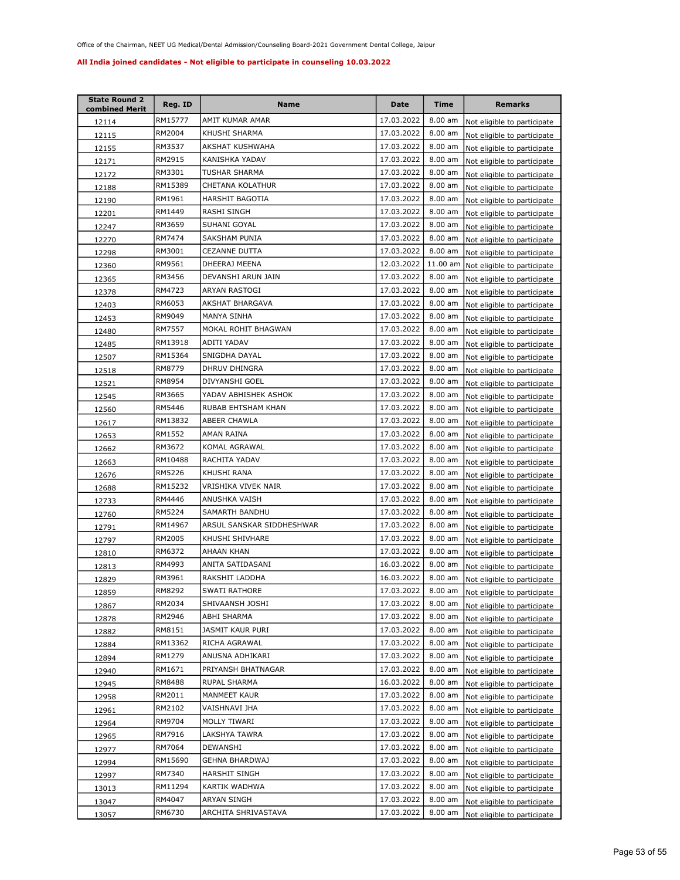Office of the Chairman, NEET UG Medical/Dental Admission/Counseling Board-2021 Government Dental College, Jaipur

**All India joined candidates - Not eligible to participate in counseling 10.03.2022**

| State Round 2 combined Merit | Reg. ID | Name | Date | Time | Remarks |
|---|---|---|---|---|---|
| 12114 | RM15777 | AMIT KUMAR AMAR | 17.03.2022 | 8.00 am | Not eligible to participate |
| 12115 | RM2004 | KHUSHI SHARMA | 17.03.2022 | 8.00 am | Not eligible to participate |
| 12155 | RM3537 | AKSHAT KUSHWAHA | 17.03.2022 | 8.00 am | Not eligible to participate |
| 12171 | RM2915 | KANISHKA YADAV | 17.03.2022 | 8.00 am | Not eligible to participate |
| 12172 | RM3301 | TUSHAR SHARMA | 17.03.2022 | 8.00 am | Not eligible to participate |
| 12188 | RM15389 | CHETANA KOLATHUR | 17.03.2022 | 8.00 am | Not eligible to participate |
| 12190 | RM1961 | HARSHIT BAGOTIA | 17.03.2022 | 8.00 am | Not eligible to participate |
| 12201 | RM1449 | RASHI SINGH | 17.03.2022 | 8.00 am | Not eligible to participate |
| 12247 | RM3659 | SUHANI GOYAL | 17.03.2022 | 8.00 am | Not eligible to participate |
| 12270 | RM7474 | SAKSHAM PUNIA | 17.03.2022 | 8.00 am | Not eligible to participate |
| 12298 | RM3001 | CEZANNE DUTTA | 17.03.2022 | 8.00 am | Not eligible to participate |
| 12360 | RM9561 | DHEERAJ MEENA | 12.03.2022 | 11.00 am | Not eligible to participate |
| 12365 | RM3456 | DEVANSHI ARUN JAIN | 17.03.2022 | 8.00 am | Not eligible to participate |
| 12378 | RM4723 | ARYAN RASTOGI | 17.03.2022 | 8.00 am | Not eligible to participate |
| 12403 | RM6053 | AKSHAT BHARGAVA | 17.03.2022 | 8.00 am | Not eligible to participate |
| 12453 | RM9049 | MANYA SINHA | 17.03.2022 | 8.00 am | Not eligible to participate |
| 12480 | RM7557 | MOKAL ROHIT BHAGWAN | 17.03.2022 | 8.00 am | Not eligible to participate |
| 12485 | RM13918 | ADITI YADAV | 17.03.2022 | 8.00 am | Not eligible to participate |
| 12507 | RM15364 | SNIGDHA DAYAL | 17.03.2022 | 8.00 am | Not eligible to participate |
| 12518 | RM8779 | DHRUV DHINGRA | 17.03.2022 | 8.00 am | Not eligible to participate |
| 12521 | RM8954 | DIVYANSHI GOEL | 17.03.2022 | 8.00 am | Not eligible to participate |
| 12545 | RM3665 | YADAV ABHISHEK ASHOK | 17.03.2022 | 8.00 am | Not eligible to participate |
| 12560 | RM5446 | RUBAB EHTSHAM KHAN | 17.03.2022 | 8.00 am | Not eligible to participate |
| 12617 | RM13832 | ABEER CHAWLA | 17.03.2022 | 8.00 am | Not eligible to participate |
| 12653 | RM1552 | AMAN RAINA | 17.03.2022 | 8.00 am | Not eligible to participate |
| 12662 | RM3672 | KOMAL AGRAWAL | 17.03.2022 | 8.00 am | Not eligible to participate |
| 12663 | RM10488 | RACHITA YADAV | 17.03.2022 | 8.00 am | Not eligible to participate |
| 12676 | RM5226 | KHUSHI RANA | 17.03.2022 | 8.00 am | Not eligible to participate |
| 12688 | RM15232 | VRISHIKA VIVEK NAIR | 17.03.2022 | 8.00 am | Not eligible to participate |
| 12733 | RM4446 | ANUSHKA VAISH | 17.03.2022 | 8.00 am | Not eligible to participate |
| 12760 | RM5224 | SAMARTH BANDHU | 17.03.2022 | 8.00 am | Not eligible to participate |
| 12791 | RM14967 | ARSUL SANSKAR SIDDHESHWAR | 17.03.2022 | 8.00 am | Not eligible to participate |
| 12797 | RM2005 | KHUSHI SHIVHARE | 17.03.2022 | 8.00 am | Not eligible to participate |
| 12810 | RM6372 | AHAAN KHAN | 17.03.2022 | 8.00 am | Not eligible to participate |
| 12813 | RM4993 | ANITA SATIDASANI | 16.03.2022 | 8.00 am | Not eligible to participate |
| 12829 | RM3961 | RAKSHIT LADDHA | 16.03.2022 | 8.00 am | Not eligible to participate |
| 12859 | RM8292 | SWATI RATHORE | 17.03.2022 | 8.00 am | Not eligible to participate |
| 12867 | RM2034 | SHIVAANSH JOSHI | 17.03.2022 | 8.00 am | Not eligible to participate |
| 12878 | RM2946 | ABHI SHARMA | 17.03.2022 | 8.00 am | Not eligible to participate |
| 12882 | RM8151 | JASMIT KAUR PURI | 17.03.2022 | 8.00 am | Not eligible to participate |
| 12884 | RM13362 | RICHA AGRAWAL | 17.03.2022 | 8.00 am | Not eligible to participate |
| 12894 | RM1279 | ANUSNA ADHIKARI | 17.03.2022 | 8.00 am | Not eligible to participate |
| 12940 | RM1671 | PRIYANSH BHATNAGAR | 17.03.2022 | 8.00 am | Not eligible to participate |
| 12945 | RM8488 | RUPAL SHARMA | 16.03.2022 | 8.00 am | Not eligible to participate |
| 12958 | RM2011 | MANMEET KAUR | 17.03.2022 | 8.00 am | Not eligible to participate |
| 12961 | RM2102 | VAISHNAVI JHA | 17.03.2022 | 8.00 am | Not eligible to participate |
| 12964 | RM9704 | MOLLY TIWARI | 17.03.2022 | 8.00 am | Not eligible to participate |
| 12965 | RM7916 | LAKSHYA TAWRA | 17.03.2022 | 8.00 am | Not eligible to participate |
| 12977 | RM7064 | DEWANSHI | 17.03.2022 | 8.00 am | Not eligible to participate |
| 12994 | RM15690 | GEHNA BHARDWAJ | 17.03.2022 | 8.00 am | Not eligible to participate |
| 12997 | RM7340 | HARSHIT SINGH | 17.03.2022 | 8.00 am | Not eligible to participate |
| 13013 | RM11294 | KARTIK WADHWA | 17.03.2022 | 8.00 am | Not eligible to participate |
| 13047 | RM4047 | ARYAN SINGH | 17.03.2022 | 8.00 am | Not eligible to participate |
| 13057 | RM6730 | ARCHITA SHRIVASTAVA | 17.03.2022 | 8.00 am | Not eligible to participate |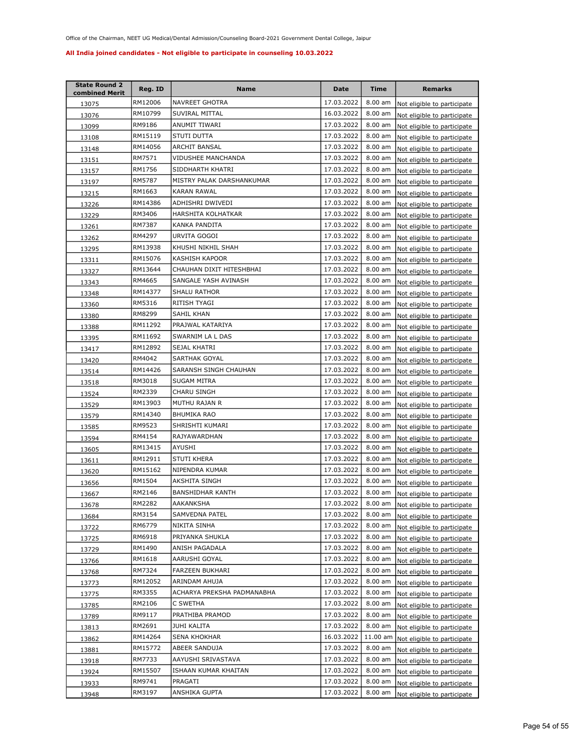Office of the Chairman, NEET UG Medical/Dental Admission/Counseling Board-2021 Government Dental College, Jaipur

**All India joined candidates - Not eligible to participate in counseling 10.03.2022**

| State Round 2 combined Merit | Reg. ID | Name | Date | Time | Remarks |
|---|---|---|---|---|---|
| 13075 | RM12006 | NAVREET GHOTRA | 17.03.2022 | 8.00 am | Not eligible to participate |
| 13076 | RM10799 | SUVIRAL MITTAL | 16.03.2022 | 8.00 am | Not eligible to participate |
| 13099 | RM9186 | ANUMIT TIWARI | 17.03.2022 | 8.00 am | Not eligible to participate |
| 13108 | RM15119 | STUTI DUTTA | 17.03.2022 | 8.00 am | Not eligible to participate |
| 13148 | RM14056 | ARCHIT BANSAL | 17.03.2022 | 8.00 am | Not eligible to participate |
| 13151 | RM7571 | VIDUSHEE MANCHANDA | 17.03.2022 | 8.00 am | Not eligible to participate |
| 13157 | RM1756 | SIDDHARTH KHATRI | 17.03.2022 | 8.00 am | Not eligible to participate |
| 13197 | RM5787 | MISTRY PALAK DARSHANKUMAR | 17.03.2022 | 8.00 am | Not eligible to participate |
| 13215 | RM1663 | KARAN RAWAL | 17.03.2022 | 8.00 am | Not eligible to participate |
| 13226 | RM14386 | ADHISHRI DWIVEDI | 17.03.2022 | 8.00 am | Not eligible to participate |
| 13229 | RM3406 | HARSHITA KOLHATKAR | 17.03.2022 | 8.00 am | Not eligible to participate |
| 13261 | RM7387 | KANKA PANDITA | 17.03.2022 | 8.00 am | Not eligible to participate |
| 13262 | RM4297 | URVITA GOGOI | 17.03.2022 | 8.00 am | Not eligible to participate |
| 13295 | RM13938 | KHUSHI NIKHIL SHAH | 17.03.2022 | 8.00 am | Not eligible to participate |
| 13311 | RM15076 | KASHISH KAPOOR | 17.03.2022 | 8.00 am | Not eligible to participate |
| 13327 | RM13644 | CHAUHAN DIXIT HITESHBHAI | 17.03.2022 | 8.00 am | Not eligible to participate |
| 13343 | RM4665 | SANGALE YASH AVINASH | 17.03.2022 | 8.00 am | Not eligible to participate |
| 13348 | RM14377 | SHALU RATHOR | 17.03.2022 | 8.00 am | Not eligible to participate |
| 13360 | RM5316 | RITISH TYAGI | 17.03.2022 | 8.00 am | Not eligible to participate |
| 13380 | RM8299 | SAHIL KHAN | 17.03.2022 | 8.00 am | Not eligible to participate |
| 13388 | RM11292 | PRAJWAL KATARIYA | 17.03.2022 | 8.00 am | Not eligible to participate |
| 13395 | RM11692 | SWARNIM LA L DAS | 17.03.2022 | 8.00 am | Not eligible to participate |
| 13417 | RM12892 | SEJAL KHATRI | 17.03.2022 | 8.00 am | Not eligible to participate |
| 13420 | RM4042 | SARTHAK GOYAL | 17.03.2022 | 8.00 am | Not eligible to participate |
| 13514 | RM14426 | SARANSH SINGH CHAUHAN | 17.03.2022 | 8.00 am | Not eligible to participate |
| 13518 | RM3018 | SUGAM MITRA | 17.03.2022 | 8.00 am | Not eligible to participate |
| 13524 | RM2339 | CHARU SINGH | 17.03.2022 | 8.00 am | Not eligible to participate |
| 13529 | RM13903 | MUTHU RAJAN R | 17.03.2022 | 8.00 am | Not eligible to participate |
| 13579 | RM14340 | BHUMIKA RAO | 17.03.2022 | 8.00 am | Not eligible to participate |
| 13585 | RM9523 | SHRISHTI KUMARI | 17.03.2022 | 8.00 am | Not eligible to participate |
| 13594 | RM4154 | RAJYAWARDHAN | 17.03.2022 | 8.00 am | Not eligible to participate |
| 13605 | RM13415 | AYUSHI | 17.03.2022 | 8.00 am | Not eligible to participate |
| 13611 | RM12911 | STUTI KHERA | 17.03.2022 | 8.00 am | Not eligible to participate |
| 13620 | RM15162 | NIPENDRA KUMAR | 17.03.2022 | 8.00 am | Not eligible to participate |
| 13656 | RM1504 | AKSHITA SINGH | 17.03.2022 | 8.00 am | Not eligible to participate |
| 13667 | RM2146 | BANSHIDHAR KANTH | 17.03.2022 | 8.00 am | Not eligible to participate |
| 13678 | RM2282 | AAKANKSHA | 17.03.2022 | 8.00 am | Not eligible to participate |
| 13684 | RM3154 | SAMVEDNA PATEL | 17.03.2022 | 8.00 am | Not eligible to participate |
| 13722 | RM6779 | NIKITA SINHA | 17.03.2022 | 8.00 am | Not eligible to participate |
| 13725 | RM6918 | PRIYANKA SHUKLA | 17.03.2022 | 8.00 am | Not eligible to participate |
| 13729 | RM1490 | ANISH PAGADALA | 17.03.2022 | 8.00 am | Not eligible to participate |
| 13766 | RM1618 | AARUSHI GOYAL | 17.03.2022 | 8.00 am | Not eligible to participate |
| 13768 | RM7324 | FARZEEN BUKHARI | 17.03.2022 | 8.00 am | Not eligible to participate |
| 13773 | RM12052 | ARINDAM AHUJA | 17.03.2022 | 8.00 am | Not eligible to participate |
| 13775 | RM3355 | ACHARYA PREKSHA PADMANABHA | 17.03.2022 | 8.00 am | Not eligible to participate |
| 13785 | RM2106 | C SWETHA | 17.03.2022 | 8.00 am | Not eligible to participate |
| 13789 | RM9117 | PRATHIBA PRAMOD | 17.03.2022 | 8.00 am | Not eligible to participate |
| 13813 | RM2691 | JUHI KALITA | 17.03.2022 | 8.00 am | Not eligible to participate |
| 13862 | RM14264 | SENA KHOKHAR | 16.03.2022 | 11.00 am | Not eligible to participate |
| 13881 | RM15772 | ABEER SANDUJA | 17.03.2022 | 8.00 am | Not eligible to participate |
| 13918 | RM7733 | AAYUSHI SRIVASTAVA | 17.03.2022 | 8.00 am | Not eligible to participate |
| 13924 | RM15507 | ISHAAN KUMAR KHAITAN | 17.03.2022 | 8.00 am | Not eligible to participate |
| 13933 | RM9741 | PRAGATI | 17.03.2022 | 8.00 am | Not eligible to participate |
| 13948 | RM3197 | ANSHIKA GUPTA | 17.03.2022 | 8.00 am | Not eligible to participate |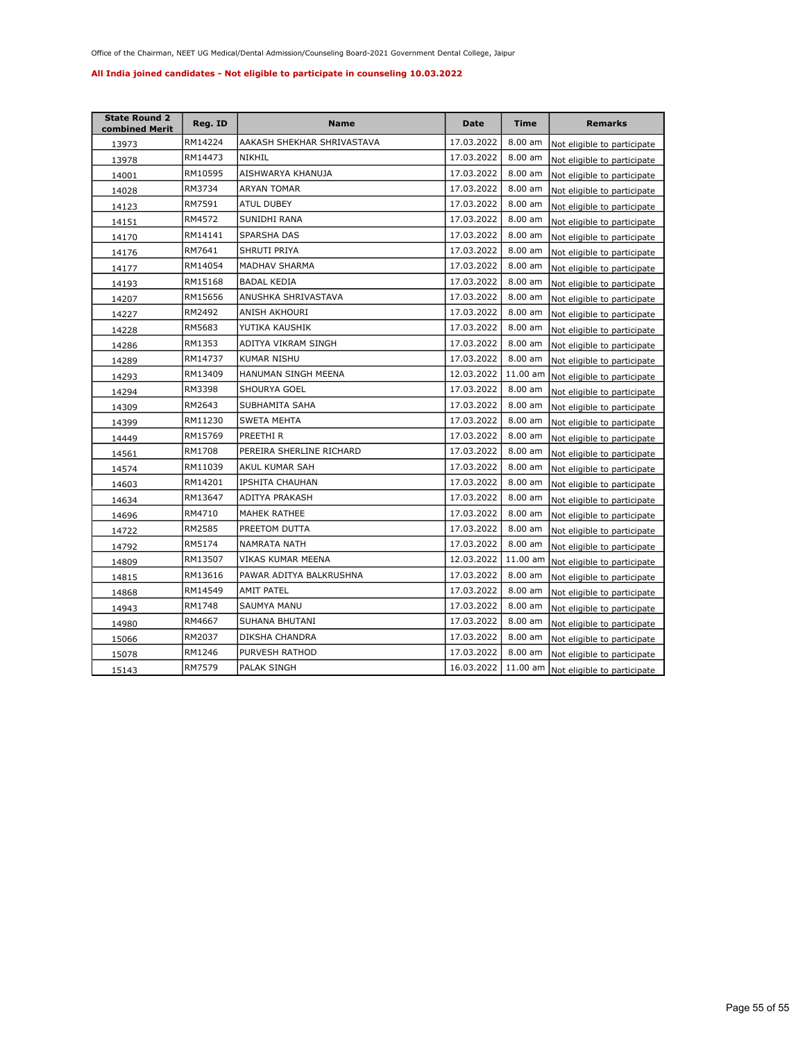Office of the Chairman, NEET UG Medical/Dental Admission/Counseling Board-2021 Government Dental College, Jaipur

**All India joined candidates - Not eligible to participate in counseling 10.03.2022**

| State Round 2 combined Merit | Reg. ID | Name | Date | Time | Remarks |
|---|---|---|---|---|---|
| 13973 | RM14224 | AAKASH SHEKHAR SHRIVASTAVA | 17.03.2022 | 8.00 am | Not eligible to participate |
| 13978 | RM14473 | NIKHIL | 17.03.2022 | 8.00 am | Not eligible to participate |
| 14001 | RM10595 | AISHWARYA KHANUJA | 17.03.2022 | 8.00 am | Not eligible to participate |
| 14028 | RM3734 | ARYAN TOMAR | 17.03.2022 | 8.00 am | Not eligible to participate |
| 14123 | RM7591 | ATUL DUBEY | 17.03.2022 | 8.00 am | Not eligible to participate |
| 14151 | RM4572 | SUNIDHI RANA | 17.03.2022 | 8.00 am | Not eligible to participate |
| 14170 | RM14141 | SPARSHA DAS | 17.03.2022 | 8.00 am | Not eligible to participate |
| 14176 | RM7641 | SHRUTI PRIYA | 17.03.2022 | 8.00 am | Not eligible to participate |
| 14177 | RM14054 | MADHAV SHARMA | 17.03.2022 | 8.00 am | Not eligible to participate |
| 14193 | RM15168 | BADAL KEDIA | 17.03.2022 | 8.00 am | Not eligible to participate |
| 14207 | RM15656 | ANUSHKA SHRIVASTAVA | 17.03.2022 | 8.00 am | Not eligible to participate |
| 14227 | RM2492 | ANISH AKHOURI | 17.03.2022 | 8.00 am | Not eligible to participate |
| 14228 | RM5683 | YUTIKA KAUSHIK | 17.03.2022 | 8.00 am | Not eligible to participate |
| 14286 | RM1353 | ADITYA VIKRAM SINGH | 17.03.2022 | 8.00 am | Not eligible to participate |
| 14289 | RM14737 | KUMAR NISHU | 17.03.2022 | 8.00 am | Not eligible to participate |
| 14293 | RM13409 | HANUMAN SINGH MEENA | 12.03.2022 | 11.00 am | Not eligible to participate |
| 14294 | RM3398 | SHOURYA GOEL | 17.03.2022 | 8.00 am | Not eligible to participate |
| 14309 | RM2643 | SUBHAMITA SAHA | 17.03.2022 | 8.00 am | Not eligible to participate |
| 14399 | RM11230 | SWETA MEHTA | 17.03.2022 | 8.00 am | Not eligible to participate |
| 14449 | RM15769 | PREETHI R | 17.03.2022 | 8.00 am | Not eligible to participate |
| 14561 | RM1708 | PEREIRA SHERLINE RICHARD | 17.03.2022 | 8.00 am | Not eligible to participate |
| 14574 | RM11039 | AKUL KUMAR SAH | 17.03.2022 | 8.00 am | Not eligible to participate |
| 14603 | RM14201 | IPSHITA CHAUHAN | 17.03.2022 | 8.00 am | Not eligible to participate |
| 14634 | RM13647 | ADITYA PRAKASH | 17.03.2022 | 8.00 am | Not eligible to participate |
| 14696 | RM4710 | MAHEK RATHEE | 17.03.2022 | 8.00 am | Not eligible to participate |
| 14722 | RM2585 | PREETOM DUTTA | 17.03.2022 | 8.00 am | Not eligible to participate |
| 14792 | RM5174 | NAMRATA NATH | 17.03.2022 | 8.00 am | Not eligible to participate |
| 14809 | RM13507 | VIKAS KUMAR MEENA | 12.03.2022 | 11.00 am | Not eligible to participate |
| 14815 | RM13616 | PAWAR ADITYA BALKRUSHNA | 17.03.2022 | 8.00 am | Not eligible to participate |
| 14868 | RM14549 | AMIT PATEL | 17.03.2022 | 8.00 am | Not eligible to participate |
| 14943 | RM1748 | SAUMYA MANU | 17.03.2022 | 8.00 am | Not eligible to participate |
| 14980 | RM4667 | SUHANA BHUTANI | 17.03.2022 | 8.00 am | Not eligible to participate |
| 15066 | RM2037 | DIKSHA CHANDRA | 17.03.2022 | 8.00 am | Not eligible to participate |
| 15078 | RM1246 | PURVESH RATHOD | 17.03.2022 | 8.00 am | Not eligible to participate |
| 15143 | RM7579 | PALAK SINGH | 16.03.2022 | 11.00 am | Not eligible to participate |